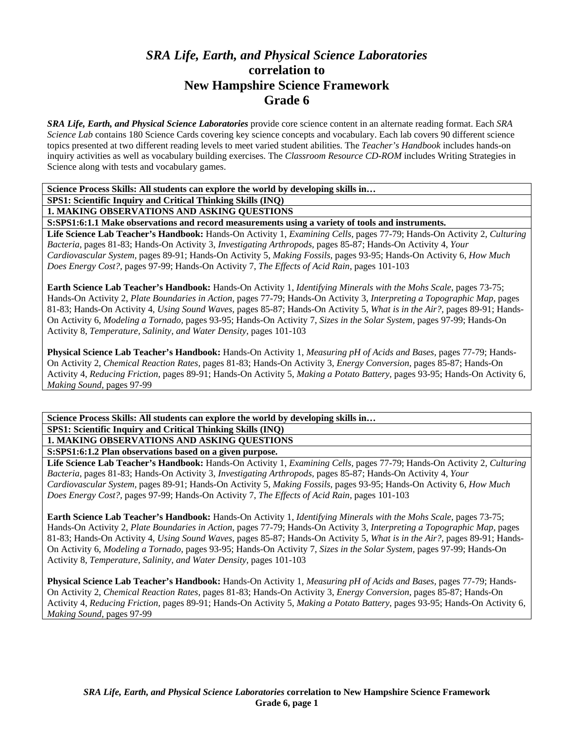# *SRA Life, Earth, and Physical Science Laboratories* correlation to New Hampshire Science Framework Grade 6

***SRA Life, Earth, and Physical Science Laboratories*** provide core science content in an alternate reading format. Each *SRA Science Lab* contains 180 Science Cards covering key science concepts and vocabulary. Each lab covers 90 different science topics presented at two different reading levels to meet varied student abilities. The *Teacher's Handbook* includes hands-on inquiry activities as well as vocabulary building exercises. The *Classroom Resource CD-ROM* includes Writing Strategies in Science along with tests and vocabulary games.

**Science Process Skills: All students can explore the world by developing skills in…**

**SPS1: Scientific Inquiry and Critical Thinking Skills (INQ)**

**1. MAKING OBSERVATIONS AND ASKING QUESTIONS**

**S:SPS1:6:1.1 Make observations and record measurements using a variety of tools and instruments.**

**Life Science Lab Teacher's Handbook:** Hands-On Activity 1, *Examining Cells*, pages 77-79; Hands-On Activity 2, *Culturing Bacteria*, pages 81-83; Hands-On Activity 3, *Investigating Arthropods*, pages 85-87; Hands-On Activity 4, *Your Cardiovascular System*, pages 89-91; Hands-On Activity 5, *Making Fossils*, pages 93-95; Hands-On Activity 6, *How Much Does Energy Cost?*, pages 97-99; Hands-On Activity 7, *The Effects of Acid Rain*, pages 101-103

**Earth Science Lab Teacher's Handbook:** Hands-On Activity 1, *Identifying Minerals with the Mohs Scale*, pages 73-75; Hands-On Activity 2, *Plate Boundaries in Action*, pages 77-79; Hands-On Activity 3, *Interpreting a Topographic Map*, pages 81-83; Hands-On Activity 4, *Using Sound Waves*, pages 85-87; Hands-On Activity 5, *What is in the Air?*, pages 89-91; Hands-On Activity 6, *Modeling a Tornado*, pages 93-95; Hands-On Activity 7, *Sizes in the Solar System*, pages 97-99; Hands-On Activity 8, *Temperature, Salinity, and Water Density*, pages 101-103

**Physical Science Lab Teacher's Handbook:** Hands-On Activity 1, *Measuring pH of Acids and Bases*, pages 77-79; Hands-On Activity 2, *Chemical Reaction Rates*, pages 81-83; Hands-On Activity 3, *Energy Conversion*, pages 85-87; Hands-On Activity 4, *Reducing Friction*, pages 89-91; Hands-On Activity 5, *Making a Potato Battery*, pages 93-95; Hands-On Activity 6, *Making Sound*, pages 97-99

**Science Process Skills: All students can explore the world by developing skills in…**

**SPS1: Scientific Inquiry and Critical Thinking Skills (INQ)**

**1. MAKING OBSERVATIONS AND ASKING QUESTIONS**

**S:SPS1:6:1.2 Plan observations based on a given purpose.**

**Life Science Lab Teacher's Handbook:** Hands-On Activity 1, *Examining Cells*, pages 77-79; Hands-On Activity 2, *Culturing Bacteria*, pages 81-83; Hands-On Activity 3, *Investigating Arthropods*, pages 85-87; Hands-On Activity 4, *Your Cardiovascular System*, pages 89-91; Hands-On Activity 5, *Making Fossils*, pages 93-95; Hands-On Activity 6, *How Much Does Energy Cost?*, pages 97-99; Hands-On Activity 7, *The Effects of Acid Rain*, pages 101-103

**Earth Science Lab Teacher's Handbook:** Hands-On Activity 1, *Identifying Minerals with the Mohs Scale*, pages 73-75; Hands-On Activity 2, *Plate Boundaries in Action*, pages 77-79; Hands-On Activity 3, *Interpreting a Topographic Map*, pages 81-83; Hands-On Activity 4, *Using Sound Waves*, pages 85-87; Hands-On Activity 5, *What is in the Air?*, pages 89-91; Hands-On Activity 6, *Modeling a Tornado*, pages 93-95; Hands-On Activity 7, *Sizes in the Solar System*, pages 97-99; Hands-On Activity 8, *Temperature, Salinity, and Water Density*, pages 101-103

**Physical Science Lab Teacher's Handbook:** Hands-On Activity 1, *Measuring pH of Acids and Bases*, pages 77-79; Hands-On Activity 2, *Chemical Reaction Rates*, pages 81-83; Hands-On Activity 3, *Energy Conversion*, pages 85-87; Hands-On Activity 4, *Reducing Friction*, pages 89-91; Hands-On Activity 5, *Making a Potato Battery*, pages 93-95; Hands-On Activity 6, *Making Sound*, pages 97-99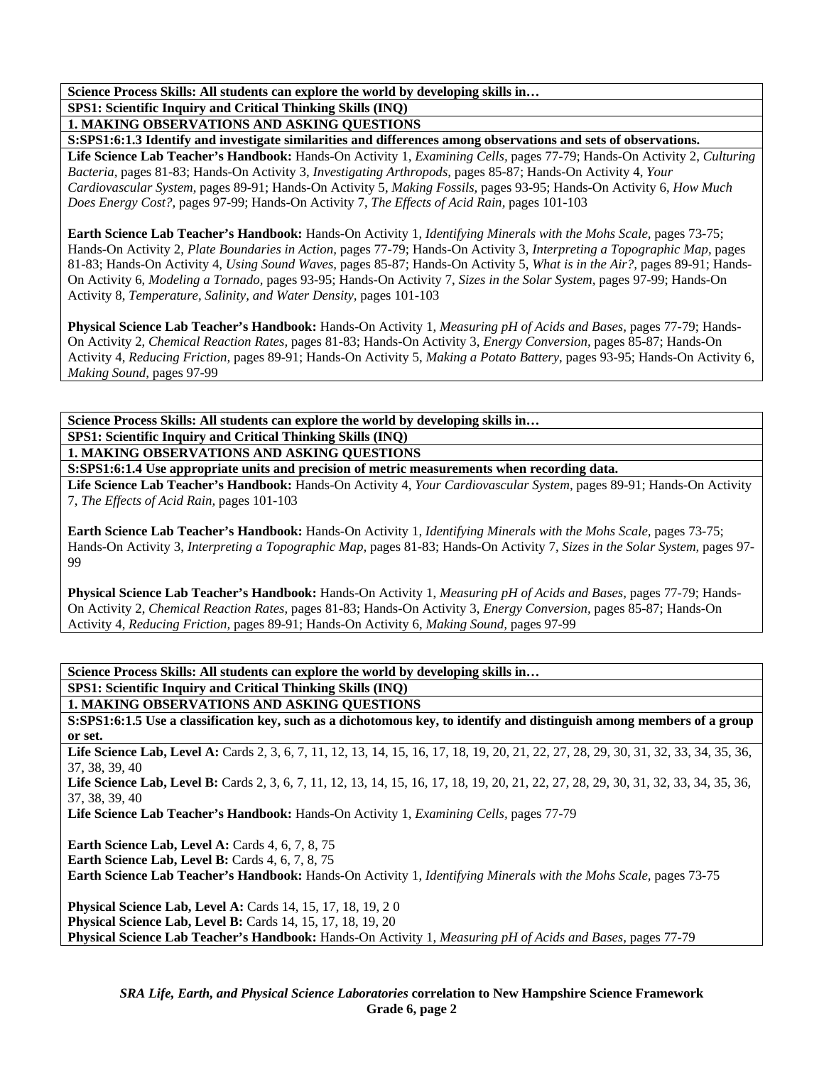**Science Process Skills: All students can explore the world by developing skills in…**

**SPS1: Scientific Inquiry and Critical Thinking Skills (INQ)**

**1. MAKING OBSERVATIONS AND ASKING QUESTIONS**

**S:SPS1:6:1.3 Identify and investigate similarities and differences among observations and sets of observations.**

**Life Science Lab Teacher's Handbook:** Hands-On Activity 1, *Examining Cells,* pages 77-79; Hands-On Activity 2, *Culturing Bacteria,* pages 81-83; Hands-On Activity 3, *Investigating Arthropods,* pages 85-87; Hands-On Activity 4, *Your Cardiovascular System,* pages 89-91; Hands-On Activity 5, *Making Fossils,* pages 93-95; Hands-On Activity 6, *How Much Does Energy Cost?,* pages 97-99; Hands-On Activity 7, *The Effects of Acid Rain,* pages 101-103

**Earth Science Lab Teacher's Handbook:** Hands-On Activity 1, *Identifying Minerals with the Mohs Scale,* pages 73-75; Hands-On Activity 2, *Plate Boundaries in Action,* pages 77-79; Hands-On Activity 3, *Interpreting a Topographic Map,* pages 81-83; Hands-On Activity 4, *Using Sound Waves,* pages 85-87; Hands-On Activity 5, *What is in the Air?,* pages 89-91; Hands-On Activity 6, *Modeling a Tornado,* pages 93-95; Hands-On Activity 7, *Sizes in the Solar System,* pages 97-99; Hands-On Activity 8, *Temperature, Salinity, and Water Density,* pages 101-103

**Physical Science Lab Teacher's Handbook:** Hands-On Activity 1, *Measuring pH of Acids and Bases,* pages 77-79; Hands-On Activity 2, *Chemical Reaction Rates,* pages 81-83; Hands-On Activity 3, *Energy Conversion,* pages 85-87; Hands-On Activity 4, *Reducing Friction,* pages 89-91; Hands-On Activity 5, *Making a Potato Battery,* pages 93-95; Hands-On Activity 6, *Making Sound,* pages 97-99

**Science Process Skills: All students can explore the world by developing skills in…**

**SPS1: Scientific Inquiry and Critical Thinking Skills (INQ)**

**1. MAKING OBSERVATIONS AND ASKING QUESTIONS**

**S:SPS1:6:1.4 Use appropriate units and precision of metric measurements when recording data.**

**Life Science Lab Teacher's Handbook:** Hands-On Activity 4, *Your Cardiovascular System,* pages 89-91; Hands-On Activity 7, *The Effects of Acid Rain,* pages 101-103

**Earth Science Lab Teacher's Handbook:** Hands-On Activity 1, *Identifying Minerals with the Mohs Scale,* pages 73-75; Hands-On Activity 3, *Interpreting a Topographic Map,* pages 81-83; Hands-On Activity 7, *Sizes in the Solar System,* pages 97-99

**Physical Science Lab Teacher's Handbook:** Hands-On Activity 1, *Measuring pH of Acids and Bases,* pages 77-79; Hands-On Activity 2, *Chemical Reaction Rates,* pages 81-83; Hands-On Activity 3, *Energy Conversion,* pages 85-87; Hands-On Activity 4, *Reducing Friction,* pages 89-91; Hands-On Activity 6, *Making Sound,* pages 97-99

**Science Process Skills: All students can explore the world by developing skills in…**

**SPS1: Scientific Inquiry and Critical Thinking Skills (INQ)**

**1. MAKING OBSERVATIONS AND ASKING QUESTIONS**

**S:SPS1:6:1.5 Use a classification key, such as a dichotomous key, to identify and distinguish among members of a group or set.**

**Life Science Lab, Level A:** Cards 2, 3, 6, 7, 11, 12, 13, 14, 15, 16, 17, 18, 19, 20, 21, 22, 27, 28, 29, 30, 31, 32, 33, 34, 35, 36, 37, 38, 39, 40
**Life Science Lab, Level B:** Cards 2, 3, 6, 7, 11, 12, 13, 14, 15, 16, 17, 18, 19, 20, 21, 22, 27, 28, 29, 30, 31, 32, 33, 34, 35, 36, 37, 38, 39, 40
**Life Science Lab Teacher's Handbook:** Hands-On Activity 1, *Examining Cells,* pages 77-79

**Earth Science Lab, Level A:** Cards 4, 6, 7, 8, 75
**Earth Science Lab, Level B:** Cards 4, 6, 7, 8, 75
**Earth Science Lab Teacher's Handbook:** Hands-On Activity 1, *Identifying Minerals with the Mohs Scale,* pages 73-75

**Physical Science Lab, Level A:** Cards 14, 15, 17, 18, 19, 2 0
**Physical Science Lab, Level B:** Cards 14, 15, 17, 18, 19, 20
**Physical Science Lab Teacher's Handbook:** Hands-On Activity 1, *Measuring pH of Acids and Bases,* pages 77-79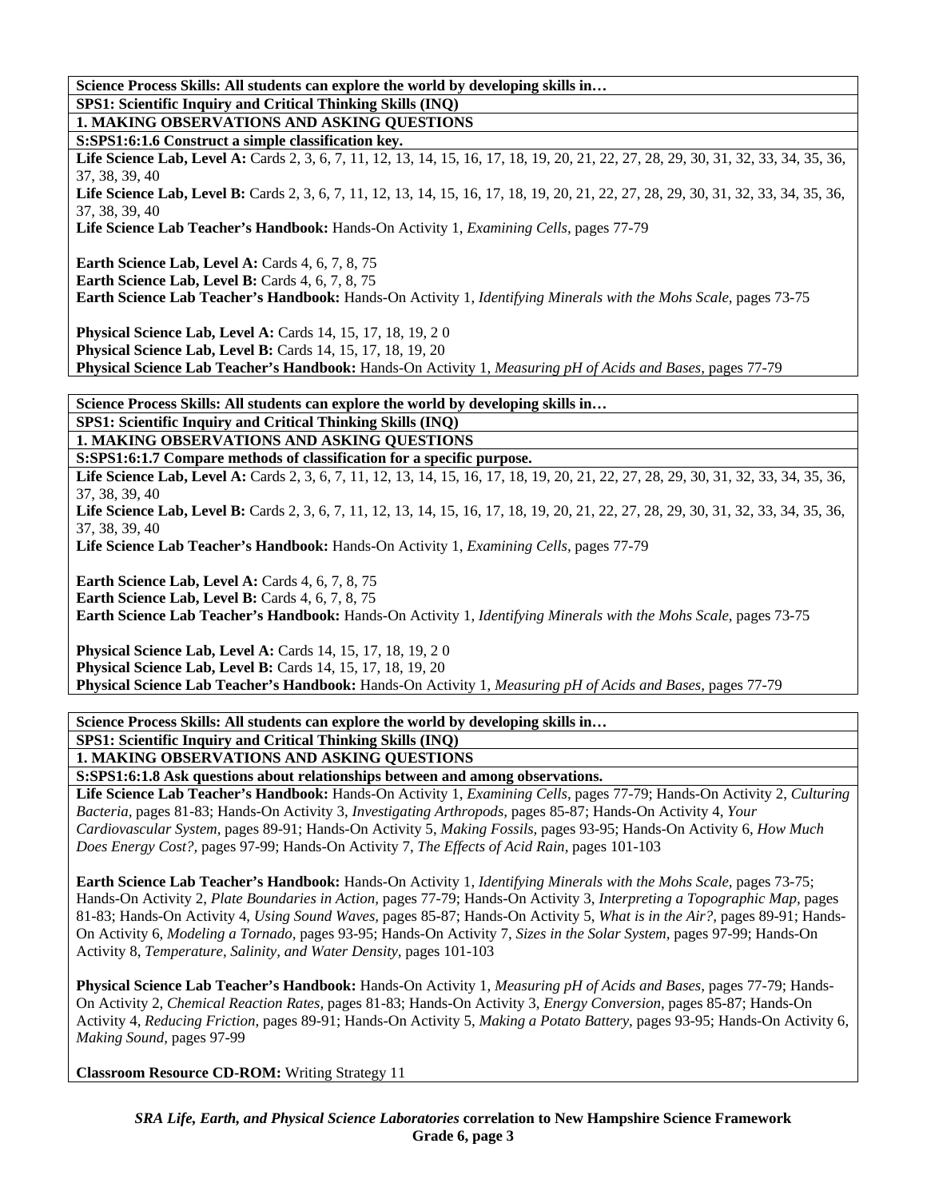**Science Process Skills: All students can explore the world by developing skills in…**

**SPS1: Scientific Inquiry and Critical Thinking Skills (INQ)**

**1. MAKING OBSERVATIONS AND ASKING QUESTIONS**

**S:SPS1:6:1.6 Construct a simple classification key.**

**Life Science Lab, Level A:** Cards 2, 3, 6, 7, 11, 12, 13, 14, 15, 16, 17, 18, 19, 20, 21, 22, 27, 28, 29, 30, 31, 32, 33, 34, 35, 36, 37, 38, 39, 40

**Life Science Lab, Level B:** Cards 2, 3, 6, 7, 11, 12, 13, 14, 15, 16, 17, 18, 19, 20, 21, 22, 27, 28, 29, 30, 31, 32, 33, 34, 35, 36, 37, 38, 39, 40

**Life Science Lab Teacher's Handbook:** Hands-On Activity 1, *Examining Cells,* pages 77-79

**Earth Science Lab, Level A:** Cards 4, 6, 7, 8, 75

**Earth Science Lab, Level B:** Cards 4, 6, 7, 8, 75

**Earth Science Lab Teacher's Handbook:** Hands-On Activity 1, *Identifying Minerals with the Mohs Scale,* pages 73-75

**Physical Science Lab, Level A:** Cards 14, 15, 17, 18, 19, 2 0

**Physical Science Lab, Level B:** Cards 14, 15, 17, 18, 19, 20

**Physical Science Lab Teacher's Handbook:** Hands-On Activity 1, *Measuring pH of Acids and Bases,* pages 77-79

**Science Process Skills: All students can explore the world by developing skills in…**

**SPS1: Scientific Inquiry and Critical Thinking Skills (INQ)**

**1. MAKING OBSERVATIONS AND ASKING QUESTIONS**

**S:SPS1:6:1.7 Compare methods of classification for a specific purpose.**

**Life Science Lab, Level A:** Cards 2, 3, 6, 7, 11, 12, 13, 14, 15, 16, 17, 18, 19, 20, 21, 22, 27, 28, 29, 30, 31, 32, 33, 34, 35, 36, 37, 38, 39, 40

**Life Science Lab, Level B:** Cards 2, 3, 6, 7, 11, 12, 13, 14, 15, 16, 17, 18, 19, 20, 21, 22, 27, 28, 29, 30, 31, 32, 33, 34, 35, 36, 37, 38, 39, 40

**Life Science Lab Teacher's Handbook:** Hands-On Activity 1, *Examining Cells,* pages 77-79

**Earth Science Lab, Level A:** Cards 4, 6, 7, 8, 75

**Earth Science Lab, Level B:** Cards 4, 6, 7, 8, 75

**Earth Science Lab Teacher's Handbook:** Hands-On Activity 1, *Identifying Minerals with the Mohs Scale,* pages 73-75

**Physical Science Lab, Level A:** Cards 14, 15, 17, 18, 19, 2 0

**Physical Science Lab, Level B:** Cards 14, 15, 17, 18, 19, 20

**Physical Science Lab Teacher's Handbook:** Hands-On Activity 1, *Measuring pH of Acids and Bases,* pages 77-79

**Science Process Skills: All students can explore the world by developing skills in…**

**SPS1: Scientific Inquiry and Critical Thinking Skills (INQ)**

**1. MAKING OBSERVATIONS AND ASKING QUESTIONS**

**S:SPS1:6:1.8 Ask questions about relationships between and among observations.**

**Life Science Lab Teacher's Handbook:** Hands-On Activity 1, *Examining Cells,* pages 77-79; Hands-On Activity 2, *Culturing Bacteria,* pages 81-83; Hands-On Activity 3, *Investigating Arthropods,* pages 85-87; Hands-On Activity 4, *Your Cardiovascular System,* pages 89-91; Hands-On Activity 5, *Making Fossils,* pages 93-95; Hands-On Activity 6, *How Much Does Energy Cost?,* pages 97-99; Hands-On Activity 7, *The Effects of Acid Rain,* pages 101-103

**Earth Science Lab Teacher's Handbook:** Hands-On Activity 1, *Identifying Minerals with the Mohs Scale,* pages 73-75; Hands-On Activity 2, *Plate Boundaries in Action,* pages 77-79; Hands-On Activity 3, *Interpreting a Topographic Map,* pages 81-83; Hands-On Activity 4, *Using Sound Waves,* pages 85-87; Hands-On Activity 5, *What is in the Air?,* pages 89-91; Hands-On Activity 6, *Modeling a Tornado,* pages 93-95; Hands-On Activity 7, *Sizes in the Solar System,* pages 97-99; Hands-On Activity 8, *Temperature, Salinity, and Water Density,* pages 101-103

**Physical Science Lab Teacher's Handbook:** Hands-On Activity 1, *Measuring pH of Acids and Bases,* pages 77-79; Hands-On Activity 2, *Chemical Reaction Rates,* pages 81-83; Hands-On Activity 3, *Energy Conversion,* pages 85-87; Hands-On Activity 4, *Reducing Friction,* pages 89-91; Hands-On Activity 5, *Making a Potato Battery,* pages 93-95; Hands-On Activity 6, *Making Sound,* pages 97-99

**Classroom Resource CD-ROM:** Writing Strategy 11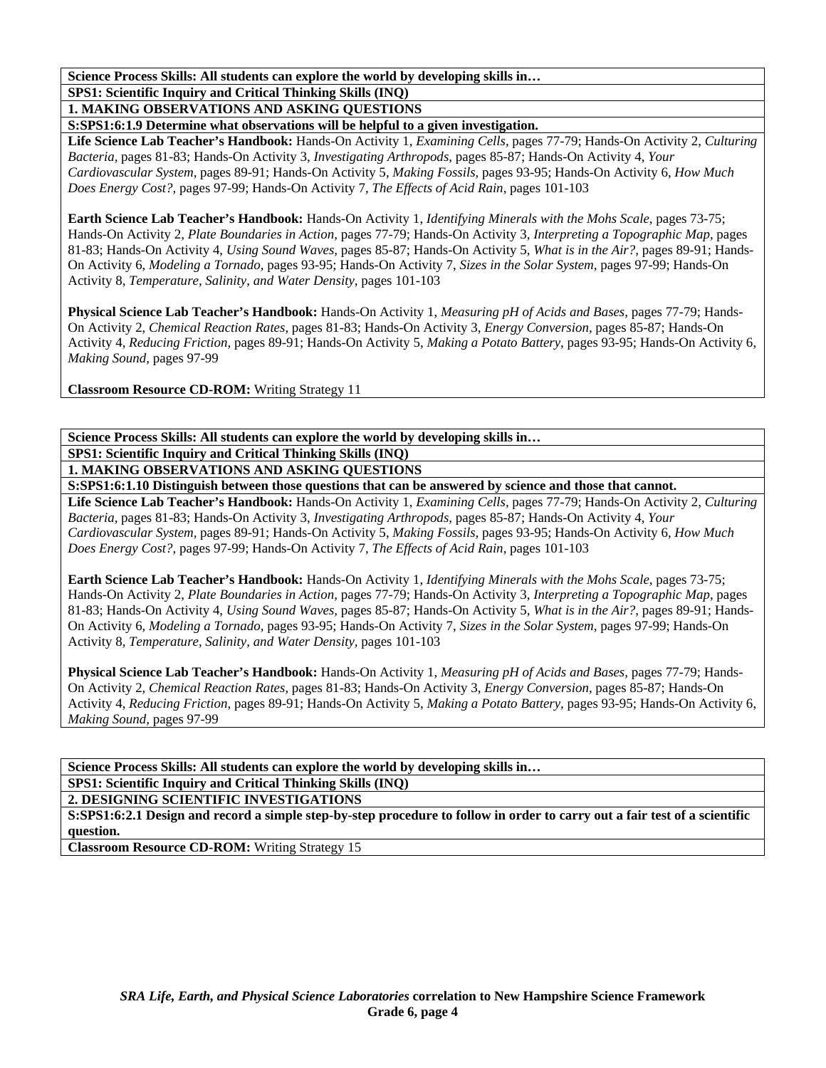**Science Process Skills: All students can explore the world by developing skills in…**

**SPS1: Scientific Inquiry and Critical Thinking Skills (INQ)**

**1. MAKING OBSERVATIONS AND ASKING QUESTIONS**

**S:SPS1:6:1.9 Determine what observations will be helpful to a given investigation.**

**Life Science Lab Teacher's Handbook:** Hands-On Activity 1, *Examining Cells,* pages 77-79; Hands-On Activity 2, *Culturing Bacteria,* pages 81-83; Hands-On Activity 3, *Investigating Arthropods,* pages 85-87; Hands-On Activity 4, *Your Cardiovascular System,* pages 89-91; Hands-On Activity 5, *Making Fossils,* pages 93-95; Hands-On Activity 6, *How Much Does Energy Cost?,* pages 97-99; Hands-On Activity 7, *The Effects of Acid Rain,* pages 101-103

**Earth Science Lab Teacher's Handbook:** Hands-On Activity 1, *Identifying Minerals with the Mohs Scale,* pages 73-75; Hands-On Activity 2, *Plate Boundaries in Action,* pages 77-79; Hands-On Activity 3, *Interpreting a Topographic Map,* pages 81-83; Hands-On Activity 4, *Using Sound Waves,* pages 85-87; Hands-On Activity 5, *What is in the Air?,* pages 89-91; Hands-On Activity 6, *Modeling a Tornado,* pages 93-95; Hands-On Activity 7, *Sizes in the Solar System,* pages 97-99; Hands-On Activity 8, *Temperature, Salinity, and Water Density,* pages 101-103

**Physical Science Lab Teacher's Handbook:** Hands-On Activity 1, *Measuring pH of Acids and Bases,* pages 77-79; Hands-On Activity 2, *Chemical Reaction Rates,* pages 81-83; Hands-On Activity 3, *Energy Conversion,* pages 85-87; Hands-On Activity 4, *Reducing Friction,* pages 89-91; Hands-On Activity 5, *Making a Potato Battery,* pages 93-95; Hands-On Activity 6, *Making Sound,* pages 97-99

**Classroom Resource CD-ROM:** Writing Strategy 11

**Science Process Skills: All students can explore the world by developing skills in…**

**SPS1: Scientific Inquiry and Critical Thinking Skills (INQ)**

**1. MAKING OBSERVATIONS AND ASKING QUESTIONS**

**S:SPS1:6:1.10 Distinguish between those questions that can be answered by science and those that cannot.**

**Life Science Lab Teacher's Handbook:** Hands-On Activity 1, *Examining Cells,* pages 77-79; Hands-On Activity 2, *Culturing Bacteria,* pages 81-83; Hands-On Activity 3, *Investigating Arthropods,* pages 85-87; Hands-On Activity 4, *Your Cardiovascular System,* pages 89-91; Hands-On Activity 5, *Making Fossils,* pages 93-95; Hands-On Activity 6, *How Much Does Energy Cost?,* pages 97-99; Hands-On Activity 7, *The Effects of Acid Rain,* pages 101-103

**Earth Science Lab Teacher's Handbook:** Hands-On Activity 1, *Identifying Minerals with the Mohs Scale,* pages 73-75; Hands-On Activity 2, *Plate Boundaries in Action,* pages 77-79; Hands-On Activity 3, *Interpreting a Topographic Map,* pages 81-83; Hands-On Activity 4, *Using Sound Waves,* pages 85-87; Hands-On Activity 5, *What is in the Air?,* pages 89-91; Hands-On Activity 6, *Modeling a Tornado,* pages 93-95; Hands-On Activity 7, *Sizes in the Solar System,* pages 97-99; Hands-On Activity 8, *Temperature, Salinity, and Water Density,* pages 101-103

**Physical Science Lab Teacher's Handbook:** Hands-On Activity 1, *Measuring pH of Acids and Bases,* pages 77-79; Hands-On Activity 2, *Chemical Reaction Rates,* pages 81-83; Hands-On Activity 3, *Energy Conversion,* pages 85-87; Hands-On Activity 4, *Reducing Friction,* pages 89-91; Hands-On Activity 5, *Making a Potato Battery,* pages 93-95; Hands-On Activity 6, *Making Sound,* pages 97-99

**Science Process Skills: All students can explore the world by developing skills in…**

**SPS1: Scientific Inquiry and Critical Thinking Skills (INQ)**

**2. DESIGNING SCIENTIFIC INVESTIGATIONS**

**S:SPS1:6:2.1 Design and record a simple step-by-step procedure to follow in order to carry out a fair test of a scientific question.**

**Classroom Resource CD-ROM:** Writing Strategy 15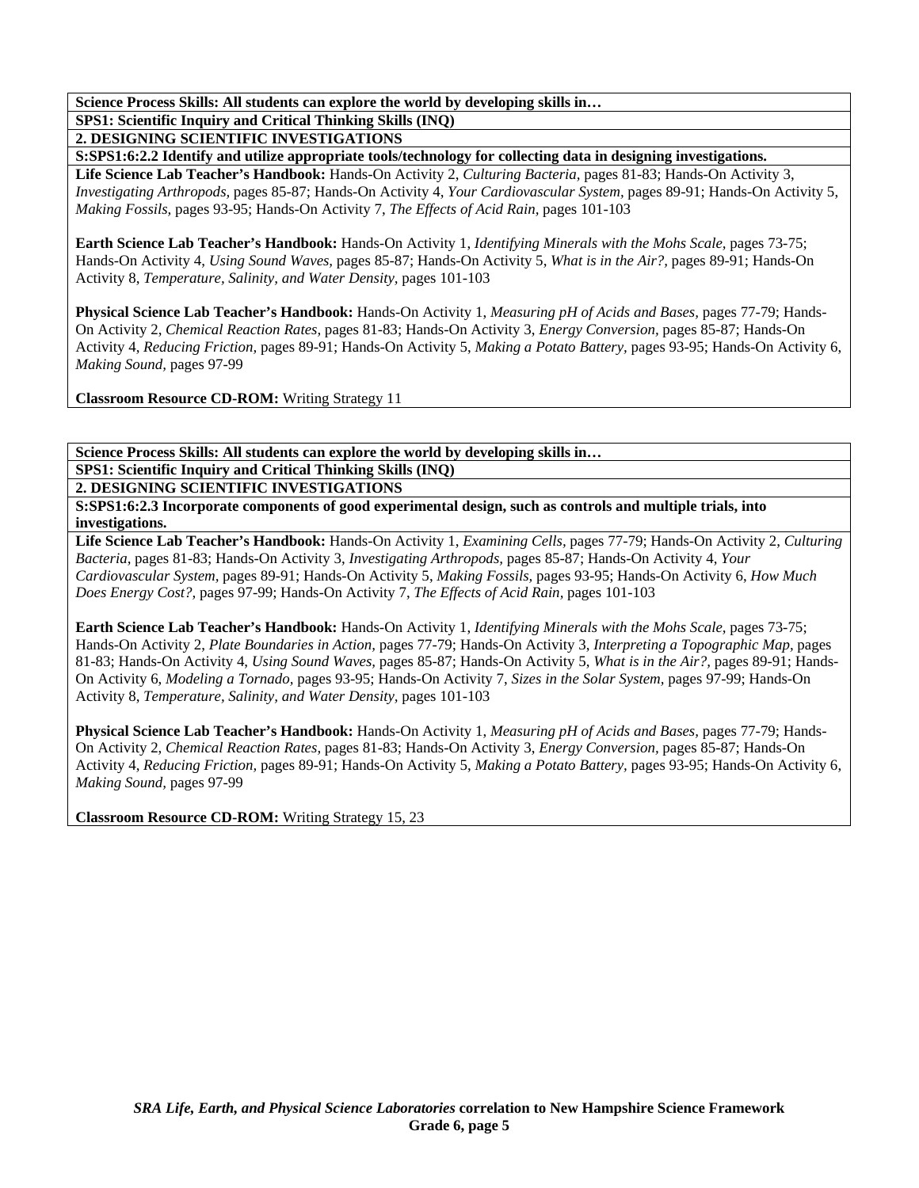**Science Process Skills: All students can explore the world by developing skills in…**

**SPS1: Scientific Inquiry and Critical Thinking Skills (INQ)**

**2. DESIGNING SCIENTIFIC INVESTIGATIONS**

**S:SPS1:6:2.2 Identify and utilize appropriate tools/technology for collecting data in designing investigations.**

**Life Science Lab Teacher's Handbook:** Hands-On Activity 2, *Culturing Bacteria,* pages 81-83; Hands-On Activity 3, *Investigating Arthropods,* pages 85-87; Hands-On Activity 4, *Your Cardiovascular System,* pages 89-91; Hands-On Activity 5, *Making Fossils,* pages 93-95; Hands-On Activity 7, *The Effects of Acid Rain,* pages 101-103

**Earth Science Lab Teacher's Handbook:** Hands-On Activity 1, *Identifying Minerals with the Mohs Scale,* pages 73-75; Hands-On Activity 4, *Using Sound Waves,* pages 85-87; Hands-On Activity 5, *What is in the Air?,* pages 89-91; Hands-On Activity 8, *Temperature, Salinity, and Water Density,* pages 101-103

**Physical Science Lab Teacher's Handbook:** Hands-On Activity 1, *Measuring pH of Acids and Bases,* pages 77-79; Hands-On Activity 2, *Chemical Reaction Rates,* pages 81-83; Hands-On Activity 3, *Energy Conversion,* pages 85-87; Hands-On Activity 4, *Reducing Friction,* pages 89-91; Hands-On Activity 5, *Making a Potato Battery,* pages 93-95; Hands-On Activity 6, *Making Sound,* pages 97-99

**Classroom Resource CD-ROM:** Writing Strategy 11

**Science Process Skills: All students can explore the world by developing skills in…**

**SPS1: Scientific Inquiry and Critical Thinking Skills (INQ)**

**2. DESIGNING SCIENTIFIC INVESTIGATIONS**

**S:SPS1:6:2.3 Incorporate components of good experimental design, such as controls and multiple trials, into investigations.**

**Life Science Lab Teacher's Handbook:** Hands-On Activity 1, *Examining Cells,* pages 77-79; Hands-On Activity 2, *Culturing Bacteria,* pages 81-83; Hands-On Activity 3, *Investigating Arthropods,* pages 85-87; Hands-On Activity 4, *Your Cardiovascular System,* pages 89-91; Hands-On Activity 5, *Making Fossils,* pages 93-95; Hands-On Activity 6, *How Much Does Energy Cost?,* pages 97-99; Hands-On Activity 7, *The Effects of Acid Rain,* pages 101-103

**Earth Science Lab Teacher's Handbook:** Hands-On Activity 1, *Identifying Minerals with the Mohs Scale,* pages 73-75; Hands-On Activity 2, *Plate Boundaries in Action,* pages 77-79; Hands-On Activity 3, *Interpreting a Topographic Map,* pages 81-83; Hands-On Activity 4, *Using Sound Waves,* pages 85-87; Hands-On Activity 5, *What is in the Air?,* pages 89-91; Hands-On Activity 6, *Modeling a Tornado,* pages 93-95; Hands-On Activity 7, *Sizes in the Solar System,* pages 97-99; Hands-On Activity 8, *Temperature, Salinity, and Water Density,* pages 101-103

**Physical Science Lab Teacher's Handbook:** Hands-On Activity 1, *Measuring pH of Acids and Bases,* pages 77-79; Hands-On Activity 2, *Chemical Reaction Rates,* pages 81-83; Hands-On Activity 3, *Energy Conversion,* pages 85-87; Hands-On Activity 4, *Reducing Friction,* pages 89-91; Hands-On Activity 5, *Making a Potato Battery,* pages 93-95; Hands-On Activity 6, *Making Sound,* pages 97-99

**Classroom Resource CD-ROM:** Writing Strategy 15, 23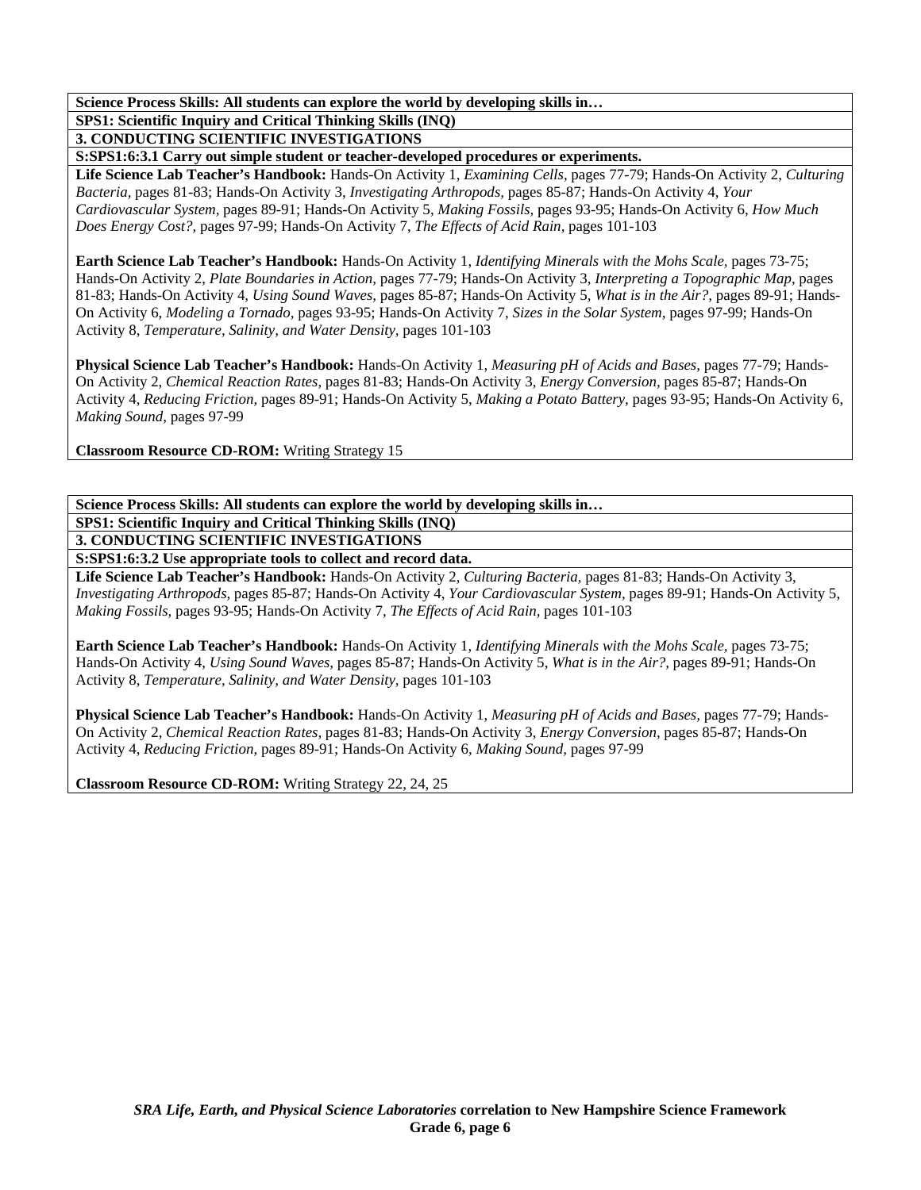**Science Process Skills: All students can explore the world by developing skills in…**

**SPS1: Scientific Inquiry and Critical Thinking Skills (INQ)**

**3. CONDUCTING SCIENTIFIC INVESTIGATIONS**

**S:SPS1:6:3.1 Carry out simple student or teacher-developed procedures or experiments.**

**Life Science Lab Teacher's Handbook:** Hands-On Activity 1, *Examining Cells*, pages 77-79; Hands-On Activity 2, *Culturing Bacteria*, pages 81-83; Hands-On Activity 3, *Investigating Arthropods*, pages 85-87; Hands-On Activity 4, *Your Cardiovascular System*, pages 89-91; Hands-On Activity 5, *Making Fossils*, pages 93-95; Hands-On Activity 6, *How Much Does Energy Cost?*, pages 97-99; Hands-On Activity 7, *The Effects of Acid Rain*, pages 101-103

**Earth Science Lab Teacher's Handbook:** Hands-On Activity 1, *Identifying Minerals with the Mohs Scale*, pages 73-75; Hands-On Activity 2, *Plate Boundaries in Action*, pages 77-79; Hands-On Activity 3, *Interpreting a Topographic Map*, pages 81-83; Hands-On Activity 4, *Using Sound Waves*, pages 85-87; Hands-On Activity 5, *What is in the Air?*, pages 89-91; Hands-On Activity 6, *Modeling a Tornado*, pages 93-95; Hands-On Activity 7, *Sizes in the Solar System*, pages 97-99; Hands-On Activity 8, *Temperature, Salinity, and Water Density*, pages 101-103

**Physical Science Lab Teacher's Handbook:** Hands-On Activity 1, *Measuring pH of Acids and Bases*, pages 77-79; Hands-On Activity 2, *Chemical Reaction Rates*, pages 81-83; Hands-On Activity 3, *Energy Conversion*, pages 85-87; Hands-On Activity 4, *Reducing Friction*, pages 89-91; Hands-On Activity 5, *Making a Potato Battery*, pages 93-95; Hands-On Activity 6, *Making Sound*, pages 97-99

**Classroom Resource CD-ROM:** Writing Strategy 15

**Science Process Skills: All students can explore the world by developing skills in…**

**SPS1: Scientific Inquiry and Critical Thinking Skills (INQ)**

**3. CONDUCTING SCIENTIFIC INVESTIGATIONS**

**S:SPS1:6:3.2 Use appropriate tools to collect and record data.**

**Life Science Lab Teacher's Handbook:** Hands-On Activity 2, *Culturing Bacteria*, pages 81-83; Hands-On Activity 3, *Investigating Arthropods*, pages 85-87; Hands-On Activity 4, *Your Cardiovascular System*, pages 89-91; Hands-On Activity 5, *Making Fossils*, pages 93-95; Hands-On Activity 7, *The Effects of Acid Rain*, pages 101-103

**Earth Science Lab Teacher's Handbook:** Hands-On Activity 1, *Identifying Minerals with the Mohs Scale*, pages 73-75; Hands-On Activity 4, *Using Sound Waves*, pages 85-87; Hands-On Activity 5, *What is in the Air?*, pages 89-91; Hands-On Activity 8, *Temperature, Salinity, and Water Density*, pages 101-103

**Physical Science Lab Teacher's Handbook:** Hands-On Activity 1, *Measuring pH of Acids and Bases*, pages 77-79; Hands-On Activity 2, *Chemical Reaction Rates*, pages 81-83; Hands-On Activity 3, *Energy Conversion*, pages 85-87; Hands-On Activity 4, *Reducing Friction*, pages 89-91; Hands-On Activity 6, *Making Sound*, pages 97-99

**Classroom Resource CD-ROM:** Writing Strategy 22, 24, 25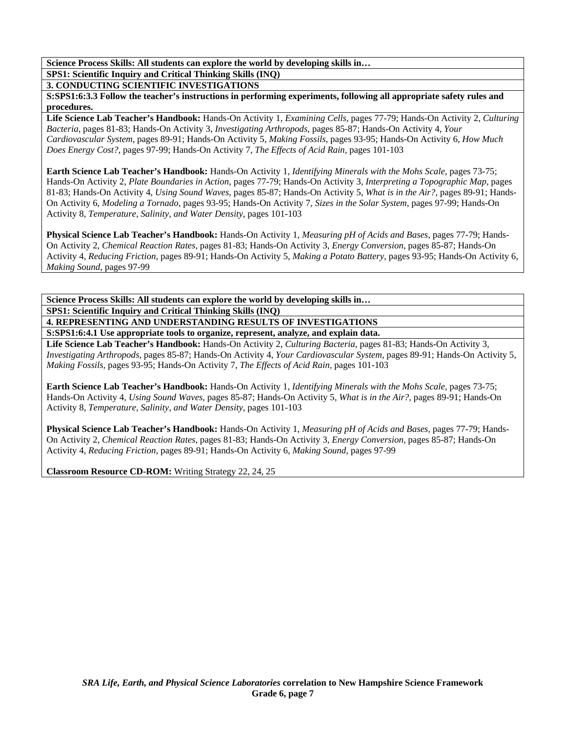**Science Process Skills: All students can explore the world by developing skills in…**

**SPS1: Scientific Inquiry and Critical Thinking Skills (INQ)**

**3. CONDUCTING SCIENTIFIC INVESTIGATIONS**

**S:SPS1:6:3.3 Follow the teacher's instructions in performing experiments, following all appropriate safety rules and procedures.**

**Life Science Lab Teacher's Handbook:** Hands-On Activity 1, *Examining Cells,* pages 77-79; Hands-On Activity 2, *Culturing Bacteria,* pages 81-83; Hands-On Activity 3, *Investigating Arthropods,* pages 85-87; Hands-On Activity 4, *Your Cardiovascular System,* pages 89-91; Hands-On Activity 5, *Making Fossils,* pages 93-95; Hands-On Activity 6, *How Much Does Energy Cost?,* pages 97-99; Hands-On Activity 7, *The Effects of Acid Rain,* pages 101-103

**Earth Science Lab Teacher's Handbook:** Hands-On Activity 1, *Identifying Minerals with the Mohs Scale,* pages 73-75; Hands-On Activity 2, *Plate Boundaries in Action,* pages 77-79; Hands-On Activity 3, *Interpreting a Topographic Map,* pages 81-83; Hands-On Activity 4, *Using Sound Waves,* pages 85-87; Hands-On Activity 5, *What is in the Air?,* pages 89-91; Hands-On Activity 6, *Modeling a Tornado,* pages 93-95; Hands-On Activity 7, *Sizes in the Solar System,* pages 97-99; Hands-On Activity 8, *Temperature, Salinity, and Water Density,* pages 101-103

**Physical Science Lab Teacher's Handbook:** Hands-On Activity 1, *Measuring pH of Acids and Bases,* pages 77-79; Hands-On Activity 2, *Chemical Reaction Rates,* pages 81-83; Hands-On Activity 3, *Energy Conversion,* pages 85-87; Hands-On Activity 4, *Reducing Friction,* pages 89-91; Hands-On Activity 5, *Making a Potato Battery,* pages 93-95; Hands-On Activity 6, *Making Sound,* pages 97-99

**Science Process Skills: All students can explore the world by developing skills in…**

**SPS1: Scientific Inquiry and Critical Thinking Skills (INQ)**

**4. REPRESENTING AND UNDERSTANDING RESULTS OF INVESTIGATIONS**

**S:SPS1:6:4.1 Use appropriate tools to organize, represent, analyze, and explain data.**

**Life Science Lab Teacher's Handbook:** Hands-On Activity 2, *Culturing Bacteria,* pages 81-83; Hands-On Activity 3, *Investigating Arthropods,* pages 85-87; Hands-On Activity 4, *Your Cardiovascular System,* pages 89-91; Hands-On Activity 5, *Making Fossils,* pages 93-95; Hands-On Activity 7, *The Effects of Acid Rain,* pages 101-103

**Earth Science Lab Teacher's Handbook:** Hands-On Activity 1, *Identifying Minerals with the Mohs Scale,* pages 73-75; Hands-On Activity 4, *Using Sound Waves,* pages 85-87; Hands-On Activity 5, *What is in the Air?,* pages 89-91; Hands-On Activity 8, *Temperature, Salinity, and Water Density,* pages 101-103

**Physical Science Lab Teacher's Handbook:** Hands-On Activity 1, *Measuring pH of Acids and Bases,* pages 77-79; Hands-On Activity 2, *Chemical Reaction Rates,* pages 81-83; Hands-On Activity 3, *Energy Conversion,* pages 85-87; Hands-On Activity 4, *Reducing Friction,* pages 89-91; Hands-On Activity 6, *Making Sound,* pages 97-99

**Classroom Resource CD-ROM:** Writing Strategy 22, 24, 25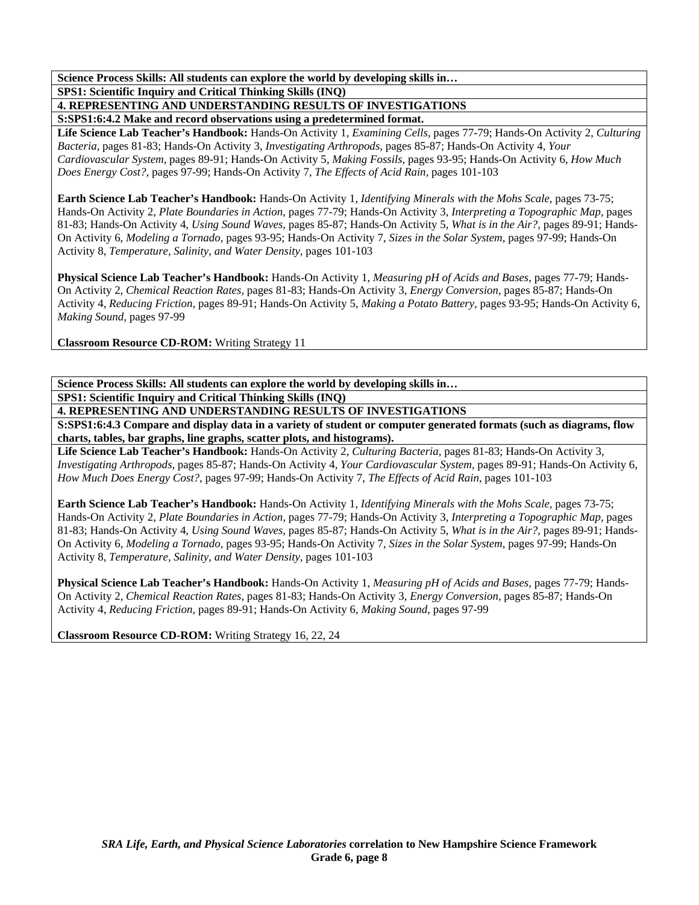**Science Process Skills: All students can explore the world by developing skills in…**

**SPS1: Scientific Inquiry and Critical Thinking Skills (INQ)**

**4. REPRESENTING AND UNDERSTANDING RESULTS OF INVESTIGATIONS**

**S:SPS1:6:4.2 Make and record observations using a predetermined format.**

**Life Science Lab Teacher's Handbook:** Hands-On Activity 1, *Examining Cells,* pages 77-79; Hands-On Activity 2, *Culturing Bacteria,* pages 81-83; Hands-On Activity 3, *Investigating Arthropods,* pages 85-87; Hands-On Activity 4, *Your Cardiovascular System,* pages 89-91; Hands-On Activity 5, *Making Fossils,* pages 93-95; Hands-On Activity 6, *How Much Does Energy Cost?,* pages 97-99; Hands-On Activity 7, *The Effects of Acid Rain,* pages 101-103

**Earth Science Lab Teacher's Handbook:** Hands-On Activity 1, *Identifying Minerals with the Mohs Scale,* pages 73-75; Hands-On Activity 2, *Plate Boundaries in Action,* pages 77-79; Hands-On Activity 3, *Interpreting a Topographic Map,* pages 81-83; Hands-On Activity 4, *Using Sound Waves,* pages 85-87; Hands-On Activity 5, *What is in the Air?,* pages 89-91; Hands-On Activity 6, *Modeling a Tornado,* pages 93-95; Hands-On Activity 7, *Sizes in the Solar System,* pages 97-99; Hands-On Activity 8, *Temperature, Salinity, and Water Density,* pages 101-103

**Physical Science Lab Teacher's Handbook:** Hands-On Activity 1, *Measuring pH of Acids and Bases,* pages 77-79; Hands-On Activity 2, *Chemical Reaction Rates,* pages 81-83; Hands-On Activity 3, *Energy Conversion,* pages 85-87; Hands-On Activity 4, *Reducing Friction,* pages 89-91; Hands-On Activity 5, *Making a Potato Battery,* pages 93-95; Hands-On Activity 6, *Making Sound,* pages 97-99

**Classroom Resource CD-ROM:** Writing Strategy 11

**Science Process Skills: All students can explore the world by developing skills in…**

**SPS1: Scientific Inquiry and Critical Thinking Skills (INQ)**

**4. REPRESENTING AND UNDERSTANDING RESULTS OF INVESTIGATIONS**

**S:SPS1:6:4.3 Compare and display data in a variety of student or computer generated formats (such as diagrams, flow charts, tables, bar graphs, line graphs, scatter plots, and histograms).**

**Life Science Lab Teacher's Handbook:** Hands-On Activity 2, *Culturing Bacteria,* pages 81-83; Hands-On Activity 3, *Investigating Arthropods,* pages 85-87; Hands-On Activity 4, *Your Cardiovascular System,* pages 89-91; Hands-On Activity 6, *How Much Does Energy Cost?,* pages 97-99; Hands-On Activity 7, *The Effects of Acid Rain,* pages 101-103

**Earth Science Lab Teacher's Handbook:** Hands-On Activity 1, *Identifying Minerals with the Mohs Scale,* pages 73-75; Hands-On Activity 2, *Plate Boundaries in Action,* pages 77-79; Hands-On Activity 3, *Interpreting a Topographic Map,* pages 81-83; Hands-On Activity 4, *Using Sound Waves,* pages 85-87; Hands-On Activity 5, *What is in the Air?,* pages 89-91; Hands-On Activity 6, *Modeling a Tornado,* pages 93-95; Hands-On Activity 7, *Sizes in the Solar System,* pages 97-99; Hands-On Activity 8, *Temperature, Salinity, and Water Density,* pages 101-103

**Physical Science Lab Teacher's Handbook:** Hands-On Activity 1, *Measuring pH of Acids and Bases,* pages 77-79; Hands-On Activity 2, *Chemical Reaction Rates,* pages 81-83; Hands-On Activity 3, *Energy Conversion,* pages 85-87; Hands-On Activity 4, *Reducing Friction,* pages 89-91; Hands-On Activity 6, *Making Sound,* pages 97-99

**Classroom Resource CD-ROM:** Writing Strategy 16, 22, 24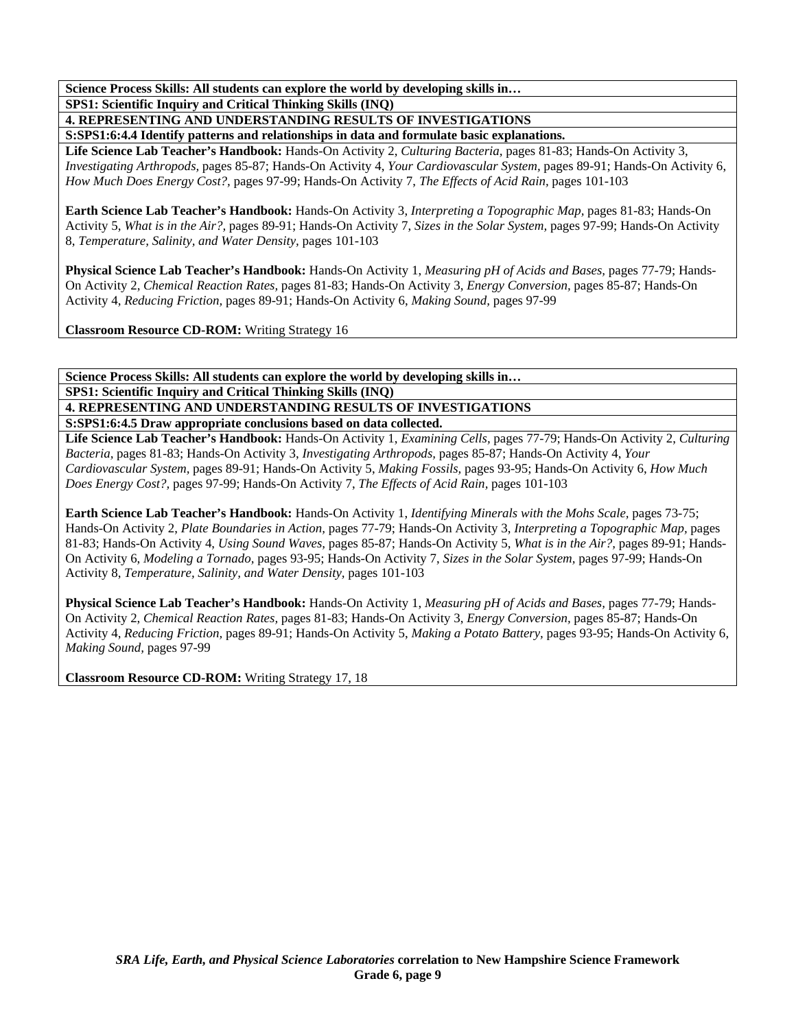**Science Process Skills: All students can explore the world by developing skills in…**

**SPS1: Scientific Inquiry and Critical Thinking Skills (INQ)**

**4. REPRESENTING AND UNDERSTANDING RESULTS OF INVESTIGATIONS**

**S:SPS1:6:4.4 Identify patterns and relationships in data and formulate basic explanations.**

**Life Science Lab Teacher's Handbook:** Hands-On Activity 2, *Culturing Bacteria,* pages 81-83; Hands-On Activity 3, *Investigating Arthropods,* pages 85-87; Hands-On Activity 4, *Your Cardiovascular System,* pages 89-91; Hands-On Activity 6, *How Much Does Energy Cost?,* pages 97-99; Hands-On Activity 7, *The Effects of Acid Rain,* pages 101-103

**Earth Science Lab Teacher's Handbook:** Hands-On Activity 3, *Interpreting a Topographic Map,* pages 81-83; Hands-On Activity 5, *What is in the Air?,* pages 89-91; Hands-On Activity 7, *Sizes in the Solar System,* pages 97-99; Hands-On Activity 8, *Temperature, Salinity, and Water Density,* pages 101-103

**Physical Science Lab Teacher's Handbook:** Hands-On Activity 1, *Measuring pH of Acids and Bases,* pages 77-79; Hands-On Activity 2, *Chemical Reaction Rates,* pages 81-83; Hands-On Activity 3, *Energy Conversion,* pages 85-87; Hands-On Activity 4, *Reducing Friction,* pages 89-91; Hands-On Activity 6, *Making Sound,* pages 97-99

**Classroom Resource CD-ROM:** Writing Strategy 16

**Science Process Skills: All students can explore the world by developing skills in…**

**SPS1: Scientific Inquiry and Critical Thinking Skills (INQ)**

**4. REPRESENTING AND UNDERSTANDING RESULTS OF INVESTIGATIONS**

**S:SPS1:6:4.5 Draw appropriate conclusions based on data collected.**

**Life Science Lab Teacher's Handbook:** Hands-On Activity 1, *Examining Cells,* pages 77-79; Hands-On Activity 2, *Culturing Bacteria,* pages 81-83; Hands-On Activity 3, *Investigating Arthropods,* pages 85-87; Hands-On Activity 4, *Your Cardiovascular System,* pages 89-91; Hands-On Activity 5, *Making Fossils,* pages 93-95; Hands-On Activity 6, *How Much Does Energy Cost?,* pages 97-99; Hands-On Activity 7, *The Effects of Acid Rain,* pages 101-103

**Earth Science Lab Teacher's Handbook:** Hands-On Activity 1, *Identifying Minerals with the Mohs Scale,* pages 73-75; Hands-On Activity 2, *Plate Boundaries in Action,* pages 77-79; Hands-On Activity 3, *Interpreting a Topographic Map,* pages 81-83; Hands-On Activity 4, *Using Sound Waves,* pages 85-87; Hands-On Activity 5, *What is in the Air?,* pages 89-91; Hands-On Activity 6, *Modeling a Tornado,* pages 93-95; Hands-On Activity 7, *Sizes in the Solar System,* pages 97-99; Hands-On Activity 8, *Temperature, Salinity, and Water Density,* pages 101-103

**Physical Science Lab Teacher's Handbook:** Hands-On Activity 1, *Measuring pH of Acids and Bases,* pages 77-79; Hands-On Activity 2, *Chemical Reaction Rates,* pages 81-83; Hands-On Activity 3, *Energy Conversion,* pages 85-87; Hands-On Activity 4, *Reducing Friction,* pages 89-91; Hands-On Activity 5, *Making a Potato Battery,* pages 93-95; Hands-On Activity 6, *Making Sound,* pages 97-99

**Classroom Resource CD-ROM:** Writing Strategy 17, 18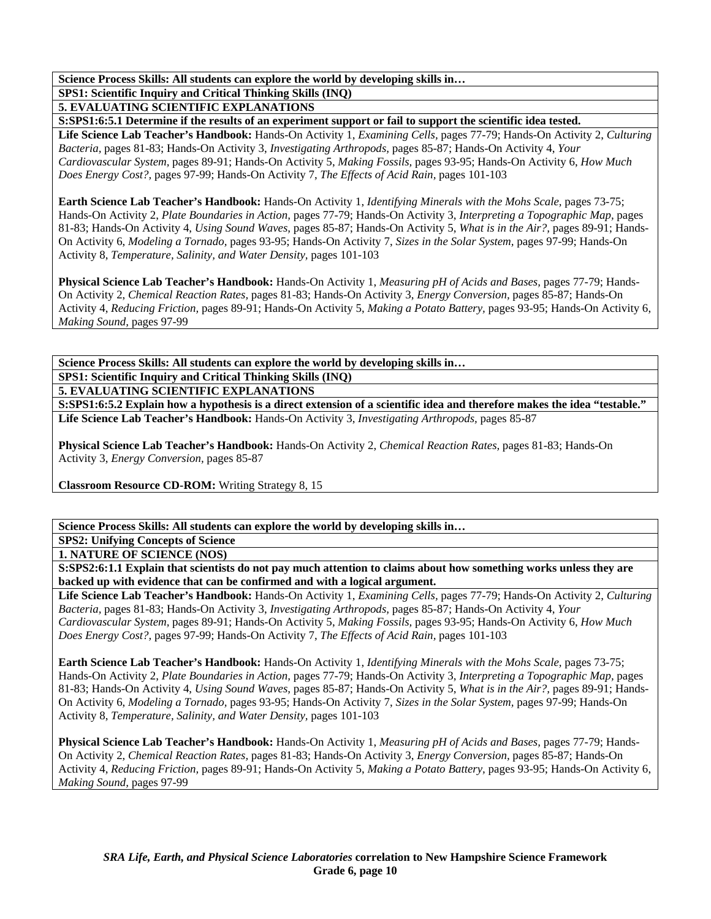**Science Process Skills: All students can explore the world by developing skills in…**

**SPS1: Scientific Inquiry and Critical Thinking Skills (INQ)**

**5. EVALUATING SCIENTIFIC EXPLANATIONS**

**S:SPS1:6:5.1 Determine if the results of an experiment support or fail to support the scientific idea tested.**

**Life Science Lab Teacher's Handbook:** Hands-On Activity 1, *Examining Cells,* pages 77-79; Hands-On Activity 2, *Culturing Bacteria,* pages 81-83; Hands-On Activity 3, *Investigating Arthropods,* pages 85-87; Hands-On Activity 4, *Your Cardiovascular System,* pages 89-91; Hands-On Activity 5, *Making Fossils,* pages 93-95; Hands-On Activity 6, *How Much Does Energy Cost?,* pages 97-99; Hands-On Activity 7, *The Effects of Acid Rain,* pages 101-103

**Earth Science Lab Teacher's Handbook:** Hands-On Activity 1, *Identifying Minerals with the Mohs Scale,* pages 73-75; Hands-On Activity 2, *Plate Boundaries in Action,* pages 77-79; Hands-On Activity 3, *Interpreting a Topographic Map,* pages 81-83; Hands-On Activity 4, *Using Sound Waves,* pages 85-87; Hands-On Activity 5, *What is in the Air?,* pages 89-91; Hands-On Activity 6, *Modeling a Tornado,* pages 93-95; Hands-On Activity 7, *Sizes in the Solar System,* pages 97-99; Hands-On Activity 8, *Temperature, Salinity, and Water Density,* pages 101-103

**Physical Science Lab Teacher's Handbook:** Hands-On Activity 1, *Measuring pH of Acids and Bases,* pages 77-79; Hands-On Activity 2, *Chemical Reaction Rates,* pages 81-83; Hands-On Activity 3, *Energy Conversion,* pages 85-87; Hands-On Activity 4, *Reducing Friction,* pages 89-91; Hands-On Activity 5, *Making a Potato Battery,* pages 93-95; Hands-On Activity 6, *Making Sound,* pages 97-99

**Science Process Skills: All students can explore the world by developing skills in…**

**SPS1: Scientific Inquiry and Critical Thinking Skills (INQ)**

**5. EVALUATING SCIENTIFIC EXPLANATIONS**

**S:SPS1:6:5.2 Explain how a hypothesis is a direct extension of a scientific idea and therefore makes the idea "testable."**

**Life Science Lab Teacher's Handbook:** Hands-On Activity 3, *Investigating Arthropods,* pages 85-87

**Physical Science Lab Teacher's Handbook:** Hands-On Activity 2, *Chemical Reaction Rates,* pages 81-83; Hands-On Activity 3, *Energy Conversion,* pages 85-87

**Classroom Resource CD-ROM:** Writing Strategy 8, 15

**Science Process Skills: All students can explore the world by developing skills in…**

**SPS2: Unifying Concepts of Science**

**1. NATURE OF SCIENCE (NOS)**

**S:SPS2:6:1.1 Explain that scientists do not pay much attention to claims about how something works unless they are backed up with evidence that can be confirmed and with a logical argument.**

**Life Science Lab Teacher's Handbook:** Hands-On Activity 1, *Examining Cells,* pages 77-79; Hands-On Activity 2, *Culturing Bacteria,* pages 81-83; Hands-On Activity 3, *Investigating Arthropods,* pages 85-87; Hands-On Activity 4, *Your Cardiovascular System,* pages 89-91; Hands-On Activity 5, *Making Fossils,* pages 93-95; Hands-On Activity 6, *How Much Does Energy Cost?,* pages 97-99; Hands-On Activity 7, *The Effects of Acid Rain,* pages 101-103

**Earth Science Lab Teacher's Handbook:** Hands-On Activity 1, *Identifying Minerals with the Mohs Scale,* pages 73-75; Hands-On Activity 2, *Plate Boundaries in Action,* pages 77-79; Hands-On Activity 3, *Interpreting a Topographic Map,* pages 81-83; Hands-On Activity 4, *Using Sound Waves,* pages 85-87; Hands-On Activity 5, *What is in the Air?,* pages 89-91; Hands-On Activity 6, *Modeling a Tornado,* pages 93-95; Hands-On Activity 7, *Sizes in the Solar System,* pages 97-99; Hands-On Activity 8, *Temperature, Salinity, and Water Density,* pages 101-103

**Physical Science Lab Teacher's Handbook:** Hands-On Activity 1, *Measuring pH of Acids and Bases,* pages 77-79; Hands-On Activity 2, *Chemical Reaction Rates,* pages 81-83; Hands-On Activity 3, *Energy Conversion,* pages 85-87; Hands-On Activity 4, *Reducing Friction,* pages 89-91; Hands-On Activity 5, *Making a Potato Battery,* pages 93-95; Hands-On Activity 6, *Making Sound,* pages 97-99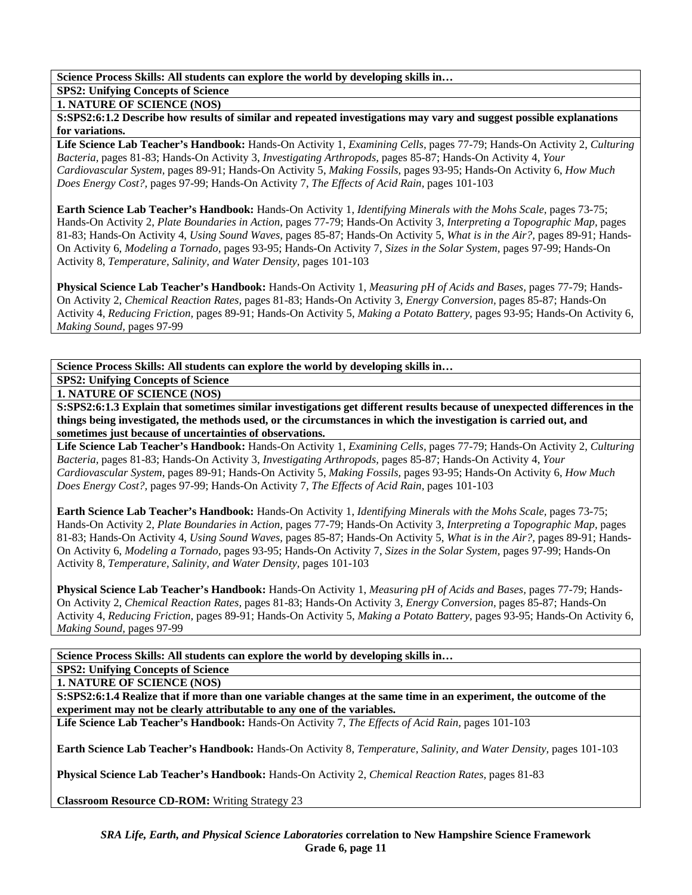**Science Process Skills: All students can explore the world by developing skills in…**

**SPS2: Unifying Concepts of Science**

**1. NATURE OF SCIENCE (NOS)**

**S:SPS2:6:1.2 Describe how results of similar and repeated investigations may vary and suggest possible explanations for variations.**

**Life Science Lab Teacher's Handbook:** Hands-On Activity 1, *Examining Cells,* pages 77-79; Hands-On Activity 2, *Culturing Bacteria,* pages 81-83; Hands-On Activity 3, *Investigating Arthropods,* pages 85-87; Hands-On Activity 4, *Your Cardiovascular System,* pages 89-91; Hands-On Activity 5, *Making Fossils,* pages 93-95; Hands-On Activity 6, *How Much Does Energy Cost?,* pages 97-99; Hands-On Activity 7, *The Effects of Acid Rain,* pages 101-103

**Earth Science Lab Teacher's Handbook:** Hands-On Activity 1, *Identifying Minerals with the Mohs Scale,* pages 73-75; Hands-On Activity 2, *Plate Boundaries in Action,* pages 77-79; Hands-On Activity 3, *Interpreting a Topographic Map,* pages 81-83; Hands-On Activity 4, *Using Sound Waves,* pages 85-87; Hands-On Activity 5, *What is in the Air?,* pages 89-91; Hands-On Activity 6, *Modeling a Tornado,* pages 93-95; Hands-On Activity 7, *Sizes in the Solar System,* pages 97-99; Hands-On Activity 8, *Temperature, Salinity, and Water Density,* pages 101-103

**Physical Science Lab Teacher's Handbook:** Hands-On Activity 1, *Measuring pH of Acids and Bases,* pages 77-79; Hands-On Activity 2, *Chemical Reaction Rates,* pages 81-83; Hands-On Activity 3, *Energy Conversion,* pages 85-87; Hands-On Activity 4, *Reducing Friction,* pages 89-91; Hands-On Activity 5, *Making a Potato Battery,* pages 93-95; Hands-On Activity 6, *Making Sound,* pages 97-99

**Science Process Skills: All students can explore the world by developing skills in…**

**SPS2: Unifying Concepts of Science**

**1. NATURE OF SCIENCE (NOS)**

**S:SPS2:6:1.3 Explain that sometimes similar investigations get different results because of unexpected differences in the things being investigated, the methods used, or the circumstances in which the investigation is carried out, and sometimes just because of uncertainties of observations.**

**Life Science Lab Teacher's Handbook:** Hands-On Activity 1, *Examining Cells,* pages 77-79; Hands-On Activity 2, *Culturing Bacteria,* pages 81-83; Hands-On Activity 3, *Investigating Arthropods,* pages 85-87; Hands-On Activity 4, *Your Cardiovascular System,* pages 89-91; Hands-On Activity 5, *Making Fossils,* pages 93-95; Hands-On Activity 6, *How Much Does Energy Cost?,* pages 97-99; Hands-On Activity 7, *The Effects of Acid Rain,* pages 101-103

**Earth Science Lab Teacher's Handbook:** Hands-On Activity 1, *Identifying Minerals with the Mohs Scale,* pages 73-75; Hands-On Activity 2, *Plate Boundaries in Action,* pages 77-79; Hands-On Activity 3, *Interpreting a Topographic Map,* pages 81-83; Hands-On Activity 4, *Using Sound Waves,* pages 85-87; Hands-On Activity 5, *What is in the Air?,* pages 89-91; Hands-On Activity 6, *Modeling a Tornado,* pages 93-95; Hands-On Activity 7, *Sizes in the Solar System,* pages 97-99; Hands-On Activity 8, *Temperature, Salinity, and Water Density,* pages 101-103

**Physical Science Lab Teacher's Handbook:** Hands-On Activity 1, *Measuring pH of Acids and Bases,* pages 77-79; Hands-On Activity 2, *Chemical Reaction Rates,* pages 81-83; Hands-On Activity 3, *Energy Conversion,* pages 85-87; Hands-On Activity 4, *Reducing Friction,* pages 89-91; Hands-On Activity 5, *Making a Potato Battery,* pages 93-95; Hands-On Activity 6, *Making Sound,* pages 97-99

**Science Process Skills: All students can explore the world by developing skills in…**

**SPS2: Unifying Concepts of Science**

**1. NATURE OF SCIENCE (NOS)**

**S:SPS2:6:1.4 Realize that if more than one variable changes at the same time in an experiment, the outcome of the experiment may not be clearly attributable to any one of the variables.**

**Life Science Lab Teacher's Handbook:** Hands-On Activity 7, *The Effects of Acid Rain,* pages 101-103

**Earth Science Lab Teacher's Handbook:** Hands-On Activity 8, *Temperature, Salinity, and Water Density,* pages 101-103

**Physical Science Lab Teacher's Handbook:** Hands-On Activity 2, *Chemical Reaction Rates,* pages 81-83

**Classroom Resource CD-ROM:** Writing Strategy 23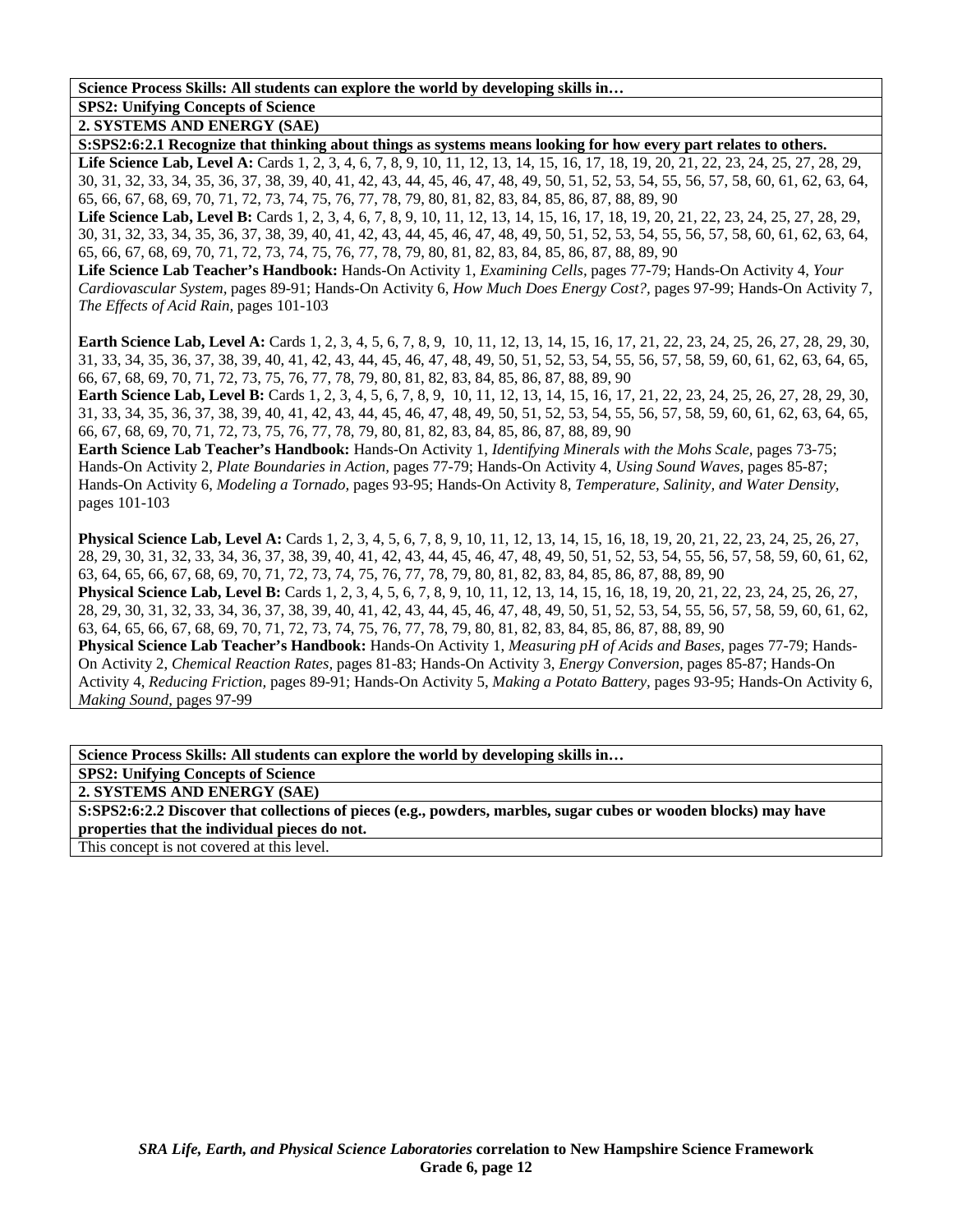**Science Process Skills: All students can explore the world by developing skills in…**

**SPS2: Unifying Concepts of Science**

**2. SYSTEMS AND ENERGY (SAE)**

**S:SPS2:6:2.1 Recognize that thinking about things as systems means looking for how every part relates to others.**

**Life Science Lab, Level A:** Cards 1, 2, 3, 4, 6, 7, 8, 9, 10, 11, 12, 13, 14, 15, 16, 17, 18, 19, 20, 21, 22, 23, 24, 25, 27, 28, 29, 30, 31, 32, 33, 34, 35, 36, 37, 38, 39, 40, 41, 42, 43, 44, 45, 46, 47, 48, 49, 50, 51, 52, 53, 54, 55, 56, 57, 58, 60, 61, 62, 63, 64, 65, 66, 67, 68, 69, 70, 71, 72, 73, 74, 75, 76, 77, 78, 79, 80, 81, 82, 83, 84, 85, 86, 87, 88, 89, 90

**Life Science Lab, Level B:** Cards 1, 2, 3, 4, 6, 7, 8, 9, 10, 11, 12, 13, 14, 15, 16, 17, 18, 19, 20, 21, 22, 23, 24, 25, 27, 28, 29, 30, 31, 32, 33, 34, 35, 36, 37, 38, 39, 40, 41, 42, 43, 44, 45, 46, 47, 48, 49, 50, 51, 52, 53, 54, 55, 56, 57, 58, 60, 61, 62, 63, 64, 65, 66, 67, 68, 69, 70, 71, 72, 73, 74, 75, 76, 77, 78, 79, 80, 81, 82, 83, 84, 85, 86, 87, 88, 89, 90

**Life Science Lab Teacher's Handbook:** Hands-On Activity 1, *Examining Cells,* pages 77-79; Hands-On Activity 4, *Your Cardiovascular System,* pages 89-91; Hands-On Activity 6, *How Much Does Energy Cost?*, pages 97-99; Hands-On Activity 7, *The Effects of Acid Rain,* pages 101-103

**Earth Science Lab, Level A:** Cards 1, 2, 3, 4, 5, 6, 7, 8, 9, 10, 11, 12, 13, 14, 15, 16, 17, 21, 22, 23, 24, 25, 26, 27, 28, 29, 30, 31, 33, 34, 35, 36, 37, 38, 39, 40, 41, 42, 43, 44, 45, 46, 47, 48, 49, 50, 51, 52, 53, 54, 55, 56, 57, 58, 59, 60, 61, 62, 63, 64, 65, 66, 67, 68, 69, 70, 71, 72, 73, 75, 76, 77, 78, 79, 80, 81, 82, 83, 84, 85, 86, 87, 88, 89, 90

**Earth Science Lab, Level B:** Cards 1, 2, 3, 4, 5, 6, 7, 8, 9, 10, 11, 12, 13, 14, 15, 16, 17, 21, 22, 23, 24, 25, 26, 27, 28, 29, 30, 31, 33, 34, 35, 36, 37, 38, 39, 40, 41, 42, 43, 44, 45, 46, 47, 48, 49, 50, 51, 52, 53, 54, 55, 56, 57, 58, 59, 60, 61, 62, 63, 64, 65, 66, 67, 68, 69, 70, 71, 72, 73, 75, 76, 77, 78, 79, 80, 81, 82, 83, 84, 85, 86, 87, 88, 89, 90

**Earth Science Lab Teacher's Handbook:** Hands-On Activity 1, *Identifying Minerals with the Mohs Scale,* pages 73-75; Hands-On Activity 2, *Plate Boundaries in Action,* pages 77-79; Hands-On Activity 4, *Using Sound Waves,* pages 85-87; Hands-On Activity 6, *Modeling a Tornado,* pages 93-95; Hands-On Activity 8, *Temperature, Salinity, and Water Density,* pages 101-103

**Physical Science Lab, Level A:** Cards 1, 2, 3, 4, 5, 6, 7, 8, 9, 10, 11, 12, 13, 14, 15, 16, 18, 19, 20, 21, 22, 23, 24, 25, 26, 27, 28, 29, 30, 31, 32, 33, 34, 36, 37, 38, 39, 40, 41, 42, 43, 44, 45, 46, 47, 48, 49, 50, 51, 52, 53, 54, 55, 56, 57, 58, 59, 60, 61, 62, 63, 64, 65, 66, 67, 68, 69, 70, 71, 72, 73, 74, 75, 76, 77, 78, 79, 80, 81, 82, 83, 84, 85, 86, 87, 88, 89, 90

**Physical Science Lab, Level B:** Cards 1, 2, 3, 4, 5, 6, 7, 8, 9, 10, 11, 12, 13, 14, 15, 16, 18, 19, 20, 21, 22, 23, 24, 25, 26, 27, 28, 29, 30, 31, 32, 33, 34, 36, 37, 38, 39, 40, 41, 42, 43, 44, 45, 46, 47, 48, 49, 50, 51, 52, 53, 54, 55, 56, 57, 58, 59, 60, 61, 62, 63, 64, 65, 66, 67, 68, 69, 70, 71, 72, 73, 74, 75, 76, 77, 78, 79, 80, 81, 82, 83, 84, 85, 86, 87, 88, 89, 90

**Physical Science Lab Teacher's Handbook:** Hands-On Activity 1, *Measuring pH of Acids and Bases,* pages 77-79; Hands-On Activity 2, *Chemical Reaction Rates,* pages 81-83; Hands-On Activity 3, *Energy Conversion,* pages 85-87; Hands-On Activity 4, *Reducing Friction,* pages 89-91; Hands-On Activity 5, *Making a Potato Battery*, pages 93-95; Hands-On Activity 6, *Making Sound,* pages 97-99

**Science Process Skills: All students can explore the world by developing skills in…**

**SPS2: Unifying Concepts of Science**

**2. SYSTEMS AND ENERGY (SAE)**

**S:SPS2:6:2.2 Discover that collections of pieces (e.g., powders, marbles, sugar cubes or wooden blocks) may have properties that the individual pieces do not.**

This concept is not covered at this level.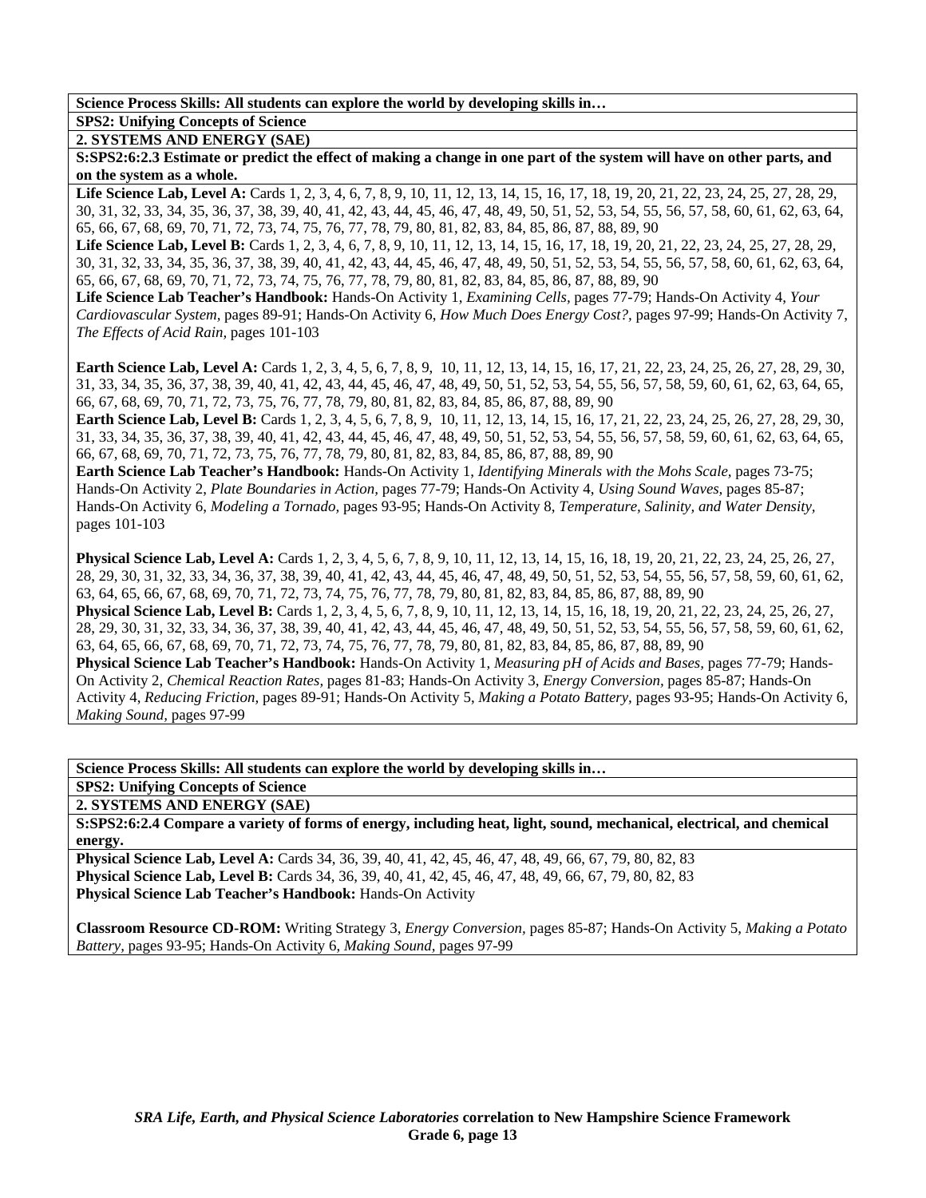**Science Process Skills: All students can explore the world by developing skills in…**

**SPS2: Unifying Concepts of Science**

**2. SYSTEMS AND ENERGY (SAE)**

**S:SPS2:6:2.3 Estimate or predict the effect of making a change in one part of the system will have on other parts, and on the system as a whole.**

**Life Science Lab, Level A:** Cards 1, 2, 3, 4, 6, 7, 8, 9, 10, 11, 12, 13, 14, 15, 16, 17, 18, 19, 20, 21, 22, 23, 24, 25, 27, 28, 29, 30, 31, 32, 33, 34, 35, 36, 37, 38, 39, 40, 41, 42, 43, 44, 45, 46, 47, 48, 49, 50, 51, 52, 53, 54, 55, 56, 57, 58, 60, 61, 62, 63, 64, 65, 66, 67, 68, 69, 70, 71, 72, 73, 74, 75, 76, 77, 78, 79, 80, 81, 82, 83, 84, 85, 86, 87, 88, 89, 90

**Life Science Lab, Level B:** Cards 1, 2, 3, 4, 6, 7, 8, 9, 10, 11, 12, 13, 14, 15, 16, 17, 18, 19, 20, 21, 22, 23, 24, 25, 27, 28, 29, 30, 31, 32, 33, 34, 35, 36, 37, 38, 39, 40, 41, 42, 43, 44, 45, 46, 47, 48, 49, 50, 51, 52, 53, 54, 55, 56, 57, 58, 60, 61, 62, 63, 64, 65, 66, 67, 68, 69, 70, 71, 72, 73, 74, 75, 76, 77, 78, 79, 80, 81, 82, 83, 84, 85, 86, 87, 88, 89, 90

**Life Science Lab Teacher's Handbook:** Hands-On Activity 1, *Examining Cells*, pages 77-79; Hands-On Activity 4, *Your Cardiovascular System,* pages 89-91; Hands-On Activity 6, *How Much Does Energy Cost?,* pages 97-99; Hands-On Activity 7, *The Effects of Acid Rain,* pages 101-103

**Earth Science Lab, Level A:** Cards 1, 2, 3, 4, 5, 6, 7, 8, 9, 10, 11, 12, 13, 14, 15, 16, 17, 21, 22, 23, 24, 25, 26, 27, 28, 29, 30, 31, 33, 34, 35, 36, 37, 38, 39, 40, 41, 42, 43, 44, 45, 46, 47, 48, 49, 50, 51, 52, 53, 54, 55, 56, 57, 58, 59, 60, 61, 62, 63, 64, 65, 66, 67, 68, 69, 70, 71, 72, 73, 75, 76, 77, 78, 79, 80, 81, 82, 83, 84, 85, 86, 87, 88, 89, 90

**Earth Science Lab, Level B:** Cards 1, 2, 3, 4, 5, 6, 7, 8, 9, 10, 11, 12, 13, 14, 15, 16, 17, 21, 22, 23, 24, 25, 26, 27, 28, 29, 30, 31, 33, 34, 35, 36, 37, 38, 39, 40, 41, 42, 43, 44, 45, 46, 47, 48, 49, 50, 51, 52, 53, 54, 55, 56, 57, 58, 59, 60, 61, 62, 63, 64, 65, 66, 67, 68, 69, 70, 71, 72, 73, 75, 76, 77, 78, 79, 80, 81, 82, 83, 84, 85, 86, 87, 88, 89, 90

**Earth Science Lab Teacher's Handbook:** Hands-On Activity 1, *Identifying Minerals with the Mohs Scale,* pages 73-75; Hands-On Activity 2, *Plate Boundaries in Action,* pages 77-79; Hands-On Activity 4, *Using Sound Waves,* pages 85-87; Hands-On Activity 6, *Modeling a Tornado,* pages 93-95; Hands-On Activity 8, *Temperature, Salinity, and Water Density,* pages 101-103

**Physical Science Lab, Level A:** Cards 1, 2, 3, 4, 5, 6, 7, 8, 9, 10, 11, 12, 13, 14, 15, 16, 18, 19, 20, 21, 22, 23, 24, 25, 26, 27, 28, 29, 30, 31, 32, 33, 34, 36, 37, 38, 39, 40, 41, 42, 43, 44, 45, 46, 47, 48, 49, 50, 51, 52, 53, 54, 55, 56, 57, 58, 59, 60, 61, 62, 63, 64, 65, 66, 67, 68, 69, 70, 71, 72, 73, 74, 75, 76, 77, 78, 79, 80, 81, 82, 83, 84, 85, 86, 87, 88, 89, 90

**Physical Science Lab, Level B:** Cards 1, 2, 3, 4, 5, 6, 7, 8, 9, 10, 11, 12, 13, 14, 15, 16, 18, 19, 20, 21, 22, 23, 24, 25, 26, 27, 28, 29, 30, 31, 32, 33, 34, 36, 37, 38, 39, 40, 41, 42, 43, 44, 45, 46, 47, 48, 49, 50, 51, 52, 53, 54, 55, 56, 57, 58, 59, 60, 61, 62, 63, 64, 65, 66, 67, 68, 69, 70, 71, 72, 73, 75, 76, 77, 78, 79, 80, 81, 82, 83, 84, 85, 86, 87, 88, 89, 90

**Physical Science Lab Teacher's Handbook:** Hands-On Activity 1, *Measuring pH of Acids and Bases,* pages 77-79; Hands-On Activity 2, *Chemical Reaction Rates,* pages 81-83; Hands-On Activity 3, *Energy Conversion,* pages 85-87; Hands-On Activity 4, *Reducing Friction,* pages 89-91; Hands-On Activity 5, *Making a Potato Battery,* pages 93-95; Hands-On Activity 6, *Making Sound,* pages 97-99

**Science Process Skills: All students can explore the world by developing skills in…**

**SPS2: Unifying Concepts of Science**

**2. SYSTEMS AND ENERGY (SAE)**

**S:SPS2:6:2.4 Compare a variety of forms of energy, including heat, light, sound, mechanical, electrical, and chemical energy.**

**Physical Science Lab, Level A:** Cards 34, 36, 39, 40, 41, 42, 45, 46, 47, 48, 49, 66, 67, 79, 80, 82, 83

**Physical Science Lab, Level B:** Cards 34, 36, 39, 40, 41, 42, 45, 46, 47, 48, 49, 66, 67, 79, 80, 82, 83

**Physical Science Lab Teacher's Handbook:** Hands-On Activity

**Classroom Resource CD-ROM:** Writing Strategy 3, *Energy Conversion,* pages 85-87; Hands-On Activity 5, *Making a Potato Battery,* pages 93-95; Hands-On Activity 6, *Making Sound,* pages 97-99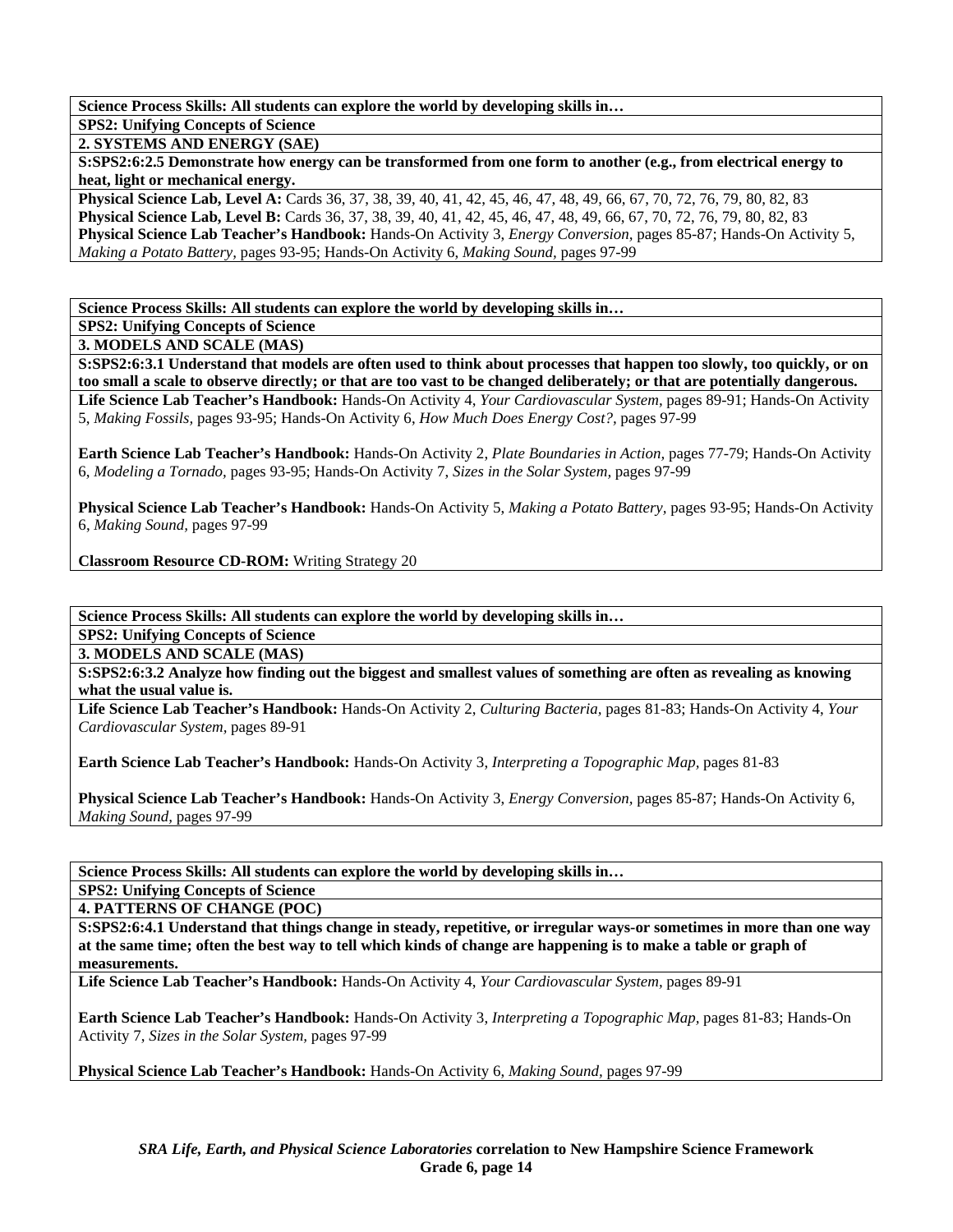**Science Process Skills: All students can explore the world by developing skills in…**

**SPS2: Unifying Concepts of Science**

**2. SYSTEMS AND ENERGY (SAE)**

**S:SPS2:6:2.5 Demonstrate how energy can be transformed from one form to another (e.g., from electrical energy to heat, light or mechanical energy.**

**Physical Science Lab, Level A:** Cards 36, 37, 38, 39, 40, 41, 42, 45, 46, 47, 48, 49, 66, 67, 70, 72, 76, 79, 80, 82, 83
**Physical Science Lab, Level B:** Cards 36, 37, 38, 39, 40, 41, 42, 45, 46, 47, 48, 49, 66, 67, 70, 72, 76, 79, 80, 82, 83
**Physical Science Lab Teacher's Handbook:** Hands-On Activity 3, *Energy Conversion,* pages 85-87; Hands-On Activity 5, *Making a Potato Battery,* pages 93-95; Hands-On Activity 6, *Making Sound,* pages 97-99

---

**Science Process Skills: All students can explore the world by developing skills in…**

**SPS2: Unifying Concepts of Science**

**3. MODELS AND SCALE (MAS)**

**S:SPS2:6:3.1 Understand that models are often used to think about processes that happen too slowly, too quickly, or on too small a scale to observe directly; or that are too vast to be changed deliberately; or that are potentially dangerous.**

**Life Science Lab Teacher's Handbook:** Hands-On Activity 4, *Your Cardiovascular System,* pages 89-91; Hands-On Activity 5, *Making Fossils,* pages 93-95; Hands-On Activity 6, *How Much Does Energy Cost?,* pages 97-99

**Earth Science Lab Teacher's Handbook:** Hands-On Activity 2, *Plate Boundaries in Action,* pages 77-79; Hands-On Activity 6, *Modeling a Tornado,* pages 93-95; Hands-On Activity 7, *Sizes in the Solar System,* pages 97-99

**Physical Science Lab Teacher's Handbook:** Hands-On Activity 5, *Making a Potato Battery,* pages 93-95; Hands-On Activity 6, *Making Sound,* pages 97-99

**Classroom Resource CD-ROM:** Writing Strategy 20

---

**Science Process Skills: All students can explore the world by developing skills in…**

**SPS2: Unifying Concepts of Science**

**3. MODELS AND SCALE (MAS)**

**S:SPS2:6:3.2 Analyze how finding out the biggest and smallest values of something are often as revealing as knowing what the usual value is.**

**Life Science Lab Teacher's Handbook:** Hands-On Activity 2, *Culturing Bacteria,* pages 81-83; Hands-On Activity 4, *Your Cardiovascular System,* pages 89-91

**Earth Science Lab Teacher's Handbook:** Hands-On Activity 3, *Interpreting a Topographic Map,* pages 81-83

**Physical Science Lab Teacher's Handbook:** Hands-On Activity 3, *Energy Conversion,* pages 85-87; Hands-On Activity 6, *Making Sound,* pages 97-99

---

**Science Process Skills: All students can explore the world by developing skills in…**

**SPS2: Unifying Concepts of Science**

**4. PATTERNS OF CHANGE (POC)**

**S:SPS2:6:4.1 Understand that things change in steady, repetitive, or irregular ways-or sometimes in more than one way at the same time; often the best way to tell which kinds of change are happening is to make a table or graph of measurements.**

**Life Science Lab Teacher's Handbook:** Hands-On Activity 4, *Your Cardiovascular System,* pages 89-91

**Earth Science Lab Teacher's Handbook:** Hands-On Activity 3, *Interpreting a Topographic Map,* pages 81-83; Hands-On Activity 7, *Sizes in the Solar System,* pages 97-99

**Physical Science Lab Teacher's Handbook:** Hands-On Activity 6, *Making Sound,* pages 97-99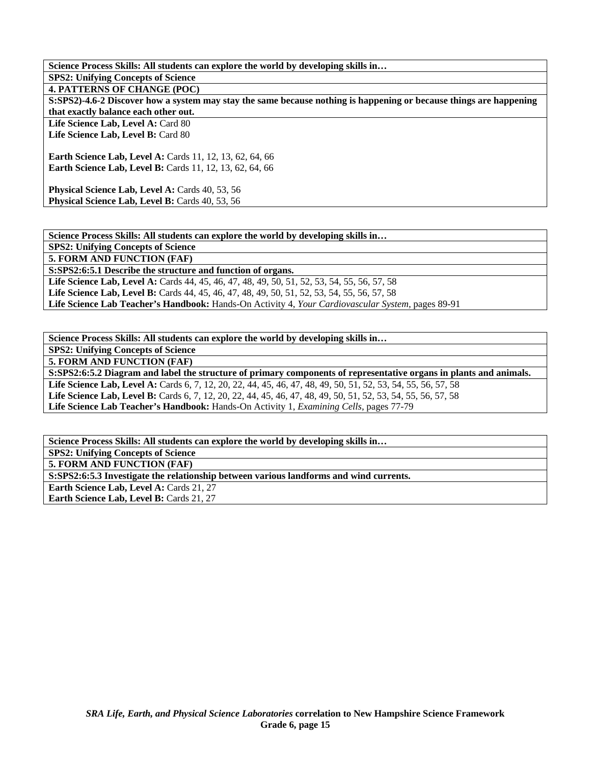**Science Process Skills: All students can explore the world by developing skills in…**

**SPS2: Unifying Concepts of Science**

**4. PATTERNS OF CHANGE (POC)**

**S:SPS2)-4.6-2 Discover how a system may stay the same because nothing is happening or because things are happening that exactly balance each other out.**

**Life Science Lab, Level A:** Card 80
**Life Science Lab, Level B:** Card 80

**Earth Science Lab, Level A:** Cards 11, 12, 13, 62, 64, 66
**Earth Science Lab, Level B:** Cards 11, 12, 13, 62, 64, 66

**Physical Science Lab, Level A:** Cards 40, 53, 56
**Physical Science Lab, Level B:** Cards 40, 53, 56

---

**Science Process Skills: All students can explore the world by developing skills in…**

**SPS2: Unifying Concepts of Science**

**5. FORM AND FUNCTION (FAF)**

**S:SPS2:6:5.1 Describe the structure and function of organs.**

**Life Science Lab, Level A:** Cards 44, 45, 46, 47, 48, 49, 50, 51, 52, 53, 54, 55, 56, 57, 58
**Life Science Lab, Level B:** Cards 44, 45, 46, 47, 48, 49, 50, 51, 52, 53, 54, 55, 56, 57, 58
**Life Science Lab Teacher's Handbook:** Hands-On Activity 4, *Your Cardiovascular System,* pages 89-91

---

**Science Process Skills: All students can explore the world by developing skills in…**

**SPS2: Unifying Concepts of Science**

**5. FORM AND FUNCTION (FAF)**

**S:SPS2:6:5.2 Diagram and label the structure of primary components of representative organs in plants and animals.**

**Life Science Lab, Level A:** Cards 6, 7, 12, 20, 22, 44, 45, 46, 47, 48, 49, 50, 51, 52, 53, 54, 55, 56, 57, 58
**Life Science Lab, Level B:** Cards 6, 7, 12, 20, 22, 44, 45, 46, 47, 48, 49, 50, 51, 52, 53, 54, 55, 56, 57, 58
**Life Science Lab Teacher's Handbook:** Hands-On Activity 1, *Examining Cells,* pages 77-79

---

**Science Process Skills: All students can explore the world by developing skills in…**

**SPS2: Unifying Concepts of Science**

**5. FORM AND FUNCTION (FAF)**

**S:SPS2:6:5.3 Investigate the relationship between various landforms and wind currents.**

**Earth Science Lab, Level A:** Cards 21, 27
**Earth Science Lab, Level B:** Cards 21, 27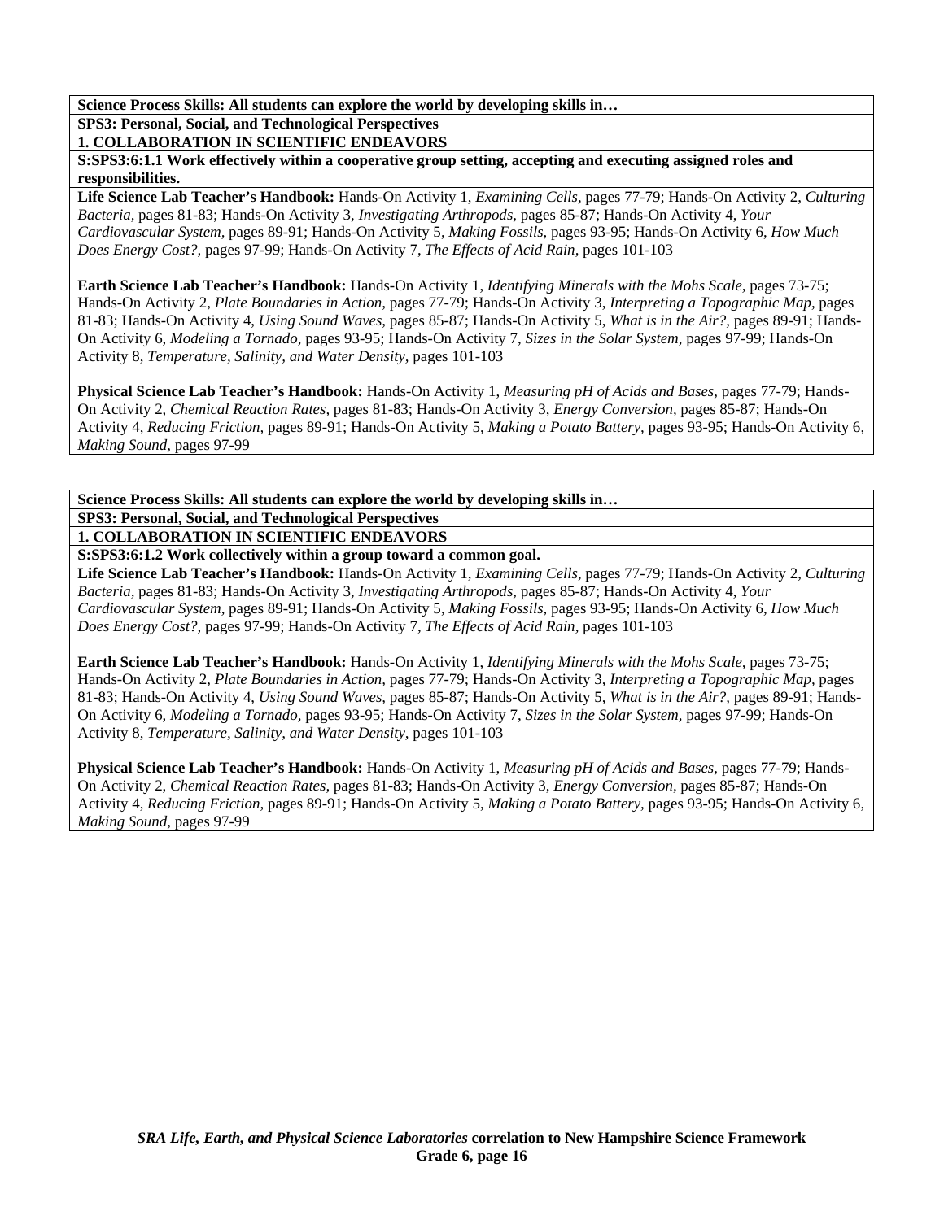**Science Process Skills: All students can explore the world by developing skills in…**

**SPS3: Personal, Social, and Technological Perspectives**

**1. COLLABORATION IN SCIENTIFIC ENDEAVORS**

**S:SPS3:6:1.1 Work effectively within a cooperative group setting, accepting and executing assigned roles and responsibilities.**

**Life Science Lab Teacher's Handbook:** Hands-On Activity 1, *Examining Cells,* pages 77-79; Hands-On Activity 2, *Culturing Bacteria,* pages 81-83; Hands-On Activity 3, *Investigating Arthropods,* pages 85-87; Hands-On Activity 4, *Your Cardiovascular System,* pages 89-91; Hands-On Activity 5, *Making Fossils,* pages 93-95; Hands-On Activity 6, *How Much Does Energy Cost?,* pages 97-99; Hands-On Activity 7, *The Effects of Acid Rain,* pages 101-103

**Earth Science Lab Teacher's Handbook:** Hands-On Activity 1, *Identifying Minerals with the Mohs Scale,* pages 73-75; Hands-On Activity 2, *Plate Boundaries in Action,* pages 77-79; Hands-On Activity 3, *Interpreting a Topographic Map,* pages 81-83; Hands-On Activity 4, *Using Sound Waves,* pages 85-87; Hands-On Activity 5, *What is in the Air?,* pages 89-91; Hands-On Activity 6, *Modeling a Tornado,* pages 93-95; Hands-On Activity 7, *Sizes in the Solar System,* pages 97-99; Hands-On Activity 8, *Temperature, Salinity, and Water Density,* pages 101-103

**Physical Science Lab Teacher's Handbook:** Hands-On Activity 1, *Measuring pH of Acids and Bases,* pages 77-79; Hands-On Activity 2, *Chemical Reaction Rates,* pages 81-83; Hands-On Activity 3, *Energy Conversion,* pages 85-87; Hands-On Activity 4, *Reducing Friction,* pages 89-91; Hands-On Activity 5, *Making a Potato Battery,* pages 93-95; Hands-On Activity 6, *Making Sound,* pages 97-99

**Science Process Skills: All students can explore the world by developing skills in…**

**SPS3: Personal, Social, and Technological Perspectives**

**1. COLLABORATION IN SCIENTIFIC ENDEAVORS**

**S:SPS3:6:1.2 Work collectively within a group toward a common goal.**

**Life Science Lab Teacher's Handbook:** Hands-On Activity 1, *Examining Cells,* pages 77-79; Hands-On Activity 2, *Culturing Bacteria,* pages 81-83; Hands-On Activity 3, *Investigating Arthropods,* pages 85-87; Hands-On Activity 4, *Your Cardiovascular System,* pages 89-91; Hands-On Activity 5, *Making Fossils,* pages 93-95; Hands-On Activity 6, *How Much Does Energy Cost?,* pages 97-99; Hands-On Activity 7, *The Effects of Acid Rain,* pages 101-103

**Earth Science Lab Teacher's Handbook:** Hands-On Activity 1, *Identifying Minerals with the Mohs Scale,* pages 73-75; Hands-On Activity 2, *Plate Boundaries in Action,* pages 77-79; Hands-On Activity 3, *Interpreting a Topographic Map,* pages 81-83; Hands-On Activity 4, *Using Sound Waves,* pages 85-87; Hands-On Activity 5, *What is in the Air?,* pages 89-91; Hands-On Activity 6, *Modeling a Tornado,* pages 93-95; Hands-On Activity 7, *Sizes in the Solar System,* pages 97-99; Hands-On Activity 8, *Temperature, Salinity, and Water Density,* pages 101-103

**Physical Science Lab Teacher's Handbook:** Hands-On Activity 1, *Measuring pH of Acids and Bases,* pages 77-79; Hands-On Activity 2, *Chemical Reaction Rates,* pages 81-83; Hands-On Activity 3, *Energy Conversion,* pages 85-87; Hands-On Activity 4, *Reducing Friction,* pages 89-91; Hands-On Activity 5, *Making a Potato Battery,* pages 93-95; Hands-On Activity 6, *Making Sound,* pages 97-99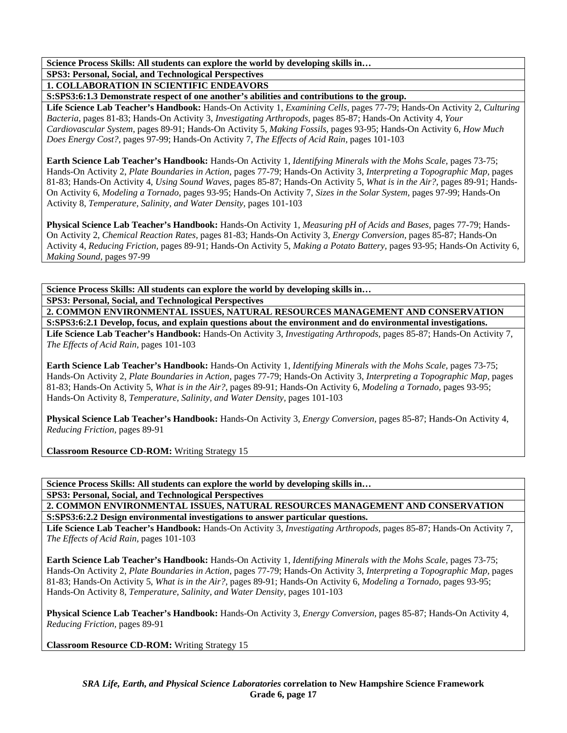**Science Process Skills: All students can explore the world by developing skills in…**

**SPS3: Personal, Social, and Technological Perspectives**

**1. COLLABORATION IN SCIENTIFIC ENDEAVORS**

**S:SPS3:6:1.3 Demonstrate respect of one another's abilities and contributions to the group.**

**Life Science Lab Teacher's Handbook:** Hands-On Activity 1, *Examining Cells,* pages 77-79; Hands-On Activity 2, *Culturing Bacteria,* pages 81-83; Hands-On Activity 3, *Investigating Arthropods,* pages 85-87; Hands-On Activity 4, *Your Cardiovascular System,* pages 89-91; Hands-On Activity 5, *Making Fossils,* pages 93-95; Hands-On Activity 6, *How Much Does Energy Cost?,* pages 97-99; Hands-On Activity 7, *The Effects of Acid Rain,* pages 101-103

**Earth Science Lab Teacher's Handbook:** Hands-On Activity 1, *Identifying Minerals with the Mohs Scale,* pages 73-75; Hands-On Activity 2, *Plate Boundaries in Action,* pages 77-79; Hands-On Activity 3, *Interpreting a Topographic Map,* pages 81-83; Hands-On Activity 4, *Using Sound Waves,* pages 85-87; Hands-On Activity 5, *What is in the Air?,* pages 89-91; Hands-On Activity 6, *Modeling a Tornado,* pages 93-95; Hands-On Activity 7, *Sizes in the Solar System,* pages 97-99; Hands-On Activity 8, *Temperature, Salinity, and Water Density,* pages 101-103

**Physical Science Lab Teacher's Handbook:** Hands-On Activity 1, *Measuring pH of Acids and Bases,* pages 77-79; Hands-On Activity 2, *Chemical Reaction Rates,* pages 81-83; Hands-On Activity 3, *Energy Conversion,* pages 85-87; Hands-On Activity 4, *Reducing Friction,* pages 89-91; Hands-On Activity 5, *Making a Potato Battery,* pages 93-95; Hands-On Activity 6, *Making Sound,* pages 97-99

**Science Process Skills: All students can explore the world by developing skills in…**

**SPS3: Personal, Social, and Technological Perspectives**

**2. COMMON ENVIRONMENTAL ISSUES, NATURAL RESOURCES MANAGEMENT AND CONSERVATION**

**S:SPS3:6:2.1 Develop, focus, and explain questions about the environment and do environmental investigations.**

**Life Science Lab Teacher's Handbook:** Hands-On Activity 3, *Investigating Arthropods,* pages 85-87; Hands-On Activity 7, *The Effects of Acid Rain,* pages 101-103

**Earth Science Lab Teacher's Handbook:** Hands-On Activity 1, *Identifying Minerals with the Mohs Scale,* pages 73-75; Hands-On Activity 2, *Plate Boundaries in Action,* pages 77-79; Hands-On Activity 3, *Interpreting a Topographic Map,* pages 81-83; Hands-On Activity 5, *What is in the Air?,* pages 89-91; Hands-On Activity 6, *Modeling a Tornado,* pages 93-95; Hands-On Activity 8, *Temperature, Salinity, and Water Density,* pages 101-103

**Physical Science Lab Teacher's Handbook:** Hands-On Activity 3, *Energy Conversion,* pages 85-87; Hands-On Activity 4, *Reducing Friction,* pages 89-91

**Classroom Resource CD-ROM:** Writing Strategy 15

**Science Process Skills: All students can explore the world by developing skills in…**

**SPS3: Personal, Social, and Technological Perspectives**

**2. COMMON ENVIRONMENTAL ISSUES, NATURAL RESOURCES MANAGEMENT AND CONSERVATION**

**S:SPS3:6:2.2 Design environmental investigations to answer particular questions.**

**Life Science Lab Teacher's Handbook:** Hands-On Activity 3, *Investigating Arthropods,* pages 85-87; Hands-On Activity 7, *The Effects of Acid Rain,* pages 101-103

**Earth Science Lab Teacher's Handbook:** Hands-On Activity 1, *Identifying Minerals with the Mohs Scale,* pages 73-75; Hands-On Activity 2, *Plate Boundaries in Action,* pages 77-79; Hands-On Activity 3, *Interpreting a Topographic Map,* pages 81-83; Hands-On Activity 5, *What is in the Air?,* pages 89-91; Hands-On Activity 6, *Modeling a Tornado,* pages 93-95; Hands-On Activity 8, *Temperature, Salinity, and Water Density,* pages 101-103

**Physical Science Lab Teacher's Handbook:** Hands-On Activity 3, *Energy Conversion,* pages 85-87; Hands-On Activity 4, *Reducing Friction,* pages 89-91

**Classroom Resource CD-ROM:** Writing Strategy 15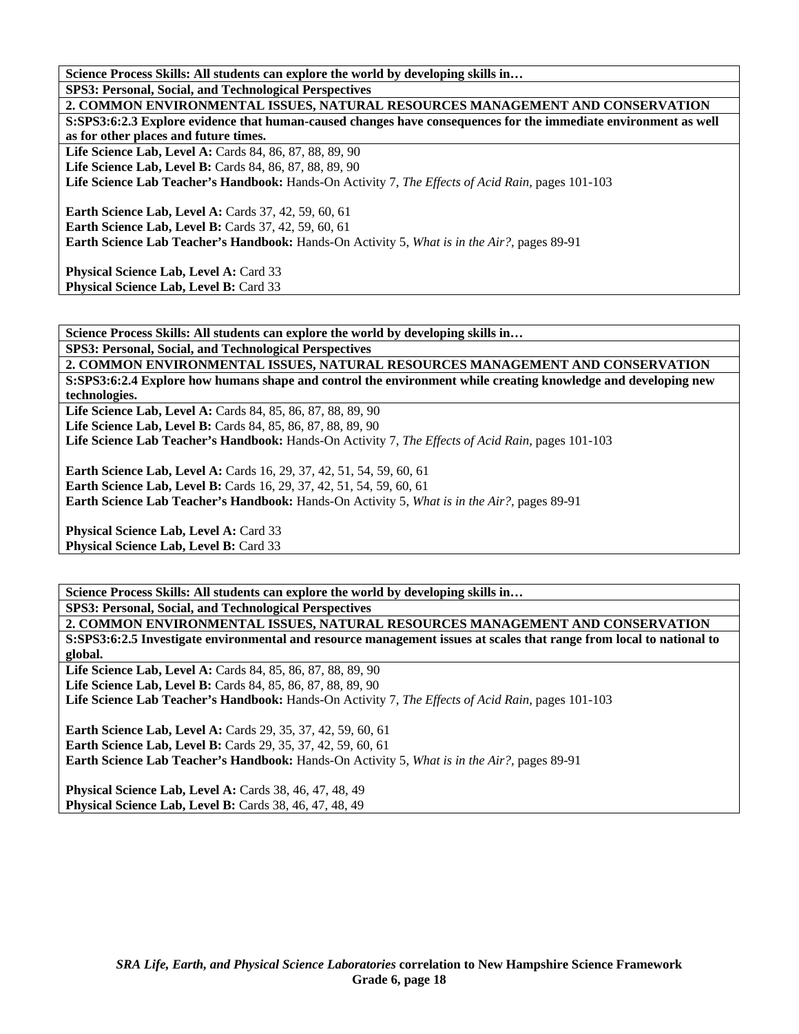**Science Process Skills: All students can explore the world by developing skills in…**

**SPS3: Personal, Social, and Technological Perspectives**

**2. COMMON ENVIRONMENTAL ISSUES, NATURAL RESOURCES MANAGEMENT AND CONSERVATION**

**S:SPS3:6:2.3 Explore evidence that human-caused changes have consequences for the immediate environment as well as for other places and future times.**

**Life Science Lab, Level A:** Cards 84, 86, 87, 88, 89, 90
**Life Science Lab, Level B:** Cards 84, 86, 87, 88, 89, 90
**Life Science Lab Teacher's Handbook:** Hands-On Activity 7, *The Effects of Acid Rain,* pages 101-103

**Earth Science Lab, Level A:** Cards 37, 42, 59, 60, 61
**Earth Science Lab, Level B:** Cards 37, 42, 59, 60, 61
**Earth Science Lab Teacher's Handbook:** Hands-On Activity 5, *What is in the Air?,* pages 89-91

**Physical Science Lab, Level A:** Card 33
**Physical Science Lab, Level B:** Card 33

---

**Science Process Skills: All students can explore the world by developing skills in…**

**SPS3: Personal, Social, and Technological Perspectives**

**2. COMMON ENVIRONMENTAL ISSUES, NATURAL RESOURCES MANAGEMENT AND CONSERVATION**

**S:SPS3:6:2.4 Explore how humans shape and control the environment while creating knowledge and developing new technologies.**

**Life Science Lab, Level A:** Cards 84, 85, 86, 87, 88, 89, 90
**Life Science Lab, Level B:** Cards 84, 85, 86, 87, 88, 89, 90
**Life Science Lab Teacher's Handbook:** Hands-On Activity 7, *The Effects of Acid Rain,* pages 101-103

**Earth Science Lab, Level A:** Cards 16, 29, 37, 42, 51, 54, 59, 60, 61
**Earth Science Lab, Level B:** Cards 16, 29, 37, 42, 51, 54, 59, 60, 61
**Earth Science Lab Teacher's Handbook:** Hands-On Activity 5, *What is in the Air?,* pages 89-91

**Physical Science Lab, Level A:** Card 33
**Physical Science Lab, Level B:** Card 33

---

**Science Process Skills: All students can explore the world by developing skills in…**

**SPS3: Personal, Social, and Technological Perspectives**

**2. COMMON ENVIRONMENTAL ISSUES, NATURAL RESOURCES MANAGEMENT AND CONSERVATION**

**S:SPS3:6:2.5 Investigate environmental and resource management issues at scales that range from local to national to global.**

**Life Science Lab, Level A:** Cards 84, 85, 86, 87, 88, 89, 90
**Life Science Lab, Level B:** Cards 84, 85, 86, 87, 88, 89, 90
**Life Science Lab Teacher's Handbook:** Hands-On Activity 7, *The Effects of Acid Rain,* pages 101-103

**Earth Science Lab, Level A:** Cards 29, 35, 37, 42, 59, 60, 61
**Earth Science Lab, Level B:** Cards 29, 35, 37, 42, 59, 60, 61
**Earth Science Lab Teacher's Handbook:** Hands-On Activity 5, *What is in the Air?,* pages 89-91

**Physical Science Lab, Level A:** Cards 38, 46, 47, 48, 49
**Physical Science Lab, Level B:** Cards 38, 46, 47, 48, 49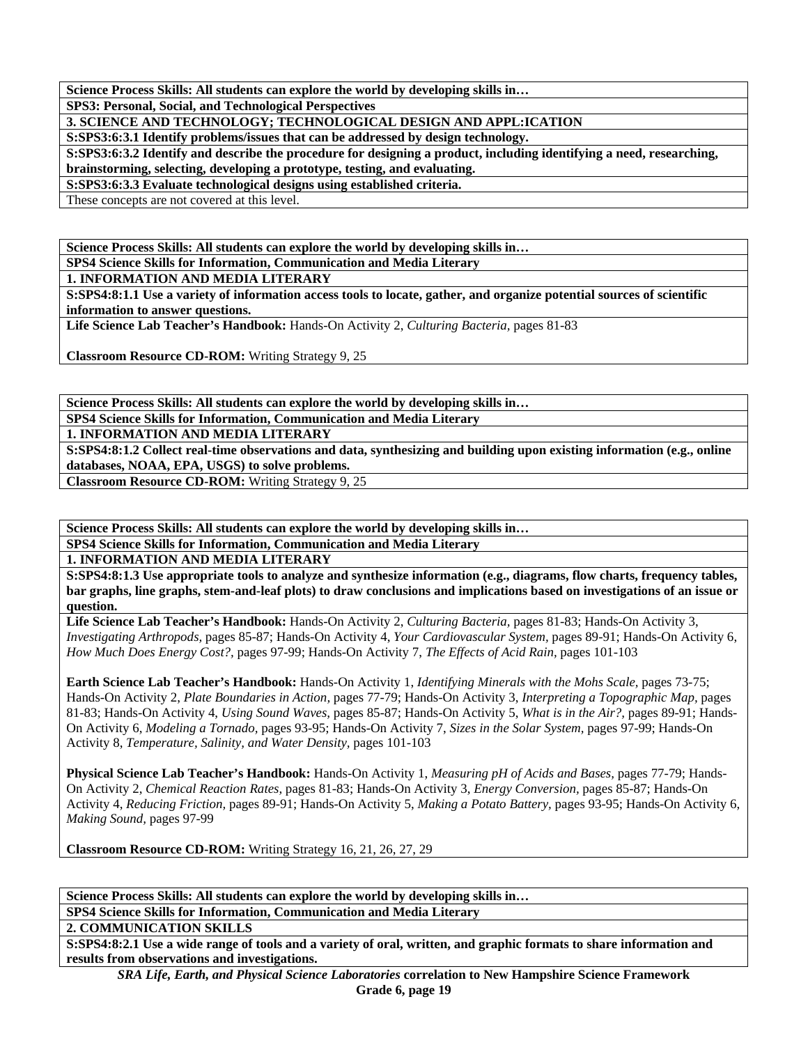**Science Process Skills: All students can explore the world by developing skills in…**

**SPS3: Personal, Social, and Technological Perspectives**

**3. SCIENCE AND TECHNOLOGY; TECHNOLOGICAL DESIGN AND APPL:ICATION**

**S:SPS3:6:3.1 Identify problems/issues that can be addressed by design technology.**

**S:SPS3:6:3.2 Identify and describe the procedure for designing a product, including identifying a need, researching, brainstorming, selecting, developing a prototype, testing, and evaluating.**

**S:SPS3:6:3.3 Evaluate technological designs using established criteria.**

These concepts are not covered at this level.

---

**Science Process Skills: All students can explore the world by developing skills in…**

**SPS4 Science Skills for Information, Communication and Media Literary**

**1. INFORMATION AND MEDIA LITERARY**

**S:SPS4:8:1.1 Use a variety of information access tools to locate, gather, and organize potential sources of scientific information to answer questions.**

**Life Science Lab Teacher's Handbook:** Hands-On Activity 2, *Culturing Bacteria,* pages 81-83

**Classroom Resource CD-ROM:** Writing Strategy 9, 25

---

**Science Process Skills: All students can explore the world by developing skills in…**

**SPS4 Science Skills for Information, Communication and Media Literary**

**1. INFORMATION AND MEDIA LITERARY**

**S:SPS4:8:1.2 Collect real-time observations and data, synthesizing and building upon existing information (e.g., online databases, NOAA, EPA, USGS) to solve problems.**

**Classroom Resource CD-ROM:** Writing Strategy 9, 25

---

**Science Process Skills: All students can explore the world by developing skills in…**

**SPS4 Science Skills for Information, Communication and Media Literary**

**1. INFORMATION AND MEDIA LITERARY**

**S:SPS4:8:1.3 Use appropriate tools to analyze and synthesize information (e.g., diagrams, flow charts, frequency tables, bar graphs, line graphs, stem-and-leaf plots) to draw conclusions and implications based on investigations of an issue or question.**

**Life Science Lab Teacher's Handbook:** Hands-On Activity 2, *Culturing Bacteria,* pages 81-83; Hands-On Activity 3, *Investigating Arthropods,* pages 85-87; Hands-On Activity 4, *Your Cardiovascular System,* pages 89-91; Hands-On Activity 6, *How Much Does Energy Cost?,* pages 97-99; Hands-On Activity 7, *The Effects of Acid Rain,* pages 101-103

**Earth Science Lab Teacher's Handbook:** Hands-On Activity 1, *Identifying Minerals with the Mohs Scale,* pages 73-75; Hands-On Activity 2, *Plate Boundaries in Action,* pages 77-79; Hands-On Activity 3, *Interpreting a Topographic Map,* pages 81-83; Hands-On Activity 4, *Using Sound Waves,* pages 85-87; Hands-On Activity 5, *What is in the Air?,* pages 89-91; Hands-On Activity 6, *Modeling a Tornado,* pages 93-95; Hands-On Activity 7, *Sizes in the Solar System,* pages 97-99; Hands-On Activity 8, *Temperature, Salinity, and Water Density,* pages 101-103

**Physical Science Lab Teacher's Handbook:** Hands-On Activity 1, *Measuring pH of Acids and Bases,* pages 77-79; Hands-On Activity 2, *Chemical Reaction Rates,* pages 81-83; Hands-On Activity 3, *Energy Conversion,* pages 85-87; Hands-On Activity 4, *Reducing Friction,* pages 89-91; Hands-On Activity 5, *Making a Potato Battery,* pages 93-95; Hands-On Activity 6, *Making Sound,* pages 97-99

**Classroom Resource CD-ROM:** Writing Strategy 16, 21, 26, 27, 29

---

**Science Process Skills: All students can explore the world by developing skills in…**

**SPS4 Science Skills for Information, Communication and Media Literary**

**2. COMMUNICATION SKILLS**

**S:SPS4:8:2.1 Use a wide range of tools and a variety of oral, written, and graphic formats to share information and results from observations and investigations.**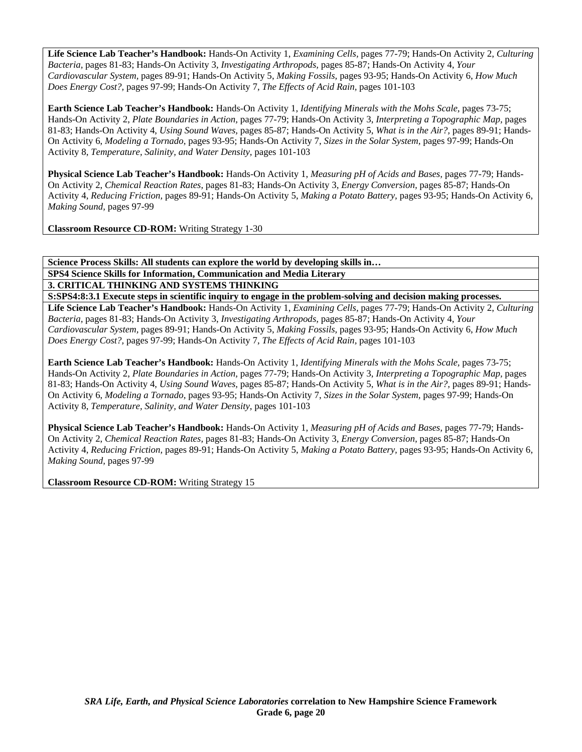**Life Science Lab Teacher's Handbook:** Hands-On Activity 1, *Examining Cells,* pages 77-79; Hands-On Activity 2, *Culturing Bacteria,* pages 81-83; Hands-On Activity 3, *Investigating Arthropods,* pages 85-87; Hands-On Activity 4, *Your Cardiovascular System,* pages 89-91; Hands-On Activity 5, *Making Fossils,* pages 93-95; Hands-On Activity 6, *How Much Does Energy Cost?,* pages 97-99; Hands-On Activity 7, *The Effects of Acid Rain,* pages 101-103

**Earth Science Lab Teacher's Handbook:** Hands-On Activity 1, *Identifying Minerals with the Mohs Scale,* pages 73-75; Hands-On Activity 2, *Plate Boundaries in Action,* pages 77-79; Hands-On Activity 3, *Interpreting a Topographic Map,* pages 81-83; Hands-On Activity 4, *Using Sound Waves,* pages 85-87; Hands-On Activity 5, *What is in the Air?,* pages 89-91; Hands-On Activity 6, *Modeling a Tornado,* pages 93-95; Hands-On Activity 7, *Sizes in the Solar System,* pages 97-99; Hands-On Activity 8, *Temperature, Salinity, and Water Density,* pages 101-103

**Physical Science Lab Teacher's Handbook:** Hands-On Activity 1, *Measuring pH of Acids and Bases,* pages 77-79; Hands-On Activity 2, *Chemical Reaction Rates,* pages 81-83; Hands-On Activity 3, *Energy Conversion,* pages 85-87; Hands-On Activity 4, *Reducing Friction,* pages 89-91; Hands-On Activity 5, *Making a Potato Battery,* pages 93-95; Hands-On Activity 6, *Making Sound,* pages 97-99

**Classroom Resource CD-ROM:** Writing Strategy 1-30

**Science Process Skills: All students can explore the world by developing skills in…**

**SPS4 Science Skills for Information, Communication and Media Literary**

**3. CRITICAL THINKING AND SYSTEMS THINKING**

**S:SPS4:8:3.1 Execute steps in scientific inquiry to engage in the problem-solving and decision making processes.**

**Life Science Lab Teacher's Handbook:** Hands-On Activity 1, *Examining Cells,* pages 77-79; Hands-On Activity 2, *Culturing Bacteria,* pages 81-83; Hands-On Activity 3, *Investigating Arthropods,* pages 85-87; Hands-On Activity 4, *Your Cardiovascular System,* pages 89-91; Hands-On Activity 5, *Making Fossils,* pages 93-95; Hands-On Activity 6, *How Much Does Energy Cost?,* pages 97-99; Hands-On Activity 7, *The Effects of Acid Rain,* pages 101-103

**Earth Science Lab Teacher's Handbook:** Hands-On Activity 1, *Identifying Minerals with the Mohs Scale,* pages 73-75; Hands-On Activity 2, *Plate Boundaries in Action,* pages 77-79; Hands-On Activity 3, *Interpreting a Topographic Map,* pages 81-83; Hands-On Activity 4, *Using Sound Waves,* pages 85-87; Hands-On Activity 5, *What is in the Air?,* pages 89-91; Hands-On Activity 6, *Modeling a Tornado,* pages 93-95; Hands-On Activity 7, *Sizes in the Solar System,* pages 97-99; Hands-On Activity 8, *Temperature, Salinity, and Water Density,* pages 101-103

**Physical Science Lab Teacher's Handbook:** Hands-On Activity 1, *Measuring pH of Acids and Bases,* pages 77-79; Hands-On Activity 2, *Chemical Reaction Rates,* pages 81-83; Hands-On Activity 3, *Energy Conversion,* pages 85-87; Hands-On Activity 4, *Reducing Friction,* pages 89-91; Hands-On Activity 5, *Making a Potato Battery,* pages 93-95; Hands-On Activity 6, *Making Sound,* pages 97-99

**Classroom Resource CD-ROM:** Writing Strategy 15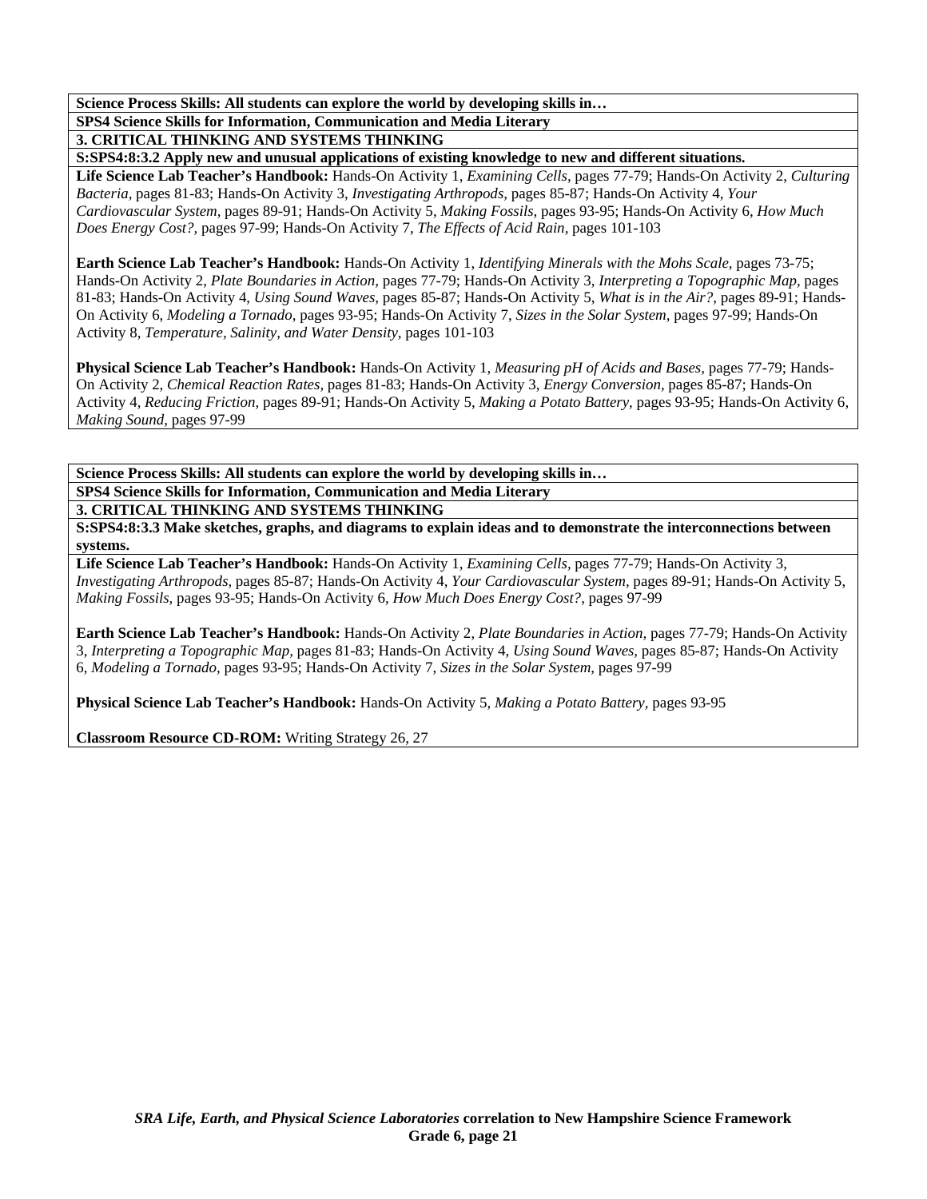**Science Process Skills: All students can explore the world by developing skills in…**

**SPS4 Science Skills for Information, Communication and Media Literary**

**3. CRITICAL THINKING AND SYSTEMS THINKING**

**S:SPS4:8:3.2 Apply new and unusual applications of existing knowledge to new and different situations.**

**Life Science Lab Teacher's Handbook:** Hands-On Activity 1, *Examining Cells,* pages 77-79; Hands-On Activity 2, *Culturing Bacteria,* pages 81-83; Hands-On Activity 3, *Investigating Arthropods,* pages 85-87; Hands-On Activity 4, *Your Cardiovascular System,* pages 89-91; Hands-On Activity 5, *Making Fossils,* pages 93-95; Hands-On Activity 6, *How Much Does Energy Cost?,* pages 97-99; Hands-On Activity 7, *The Effects of Acid Rain,* pages 101-103

**Earth Science Lab Teacher's Handbook:** Hands-On Activity 1, *Identifying Minerals with the Mohs Scale,* pages 73-75; Hands-On Activity 2, *Plate Boundaries in Action,* pages 77-79; Hands-On Activity 3, *Interpreting a Topographic Map,* pages 81-83; Hands-On Activity 4, *Using Sound Waves,* pages 85-87; Hands-On Activity 5, *What is in the Air?,* pages 89-91; Hands-On Activity 6, *Modeling a Tornado,* pages 93-95; Hands-On Activity 7, *Sizes in the Solar System,* pages 97-99; Hands-On Activity 8, *Temperature, Salinity, and Water Density,* pages 101-103

**Physical Science Lab Teacher's Handbook:** Hands-On Activity 1, *Measuring pH of Acids and Bases,* pages 77-79; Hands-On Activity 2, *Chemical Reaction Rates,* pages 81-83; Hands-On Activity 3, *Energy Conversion,* pages 85-87; Hands-On Activity 4, *Reducing Friction,* pages 89-91; Hands-On Activity 5, *Making a Potato Battery,* pages 93-95; Hands-On Activity 6, *Making Sound,* pages 97-99

**Science Process Skills: All students can explore the world by developing skills in…**

**SPS4 Science Skills for Information, Communication and Media Literary**

**3. CRITICAL THINKING AND SYSTEMS THINKING**

**S:SPS4:8:3.3 Make sketches, graphs, and diagrams to explain ideas and to demonstrate the interconnections between systems.**

**Life Science Lab Teacher's Handbook:** Hands-On Activity 1, *Examining Cells,* pages 77-79; Hands-On Activity 3, *Investigating Arthropods,* pages 85-87; Hands-On Activity 4, *Your Cardiovascular System,* pages 89-91; Hands-On Activity 5, *Making Fossils,* pages 93-95; Hands-On Activity 6, *How Much Does Energy Cost?,* pages 97-99

**Earth Science Lab Teacher's Handbook:** Hands-On Activity 2, *Plate Boundaries in Action,* pages 77-79; Hands-On Activity 3, *Interpreting a Topographic Map,* pages 81-83; Hands-On Activity 4, *Using Sound Waves,* pages 85-87; Hands-On Activity 6, *Modeling a Tornado,* pages 93-95; Hands-On Activity 7, *Sizes in the Solar System,* pages 97-99

**Physical Science Lab Teacher's Handbook:** Hands-On Activity 5, *Making a Potato Battery,* pages 93-95

**Classroom Resource CD-ROM:** Writing Strategy 26, 27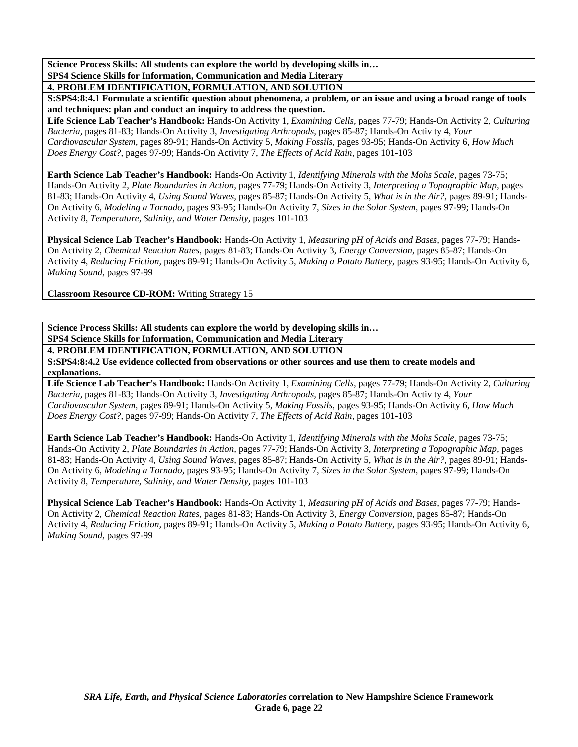**Science Process Skills: All students can explore the world by developing skills in…**

**SPS4 Science Skills for Information, Communication and Media Literary**

**4. PROBLEM IDENTIFICATION, FORMULATION, AND SOLUTION**

**S:SPS4:8:4.1 Formulate a scientific question about phenomena, a problem, or an issue and using a broad range of tools and techniques: plan and conduct an inquiry to address the question.**

**Life Science Lab Teacher's Handbook:** Hands-On Activity 1, *Examining Cells,* pages 77-79; Hands-On Activity 2, *Culturing Bacteria,* pages 81-83; Hands-On Activity 3, *Investigating Arthropods,* pages 85-87; Hands-On Activity 4, *Your Cardiovascular System,* pages 89-91; Hands-On Activity 5, *Making Fossils,* pages 93-95; Hands-On Activity 6, *How Much Does Energy Cost?,* pages 97-99; Hands-On Activity 7, *The Effects of Acid Rain,* pages 101-103

**Earth Science Lab Teacher's Handbook:** Hands-On Activity 1, *Identifying Minerals with the Mohs Scale,* pages 73-75; Hands-On Activity 2, *Plate Boundaries in Action,* pages 77-79; Hands-On Activity 3, *Interpreting a Topographic Map,* pages 81-83; Hands-On Activity 4, *Using Sound Waves,* pages 85-87; Hands-On Activity 5, *What is in the Air?,* pages 89-91; Hands-On Activity 6, *Modeling a Tornado,* pages 93-95; Hands-On Activity 7, *Sizes in the Solar System,* pages 97-99; Hands-On Activity 8, *Temperature, Salinity, and Water Density,* pages 101-103

**Physical Science Lab Teacher's Handbook:** Hands-On Activity 1, *Measuring pH of Acids and Bases,* pages 77-79; Hands-On Activity 2, *Chemical Reaction Rates,* pages 81-83; Hands-On Activity 3, *Energy Conversion,* pages 85-87; Hands-On Activity 4, *Reducing Friction,* pages 89-91; Hands-On Activity 5, *Making a Potato Battery,* pages 93-95; Hands-On Activity 6, *Making Sound,* pages 97-99

**Classroom Resource CD-ROM:** Writing Strategy 15

**Science Process Skills: All students can explore the world by developing skills in…**

**SPS4 Science Skills for Information, Communication and Media Literary**

**4. PROBLEM IDENTIFICATION, FORMULATION, AND SOLUTION**

**S:SPS4:8:4.2 Use evidence collected from observations or other sources and use them to create models and explanations.**

**Life Science Lab Teacher's Handbook:** Hands-On Activity 1, *Examining Cells,* pages 77-79; Hands-On Activity 2, *Culturing Bacteria,* pages 81-83; Hands-On Activity 3, *Investigating Arthropods,* pages 85-87; Hands-On Activity 4, *Your Cardiovascular System,* pages 89-91; Hands-On Activity 5, *Making Fossils,* pages 93-95; Hands-On Activity 6, *How Much Does Energy Cost?,* pages 97-99; Hands-On Activity 7, *The Effects of Acid Rain,* pages 101-103

**Earth Science Lab Teacher's Handbook:** Hands-On Activity 1, *Identifying Minerals with the Mohs Scale,* pages 73-75; Hands-On Activity 2, *Plate Boundaries in Action,* pages 77-79; Hands-On Activity 3, *Interpreting a Topographic Map,* pages 81-83; Hands-On Activity 4, *Using Sound Waves,* pages 85-87; Hands-On Activity 5, *What is in the Air?,* pages 89-91; Hands-On Activity 6, *Modeling a Tornado,* pages 93-95; Hands-On Activity 7, *Sizes in the Solar System,* pages 97-99; Hands-On Activity 8, *Temperature, Salinity, and Water Density,* pages 101-103

**Physical Science Lab Teacher's Handbook:** Hands-On Activity 1, *Measuring pH of Acids and Bases,* pages 77-79; Hands-On Activity 2, *Chemical Reaction Rates,* pages 81-83; Hands-On Activity 3, *Energy Conversion,* pages 85-87; Hands-On Activity 4, *Reducing Friction,* pages 89-91; Hands-On Activity 5, *Making a Potato Battery,* pages 93-95; Hands-On Activity 6, *Making Sound,* pages 97-99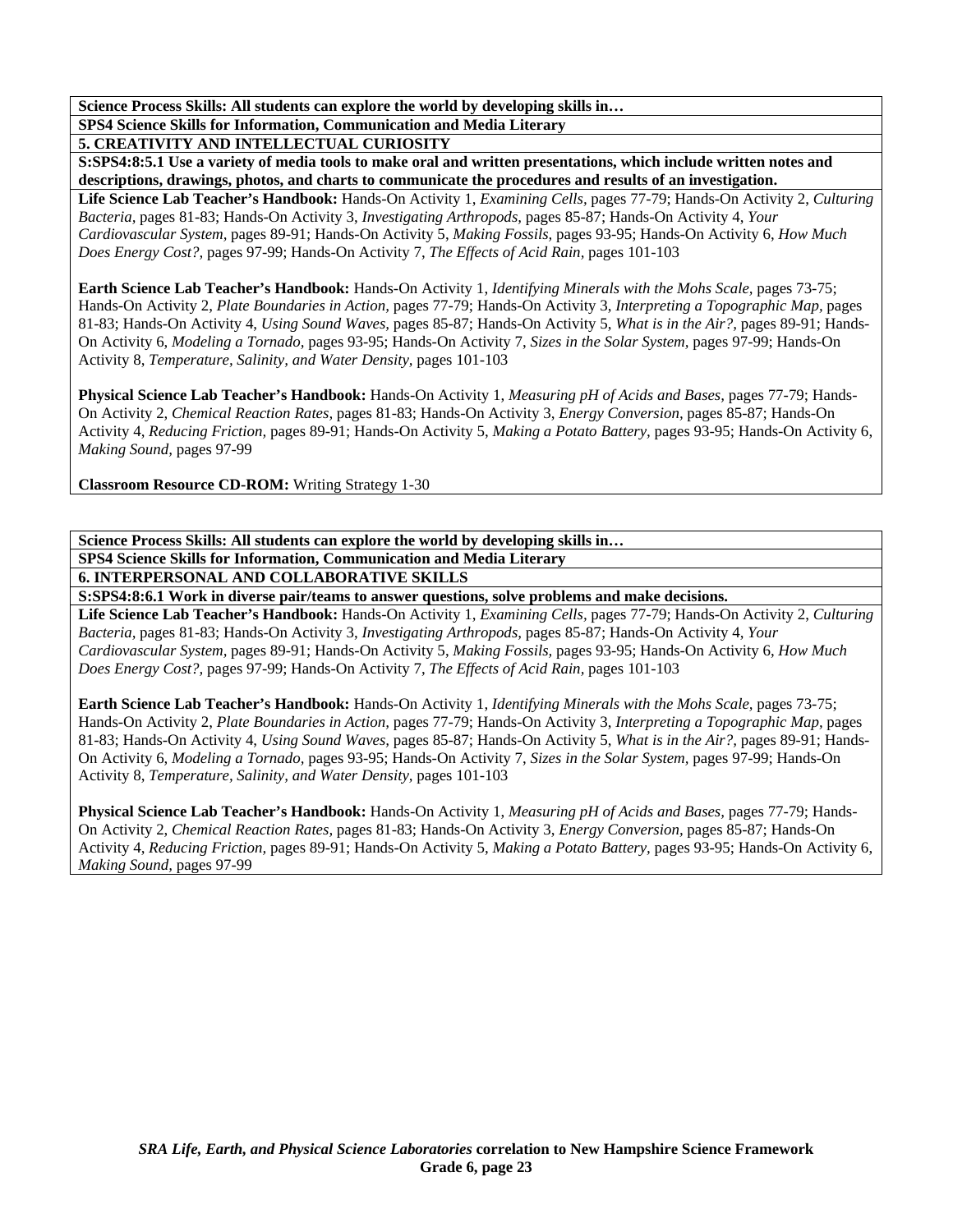**Science Process Skills: All students can explore the world by developing skills in…**

**SPS4 Science Skills for Information, Communication and Media Literary**

**5. CREATIVITY AND INTELLECTUAL CURIOSITY**

**S:SPS4:8:5.1 Use a variety of media tools to make oral and written presentations, which include written notes and descriptions, drawings, photos, and charts to communicate the procedures and results of an investigation.**

**Life Science Lab Teacher's Handbook:** Hands-On Activity 1, *Examining Cells,* pages 77-79; Hands-On Activity 2, *Culturing Bacteria,* pages 81-83; Hands-On Activity 3, *Investigating Arthropods,* pages 85-87; Hands-On Activity 4, *Your Cardiovascular System,* pages 89-91; Hands-On Activity 5, *Making Fossils,* pages 93-95; Hands-On Activity 6, *How Much Does Energy Cost?,* pages 97-99; Hands-On Activity 7, *The Effects of Acid Rain,* pages 101-103

**Earth Science Lab Teacher's Handbook:** Hands-On Activity 1, *Identifying Minerals with the Mohs Scale,* pages 73-75; Hands-On Activity 2, *Plate Boundaries in Action,* pages 77-79; Hands-On Activity 3, *Interpreting a Topographic Map,* pages 81-83; Hands-On Activity 4, *Using Sound Waves,* pages 85-87; Hands-On Activity 5, *What is in the Air?,* pages 89-91; Hands-On Activity 6, *Modeling a Tornado,* pages 93-95; Hands-On Activity 7, *Sizes in the Solar System,* pages 97-99; Hands-On Activity 8, *Temperature, Salinity, and Water Density,* pages 101-103

**Physical Science Lab Teacher's Handbook:** Hands-On Activity 1, *Measuring pH of Acids and Bases,* pages 77-79; Hands-On Activity 2, *Chemical Reaction Rates,* pages 81-83; Hands-On Activity 3, *Energy Conversion,* pages 85-87; Hands-On Activity 4, *Reducing Friction,* pages 89-91; Hands-On Activity 5, *Making a Potato Battery,* pages 93-95; Hands-On Activity 6, *Making Sound,* pages 97-99

**Classroom Resource CD-ROM:** Writing Strategy 1-30

**Science Process Skills: All students can explore the world by developing skills in…**

**SPS4 Science Skills for Information, Communication and Media Literary**

**6. INTERPERSONAL AND COLLABORATIVE SKILLS**

**S:SPS4:8:6.1 Work in diverse pair/teams to answer questions, solve problems and make decisions.**

**Life Science Lab Teacher's Handbook:** Hands-On Activity 1, *Examining Cells,* pages 77-79; Hands-On Activity 2, *Culturing Bacteria,* pages 81-83; Hands-On Activity 3, *Investigating Arthropods,* pages 85-87; Hands-On Activity 4, *Your Cardiovascular System,* pages 89-91; Hands-On Activity 5, *Making Fossils,* pages 93-95; Hands-On Activity 6, *How Much Does Energy Cost?,* pages 97-99; Hands-On Activity 7, *The Effects of Acid Rain,* pages 101-103

**Earth Science Lab Teacher's Handbook:** Hands-On Activity 1, *Identifying Minerals with the Mohs Scale,* pages 73-75; Hands-On Activity 2, *Plate Boundaries in Action,* pages 77-79; Hands-On Activity 3, *Interpreting a Topographic Map,* pages 81-83; Hands-On Activity 4, *Using Sound Waves,* pages 85-87; Hands-On Activity 5, *What is in the Air?,* pages 89-91; Hands-On Activity 6, *Modeling a Tornado,* pages 93-95; Hands-On Activity 7, *Sizes in the Solar System,* pages 97-99; Hands-On Activity 8, *Temperature, Salinity, and Water Density,* pages 101-103

**Physical Science Lab Teacher's Handbook:** Hands-On Activity 1, *Measuring pH of Acids and Bases,* pages 77-79; Hands-On Activity 2, *Chemical Reaction Rates,* pages 81-83; Hands-On Activity 3, *Energy Conversion,* pages 85-87; Hands-On Activity 4, *Reducing Friction,* pages 89-91; Hands-On Activity 5, *Making a Potato Battery,* pages 93-95; Hands-On Activity 6, *Making Sound,* pages 97-99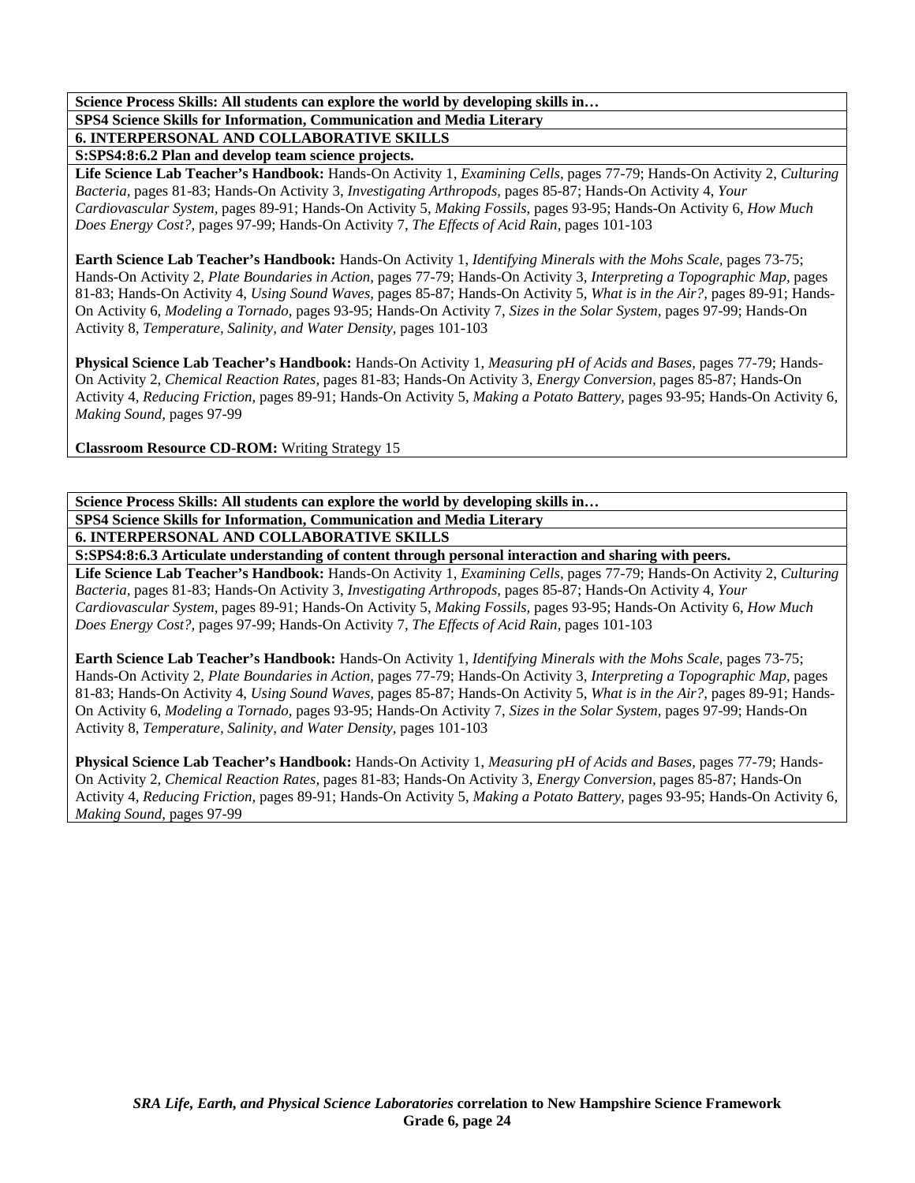**Science Process Skills: All students can explore the world by developing skills in…**

**SPS4 Science Skills for Information, Communication and Media Literary**

**6. INTERPERSONAL AND COLLABORATIVE SKILLS**

**S:SPS4:8:6.2 Plan and develop team science projects.**

**Life Science Lab Teacher's Handbook:** Hands-On Activity 1, *Examining Cells,* pages 77-79; Hands-On Activity 2, *Culturing Bacteria,* pages 81-83; Hands-On Activity 3, *Investigating Arthropods,* pages 85-87; Hands-On Activity 4, *Your Cardiovascular System,* pages 89-91; Hands-On Activity 5, *Making Fossils,* pages 93-95; Hands-On Activity 6, *How Much Does Energy Cost?,* pages 97-99; Hands-On Activity 7, *The Effects of Acid Rain,* pages 101-103

**Earth Science Lab Teacher's Handbook:** Hands-On Activity 1, *Identifying Minerals with the Mohs Scale,* pages 73-75; Hands-On Activity 2, *Plate Boundaries in Action,* pages 77-79; Hands-On Activity 3, *Interpreting a Topographic Map,* pages 81-83; Hands-On Activity 4, *Using Sound Waves,* pages 85-87; Hands-On Activity 5, *What is in the Air?,* pages 89-91; Hands-On Activity 6, *Modeling a Tornado,* pages 93-95; Hands-On Activity 7, *Sizes in the Solar System,* pages 97-99; Hands-On Activity 8, *Temperature, Salinity, and Water Density,* pages 101-103

**Physical Science Lab Teacher's Handbook:** Hands-On Activity 1, *Measuring pH of Acids and Bases,* pages 77-79; Hands-On Activity 2, *Chemical Reaction Rates,* pages 81-83; Hands-On Activity 3, *Energy Conversion,* pages 85-87; Hands-On Activity 4, *Reducing Friction,* pages 89-91; Hands-On Activity 5, *Making a Potato Battery,* pages 93-95; Hands-On Activity 6, *Making Sound,* pages 97-99

**Classroom Resource CD-ROM:** Writing Strategy 15

**Science Process Skills: All students can explore the world by developing skills in…**

**SPS4 Science Skills for Information, Communication and Media Literary**

**6. INTERPERSONAL AND COLLABORATIVE SKILLS**

**S:SPS4:8:6.3 Articulate understanding of content through personal interaction and sharing with peers.**

**Life Science Lab Teacher's Handbook:** Hands-On Activity 1, *Examining Cells,* pages 77-79; Hands-On Activity 2, *Culturing Bacteria,* pages 81-83; Hands-On Activity 3, *Investigating Arthropods,* pages 85-87; Hands-On Activity 4, *Your Cardiovascular System,* pages 89-91; Hands-On Activity 5, *Making Fossils,* pages 93-95; Hands-On Activity 6, *How Much Does Energy Cost?,* pages 97-99; Hands-On Activity 7, *The Effects of Acid Rain,* pages 101-103

**Earth Science Lab Teacher's Handbook:** Hands-On Activity 1, *Identifying Minerals with the Mohs Scale,* pages 73-75; Hands-On Activity 2, *Plate Boundaries in Action,* pages 77-79; Hands-On Activity 3, *Interpreting a Topographic Map,* pages 81-83; Hands-On Activity 4, *Using Sound Waves,* pages 85-87; Hands-On Activity 5, *What is in the Air?,* pages 89-91; Hands-On Activity 6, *Modeling a Tornado,* pages 93-95; Hands-On Activity 7, *Sizes in the Solar System,* pages 97-99; Hands-On Activity 8, *Temperature, Salinity, and Water Density,* pages 101-103

**Physical Science Lab Teacher's Handbook:** Hands-On Activity 1, *Measuring pH of Acids and Bases,* pages 77-79; Hands-On Activity 2, *Chemical Reaction Rates,* pages 81-83; Hands-On Activity 3, *Energy Conversion,* pages 85-87; Hands-On Activity 4, *Reducing Friction,* pages 89-91; Hands-On Activity 5, *Making a Potato Battery,* pages 93-95; Hands-On Activity 6, *Making Sound,* pages 97-99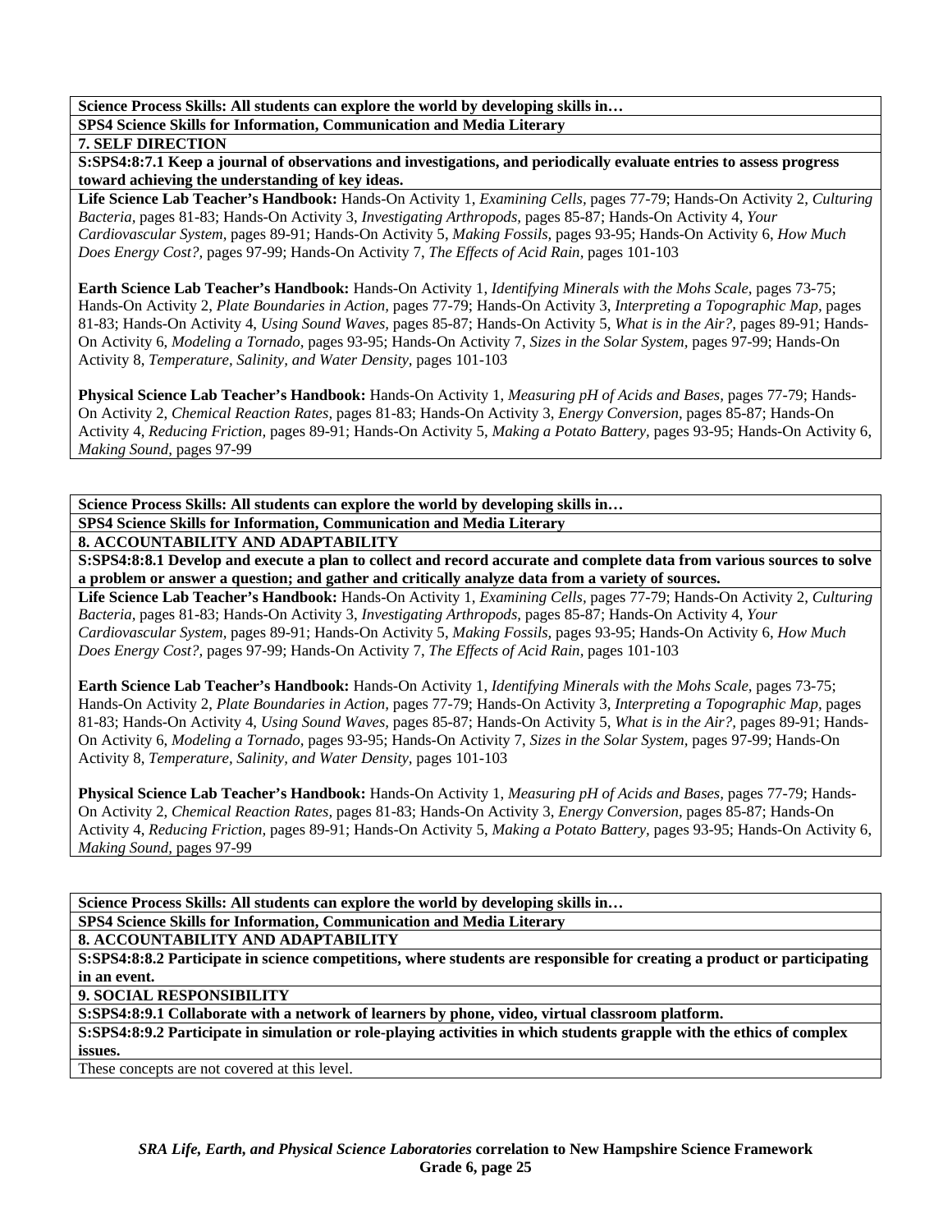**Science Process Skills: All students can explore the world by developing skills in…**

**SPS4 Science Skills for Information, Communication and Media Literary**

**7. SELF DIRECTION**

**S:SPS4:8:7.1 Keep a journal of observations and investigations, and periodically evaluate entries to assess progress toward achieving the understanding of key ideas.**

**Life Science Lab Teacher's Handbook:** Hands-On Activity 1, *Examining Cells,* pages 77-79; Hands-On Activity 2, *Culturing Bacteria,* pages 81-83; Hands-On Activity 3, *Investigating Arthropods,* pages 85-87; Hands-On Activity 4, *Your Cardiovascular System,* pages 89-91; Hands-On Activity 5, *Making Fossils,* pages 93-95; Hands-On Activity 6, *How Much Does Energy Cost?,* pages 97-99; Hands-On Activity 7, *The Effects of Acid Rain,* pages 101-103

**Earth Science Lab Teacher's Handbook:** Hands-On Activity 1, *Identifying Minerals with the Mohs Scale,* pages 73-75; Hands-On Activity 2, *Plate Boundaries in Action,* pages 77-79; Hands-On Activity 3, *Interpreting a Topographic Map,* pages 81-83; Hands-On Activity 4, *Using Sound Waves,* pages 85-87; Hands-On Activity 5, *What is in the Air?,* pages 89-91; Hands-On Activity 6, *Modeling a Tornado,* pages 93-95; Hands-On Activity 7, *Sizes in the Solar System,* pages 97-99; Hands-On Activity 8, *Temperature, Salinity, and Water Density,* pages 101-103

**Physical Science Lab Teacher's Handbook:** Hands-On Activity 1, *Measuring pH of Acids and Bases,* pages 77-79; Hands-On Activity 2, *Chemical Reaction Rates,* pages 81-83; Hands-On Activity 3, *Energy Conversion,* pages 85-87; Hands-On Activity 4, *Reducing Friction,* pages 89-91; Hands-On Activity 5, *Making a Potato Battery,* pages 93-95; Hands-On Activity 6, *Making Sound,* pages 97-99

**Science Process Skills: All students can explore the world by developing skills in…**

**SPS4 Science Skills for Information, Communication and Media Literary**

**8. ACCOUNTABILITY AND ADAPTABILITY**

**S:SPS4:8:8.1 Develop and execute a plan to collect and record accurate and complete data from various sources to solve a problem or answer a question; and gather and critically analyze data from a variety of sources.**

**Life Science Lab Teacher's Handbook:** Hands-On Activity 1, *Examining Cells,* pages 77-79; Hands-On Activity 2, *Culturing Bacteria,* pages 81-83; Hands-On Activity 3, *Investigating Arthropods,* pages 85-87; Hands-On Activity 4, *Your Cardiovascular System,* pages 89-91; Hands-On Activity 5, *Making Fossils,* pages 93-95; Hands-On Activity 6, *How Much Does Energy Cost?,* pages 97-99; Hands-On Activity 7, *The Effects of Acid Rain,* pages 101-103

**Earth Science Lab Teacher's Handbook:** Hands-On Activity 1, *Identifying Minerals with the Mohs Scale,* pages 73-75; Hands-On Activity 2, *Plate Boundaries in Action,* pages 77-79; Hands-On Activity 3, *Interpreting a Topographic Map,* pages 81-83; Hands-On Activity 4, *Using Sound Waves,* pages 85-87; Hands-On Activity 5, *What is in the Air?,* pages 89-91; Hands-On Activity 6, *Modeling a Tornado,* pages 93-95; Hands-On Activity 7, *Sizes in the Solar System,* pages 97-99; Hands-On Activity 8, *Temperature, Salinity, and Water Density,* pages 101-103

**Physical Science Lab Teacher's Handbook:** Hands-On Activity 1, *Measuring pH of Acids and Bases,* pages 77-79; Hands-On Activity 2, *Chemical Reaction Rates,* pages 81-83; Hands-On Activity 3, *Energy Conversion,* pages 85-87; Hands-On Activity 4, *Reducing Friction,* pages 89-91; Hands-On Activity 5, *Making a Potato Battery,* pages 93-95; Hands-On Activity 6, *Making Sound,* pages 97-99

**Science Process Skills: All students can explore the world by developing skills in…**

**SPS4 Science Skills for Information, Communication and Media Literary**

**8. ACCOUNTABILITY AND ADAPTABILITY**

**S:SPS4:8:8.2 Participate in science competitions, where students are responsible for creating a product or participating in an event.**

**9. SOCIAL RESPONSIBILITY**

**S:SPS4:8:9.1 Collaborate with a network of learners by phone, video, virtual classroom platform.**

**S:SPS4:8:9.2 Participate in simulation or role-playing activities in which students grapple with the ethics of complex issues.**

These concepts are not covered at this level.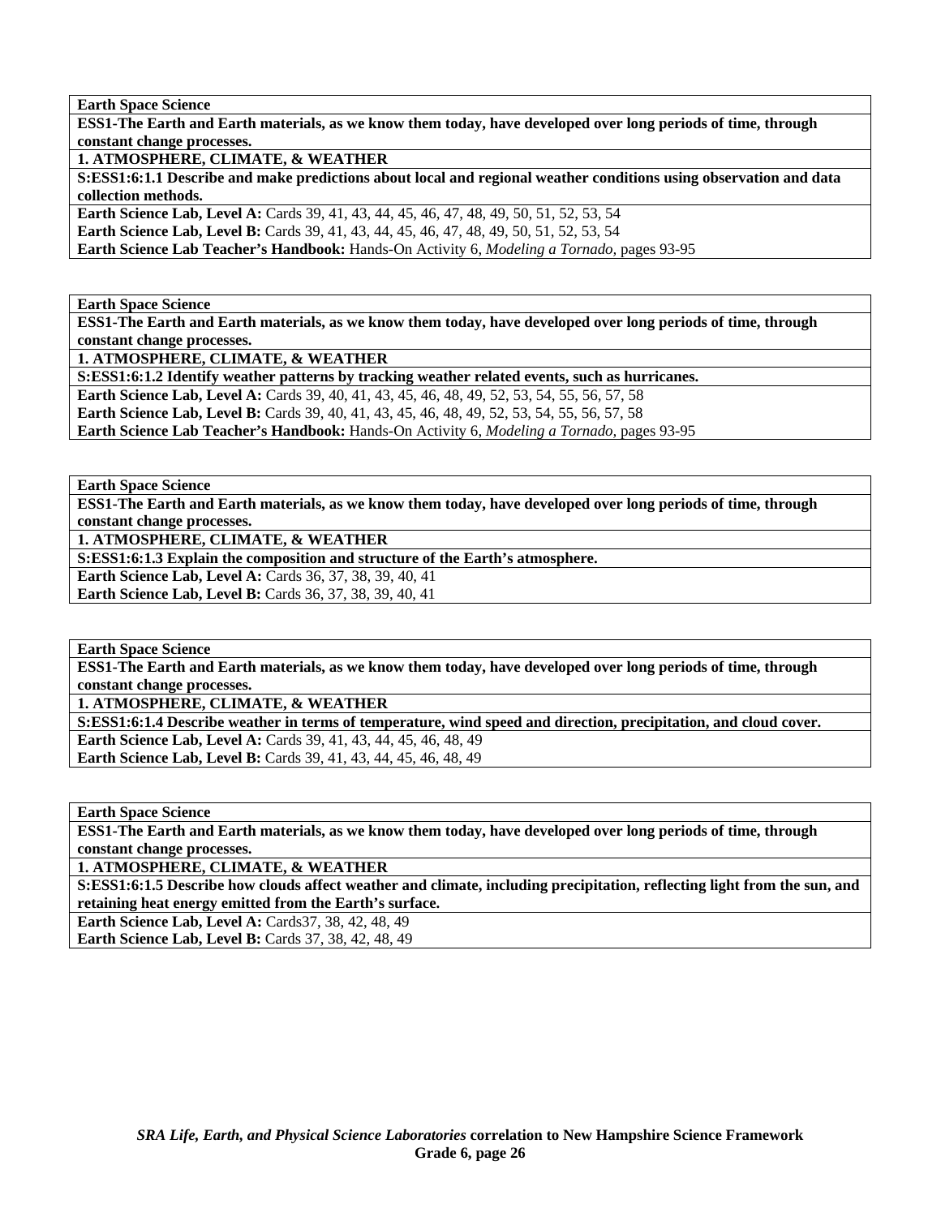**Earth Space Science**

**ESS1-The Earth and Earth materials, as we know them today, have developed over long periods of time, through constant change processes.**

**1. ATMOSPHERE, CLIMATE, & WEATHER**

**S:ESS1:6:1.1 Describe and make predictions about local and regional weather conditions using observation and data collection methods.**

**Earth Science Lab, Level A:** Cards 39, 41, 43, 44, 45, 46, 47, 48, 49, 50, 51, 52, 53, 54
**Earth Science Lab, Level B:** Cards 39, 41, 43, 44, 45, 46, 47, 48, 49, 50, 51, 52, 53, 54
**Earth Science Lab Teacher's Handbook:** Hands-On Activity 6, *Modeling a Tornado,* pages 93-95

---

**Earth Space Science**

**ESS1-The Earth and Earth materials, as we know them today, have developed over long periods of time, through constant change processes.**

**1. ATMOSPHERE, CLIMATE, & WEATHER**

**S:ESS1:6:1.2 Identify weather patterns by tracking weather related events, such as hurricanes.**

**Earth Science Lab, Level A:** Cards 39, 40, 41, 43, 45, 46, 48, 49, 52, 53, 54, 55, 56, 57, 58
**Earth Science Lab, Level B:** Cards 39, 40, 41, 43, 45, 46, 48, 49, 52, 53, 54, 55, 56, 57, 58
**Earth Science Lab Teacher's Handbook:** Hands-On Activity 6, *Modeling a Tornado,* pages 93-95

---

**Earth Space Science**

**ESS1-The Earth and Earth materials, as we know them today, have developed over long periods of time, through constant change processes.**

**1. ATMOSPHERE, CLIMATE, & WEATHER**

**S:ESS1:6:1.3 Explain the composition and structure of the Earth's atmosphere.**

**Earth Science Lab, Level A:** Cards 36, 37, 38, 39, 40, 41
**Earth Science Lab, Level B:** Cards 36, 37, 38, 39, 40, 41

---

**Earth Space Science**

**ESS1-The Earth and Earth materials, as we know them today, have developed over long periods of time, through constant change processes.**

**1. ATMOSPHERE, CLIMATE, & WEATHER**

**S:ESS1:6:1.4 Describe weather in terms of temperature, wind speed and direction, precipitation, and cloud cover.**

**Earth Science Lab, Level A:** Cards 39, 41, 43, 44, 45, 46, 48, 49
**Earth Science Lab, Level B:** Cards 39, 41, 43, 44, 45, 46, 48, 49

---

**Earth Space Science**

**ESS1-The Earth and Earth materials, as we know them today, have developed over long periods of time, through constant change processes.**

**1. ATMOSPHERE, CLIMATE, & WEATHER**

**S:ESS1:6:1.5 Describe how clouds affect weather and climate, including precipitation, reflecting light from the sun, and retaining heat energy emitted from the Earth's surface.**

**Earth Science Lab, Level A:** Cards37, 38, 42, 48, 49
**Earth Science Lab, Level B:** Cards 37, 38, 42, 48, 49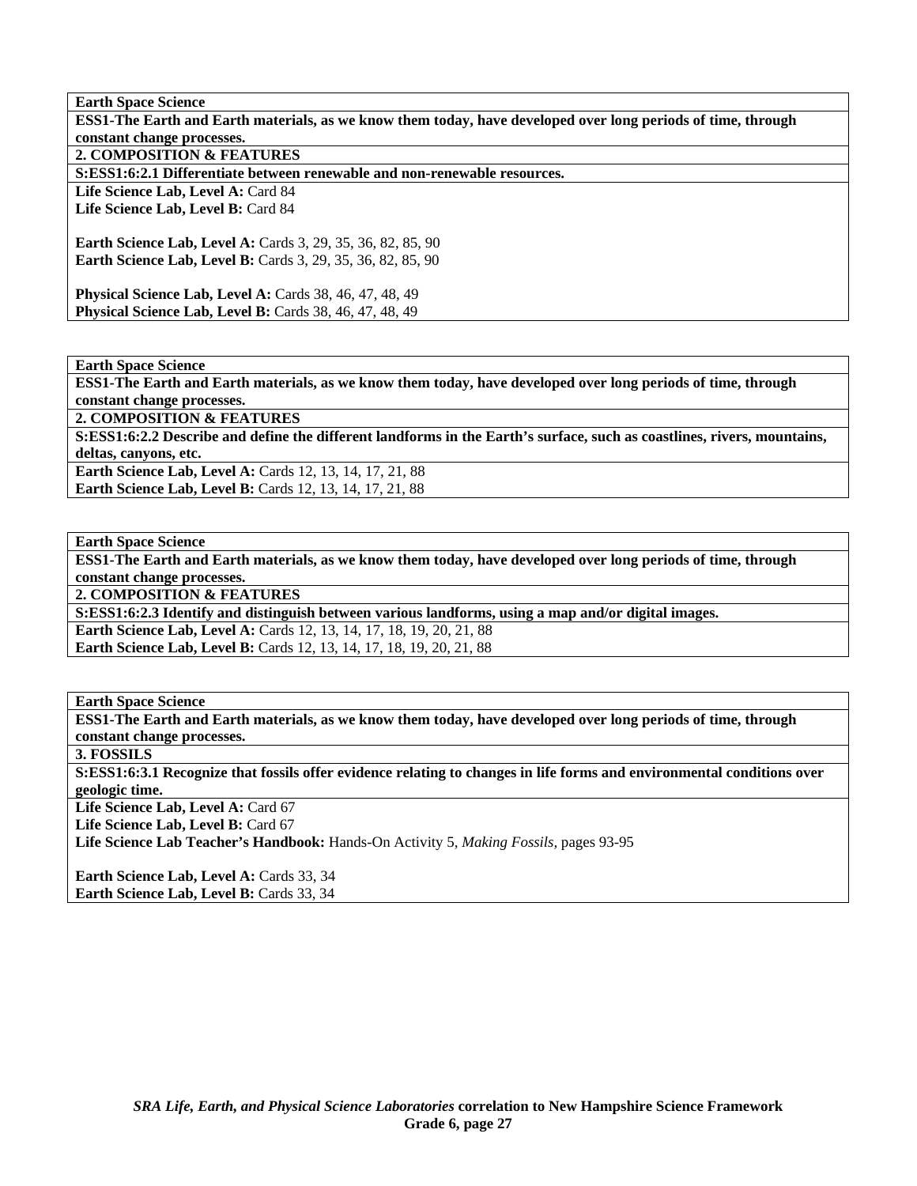**Earth Space Science**

**ESS1-The Earth and Earth materials, as we know them today, have developed over long periods of time, through constant change processes.**

**2. COMPOSITION & FEATURES**

**S:ESS1:6:2.1 Differentiate between renewable and non-renewable resources.**

**Life Science Lab, Level A:** Card 84
**Life Science Lab, Level B:** Card 84

**Earth Science Lab, Level A:** Cards 3, 29, 35, 36, 82, 85, 90
**Earth Science Lab, Level B:** Cards 3, 29, 35, 36, 82, 85, 90

**Physical Science Lab, Level A:** Cards 38, 46, 47, 48, 49
**Physical Science Lab, Level B:** Cards 38, 46, 47, 48, 49

---

**Earth Space Science**

**ESS1-The Earth and Earth materials, as we know them today, have developed over long periods of time, through constant change processes.**

**2. COMPOSITION & FEATURES**

**S:ESS1:6:2.2 Describe and define the different landforms in the Earth's surface, such as coastlines, rivers, mountains, deltas, canyons, etc.**

**Earth Science Lab, Level A:** Cards 12, 13, 14, 17, 21, 88
**Earth Science Lab, Level B:** Cards 12, 13, 14, 17, 21, 88

---

**Earth Space Science**

**ESS1-The Earth and Earth materials, as we know them today, have developed over long periods of time, through constant change processes.**

**2. COMPOSITION & FEATURES**

**S:ESS1:6:2.3 Identify and distinguish between various landforms, using a map and/or digital images.**

**Earth Science Lab, Level A:** Cards 12, 13, 14, 17, 18, 19, 20, 21, 88
**Earth Science Lab, Level B:** Cards 12, 13, 14, 17, 18, 19, 20, 21, 88

---

**Earth Space Science**

**ESS1-The Earth and Earth materials, as we know them today, have developed over long periods of time, through constant change processes.**

**3. FOSSILS**

**S:ESS1:6:3.1 Recognize that fossils offer evidence relating to changes in life forms and environmental conditions over geologic time.**

**Life Science Lab, Level A:** Card 67
**Life Science Lab, Level B:** Card 67
**Life Science Lab Teacher's Handbook:** Hands-On Activity 5, *Making Fossils,* pages 93-95

**Earth Science Lab, Level A:** Cards 33, 34
**Earth Science Lab, Level B:** Cards 33, 34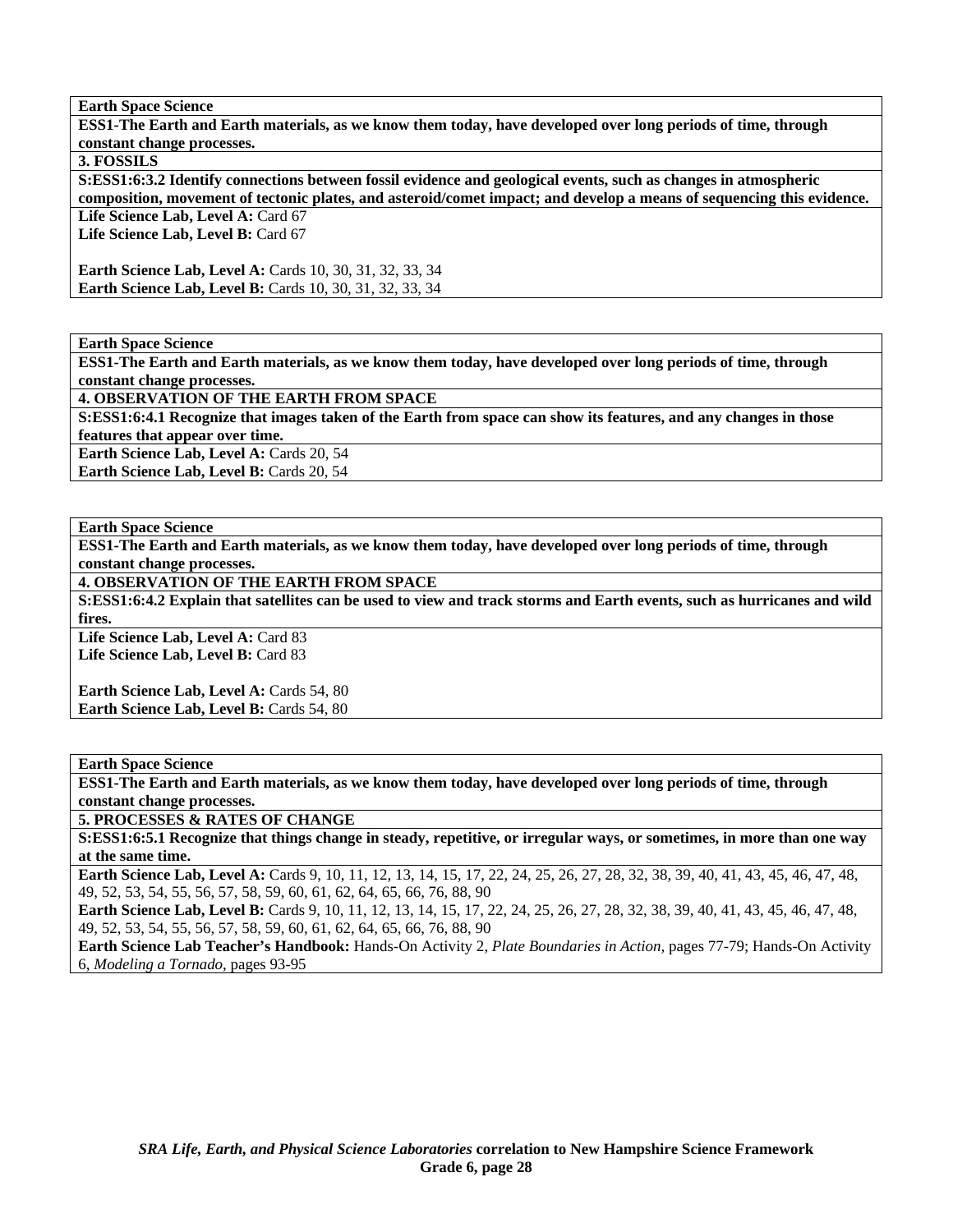| Earth Space Science |
|---|
| **ESS1-The Earth and Earth materials, as we know them today, have developed over long periods of time, through constant change processes.** |
| **3. FOSSILS** |
| **S:ESS1:6:3.2 Identify connections between fossil evidence and geological events, such as changes in atmospheric composition, movement of tectonic plates, and asteroid/comet impact; and develop a means of sequencing this evidence.** |
| **Life Science Lab, Level A:** Card 67<br>**Life Science Lab, Level B:** Card 67<br><br>**Earth Science Lab, Level A:** Cards 10, 30, 31, 32, 33, 34<br>**Earth Science Lab, Level B:** Cards 10, 30, 31, 32, 33, 34 |

| Earth Space Science |
|---|
| **ESS1-The Earth and Earth materials, as we know them today, have developed over long periods of time, through constant change processes.** |
| **4. OBSERVATION OF THE EARTH FROM SPACE** |
| **S:ESS1:6:4.1 Recognize that images taken of the Earth from space can show its features, and any changes in those features that appear over time.** |
| **Earth Science Lab, Level A:** Cards 20, 54<br>**Earth Science Lab, Level B:** Cards 20, 54 |

| Earth Space Science |
|---|
| **ESS1-The Earth and Earth materials, as we know them today, have developed over long periods of time, through constant change processes.** |
| **4. OBSERVATION OF THE EARTH FROM SPACE** |
| **S:ESS1:6:4.2 Explain that satellites can be used to view and track storms and Earth events, such as hurricanes and wild fires.** |
| **Life Science Lab, Level A:** Card 83<br>**Life Science Lab, Level B:** Card 83<br><br>**Earth Science Lab, Level A:** Cards 54, 80<br>**Earth Science Lab, Level B:** Cards 54, 80 |

| Earth Space Science |
|---|
| **ESS1-The Earth and Earth materials, as we know them today, have developed over long periods of time, through constant change processes.** |
| **5. PROCESSES & RATES OF CHANGE** |
| **S:ESS1:6:5.1 Recognize that things change in steady, repetitive, or irregular ways, or sometimes, in more than one way at the same time.** |
| **Earth Science Lab, Level A:** Cards 9, 10, 11, 12, 13, 14, 15, 17, 22, 24, 25, 26, 27, 28, 32, 38, 39, 40, 41, 43, 45, 46, 47, 48, 49, 52, 53, 54, 55, 56, 57, 58, 59, 60, 61, 62, 64, 65, 66, 76, 88, 90<br>**Earth Science Lab, Level B:** Cards 9, 10, 11, 12, 13, 14, 15, 17, 22, 24, 25, 26, 27, 28, 32, 38, 39, 40, 41, 43, 45, 46, 47, 48, 49, 52, 53, 54, 55, 56, 57, 58, 59, 60, 61, 62, 64, 65, 66, 76, 88, 90<br>**Earth Science Lab Teacher's Handbook:** Hands-On Activity 2, *Plate Boundaries in Action,* pages 77-79; Hands-On Activity 6, *Modeling a Tornado,* pages 93-95 |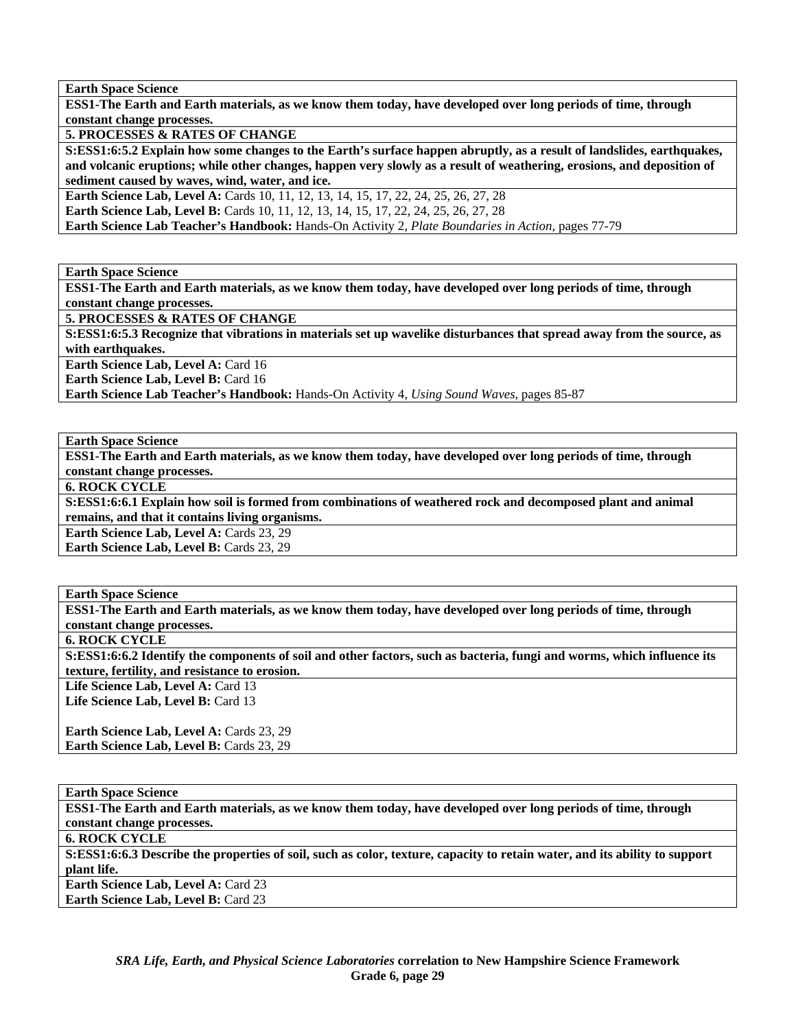**Earth Space Science**

**ESS1-The Earth and Earth materials, as we know them today, have developed over long periods of time, through constant change processes.**

**5. PROCESSES & RATES OF CHANGE**

**S:ESS1:6:5.2 Explain how some changes to the Earth's surface happen abruptly, as a result of landslides, earthquakes, and volcanic eruptions; while other changes, happen very slowly as a result of weathering, erosions, and deposition of sediment caused by waves, wind, water, and ice.**

**Earth Science Lab, Level A:** Cards 10, 11, 12, 13, 14, 15, 17, 22, 24, 25, 26, 27, 28
**Earth Science Lab, Level B:** Cards 10, 11, 12, 13, 14, 15, 17, 22, 24, 25, 26, 27, 28
**Earth Science Lab Teacher's Handbook:** Hands-On Activity 2, *Plate Boundaries in Action,* pages 77-79

**Earth Space Science**

**ESS1-The Earth and Earth materials, as we know them today, have developed over long periods of time, through constant change processes.**

**5. PROCESSES & RATES OF CHANGE**

**S:ESS1:6:5.3 Recognize that vibrations in materials set up wavelike disturbances that spread away from the source, as with earthquakes.**

**Earth Science Lab, Level A:** Card 16
**Earth Science Lab, Level B:** Card 16
**Earth Science Lab Teacher's Handbook:** Hands-On Activity 4, *Using Sound Waves,* pages 85-87

**Earth Space Science**

**ESS1-The Earth and Earth materials, as we know them today, have developed over long periods of time, through constant change processes.**

**6. ROCK CYCLE**

**S:ESS1:6:6.1 Explain how soil is formed from combinations of weathered rock and decomposed plant and animal remains, and that it contains living organisms.**

**Earth Science Lab, Level A:** Cards 23, 29
**Earth Science Lab, Level B:** Cards 23, 29

**Earth Space Science**

**ESS1-The Earth and Earth materials, as we know them today, have developed over long periods of time, through constant change processes.**

**6. ROCK CYCLE**

**S:ESS1:6:6.2 Identify the components of soil and other factors, such as bacteria, fungi and worms, which influence its texture, fertility, and resistance to erosion.**

**Life Science Lab, Level A:** Card 13
**Life Science Lab, Level B:** Card 13

**Earth Science Lab, Level A:** Cards 23, 29
**Earth Science Lab, Level B:** Cards 23, 29

**Earth Space Science**

**ESS1-The Earth and Earth materials, as we know them today, have developed over long periods of time, through constant change processes.**

**6. ROCK CYCLE**

**S:ESS1:6:6.3 Describe the properties of soil, such as color, texture, capacity to retain water, and its ability to support plant life.**

**Earth Science Lab, Level A:** Card 23
**Earth Science Lab, Level B:** Card 23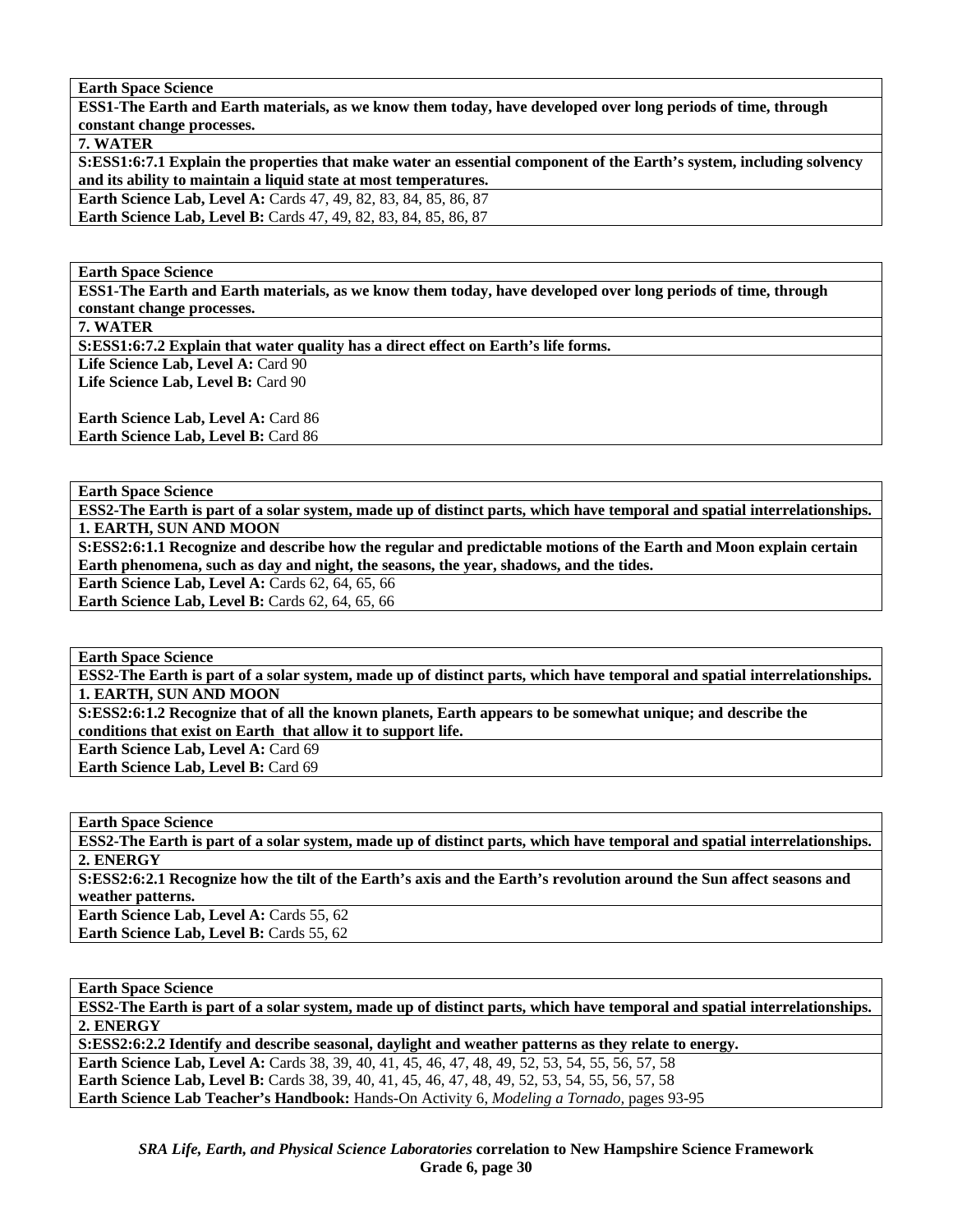**Earth Space Science**

**ESS1-The Earth and Earth materials, as we know them today, have developed over long periods of time, through constant change processes.**

**7. WATER**

**S:ESS1:6:7.1 Explain the properties that make water an essential component of the Earth's system, including solvency and its ability to maintain a liquid state at most temperatures.**

**Earth Science Lab, Level A:** Cards 47, 49, 82, 83, 84, 85, 86, 87
**Earth Science Lab, Level B:** Cards 47, 49, 82, 83, 84, 85, 86, 87

---

**Earth Space Science**

**ESS1-The Earth and Earth materials, as we know them today, have developed over long periods of time, through constant change processes.**

**7. WATER**

**S:ESS1:6:7.2 Explain that water quality has a direct effect on Earth's life forms.**

**Life Science Lab, Level A:** Card 90
**Life Science Lab, Level B:** Card 90

**Earth Science Lab, Level A:** Card 86
**Earth Science Lab, Level B:** Card 86

---

**Earth Space Science**

**ESS2-The Earth is part of a solar system, made up of distinct parts, which have temporal and spatial interrelationships.**

**1. EARTH, SUN AND MOON**

**S:ESS2:6:1.1 Recognize and describe how the regular and predictable motions of the Earth and Moon explain certain Earth phenomena, such as day and night, the seasons, the year, shadows, and the tides.**

**Earth Science Lab, Level A:** Cards 62, 64, 65, 66
**Earth Science Lab, Level B:** Cards 62, 64, 65, 66

---

**Earth Space Science**

**ESS2-The Earth is part of a solar system, made up of distinct parts, which have temporal and spatial interrelationships.**

**1. EARTH, SUN AND MOON**

**S:ESS2:6:1.2 Recognize that of all the known planets, Earth appears to be somewhat unique; and describe the conditions that exist on Earth that allow it to support life.**

**Earth Science Lab, Level A:** Card 69
**Earth Science Lab, Level B:** Card 69

---

**Earth Space Science**

**ESS2-The Earth is part of a solar system, made up of distinct parts, which have temporal and spatial interrelationships.**

**2. ENERGY**

**S:ESS2:6:2.1 Recognize how the tilt of the Earth's axis and the Earth's revolution around the Sun affect seasons and weather patterns.**

**Earth Science Lab, Level A:** Cards 55, 62
**Earth Science Lab, Level B:** Cards 55, 62

---

**Earth Space Science**

**ESS2-The Earth is part of a solar system, made up of distinct parts, which have temporal and spatial interrelationships.**

**2. ENERGY**

**S:ESS2:6:2.2 Identify and describe seasonal, daylight and weather patterns as they relate to energy.**

**Earth Science Lab, Level A:** Cards 38, 39, 40, 41, 45, 46, 47, 48, 49, 52, 53, 54, 55, 56, 57, 58
**Earth Science Lab, Level B:** Cards 38, 39, 40, 41, 45, 46, 47, 48, 49, 52, 53, 54, 55, 56, 57, 58
**Earth Science Lab Teacher's Handbook:** Hands-On Activity 6, *Modeling a Tornado,* pages 93-95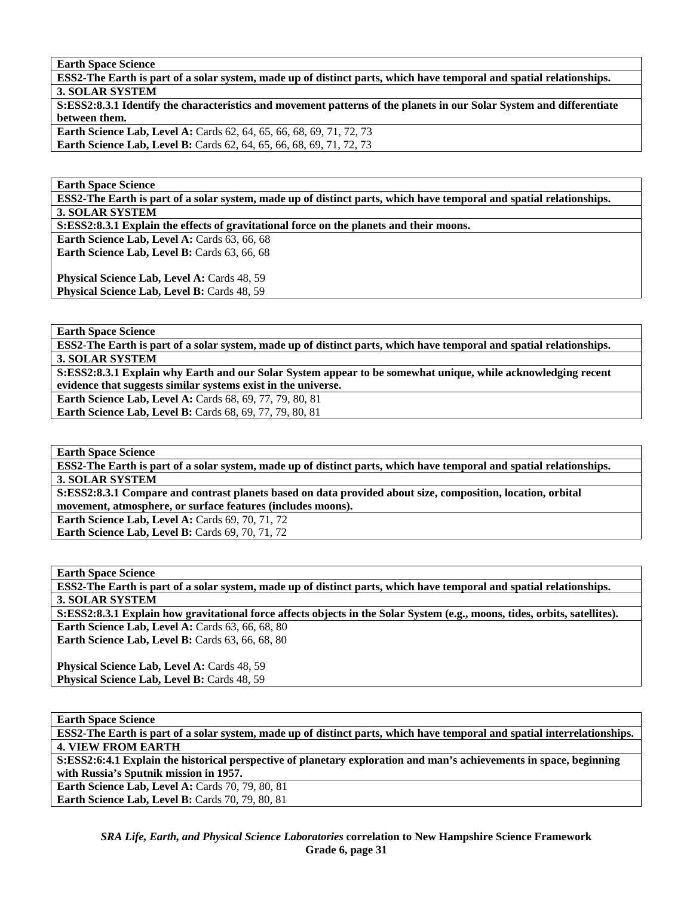**Earth Space Science**

**ESS2-The Earth is part of a solar system, made up of distinct parts, which have temporal and spatial relationships.**

**3. SOLAR SYSTEM**

**S:ESS2:8.3.1 Identify the characteristics and movement patterns of the planets in our Solar System and differentiate between them.**

**Earth Science Lab, Level A:** Cards 62, 64, 65, 66, 68, 69, 71, 72, 73
**Earth Science Lab, Level B:** Cards 62, 64, 65, 66, 68, 69, 71, 72, 73

---

**Earth Space Science**

**ESS2-The Earth is part of a solar system, made up of distinct parts, which have temporal and spatial relationships.**

**3. SOLAR SYSTEM**

**S:ESS2:8.3.1 Explain the effects of gravitational force on the planets and their moons.**

**Earth Science Lab, Level A:** Cards 63, 66, 68
**Earth Science Lab, Level B:** Cards 63, 66, 68

**Physical Science Lab, Level A:** Cards 48, 59
**Physical Science Lab, Level B:** Cards 48, 59

---

**Earth Space Science**

**ESS2-The Earth is part of a solar system, made up of distinct parts, which have temporal and spatial relationships.**

**3. SOLAR SYSTEM**

**S:ESS2:8.3.1 Explain why Earth and our Solar System appear to be somewhat unique, while acknowledging recent evidence that suggests similar systems exist in the universe.**

**Earth Science Lab, Level A:** Cards 68, 69, 77, 79, 80, 81
**Earth Science Lab, Level B:** Cards 68, 69, 77, 79, 80, 81

---

**Earth Space Science**

**ESS2-The Earth is part of a solar system, made up of distinct parts, which have temporal and spatial relationships.**

**3. SOLAR SYSTEM**

**S:ESS2:8.3.1 Compare and contrast planets based on data provided about size, composition, location, orbital movement, atmosphere, or surface features (includes moons).**

**Earth Science Lab, Level A:** Cards 69, 70, 71, 72
**Earth Science Lab, Level B:** Cards 69, 70, 71, 72

---

**Earth Space Science**

**ESS2-The Earth is part of a solar system, made up of distinct parts, which have temporal and spatial relationships.**

**3. SOLAR SYSTEM**

**S:ESS2:8.3.1 Explain how gravitational force affects objects in the Solar System (e.g., moons, tides, orbits, satellites).**

**Earth Science Lab, Level A:** Cards 63, 66, 68, 80
**Earth Science Lab, Level B:** Cards 63, 66, 68, 80

**Physical Science Lab, Level A:** Cards 48, 59
**Physical Science Lab, Level B:** Cards 48, 59

---

**Earth Space Science**

**ESS2-The Earth is part of a solar system, made up of distinct parts, which have temporal and spatial interrelationships.**

**4. VIEW FROM EARTH**

**S:ESS2:6:4.1 Explain the historical perspective of planetary exploration and man's achievements in space, beginning with Russia's Sputnik mission in 1957.**

**Earth Science Lab, Level A:** Cards 70, 79, 80, 81
**Earth Science Lab, Level B:** Cards 70, 79, 80, 81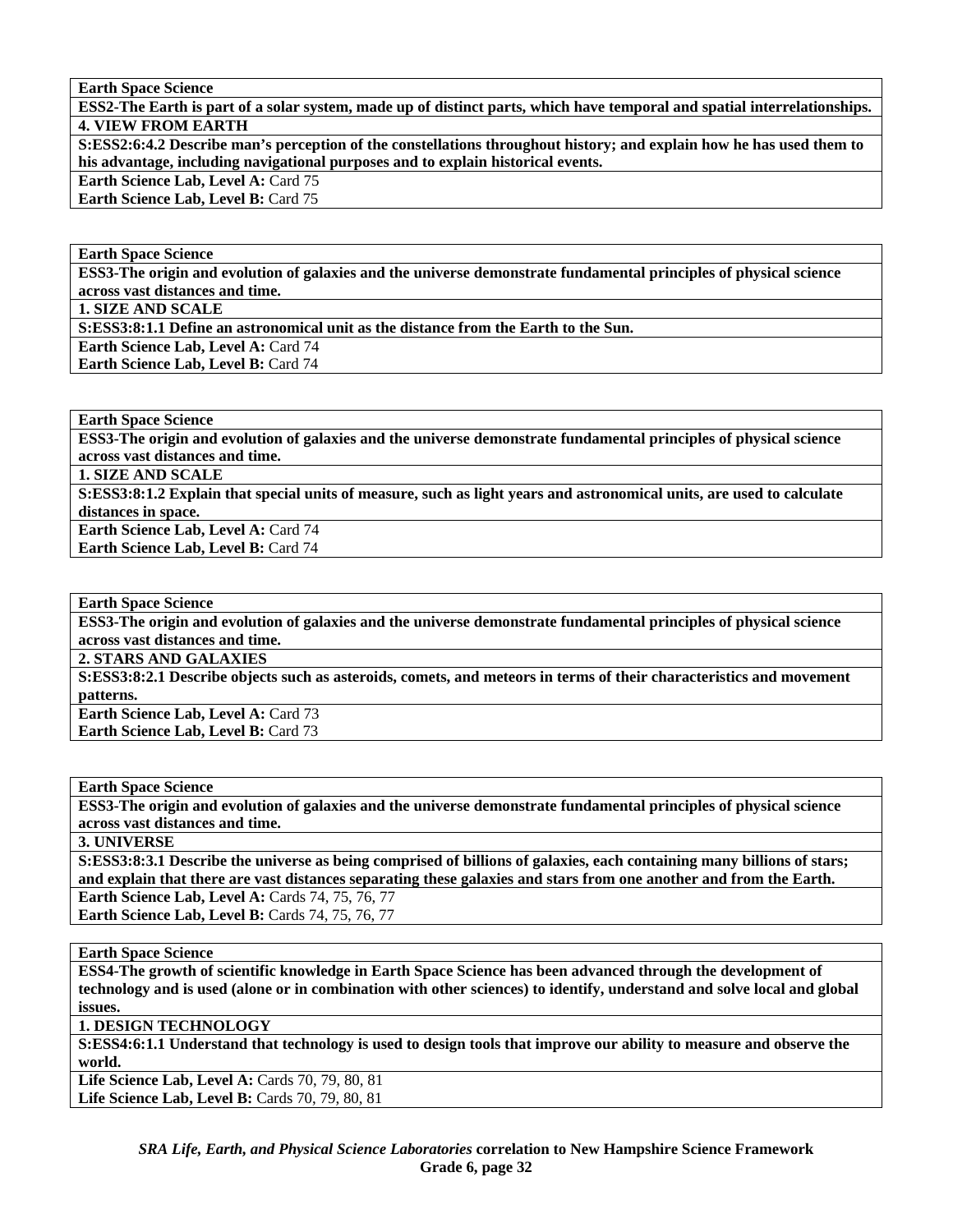| Earth Space Science |
|---|
| **ESS2-The Earth is part of a solar system, made up of distinct parts, which have temporal and spatial interrelationships.** |
| **4. VIEW FROM EARTH** |
| **S:ESS2:6:4.2 Describe man's perception of the constellations throughout history; and explain how he has used them to his advantage, including navigational purposes and to explain historical events.** |
| **Earth Science Lab, Level A:** Card 75<br>**Earth Science Lab, Level B:** Card 75 |

| Earth Space Science |
|---|
| **ESS3-The origin and evolution of galaxies and the universe demonstrate fundamental principles of physical science across vast distances and time.** |
| **1. SIZE AND SCALE** |
| **S:ESS3:8:1.1 Define an astronomical unit as the distance from the Earth to the Sun.** |
| **Earth Science Lab, Level A:** Card 74<br>**Earth Science Lab, Level B:** Card 74 |

| Earth Space Science |
|---|
| **ESS3-The origin and evolution of galaxies and the universe demonstrate fundamental principles of physical science across vast distances and time.** |
| **1. SIZE AND SCALE** |
| **S:ESS3:8:1.2 Explain that special units of measure, such as light years and astronomical units, are used to calculate distances in space.** |
| **Earth Science Lab, Level A:** Card 74<br>**Earth Science Lab, Level B:** Card 74 |

| Earth Space Science |
|---|
| **ESS3-The origin and evolution of galaxies and the universe demonstrate fundamental principles of physical science across vast distances and time.** |
| **2. STARS AND GALAXIES** |
| **S:ESS3:8:2.1 Describe objects such as asteroids, comets, and meteors in terms of their characteristics and movement patterns.** |
| **Earth Science Lab, Level A:** Card 73<br>**Earth Science Lab, Level B:** Card 73 |

| Earth Space Science |
|---|
| **ESS3-The origin and evolution of galaxies and the universe demonstrate fundamental principles of physical science across vast distances and time.** |
| **3. UNIVERSE** |
| **S:ESS3:8:3.1 Describe the universe as being comprised of billions of galaxies, each containing many billions of stars; and explain that there are vast distances separating these galaxies and stars from one another and from the Earth.** |
| **Earth Science Lab, Level A:** Cards 74, 75, 76, 77<br>**Earth Science Lab, Level B:** Cards 74, 75, 76, 77 |

| Earth Space Science |
|---|
| **ESS4-The growth of scientific knowledge in Earth Space Science has been advanced through the development of technology and is used (alone or in combination with other sciences) to identify, understand and solve local and global issues.** |
| **1. DESIGN TECHNOLOGY** |
| **S:ESS4:6:1.1 Understand that technology is used to design tools that improve our ability to measure and observe the world.** |
| **Life Science Lab, Level A:** Cards 70, 79, 80, 81<br>**Life Science Lab, Level B:** Cards 70, 79, 80, 81 |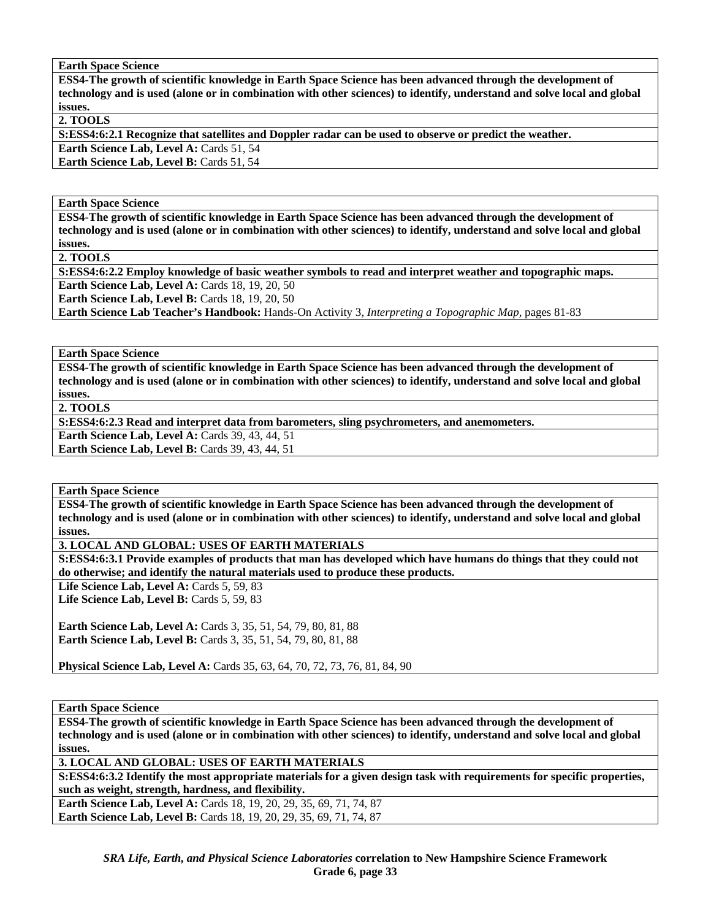**Earth Space Science**

**ESS4-The growth of scientific knowledge in Earth Space Science has been advanced through the development of technology and is used (alone or in combination with other sciences) to identify, understand and solve local and global issues.**

**2. TOOLS**

**S:ESS4:6:2.1 Recognize that satellites and Doppler radar can be used to observe or predict the weather.**

**Earth Science Lab, Level A:** Cards 51, 54
**Earth Science Lab, Level B:** Cards 51, 54

---

**Earth Space Science**

**ESS4-The growth of scientific knowledge in Earth Space Science has been advanced through the development of technology and is used (alone or in combination with other sciences) to identify, understand and solve local and global issues.**

**2. TOOLS**

**S:ESS4:6:2.2 Employ knowledge of basic weather symbols to read and interpret weather and topographic maps.**

**Earth Science Lab, Level A:** Cards 18, 19, 20, 50
**Earth Science Lab, Level B:** Cards 18, 19, 20, 50
**Earth Science Lab Teacher's Handbook:** Hands-On Activity 3, *Interpreting a Topographic Map,* pages 81-83

---

**Earth Space Science**

**ESS4-The growth of scientific knowledge in Earth Space Science has been advanced through the development of technology and is used (alone or in combination with other sciences) to identify, understand and solve local and global issues.**

**2. TOOLS**

**S:ESS4:6:2.3 Read and interpret data from barometers, sling psychrometers, and anemometers.**

**Earth Science Lab, Level A:** Cards 39, 43, 44, 51
**Earth Science Lab, Level B:** Cards 39, 43, 44, 51

---

**Earth Space Science**

**ESS4-The growth of scientific knowledge in Earth Space Science has been advanced through the development of technology and is used (alone or in combination with other sciences) to identify, understand and solve local and global issues.**

**3. LOCAL AND GLOBAL: USES OF EARTH MATERIALS**

**S:ESS4:6:3.1 Provide examples of products that man has developed which have humans do things that they could not do otherwise; and identify the natural materials used to produce these products.**

**Life Science Lab, Level A:** Cards 5, 59, 83
**Life Science Lab, Level B:** Cards 5, 59, 83

**Earth Science Lab, Level A:** Cards 3, 35, 51, 54, 79, 80, 81, 88
**Earth Science Lab, Level B:** Cards 3, 35, 51, 54, 79, 80, 81, 88

**Physical Science Lab, Level A:** Cards 35, 63, 64, 70, 72, 73, 76, 81, 84, 90

---

**Earth Space Science**

**ESS4-The growth of scientific knowledge in Earth Space Science has been advanced through the development of technology and is used (alone or in combination with other sciences) to identify, understand and solve local and global issues.**

**3. LOCAL AND GLOBAL: USES OF EARTH MATERIALS**

**S:ESS4:6:3.2 Identify the most appropriate materials for a given design task with requirements for specific properties, such as weight, strength, hardness, and flexibility.**

**Earth Science Lab, Level A:** Cards 18, 19, 20, 29, 35, 69, 71, 74, 87
**Earth Science Lab, Level B:** Cards 18, 19, 20, 29, 35, 69, 71, 74, 87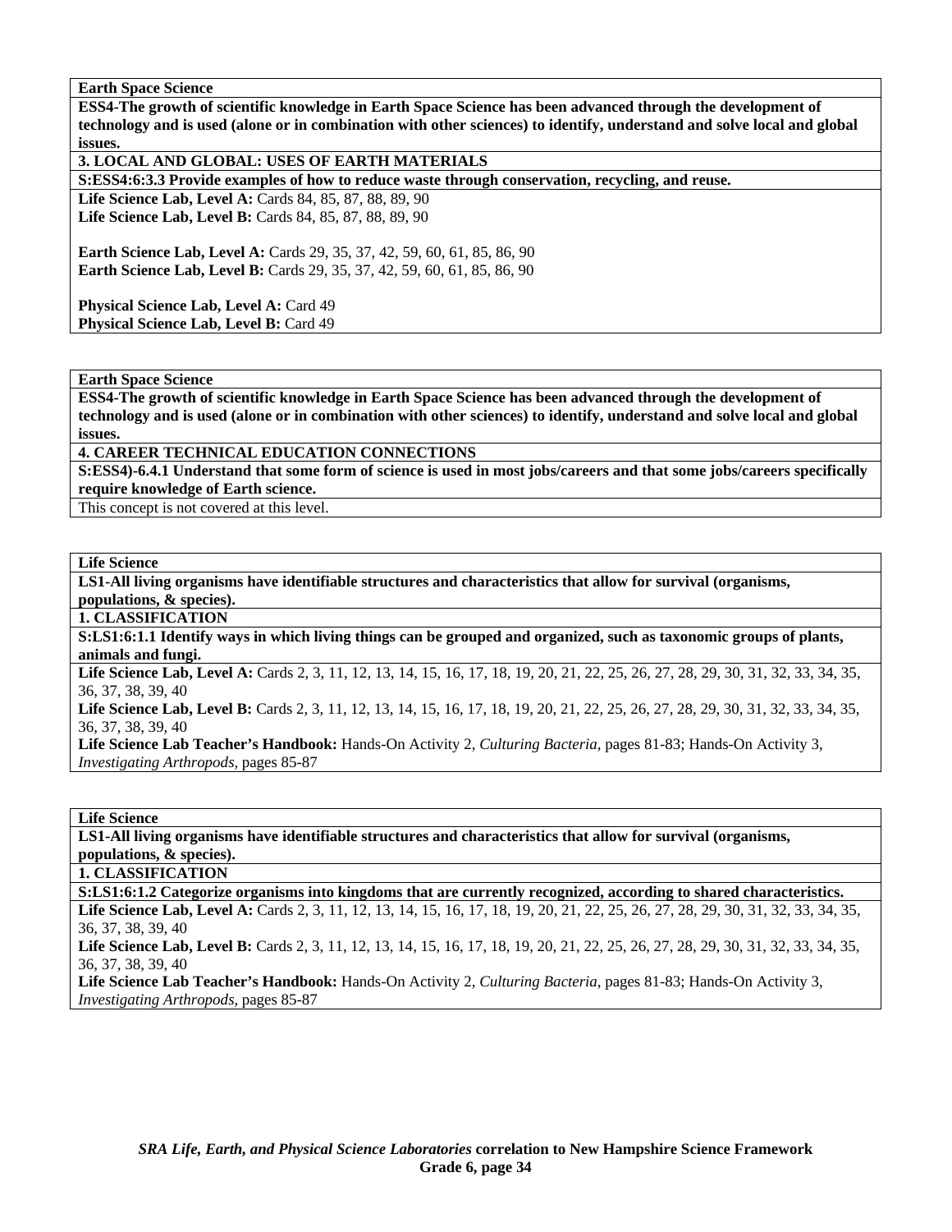**Earth Space Science**

**ESS4-The growth of scientific knowledge in Earth Space Science has been advanced through the development of technology and is used (alone or in combination with other sciences) to identify, understand and solve local and global issues.**

**3. LOCAL AND GLOBAL: USES OF EARTH MATERIALS**

**S:ESS4:6:3.3 Provide examples of how to reduce waste through conservation, recycling, and reuse.**

**Life Science Lab, Level A:** Cards 84, 85, 87, 88, 89, 90
**Life Science Lab, Level B:** Cards 84, 85, 87, 88, 89, 90

**Earth Science Lab, Level A:** Cards 29, 35, 37, 42, 59, 60, 61, 85, 86, 90
**Earth Science Lab, Level B:** Cards 29, 35, 37, 42, 59, 60, 61, 85, 86, 90

**Physical Science Lab, Level A:** Card 49
**Physical Science Lab, Level B:** Card 49

---

**Earth Space Science**

**ESS4-The growth of scientific knowledge in Earth Space Science has been advanced through the development of technology and is used (alone or in combination with other sciences) to identify, understand and solve local and global issues.**

**4. CAREER TECHNICAL EDUCATION CONNECTIONS**

**S:ESS4)-6.4.1 Understand that some form of science is used in most jobs/careers and that some jobs/careers specifically require knowledge of Earth science.**

This concept is not covered at this level.

---

**Life Science**

**LS1-All living organisms have identifiable structures and characteristics that allow for survival (organisms, populations, & species).**

**1. CLASSIFICATION**

**S:LS1:6:1.1 Identify ways in which living things can be grouped and organized, such as taxonomic groups of plants, animals and fungi.**

**Life Science Lab, Level A:** Cards 2, 3, 11, 12, 13, 14, 15, 16, 17, 18, 19, 20, 21, 22, 25, 26, 27, 28, 29, 30, 31, 32, 33, 34, 35, 36, 37, 38, 39, 40
**Life Science Lab, Level B:** Cards 2, 3, 11, 12, 13, 14, 15, 16, 17, 18, 19, 20, 21, 22, 25, 26, 27, 28, 29, 30, 31, 32, 33, 34, 35, 36, 37, 38, 39, 40
**Life Science Lab Teacher's Handbook:** Hands-On Activity 2, *Culturing Bacteria,* pages 81-83; Hands-On Activity 3, *Investigating Arthropods,* pages 85-87

---

**Life Science**

**LS1-All living organisms have identifiable structures and characteristics that allow for survival (organisms, populations, & species).**

**1. CLASSIFICATION**

**S:LS1:6:1.2 Categorize organisms into kingdoms that are currently recognized, according to shared characteristics.**

**Life Science Lab, Level A:** Cards 2, 3, 11, 12, 13, 14, 15, 16, 17, 18, 19, 20, 21, 22, 25, 26, 27, 28, 29, 30, 31, 32, 33, 34, 35, 36, 37, 38, 39, 40
**Life Science Lab, Level B:** Cards 2, 3, 11, 12, 13, 14, 15, 16, 17, 18, 19, 20, 21, 22, 25, 26, 27, 28, 29, 30, 31, 32, 33, 34, 35, 36, 37, 38, 39, 40
**Life Science Lab Teacher's Handbook:** Hands-On Activity 2, *Culturing Bacteria,* pages 81-83; Hands-On Activity 3, *Investigating Arthropods,* pages 85-87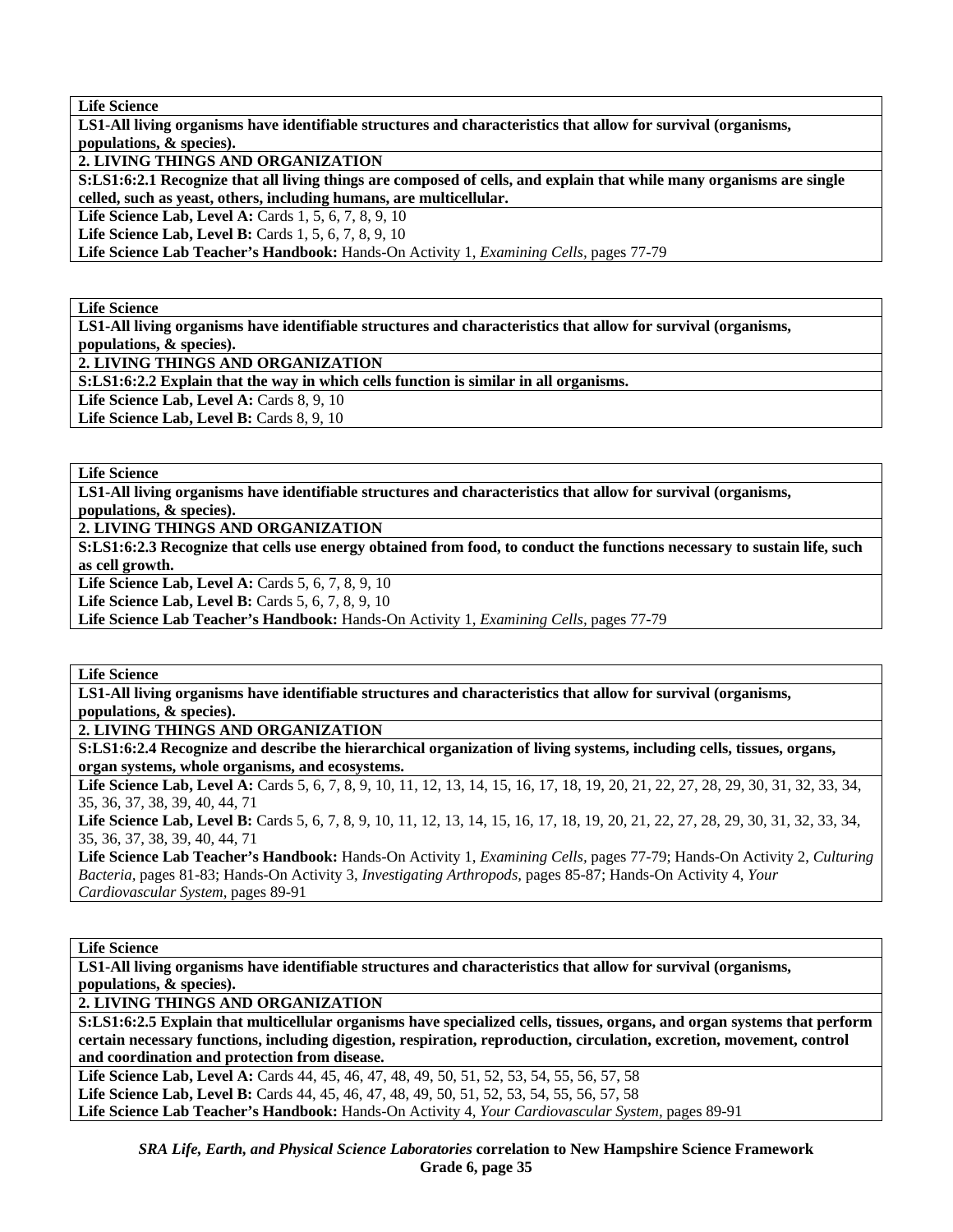**Life Science**

**LS1-All living organisms have identifiable structures and characteristics that allow for survival (organisms, populations, & species).**

**2. LIVING THINGS AND ORGANIZATION**

**S:LS1:6:2.1 Recognize that all living things are composed of cells, and explain that while many organisms are single celled, such as yeast, others, including humans, are multicellular.**

**Life Science Lab, Level A:** Cards 1, 5, 6, 7, 8, 9, 10
**Life Science Lab, Level B:** Cards 1, 5, 6, 7, 8, 9, 10
**Life Science Lab Teacher's Handbook:** Hands-On Activity 1, *Examining Cells,* pages 77-79

---

**Life Science**

**LS1-All living organisms have identifiable structures and characteristics that allow for survival (organisms, populations, & species).**

**2. LIVING THINGS AND ORGANIZATION**

**S:LS1:6:2.2 Explain that the way in which cells function is similar in all organisms.**

**Life Science Lab, Level A:** Cards 8, 9, 10
**Life Science Lab, Level B:** Cards 8, 9, 10

---

**Life Science**

**LS1-All living organisms have identifiable structures and characteristics that allow for survival (organisms, populations, & species).**

**2. LIVING THINGS AND ORGANIZATION**

**S:LS1:6:2.3 Recognize that cells use energy obtained from food, to conduct the functions necessary to sustain life, such as cell growth.**

**Life Science Lab, Level A:** Cards 5, 6, 7, 8, 9, 10
**Life Science Lab, Level B:** Cards 5, 6, 7, 8, 9, 10
**Life Science Lab Teacher's Handbook:** Hands-On Activity 1, *Examining Cells,* pages 77-79

---

**Life Science**

**LS1-All living organisms have identifiable structures and characteristics that allow for survival (organisms, populations, & species).**

**2. LIVING THINGS AND ORGANIZATION**

**S:LS1:6:2.4 Recognize and describe the hierarchical organization of living systems, including cells, tissues, organs, organ systems, whole organisms, and ecosystems.**

**Life Science Lab, Level A:** Cards 5, 6, 7, 8, 9, 10, 11, 12, 13, 14, 15, 16, 17, 18, 19, 20, 21, 22, 27, 28, 29, 30, 31, 32, 33, 34, 35, 36, 37, 38, 39, 40, 44, 71
**Life Science Lab, Level B:** Cards 5, 6, 7, 8, 9, 10, 11, 12, 13, 14, 15, 16, 17, 18, 19, 20, 21, 22, 27, 28, 29, 30, 31, 32, 33, 34, 35, 36, 37, 38, 39, 40, 44, 71
**Life Science Lab Teacher's Handbook:** Hands-On Activity 1, *Examining Cells,* pages 77-79; Hands-On Activity 2, *Culturing Bacteria,* pages 81-83; Hands-On Activity 3, *Investigating Arthropods,* pages 85-87; Hands-On Activity 4, *Your Cardiovascular System,* pages 89-91

---

**Life Science**

**LS1-All living organisms have identifiable structures and characteristics that allow for survival (organisms, populations, & species).**

**2. LIVING THINGS AND ORGANIZATION**

**S:LS1:6:2.5 Explain that multicellular organisms have specialized cells, tissues, organs, and organ systems that perform certain necessary functions, including digestion, respiration, reproduction, circulation, excretion, movement, control and coordination and protection from disease.**

**Life Science Lab, Level A:** Cards 44, 45, 46, 47, 48, 49, 50, 51, 52, 53, 54, 55, 56, 57, 58
**Life Science Lab, Level B:** Cards 44, 45, 46, 47, 48, 49, 50, 51, 52, 53, 54, 55, 56, 57, 58
**Life Science Lab Teacher's Handbook:** Hands-On Activity 4, *Your Cardiovascular System,* pages 89-91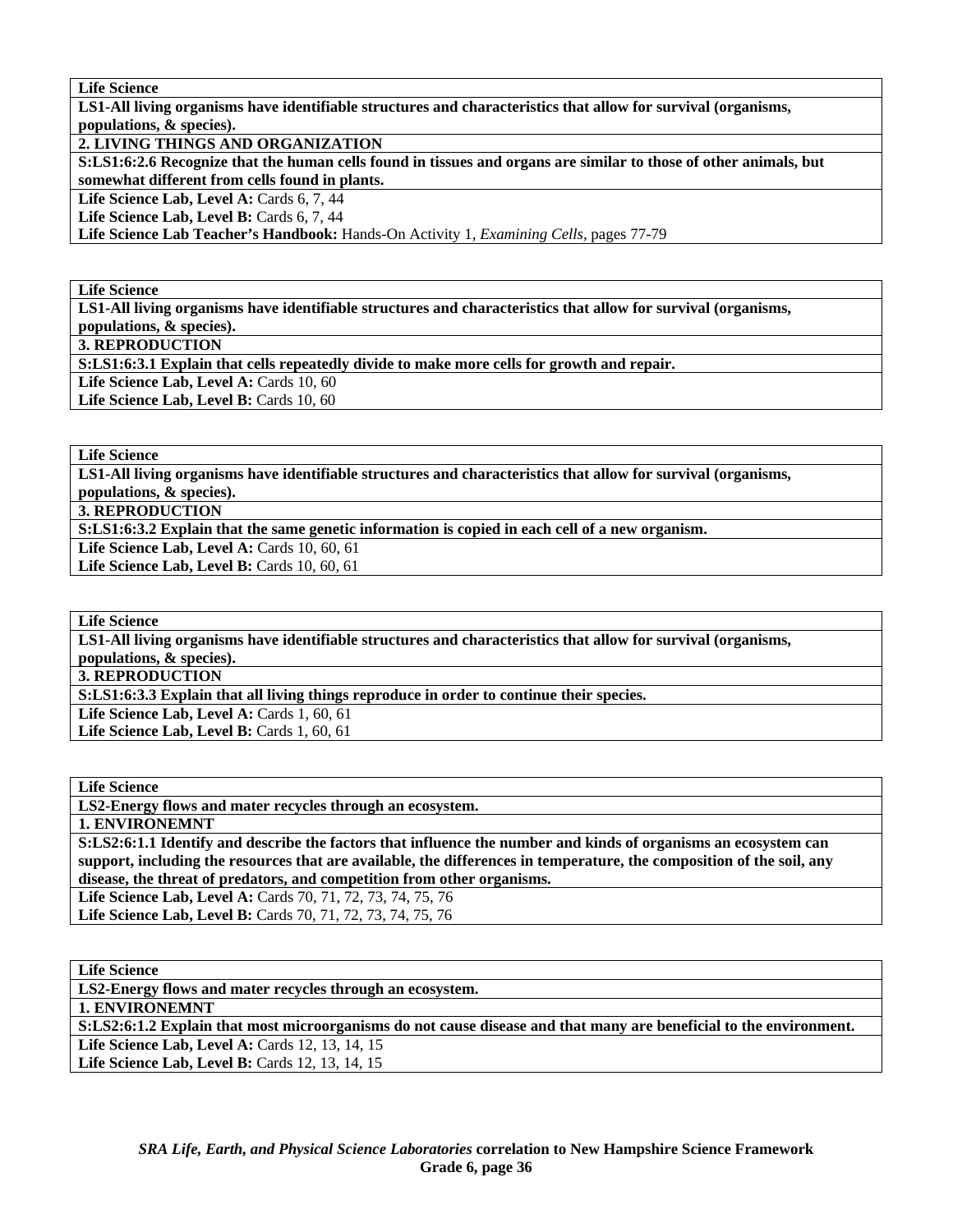| **Life Science** |
|---|
| **LS1-All living organisms have identifiable structures and characteristics that allow for survival (organisms, populations, & species).** |
| **2. LIVING THINGS AND ORGANIZATION** |
| **S:LS1:6:2.6 Recognize that the human cells found in tissues and organs are similar to those of other animals, but somewhat different from cells found in plants.** |
| **Life Science Lab, Level A:** Cards 6, 7, 44<br>**Life Science Lab, Level B:** Cards 6, 7, 44<br>**Life Science Lab Teacher's Handbook:** Hands-On Activity 1, *Examining Cells*, pages 77-79 |

| **Life Science** |
|---|
| **LS1-All living organisms have identifiable structures and characteristics that allow for survival (organisms, populations, & species).** |
| **3. REPRODUCTION** |
| **S:LS1:6:3.1 Explain that cells repeatedly divide to make more cells for growth and repair.** |
| **Life Science Lab, Level A:** Cards 10, 60<br>**Life Science Lab, Level B:** Cards 10, 60 |

| **Life Science** |
|---|
| **LS1-All living organisms have identifiable structures and characteristics that allow for survival (organisms, populations, & species).** |
| **3. REPRODUCTION** |
| **S:LS1:6:3.2 Explain that the same genetic information is copied in each cell of a new organism.** |
| **Life Science Lab, Level A:** Cards 10, 60, 61<br>**Life Science Lab, Level B:** Cards 10, 60, 61 |

| **Life Science** |
|---|
| **LS1-All living organisms have identifiable structures and characteristics that allow for survival (organisms, populations, & species).** |
| **3. REPRODUCTION** |
| **S:LS1:6:3.3 Explain that all living things reproduce in order to continue their species.** |
| **Life Science Lab, Level A:** Cards 1, 60, 61<br>**Life Science Lab, Level B:** Cards 1, 60, 61 |

| **Life Science** |
|---|
| **LS2-Energy flows and mater recycles through an ecosystem.** |
| **1. ENVIRONEMNT** |
| **S:LS2:6:1.1 Identify and describe the factors that influence the number and kinds of organisms an ecosystem can support, including the resources that are available, the differences in temperature, the composition of the soil, any disease, the threat of predators, and competition from other organisms.** |
| **Life Science Lab, Level A:** Cards 70, 71, 72, 73, 74, 75, 76<br>**Life Science Lab, Level B:** Cards 70, 71, 72, 73, 74, 75, 76 |

| **Life Science** |
|---|
| **LS2-Energy flows and mater recycles through an ecosystem.** |
| **1. ENVIRONEMNT** |
| **S:LS2:6:1.2 Explain that most microorganisms do not cause disease and that many are beneficial to the environment.** |
| **Life Science Lab, Level A:** Cards 12, 13, 14, 15<br>**Life Science Lab, Level B:** Cards 12, 13, 14, 15 |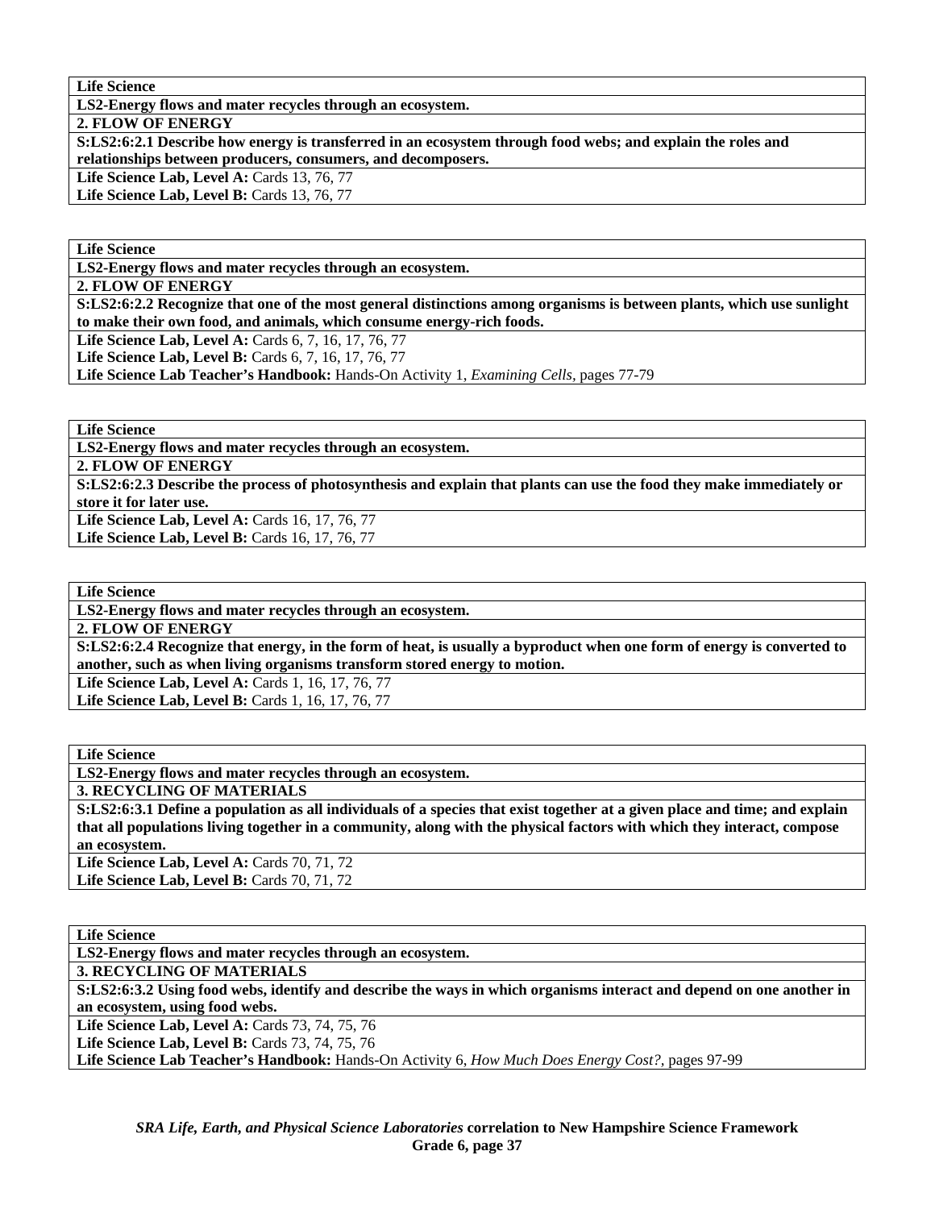| **Life Science** |
|---|
| **LS2-Energy flows and mater recycles through an ecosystem.** |
| **2. FLOW OF ENERGY** |
| **S:LS2:6:2.1 Describe how energy is transferred in an ecosystem through food webs; and explain the roles and relationships between producers, consumers, and decomposers.** |
| **Life Science Lab, Level A:** Cards 13, 76, 77 |
| **Life Science Lab, Level B:** Cards 13, 76, 77 |

| **Life Science** |
|---|
| **LS2-Energy flows and mater recycles through an ecosystem.** |
| **2. FLOW OF ENERGY** |
| **S:LS2:6:2.2 Recognize that one of the most general distinctions among organisms is between plants, which use sunlight to make their own food, and animals, which consume energy-rich foods.** |
| **Life Science Lab, Level A:** Cards 6, 7, 16, 17, 76, 77 |
| **Life Science Lab, Level B:** Cards 6, 7, 16, 17, 76, 77 |
| **Life Science Lab Teacher's Handbook:** Hands-On Activity 1, *Examining Cells,* pages 77-79 |

| **Life Science** |
|---|
| **LS2-Energy flows and mater recycles through an ecosystem.** |
| **2. FLOW OF ENERGY** |
| **S:LS2:6:2.3 Describe the process of photosynthesis and explain that plants can use the food they make immediately or store it for later use.** |
| **Life Science Lab, Level A:** Cards 16, 17, 76, 77 |
| **Life Science Lab, Level B:** Cards 16, 17, 76, 77 |

| **Life Science** |
|---|
| **LS2-Energy flows and mater recycles through an ecosystem.** |
| **2. FLOW OF ENERGY** |
| **S:LS2:6:2.4 Recognize that energy, in the form of heat, is usually a byproduct when one form of energy is converted to another, such as when living organisms transform stored energy to motion.** |
| **Life Science Lab, Level A:** Cards 1, 16, 17, 76, 77 |
| **Life Science Lab, Level B:** Cards 1, 16, 17, 76, 77 |

| **Life Science** |
|---|
| **LS2-Energy flows and mater recycles through an ecosystem.** |
| **3. RECYCLING OF MATERIALS** |
| **S:LS2:6:3.1 Define a population as all individuals of a species that exist together at a given place and time; and explain that all populations living together in a community, along with the physical factors with which they interact, compose an ecosystem.** |
| **Life Science Lab, Level A:** Cards 70, 71, 72 |
| **Life Science Lab, Level B:** Cards 70, 71, 72 |

| **Life Science** |
|---|
| **LS2-Energy flows and mater recycles through an ecosystem.** |
| **3. RECYCLING OF MATERIALS** |
| **S:LS2:6:3.2 Using food webs, identify and describe the ways in which organisms interact and depend on one another in an ecosystem, using food webs.** |
| **Life Science Lab, Level A:** Cards 73, 74, 75, 76 |
| **Life Science Lab, Level B:** Cards 73, 74, 75, 76 |
| **Life Science Lab Teacher's Handbook:** Hands-On Activity 6, *How Much Does Energy Cost?,* pages 97-99 |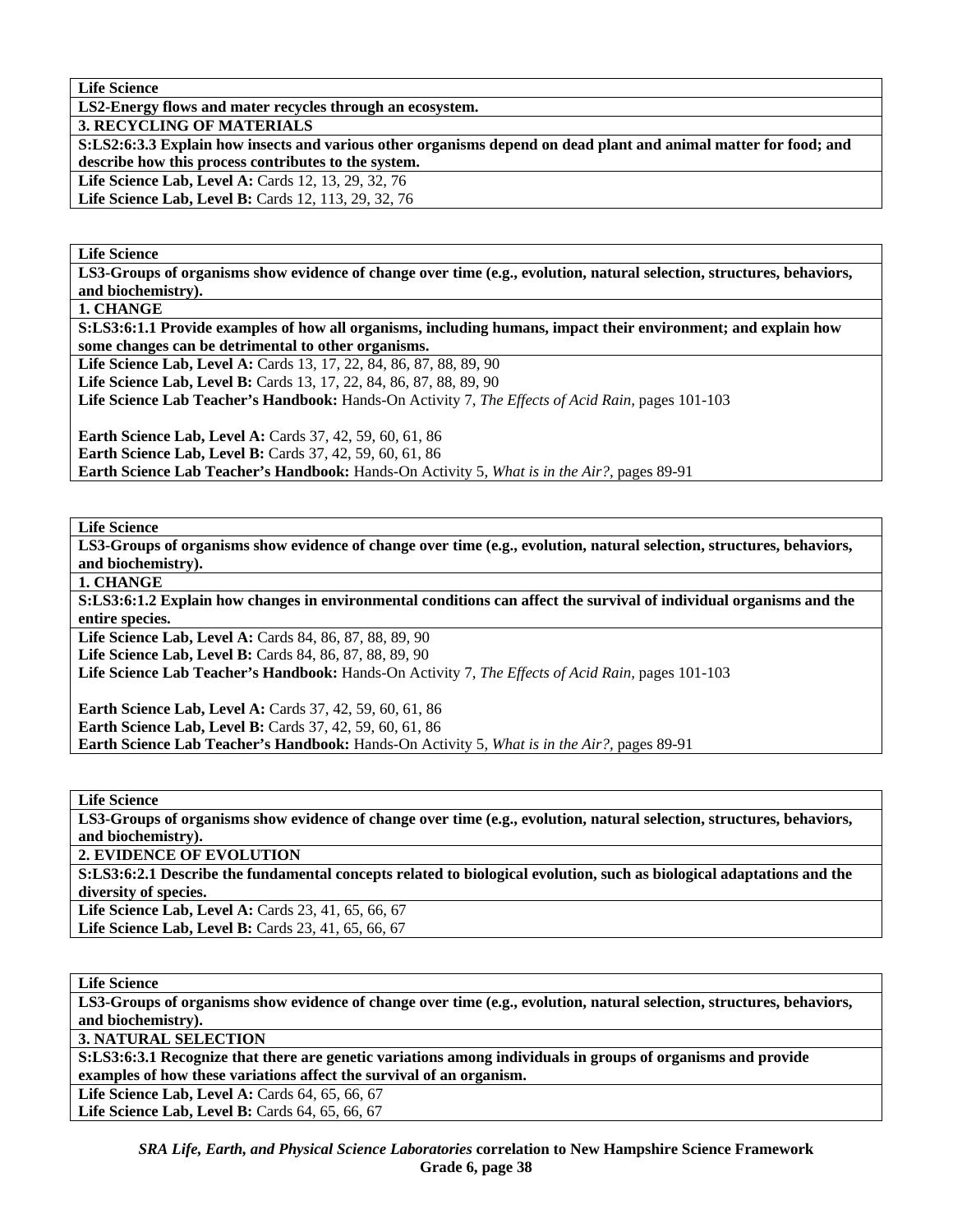**Life Science**

**LS2-Energy flows and mater recycles through an ecosystem.**

**3. RECYCLING OF MATERIALS**

**S:LS2:6:3.3 Explain how insects and various other organisms depend on dead plant and animal matter for food; and describe how this process contributes to the system.**

**Life Science Lab, Level A:** Cards 12, 13, 29, 32, 76
**Life Science Lab, Level B:** Cards 12, 113, 29, 32, 76

---

**Life Science**

**LS3-Groups of organisms show evidence of change over time (e.g., evolution, natural selection, structures, behaviors, and biochemistry).**

**1. CHANGE**

**S:LS3:6:1.1 Provide examples of how all organisms, including humans, impact their environment; and explain how some changes can be detrimental to other organisms.**

**Life Science Lab, Level A:** Cards 13, 17, 22, 84, 86, 87, 88, 89, 90
**Life Science Lab, Level B:** Cards 13, 17, 22, 84, 86, 87, 88, 89, 90
**Life Science Lab Teacher's Handbook:** Hands-On Activity 7, *The Effects of Acid Rain,* pages 101-103

**Earth Science Lab, Level A:** Cards 37, 42, 59, 60, 61, 86
**Earth Science Lab, Level B:** Cards 37, 42, 59, 60, 61, 86
**Earth Science Lab Teacher's Handbook:** Hands-On Activity 5, *What is in the Air?,* pages 89-91

---

**Life Science**

**LS3-Groups of organisms show evidence of change over time (e.g., evolution, natural selection, structures, behaviors, and biochemistry).**

**1. CHANGE**

**S:LS3:6:1.2 Explain how changes in environmental conditions can affect the survival of individual organisms and the entire species.**

**Life Science Lab, Level A:** Cards 84, 86, 87, 88, 89, 90
**Life Science Lab, Level B:** Cards 84, 86, 87, 88, 89, 90
**Life Science Lab Teacher's Handbook:** Hands-On Activity 7, *The Effects of Acid Rain,* pages 101-103

**Earth Science Lab, Level A:** Cards 37, 42, 59, 60, 61, 86
**Earth Science Lab, Level B:** Cards 37, 42, 59, 60, 61, 86
**Earth Science Lab Teacher's Handbook:** Hands-On Activity 5, *What is in the Air?,* pages 89-91

---

**Life Science**

**LS3-Groups of organisms show evidence of change over time (e.g., evolution, natural selection, structures, behaviors, and biochemistry).**

**2. EVIDENCE OF EVOLUTION**

**S:LS3:6:2.1 Describe the fundamental concepts related to biological evolution, such as biological adaptations and the diversity of species.**

**Life Science Lab, Level A:** Cards 23, 41, 65, 66, 67
**Life Science Lab, Level B:** Cards 23, 41, 65, 66, 67

---

**Life Science**

**LS3-Groups of organisms show evidence of change over time (e.g., evolution, natural selection, structures, behaviors, and biochemistry).**

**3. NATURAL SELECTION**

**S:LS3:6:3.1 Recognize that there are genetic variations among individuals in groups of organisms and provide examples of how these variations affect the survival of an organism.**

**Life Science Lab, Level A:** Cards 64, 65, 66, 67
**Life Science Lab, Level B:** Cards 64, 65, 66, 67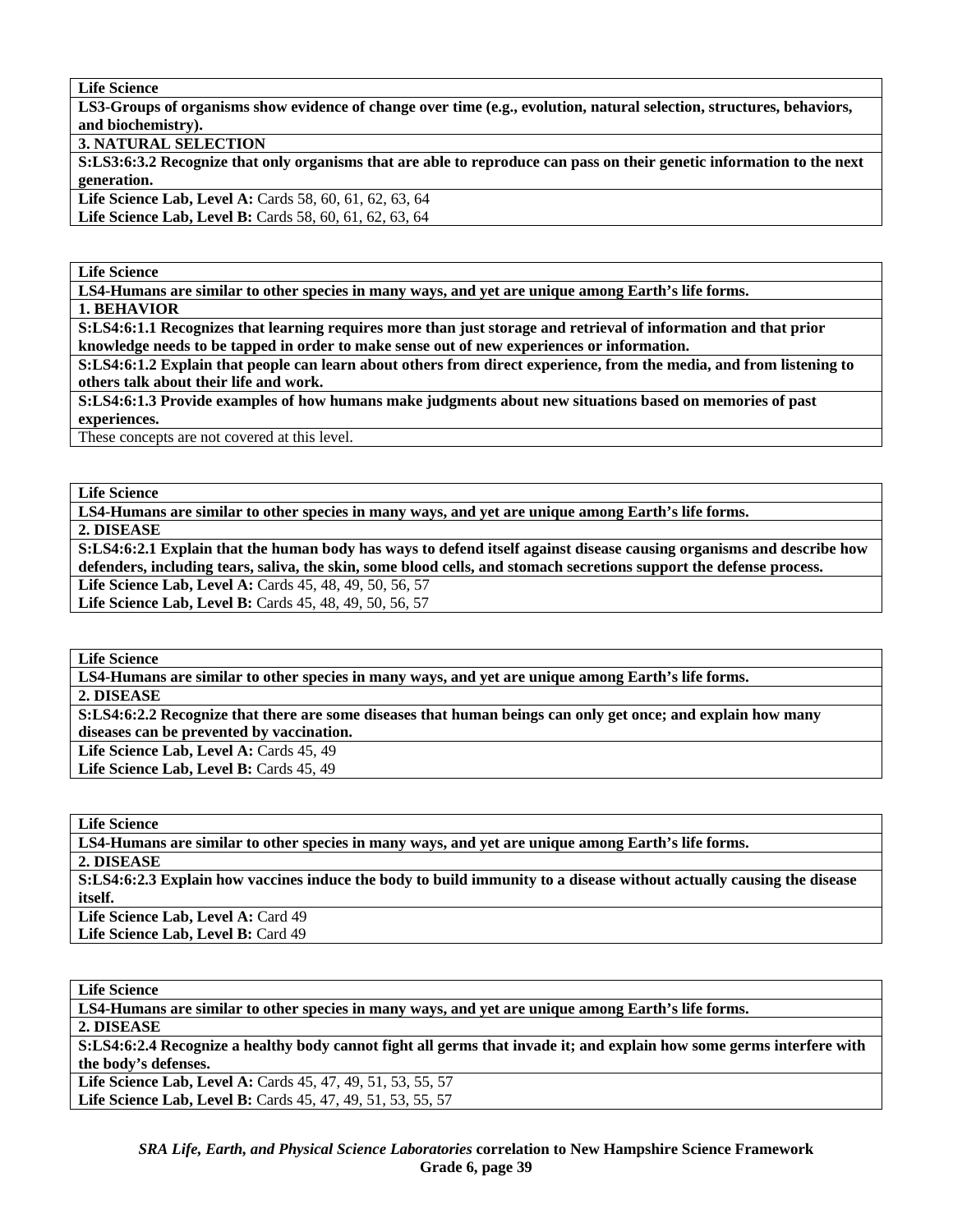| **Life Science** |
|---|
| **LS3-Groups of organisms show evidence of change over time (e.g., evolution, natural selection, structures, behaviors, and biochemistry).** |
| **3. NATURAL SELECTION** |
| **S:LS3:6:3.2 Recognize that only organisms that are able to reproduce can pass on their genetic information to the next generation.** |
| **Life Science Lab, Level A:** Cards 58, 60, 61, 62, 63, 64<br>**Life Science Lab, Level B:** Cards 58, 60, 61, 62, 63, 64 |

| **Life Science** |
|---|
| **LS4-Humans are similar to other species in many ways, and yet are unique among Earth's life forms.** |
| **1. BEHAVIOR** |
| **S:LS4:6:1.1 Recognizes that learning requires more than just storage and retrieval of information and that prior knowledge needs to be tapped in order to make sense out of new experiences or information.** |
| **S:LS4:6:1.2 Explain that people can learn about others from direct experience, from the media, and from listening to others talk about their life and work.** |
| **S:LS4:6:1.3 Provide examples of how humans make judgments about new situations based on memories of past experiences.** |
| These concepts are not covered at this level. |

| **Life Science** |
|---|
| **LS4-Humans are similar to other species in many ways, and yet are unique among Earth's life forms.** |
| **2. DISEASE** |
| **S:LS4:6:2.1 Explain that the human body has ways to defend itself against disease causing organisms and describe how defenders, including tears, saliva, the skin, some blood cells, and stomach secretions support the defense process.** |
| **Life Science Lab, Level A:** Cards 45, 48, 49, 50, 56, 57<br>**Life Science Lab, Level B:** Cards 45, 48, 49, 50, 56, 57 |

| **Life Science** |
|---|
| **LS4-Humans are similar to other species in many ways, and yet are unique among Earth's life forms.** |
| **2. DISEASE** |
| **S:LS4:6:2.2 Recognize that there are some diseases that human beings can only get once; and explain how many diseases can be prevented by vaccination.** |
| **Life Science Lab, Level A:** Cards 45, 49<br>**Life Science Lab, Level B:** Cards 45, 49 |

| **Life Science** |
|---|
| **LS4-Humans are similar to other species in many ways, and yet are unique among Earth's life forms.** |
| **2. DISEASE** |
| **S:LS4:6:2.3 Explain how vaccines induce the body to build immunity to a disease without actually causing the disease itself.** |
| **Life Science Lab, Level A:** Card 49<br>**Life Science Lab, Level B:** Card 49 |

| **Life Science** |
|---|
| **LS4-Humans are similar to other species in many ways, and yet are unique among Earth's life forms.** |
| **2. DISEASE** |
| **S:LS4:6:2.4 Recognize a healthy body cannot fight all germs that invade it; and explain how some germs interfere with the body's defenses.** |
| **Life Science Lab, Level A:** Cards 45, 47, 49, 51, 53, 55, 57<br>**Life Science Lab, Level B:** Cards 45, 47, 49, 51, 53, 55, 57 |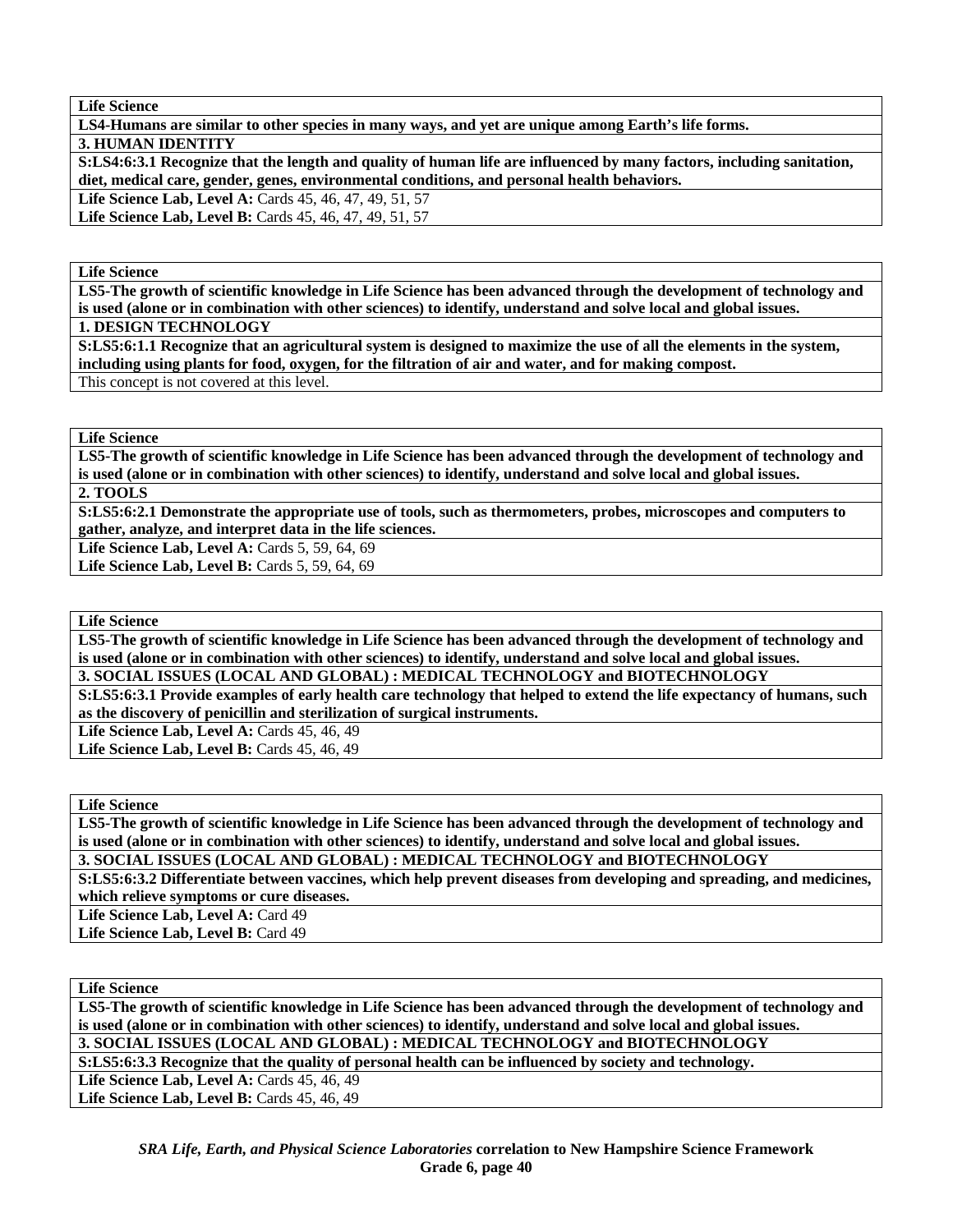| Life Science |
|---|
| **LS4-Humans are similar to other species in many ways, and yet are unique among Earth's life forms.** |
| **3. HUMAN IDENTITY** |
| **S:LS4:6:3.1 Recognize that the length and quality of human life are influenced by many factors, including sanitation, diet, medical care, gender, genes, environmental conditions, and personal health behaviors.** |
| **Life Science Lab, Level A:** Cards 45, 46, 47, 49, 51, 57 |
| **Life Science Lab, Level B:** Cards 45, 46, 47, 49, 51, 57 |

| Life Science |
|---|
| **LS5-The growth of scientific knowledge in Life Science has been advanced through the development of technology and is used (alone or in combination with other sciences) to identify, understand and solve local and global issues.** |
| **1. DESIGN TECHNOLOGY** |
| **S:LS5:6:1.1 Recognize that an agricultural system is designed to maximize the use of all the elements in the system, including using plants for food, oxygen, for the filtration of air and water, and for making compost.** |
| This concept is not covered at this level. |

| Life Science |
|---|
| **LS5-The growth of scientific knowledge in Life Science has been advanced through the development of technology and is used (alone or in combination with other sciences) to identify, understand and solve local and global issues.** |
| **2. TOOLS** |
| **S:LS5:6:2.1 Demonstrate the appropriate use of tools, such as thermometers, probes, microscopes and computers to gather, analyze, and interpret data in the life sciences.** |
| **Life Science Lab, Level A:** Cards 5, 59, 64, 69 |
| **Life Science Lab, Level B:** Cards 5, 59, 64, 69 |

| Life Science |
|---|
| **LS5-The growth of scientific knowledge in Life Science has been advanced through the development of technology and is used (alone or in combination with other sciences) to identify, understand and solve local and global issues.** |
| **3. SOCIAL ISSUES (LOCAL AND GLOBAL) : MEDICAL TECHNOLOGY and BIOTECHNOLOGY** |
| **S:LS5:6:3.1 Provide examples of early health care technology that helped to extend the life expectancy of humans, such as the discovery of penicillin and sterilization of surgical instruments.** |
| **Life Science Lab, Level A:** Cards 45, 46, 49 |
| **Life Science Lab, Level B:** Cards 45, 46, 49 |

| Life Science |
|---|
| **LS5-The growth of scientific knowledge in Life Science has been advanced through the development of technology and is used (alone or in combination with other sciences) to identify, understand and solve local and global issues.** |
| **3. SOCIAL ISSUES (LOCAL AND GLOBAL) : MEDICAL TECHNOLOGY and BIOTECHNOLOGY** |
| **S:LS5:6:3.2 Differentiate between vaccines, which help prevent diseases from developing and spreading, and medicines, which relieve symptoms or cure diseases.** |
| **Life Science Lab, Level A:** Card 49 |
| **Life Science Lab, Level B:** Card 49 |

| Life Science |
|---|
| **LS5-The growth of scientific knowledge in Life Science has been advanced through the development of technology and is used (alone or in combination with other sciences) to identify, understand and solve local and global issues.** |
| **3. SOCIAL ISSUES (LOCAL AND GLOBAL) : MEDICAL TECHNOLOGY and BIOTECHNOLOGY** |
| **S:LS5:6:3.3 Recognize that the quality of personal health can be influenced by society and technology.** |
| **Life Science Lab, Level A:** Cards 45, 46, 49 |
| **Life Science Lab, Level B:** Cards 45, 46, 49 |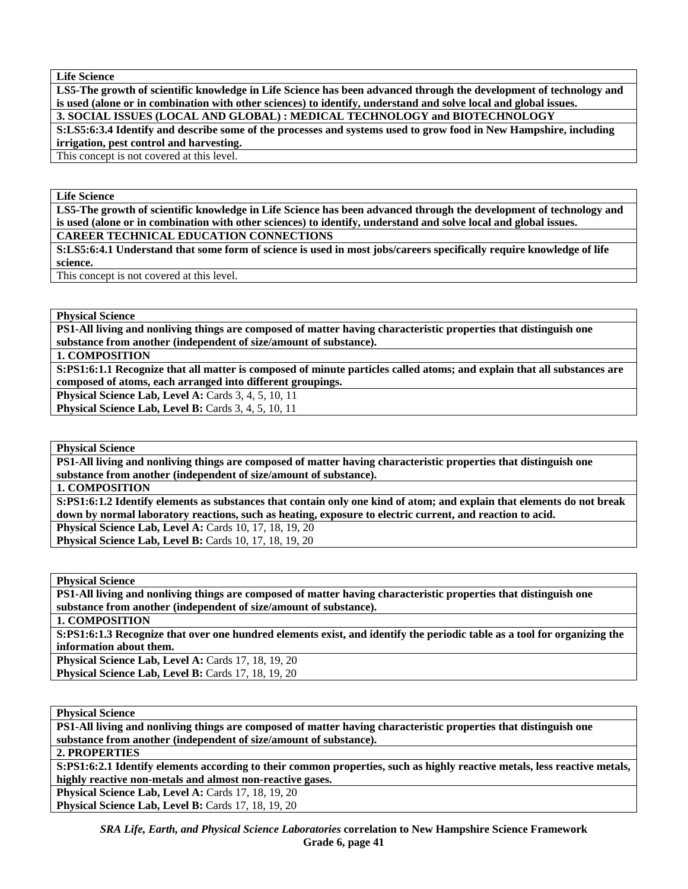**Life Science**

**LS5-The growth of scientific knowledge in Life Science has been advanced through the development of technology and is used (alone or in combination with other sciences) to identify, understand and solve local and global issues.**

**3. SOCIAL ISSUES (LOCAL AND GLOBAL) : MEDICAL TECHNOLOGY and BIOTECHNOLOGY**

**S:LS5:6:3.4 Identify and describe some of the processes and systems used to grow food in New Hampshire, including irrigation, pest control and harvesting.**

This concept is not covered at this level.

**Life Science**

**LS5-The growth of scientific knowledge in Life Science has been advanced through the development of technology and is used (alone or in combination with other sciences) to identify, understand and solve local and global issues.**

**CAREER TECHNICAL EDUCATION CONNECTIONS**

**S:LS5:6:4.1 Understand that some form of science is used in most jobs/careers specifically require knowledge of life science.**

This concept is not covered at this level.

**Physical Science**

**PS1-All living and nonliving things are composed of matter having characteristic properties that distinguish one substance from another (independent of size/amount of substance).**

**1. COMPOSITION**

**S:PS1:6:1.1 Recognize that all matter is composed of minute particles called atoms; and explain that all substances are composed of atoms, each arranged into different groupings.**

**Physical Science Lab, Level A:** Cards 3, 4, 5, 10, 11
**Physical Science Lab, Level B:** Cards 3, 4, 5, 10, 11

**Physical Science**

**PS1-All living and nonliving things are composed of matter having characteristic properties that distinguish one substance from another (independent of size/amount of substance).**

**1. COMPOSITION**

**S:PS1:6:1.2 Identify elements as substances that contain only one kind of atom; and explain that elements do not break down by normal laboratory reactions, such as heating, exposure to electric current, and reaction to acid.**

**Physical Science Lab, Level A:** Cards 10, 17, 18, 19, 20
**Physical Science Lab, Level B:** Cards 10, 17, 18, 19, 20

**Physical Science**

**PS1-All living and nonliving things are composed of matter having characteristic properties that distinguish one substance from another (independent of size/amount of substance).**

**1. COMPOSITION**

**S:PS1:6:1.3 Recognize that over one hundred elements exist, and identify the periodic table as a tool for organizing the information about them.**

**Physical Science Lab, Level A:** Cards 17, 18, 19, 20
**Physical Science Lab, Level B:** Cards 17, 18, 19, 20

**Physical Science**

**PS1-All living and nonliving things are composed of matter having characteristic properties that distinguish one substance from another (independent of size/amount of substance).**

**2. PROPERTIES**

**S:PS1:6:2.1 Identify elements according to their common properties, such as highly reactive metals, less reactive metals, highly reactive non-metals and almost non-reactive gases.**

**Physical Science Lab, Level A:** Cards 17, 18, 19, 20
**Physical Science Lab, Level B:** Cards 17, 18, 19, 20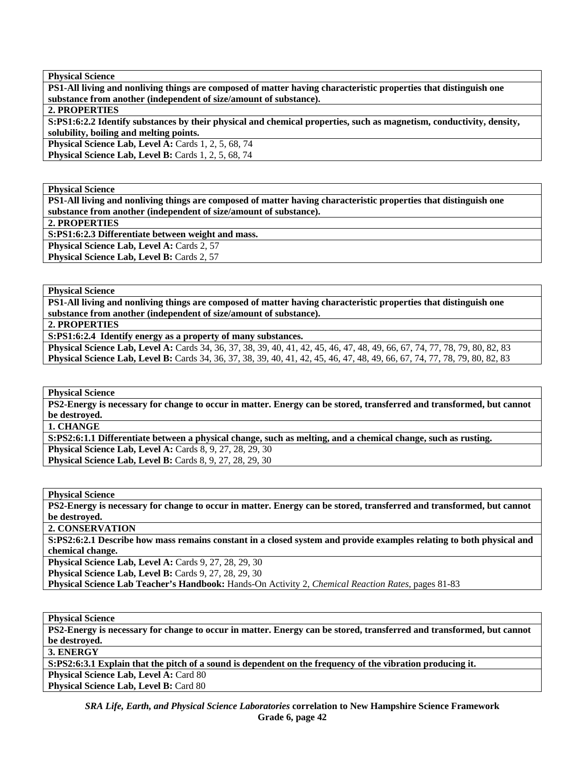**Physical Science**

**PS1-All living and nonliving things are composed of matter having characteristic properties that distinguish one substance from another (independent of size/amount of substance).**

**2. PROPERTIES**

**S:PS1:6:2.2 Identify substances by their physical and chemical properties, such as magnetism, conductivity, density, solubility, boiling and melting points.**

**Physical Science Lab, Level A:** Cards 1, 2, 5, 68, 74
**Physical Science Lab, Level B:** Cards 1, 2, 5, 68, 74

---

**Physical Science**

**PS1-All living and nonliving things are composed of matter having characteristic properties that distinguish one substance from another (independent of size/amount of substance).**

**2. PROPERTIES**

**S:PS1:6:2.3 Differentiate between weight and mass.**

**Physical Science Lab, Level A:** Cards 2, 57
**Physical Science Lab, Level B:** Cards 2, 57

---

**Physical Science**

**PS1-All living and nonliving things are composed of matter having characteristic properties that distinguish one substance from another (independent of size/amount of substance).**

**2. PROPERTIES**

**S:PS1:6:2.4 Identify energy as a property of many substances.**

**Physical Science Lab, Level A:** Cards 34, 36, 37, 38, 39, 40, 41, 42, 45, 46, 47, 48, 49, 66, 67, 74, 77, 78, 79, 80, 82, 83
**Physical Science Lab, Level B:** Cards 34, 36, 37, 38, 39, 40, 41, 42, 45, 46, 47, 48, 49, 66, 67, 74, 77, 78, 79, 80, 82, 83

---

**Physical Science**

**PS2-Energy is necessary for change to occur in matter. Energy can be stored, transferred and transformed, but cannot be destroyed.**

**1. CHANGE**

**S:PS2:6:1.1 Differentiate between a physical change, such as melting, and a chemical change, such as rusting.**

**Physical Science Lab, Level A:** Cards 8, 9, 27, 28, 29, 30
**Physical Science Lab, Level B:** Cards 8, 9, 27, 28, 29, 30

---

**Physical Science**

**PS2-Energy is necessary for change to occur in matter. Energy can be stored, transferred and transformed, but cannot be destroyed.**

**2. CONSERVATION**

**S:PS2:6:2.1 Describe how mass remains constant in a closed system and provide examples relating to both physical and chemical change.**

**Physical Science Lab, Level A:** Cards 9, 27, 28, 29, 30
**Physical Science Lab, Level B:** Cards 9, 27, 28, 29, 30
**Physical Science Lab Teacher's Handbook:** Hands-On Activity 2, *Chemical Reaction Rates,* pages 81-83

---

**Physical Science**

**PS2-Energy is necessary for change to occur in matter. Energy can be stored, transferred and transformed, but cannot be destroyed.**

**3. ENERGY**

**S:PS2:6:3.1 Explain that the pitch of a sound is dependent on the frequency of the vibration producing it.**

**Physical Science Lab, Level A:** Card 80
**Physical Science Lab, Level B:** Card 80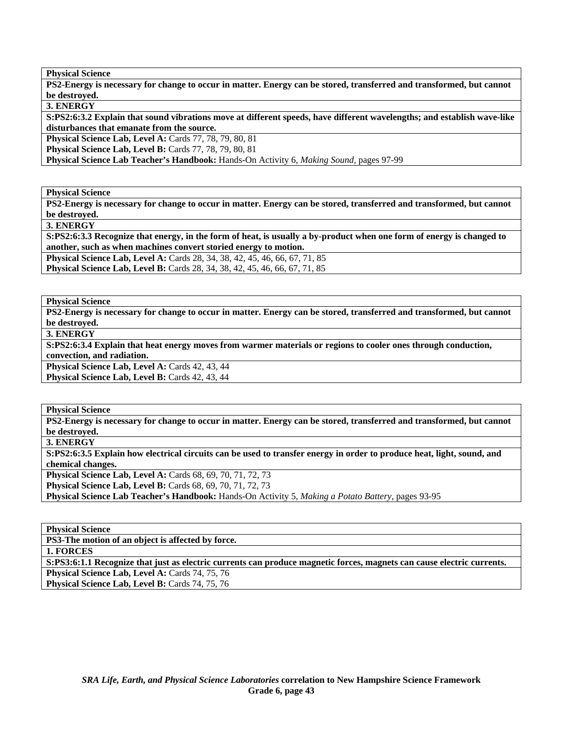**Physical Science**

**PS2-Energy is necessary for change to occur in matter. Energy can be stored, transferred and transformed, but cannot be destroyed.**

**3. ENERGY**

**S:PS2:6:3.2 Explain that sound vibrations move at different speeds, have different wavelengths; and establish wave-like disturbances that emanate from the source.**

**Physical Science Lab, Level A:** Cards 77, 78, 79, 80, 81
**Physical Science Lab, Level B:** Cards 77, 78, 79, 80, 81
**Physical Science Lab Teacher's Handbook:** Hands-On Activity 6, *Making Sound,* pages 97-99

---

**Physical Science**

**PS2-Energy is necessary for change to occur in matter. Energy can be stored, transferred and transformed, but cannot be destroyed.**

**3. ENERGY**

**S:PS2:6:3.3 Recognize that energy, in the form of heat, is usually a by-product when one form of energy is changed to another, such as when machines convert storied energy to motion.**

**Physical Science Lab, Level A:** Cards 28, 34, 38, 42, 45, 46, 66, 67, 71, 85
**Physical Science Lab, Level B:** Cards 28, 34, 38, 42, 45, 46, 66, 67, 71, 85

---

**Physical Science**

**PS2-Energy is necessary for change to occur in matter. Energy can be stored, transferred and transformed, but cannot be destroyed.**

**3. ENERGY**

**S:PS2:6:3.4 Explain that heat energy moves from warmer materials or regions to cooler ones through conduction, convection, and radiation.**

**Physical Science Lab, Level A:** Cards 42, 43, 44
**Physical Science Lab, Level B:** Cards 42, 43, 44

---

**Physical Science**

**PS2-Energy is necessary for change to occur in matter. Energy can be stored, transferred and transformed, but cannot be destroyed.**

**3. ENERGY**

**S:PS2:6:3.5 Explain how electrical circuits can be used to transfer energy in order to produce heat, light, sound, and chemical changes.**

**Physical Science Lab, Level A:** Cards 68, 69, 70, 71, 72, 73
**Physical Science Lab, Level B:** Cards 68, 69, 70, 71, 72, 73
**Physical Science Lab Teacher's Handbook:** Hands-On Activity 5, *Making a Potato Battery,* pages 93-95

---

**Physical Science**

**PS3-The motion of an object is affected by force.**

**1. FORCES**

**S:PS3:6:1.1 Recognize that just as electric currents can produce magnetic forces, magnets can cause electric currents.**

**Physical Science Lab, Level A:** Cards 74, 75, 76
**Physical Science Lab, Level B:** Cards 74, 75, 76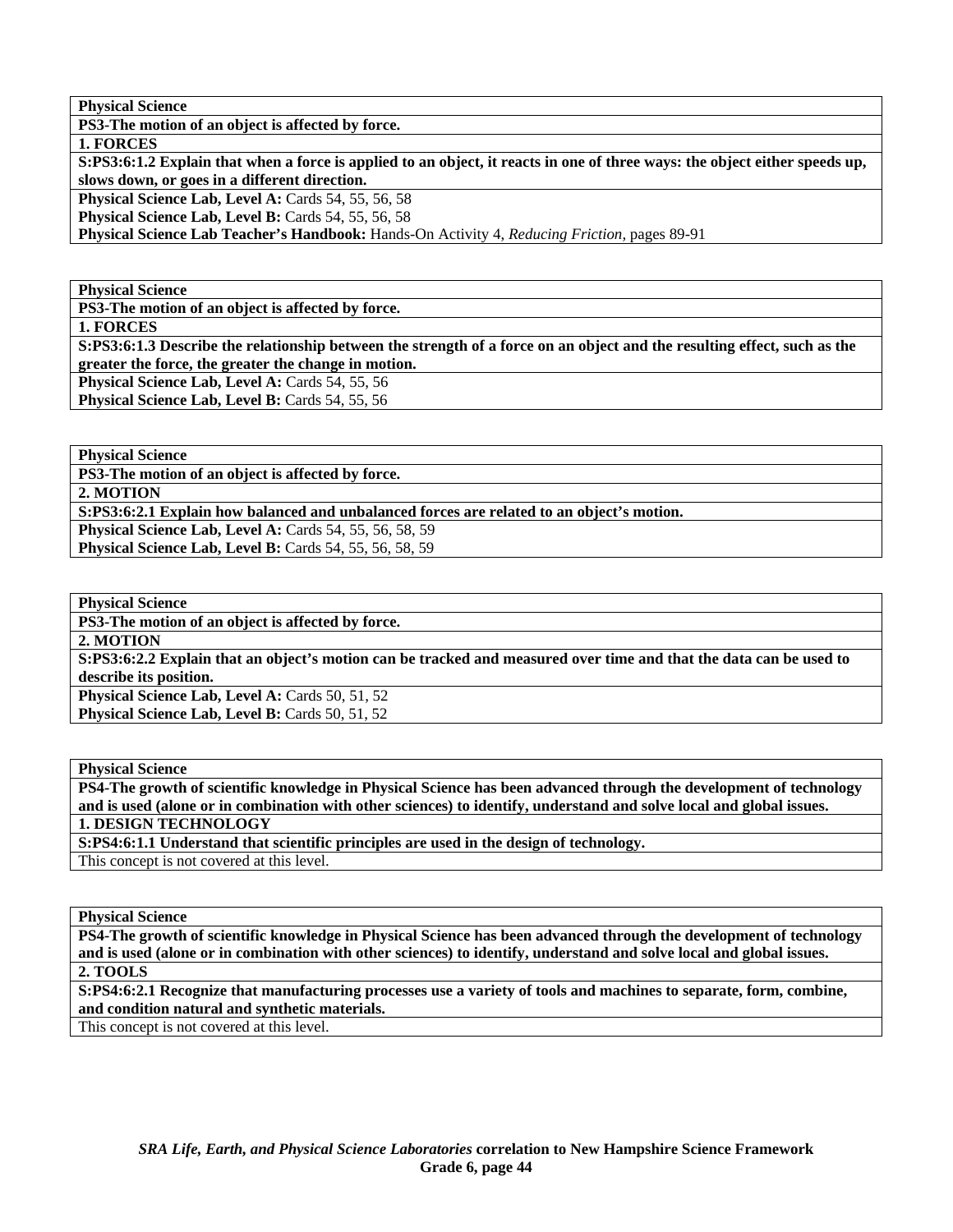| **Physical Science** |
|---|
| **PS3-The motion of an object is affected by force.** |
| **1. FORCES** |
| **S:PS3:6:1.2 Explain that when a force is applied to an object, it reacts in one of three ways: the object either speeds up, slows down, or goes in a different direction.** |
| **Physical Science Lab, Level A:** Cards 54, 55, 56, 58<br>**Physical Science Lab, Level B:** Cards 54, 55, 56, 58<br>**Physical Science Lab Teacher's Handbook:** Hands-On Activity 4, *Reducing Friction,* pages 89-91 |

| **Physical Science** |
|---|
| **PS3-The motion of an object is affected by force.** |
| **1. FORCES** |
| **S:PS3:6:1.3 Describe the relationship between the strength of a force on an object and the resulting effect, such as the greater the force, the greater the change in motion.** |
| **Physical Science Lab, Level A:** Cards 54, 55, 56<br>**Physical Science Lab, Level B:** Cards 54, 55, 56 |

| **Physical Science** |
|---|
| **PS3-The motion of an object is affected by force.** |
| **2. MOTION** |
| **S:PS3:6:2.1 Explain how balanced and unbalanced forces are related to an object's motion.** |
| **Physical Science Lab, Level A:** Cards 54, 55, 56, 58, 59<br>**Physical Science Lab, Level B:** Cards 54, 55, 56, 58, 59 |

| **Physical Science** |
|---|
| **PS3-The motion of an object is affected by force.** |
| **2. MOTION** |
| **S:PS3:6:2.2 Explain that an object's motion can be tracked and measured over time and that the data can be used to describe its position.** |
| **Physical Science Lab, Level A:** Cards 50, 51, 52<br>**Physical Science Lab, Level B:** Cards 50, 51, 52 |

| **Physical Science** |
|---|
| **PS4-The growth of scientific knowledge in Physical Science has been advanced through the development of technology and is used (alone or in combination with other sciences) to identify, understand and solve local and global issues.** |
| **1. DESIGN TECHNOLOGY** |
| **S:PS4:6:1.1 Understand that scientific principles are used in the design of technology.** |
| This concept is not covered at this level. |

| **Physical Science** |
|---|
| **PS4-The growth of scientific knowledge in Physical Science has been advanced through the development of technology and is used (alone or in combination with other sciences) to identify, understand and solve local and global issues.** |
| **2. TOOLS** |
| **S:PS4:6:2.1 Recognize that manufacturing processes use a variety of tools and machines to separate, form, combine, and condition natural and synthetic materials.** |
| This concept is not covered at this level. |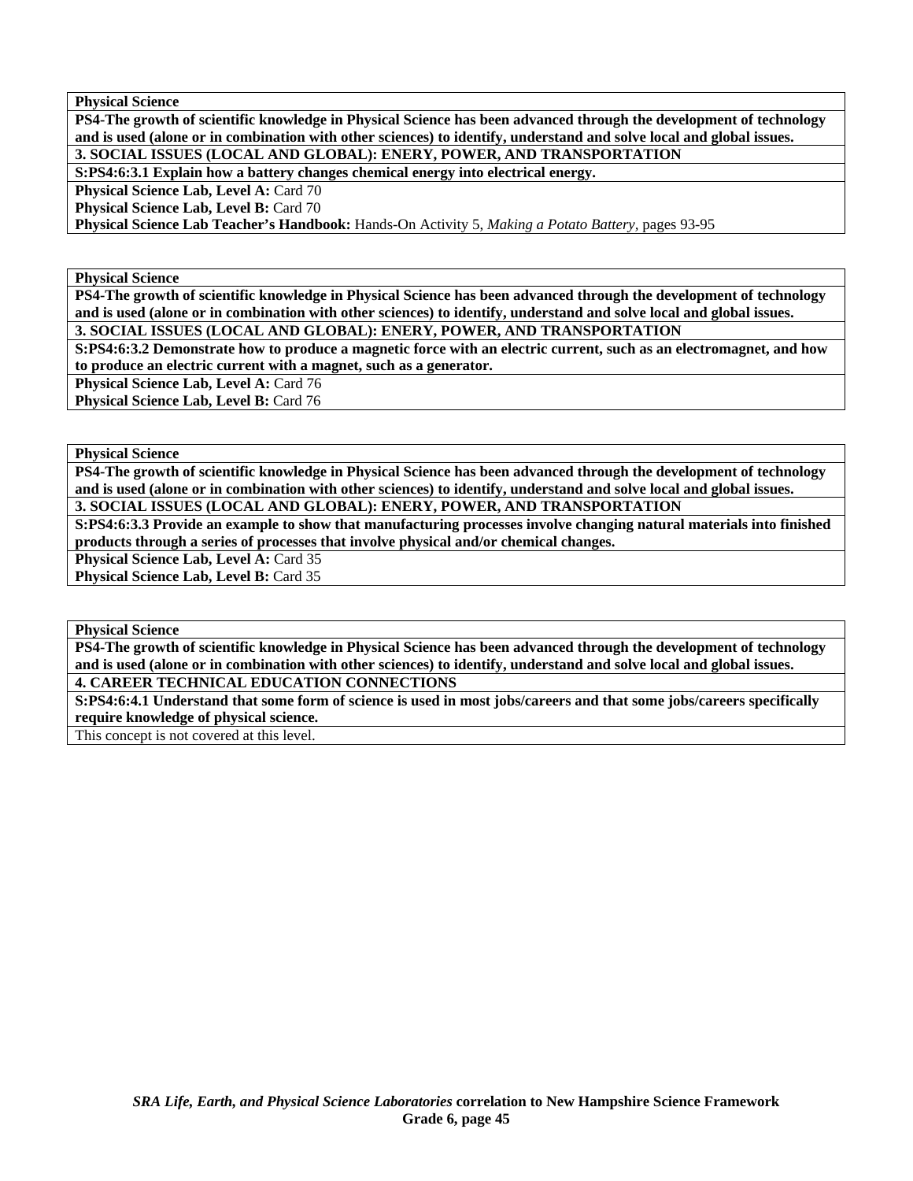**Physical Science**

**PS4-The growth of scientific knowledge in Physical Science has been advanced through the development of technology and is used (alone or in combination with other sciences) to identify, understand and solve local and global issues.**

**3. SOCIAL ISSUES (LOCAL AND GLOBAL): ENERY, POWER, AND TRANSPORTATION**

**S:PS4:6:3.1 Explain how a battery changes chemical energy into electrical energy.**

**Physical Science Lab, Level A:** Card 70
**Physical Science Lab, Level B:** Card 70
**Physical Science Lab Teacher's Handbook:** Hands-On Activity 5, *Making a Potato Battery*, pages 93-95

---

**Physical Science**

**PS4-The growth of scientific knowledge in Physical Science has been advanced through the development of technology and is used (alone or in combination with other sciences) to identify, understand and solve local and global issues.**

**3. SOCIAL ISSUES (LOCAL AND GLOBAL): ENERY, POWER, AND TRANSPORTATION**

**S:PS4:6:3.2 Demonstrate how to produce a magnetic force with an electric current, such as an electromagnet, and how to produce an electric current with a magnet, such as a generator.**

**Physical Science Lab, Level A:** Card 76
**Physical Science Lab, Level B:** Card 76

---

**Physical Science**

**PS4-The growth of scientific knowledge in Physical Science has been advanced through the development of technology and is used (alone or in combination with other sciences) to identify, understand and solve local and global issues.**

**3. SOCIAL ISSUES (LOCAL AND GLOBAL): ENERY, POWER, AND TRANSPORTATION**

**S:PS4:6:3.3 Provide an example to show that manufacturing processes involve changing natural materials into finished products through a series of processes that involve physical and/or chemical changes.**

**Physical Science Lab, Level A:** Card 35
**Physical Science Lab, Level B:** Card 35

---

**Physical Science**

**PS4-The growth of scientific knowledge in Physical Science has been advanced through the development of technology and is used (alone or in combination with other sciences) to identify, understand and solve local and global issues.**

**4. CAREER TECHNICAL EDUCATION CONNECTIONS**

**S:PS4:6:4.1 Understand that some form of science is used in most jobs/careers and that some jobs/careers specifically require knowledge of physical science.**

This concept is not covered at this level.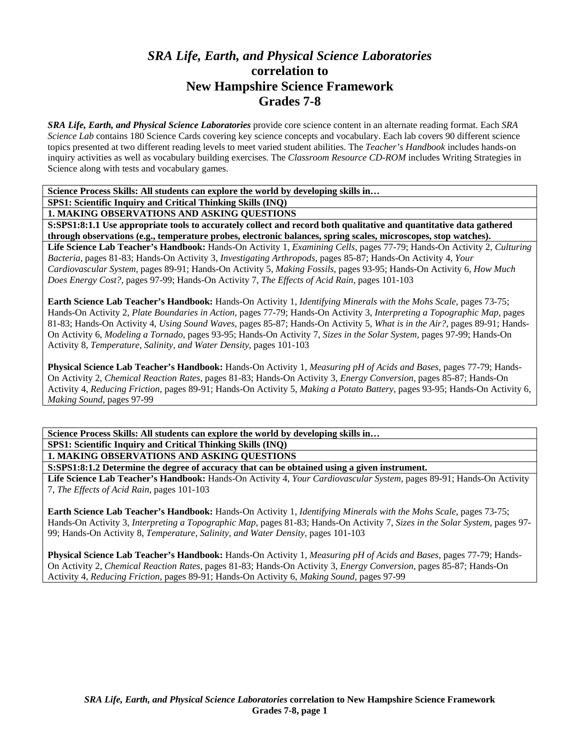# *SRA Life, Earth, and Physical Science Laboratories* correlation to New Hampshire Science Framework Grades 7-8

***SRA Life, Earth, and Physical Science Laboratories*** provide core science content in an alternate reading format. Each *SRA Science Lab* contains 180 Science Cards covering key science concepts and vocabulary. Each lab covers 90 different science topics presented at two different reading levels to meet varied student abilities. The *Teacher's Handbook* includes hands-on inquiry activities as well as vocabulary building exercises. The *Classroom Resource CD-ROM* includes Writing Strategies in Science along with tests and vocabulary games.

**Science Process Skills: All students can explore the world by developing skills in…**

**SPS1: Scientific Inquiry and Critical Thinking Skills (INQ)**

**1. MAKING OBSERVATIONS AND ASKING QUESTIONS**

**S:SPS1:8:1.1 Use appropriate tools to accurately collect and record both qualitative and quantitative data gathered through observations (e.g., temperature probes, electronic balances, spring scales, microscopes, stop watches).**

**Life Science Lab Teacher's Handbook:** Hands-On Activity 1, *Examining Cells,* pages 77-79; Hands-On Activity 2, *Culturing Bacteria,* pages 81-83; Hands-On Activity 3, *Investigating Arthropods,* pages 85-87; Hands-On Activity 4, *Your Cardiovascular System,* pages 89-91; Hands-On Activity 5, *Making Fossils,* pages 93-95; Hands-On Activity 6, *How Much Does Energy Cost?,* pages 97-99; Hands-On Activity 7, *The Effects of Acid Rain,* pages 101-103

**Earth Science Lab Teacher's Handbook:** Hands-On Activity 1, *Identifying Minerals with the Mohs Scale,* pages 73-75; Hands-On Activity 2, *Plate Boundaries in Action,* pages 77-79; Hands-On Activity 3, *Interpreting a Topographic Map,* pages 81-83; Hands-On Activity 4, *Using Sound Waves,* pages 85-87; Hands-On Activity 5, *What is in the Air?,* pages 89-91; Hands-On Activity 6, *Modeling a Tornado,* pages 93-95; Hands-On Activity 7, *Sizes in the Solar System,* pages 97-99; Hands-On Activity 8, *Temperature, Salinity, and Water Density,* pages 101-103

**Physical Science Lab Teacher's Handbook:** Hands-On Activity 1, *Measuring pH of Acids and Bases,* pages 77-79; Hands-On Activity 2, *Chemical Reaction Rates,* pages 81-83; Hands-On Activity 3, *Energy Conversion,* pages 85-87; Hands-On Activity 4, *Reducing Friction,* pages 89-91; Hands-On Activity 5, *Making a Potato Battery,* pages 93-95; Hands-On Activity 6, *Making Sound,* pages 97-99

**Science Process Skills: All students can explore the world by developing skills in…**

**SPS1: Scientific Inquiry and Critical Thinking Skills (INQ)**

**1. MAKING OBSERVATIONS AND ASKING QUESTIONS**

**S:SPS1:8:1.2 Determine the degree of accuracy that can be obtained using a given instrument.**

**Life Science Lab Teacher's Handbook:** Hands-On Activity 4, *Your Cardiovascular System,* pages 89-91; Hands-On Activity 7, *The Effects of Acid Rain,* pages 101-103

**Earth Science Lab Teacher's Handbook:** Hands-On Activity 1, *Identifying Minerals with the Mohs Scale,* pages 73-75; Hands-On Activity 3, *Interpreting a Topographic Map,* pages 81-83; Hands-On Activity 7, *Sizes in the Solar System,* pages 97-99; Hands-On Activity 8, *Temperature, Salinity, and Water Density,* pages 101-103

**Physical Science Lab Teacher's Handbook:** Hands-On Activity 1, *Measuring pH of Acids and Bases,* pages 77-79; Hands-On Activity 2, *Chemical Reaction Rates,* pages 81-83; Hands-On Activity 3, *Energy Conversion,* pages 85-87; Hands-On Activity 4, *Reducing Friction,* pages 89-91; Hands-On Activity 6, *Making Sound,* pages 97-99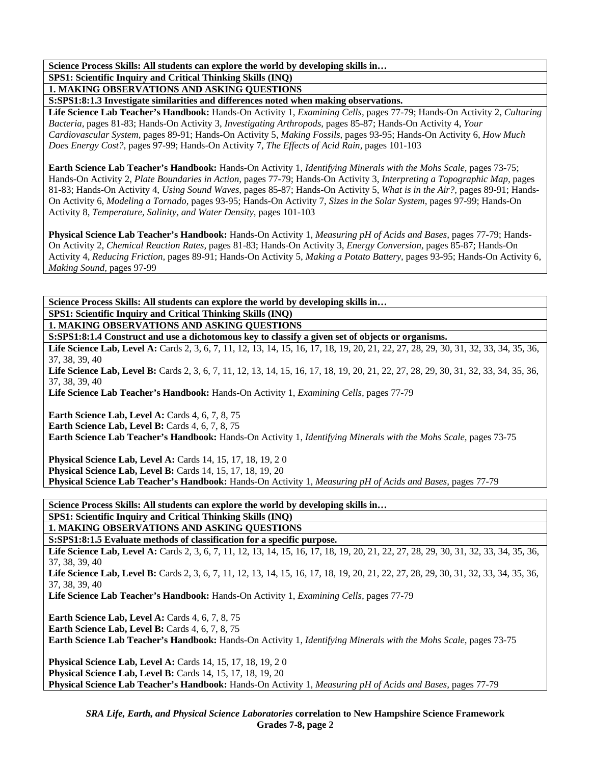**Science Process Skills: All students can explore the world by developing skills in…**

**SPS1: Scientific Inquiry and Critical Thinking Skills (INQ)**

**1. MAKING OBSERVATIONS AND ASKING QUESTIONS**

**S:SPS1:8:1.3 Investigate similarities and differences noted when making observations.**

**Life Science Lab Teacher's Handbook:** Hands-On Activity 1, *Examining Cells,* pages 77-79; Hands-On Activity 2, *Culturing Bacteria,* pages 81-83; Hands-On Activity 3, *Investigating Arthropods,* pages 85-87; Hands-On Activity 4, *Your Cardiovascular System,* pages 89-91; Hands-On Activity 5, *Making Fossils,* pages 93-95; Hands-On Activity 6, *How Much Does Energy Cost?,* pages 97-99; Hands-On Activity 7, *The Effects of Acid Rain,* pages 101-103

**Earth Science Lab Teacher's Handbook:** Hands-On Activity 1, *Identifying Minerals with the Mohs Scale,* pages 73-75; Hands-On Activity 2, *Plate Boundaries in Action,* pages 77-79; Hands-On Activity 3, *Interpreting a Topographic Map,* pages 81-83; Hands-On Activity 4, *Using Sound Waves,* pages 85-87; Hands-On Activity 5, *What is in the Air?,* pages 89-91; Hands-On Activity 6, *Modeling a Tornado,* pages 93-95; Hands-On Activity 7, *Sizes in the Solar System,* pages 97-99; Hands-On Activity 8, *Temperature, Salinity, and Water Density,* pages 101-103

**Physical Science Lab Teacher's Handbook:** Hands-On Activity 1, *Measuring pH of Acids and Bases,* pages 77-79; Hands-On Activity 2, *Chemical Reaction Rates,* pages 81-83; Hands-On Activity 3, *Energy Conversion,* pages 85-87; Hands-On Activity 4, *Reducing Friction,* pages 89-91; Hands-On Activity 5, *Making a Potato Battery,* pages 93-95; Hands-On Activity 6, *Making Sound,* pages 97-99

**Science Process Skills: All students can explore the world by developing skills in…**

**SPS1: Scientific Inquiry and Critical Thinking Skills (INQ)**

**1. MAKING OBSERVATIONS AND ASKING QUESTIONS**

**S:SPS1:8:1.4 Construct and use a dichotomous key to classify a given set of objects or organisms.**

**Life Science Lab, Level A:** Cards 2, 3, 6, 7, 11, 12, 13, 14, 15, 16, 17, 18, 19, 20, 21, 22, 27, 28, 29, 30, 31, 32, 33, 34, 35, 36, 37, 38, 39, 40

**Life Science Lab, Level B:** Cards 2, 3, 6, 7, 11, 12, 13, 14, 15, 16, 17, 18, 19, 20, 21, 22, 27, 28, 29, 30, 31, 32, 33, 34, 35, 36, 37, 38, 39, 40

**Life Science Lab Teacher's Handbook:** Hands-On Activity 1, *Examining Cells,* pages 77-79

**Earth Science Lab, Level A:** Cards 4, 6, 7, 8, 75

**Earth Science Lab, Level B:** Cards 4, 6, 7, 8, 75

**Earth Science Lab Teacher's Handbook:** Hands-On Activity 1, *Identifying Minerals with the Mohs Scale,* pages 73-75

**Physical Science Lab, Level A:** Cards 14, 15, 17, 18, 19, 2 0

**Physical Science Lab, Level B:** Cards 14, 15, 17, 18, 19, 20

**Physical Science Lab Teacher's Handbook:** Hands-On Activity 1, *Measuring pH of Acids and Bases,* pages 77-79

**Science Process Skills: All students can explore the world by developing skills in…**

**SPS1: Scientific Inquiry and Critical Thinking Skills (INQ)**

**1. MAKING OBSERVATIONS AND ASKING QUESTIONS**

**S:SPS1:8:1.5 Evaluate methods of classification for a specific purpose.**

**Life Science Lab, Level A:** Cards 2, 3, 6, 7, 11, 12, 13, 14, 15, 16, 17, 18, 19, 20, 21, 22, 27, 28, 29, 30, 31, 32, 33, 34, 35, 36, 37, 38, 39, 40

**Life Science Lab, Level B:** Cards 2, 3, 6, 7, 11, 12, 13, 14, 15, 16, 17, 18, 19, 20, 21, 22, 27, 28, 29, 30, 31, 32, 33, 34, 35, 36, 37, 38, 39, 40

**Life Science Lab Teacher's Handbook:** Hands-On Activity 1, *Examining Cells,* pages 77-79

**Earth Science Lab, Level A:** Cards 4, 6, 7, 8, 75

**Earth Science Lab, Level B:** Cards 4, 6, 7, 8, 75

**Earth Science Lab Teacher's Handbook:** Hands-On Activity 1, *Identifying Minerals with the Mohs Scale,* pages 73-75

**Physical Science Lab, Level A:** Cards 14, 15, 17, 18, 19, 2 0

**Physical Science Lab, Level B:** Cards 14, 15, 17, 18, 19, 20

**Physical Science Lab Teacher's Handbook:** Hands-On Activity 1, *Measuring pH of Acids and Bases,* pages 77-79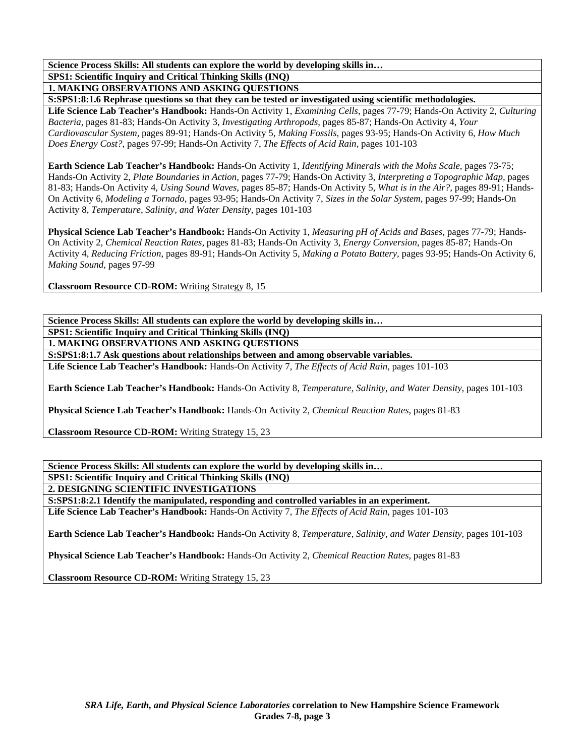**Science Process Skills: All students can explore the world by developing skills in…**

**SPS1: Scientific Inquiry and Critical Thinking Skills (INQ)**

**1. MAKING OBSERVATIONS AND ASKING QUESTIONS**

**S:SPS1:8:1.6 Rephrase questions so that they can be tested or investigated using scientific methodologies.**

**Life Science Lab Teacher's Handbook:** Hands-On Activity 1, *Examining Cells,* pages 77-79; Hands-On Activity 2, *Culturing Bacteria,* pages 81-83; Hands-On Activity 3, *Investigating Arthropods,* pages 85-87; Hands-On Activity 4, *Your Cardiovascular System,* pages 89-91; Hands-On Activity 5, *Making Fossils,* pages 93-95; Hands-On Activity 6, *How Much Does Energy Cost?,* pages 97-99; Hands-On Activity 7, *The Effects of Acid Rain,* pages 101-103

**Earth Science Lab Teacher's Handbook:** Hands-On Activity 1, *Identifying Minerals with the Mohs Scale,* pages 73-75; Hands-On Activity 2, *Plate Boundaries in Action,* pages 77-79; Hands-On Activity 3, *Interpreting a Topographic Map,* pages 81-83; Hands-On Activity 4, *Using Sound Waves,* pages 85-87; Hands-On Activity 5, *What is in the Air?,* pages 89-91; Hands-On Activity 6, *Modeling a Tornado,* pages 93-95; Hands-On Activity 7, *Sizes in the Solar System,* pages 97-99; Hands-On Activity 8, *Temperature, Salinity, and Water Density,* pages 101-103

**Physical Science Lab Teacher's Handbook:** Hands-On Activity 1, *Measuring pH of Acids and Bases,* pages 77-79; Hands-On Activity 2, *Chemical Reaction Rates,* pages 81-83; Hands-On Activity 3, *Energy Conversion,* pages 85-87; Hands-On Activity 4, *Reducing Friction,* pages 89-91; Hands-On Activity 5, *Making a Potato Battery,* pages 93-95; Hands-On Activity 6, *Making Sound,* pages 97-99

**Classroom Resource CD-ROM:** Writing Strategy 8, 15

**Science Process Skills: All students can explore the world by developing skills in…**

**SPS1: Scientific Inquiry and Critical Thinking Skills (INQ)**

**1. MAKING OBSERVATIONS AND ASKING QUESTIONS**

**S:SPS1:8:1.7 Ask questions about relationships between and among observable variables.**

**Life Science Lab Teacher's Handbook:** Hands-On Activity 7, *The Effects of Acid Rain,* pages 101-103

**Earth Science Lab Teacher's Handbook:** Hands-On Activity 8, *Temperature, Salinity, and Water Density,* pages 101-103

**Physical Science Lab Teacher's Handbook:** Hands-On Activity 2, *Chemical Reaction Rates,* pages 81-83

**Classroom Resource CD-ROM:** Writing Strategy 15, 23

**Science Process Skills: All students can explore the world by developing skills in…**

**SPS1: Scientific Inquiry and Critical Thinking Skills (INQ)**

**2. DESIGNING SCIENTIFIC INVESTIGATIONS**

**S:SPS1:8:2.1 Identify the manipulated, responding and controlled variables in an experiment.**

**Life Science Lab Teacher's Handbook:** Hands-On Activity 7, *The Effects of Acid Rain,* pages 101-103

**Earth Science Lab Teacher's Handbook:** Hands-On Activity 8, *Temperature, Salinity, and Water Density,* pages 101-103

**Physical Science Lab Teacher's Handbook:** Hands-On Activity 2, *Chemical Reaction Rates,* pages 81-83

**Classroom Resource CD-ROM:** Writing Strategy 15, 23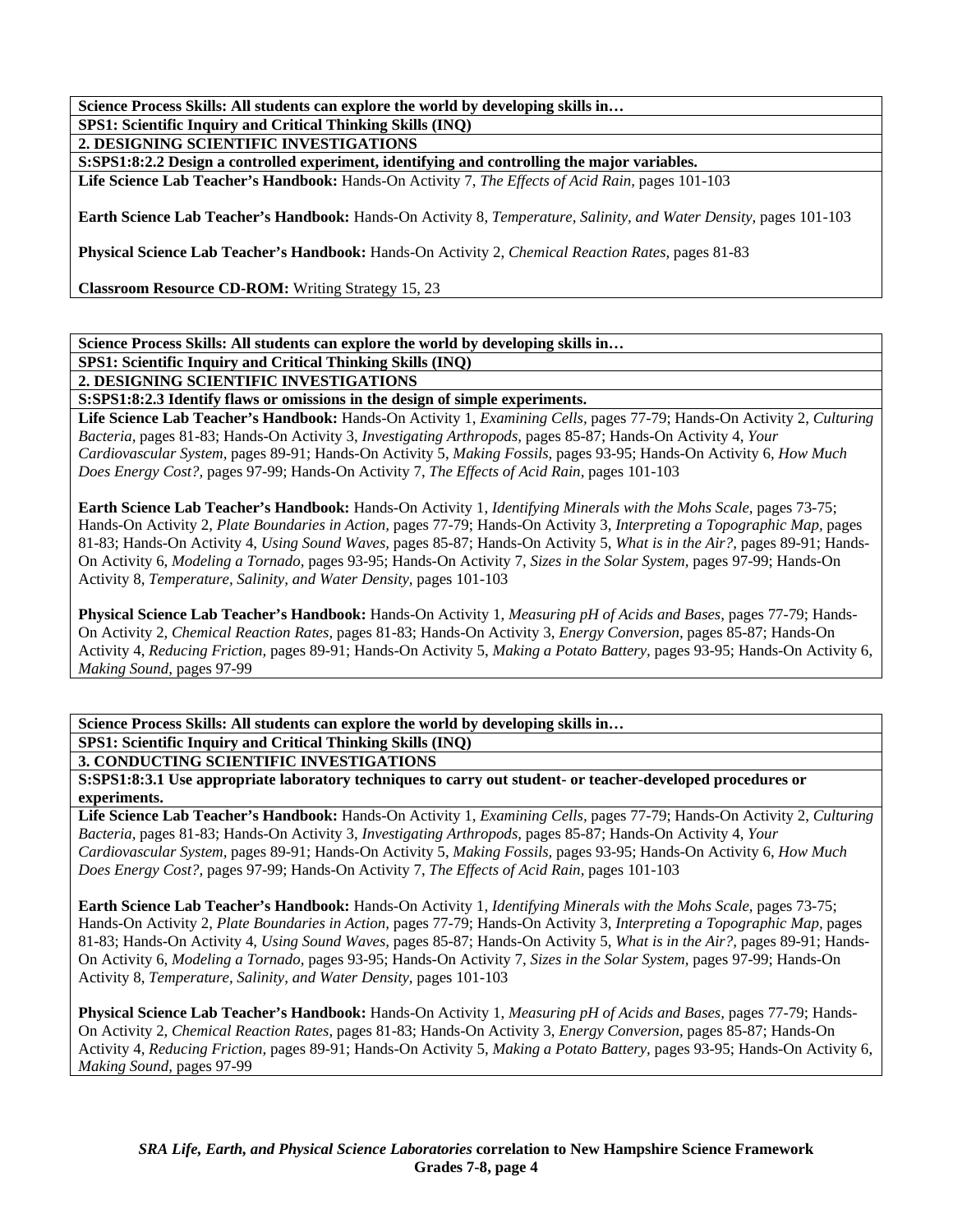**Science Process Skills: All students can explore the world by developing skills in…**

**SPS1: Scientific Inquiry and Critical Thinking Skills (INQ)**

**2. DESIGNING SCIENTIFIC INVESTIGATIONS**

**S:SPS1:8:2.2 Design a controlled experiment, identifying and controlling the major variables.**

**Life Science Lab Teacher's Handbook:** Hands-On Activity 7, *The Effects of Acid Rain,* pages 101-103

**Earth Science Lab Teacher's Handbook:** Hands-On Activity 8, *Temperature, Salinity, and Water Density,* pages 101-103

**Physical Science Lab Teacher's Handbook:** Hands-On Activity 2, *Chemical Reaction Rates,* pages 81-83

**Classroom Resource CD-ROM:** Writing Strategy 15, 23

---

**Science Process Skills: All students can explore the world by developing skills in…**

**SPS1: Scientific Inquiry and Critical Thinking Skills (INQ)**

**2. DESIGNING SCIENTIFIC INVESTIGATIONS**

**S:SPS1:8:2.3 Identify flaws or omissions in the design of simple experiments.**

**Life Science Lab Teacher's Handbook:** Hands-On Activity 1, *Examining Cells,* pages 77-79; Hands-On Activity 2, *Culturing Bacteria,* pages 81-83; Hands-On Activity 3, *Investigating Arthropods,* pages 85-87; Hands-On Activity 4, *Your Cardiovascular System,* pages 89-91; Hands-On Activity 5, *Making Fossils,* pages 93-95; Hands-On Activity 6, *How Much Does Energy Cost?,* pages 97-99; Hands-On Activity 7, *The Effects of Acid Rain,* pages 101-103

**Earth Science Lab Teacher's Handbook:** Hands-On Activity 1, *Identifying Minerals with the Mohs Scale,* pages 73-75; Hands-On Activity 2, *Plate Boundaries in Action,* pages 77-79; Hands-On Activity 3, *Interpreting a Topographic Map,* pages 81-83; Hands-On Activity 4, *Using Sound Waves,* pages 85-87; Hands-On Activity 5, *What is in the Air?,* pages 89-91; Hands-On Activity 6, *Modeling a Tornado,* pages 93-95; Hands-On Activity 7, *Sizes in the Solar System,* pages 97-99; Hands-On Activity 8, *Temperature, Salinity, and Water Density,* pages 101-103

**Physical Science Lab Teacher's Handbook:** Hands-On Activity 1, *Measuring pH of Acids and Bases,* pages 77-79; Hands-On Activity 2, *Chemical Reaction Rates,* pages 81-83; Hands-On Activity 3, *Energy Conversion,* pages 85-87; Hands-On Activity 4, *Reducing Friction,* pages 89-91; Hands-On Activity 5, *Making a Potato Battery,* pages 93-95; Hands-On Activity 6, *Making Sound,* pages 97-99

---

**Science Process Skills: All students can explore the world by developing skills in…**

**SPS1: Scientific Inquiry and Critical Thinking Skills (INQ)**

**3. CONDUCTING SCIENTIFIC INVESTIGATIONS**

**S:SPS1:8:3.1 Use appropriate laboratory techniques to carry out student- or teacher-developed procedures or experiments.**

**Life Science Lab Teacher's Handbook:** Hands-On Activity 1, *Examining Cells,* pages 77-79; Hands-On Activity 2, *Culturing Bacteria,* pages 81-83; Hands-On Activity 3, *Investigating Arthropods,* pages 85-87; Hands-On Activity 4, *Your Cardiovascular System,* pages 89-91; Hands-On Activity 5, *Making Fossils,* pages 93-95; Hands-On Activity 6, *How Much Does Energy Cost?,* pages 97-99; Hands-On Activity 7, *The Effects of Acid Rain,* pages 101-103

**Earth Science Lab Teacher's Handbook:** Hands-On Activity 1, *Identifying Minerals with the Mohs Scale,* pages 73-75; Hands-On Activity 2, *Plate Boundaries in Action,* pages 77-79; Hands-On Activity 3, *Interpreting a Topographic Map,* pages 81-83; Hands-On Activity 4, *Using Sound Waves,* pages 85-87; Hands-On Activity 5, *What is in the Air?,* pages 89-91; Hands-On Activity 6, *Modeling a Tornado,* pages 93-95; Hands-On Activity 7, *Sizes in the Solar System,* pages 97-99; Hands-On Activity 8, *Temperature, Salinity, and Water Density,* pages 101-103

**Physical Science Lab Teacher's Handbook:** Hands-On Activity 1, *Measuring pH of Acids and Bases,* pages 77-79; Hands-On Activity 2, *Chemical Reaction Rates,* pages 81-83; Hands-On Activity 3, *Energy Conversion,* pages 85-87; Hands-On Activity 4, *Reducing Friction,* pages 89-91; Hands-On Activity 5, *Making a Potato Battery,* pages 93-95; Hands-On Activity 6, *Making Sound,* pages 97-99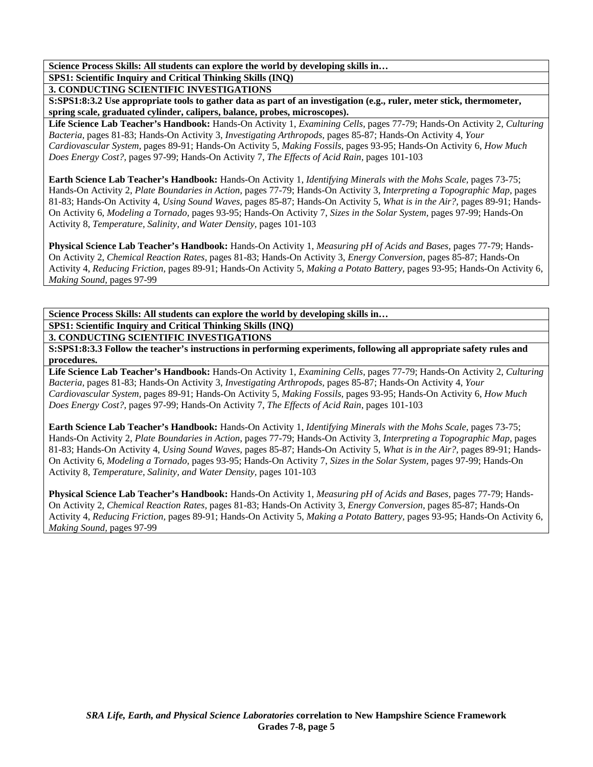**Science Process Skills: All students can explore the world by developing skills in…**

**SPS1: Scientific Inquiry and Critical Thinking Skills (INQ)**

**3. CONDUCTING SCIENTIFIC INVESTIGATIONS**

**S:SPS1:8:3.2 Use appropriate tools to gather data as part of an investigation (e.g., ruler, meter stick, thermometer, spring scale, graduated cylinder, calipers, balance, probes, microscopes).**

**Life Science Lab Teacher's Handbook:** Hands-On Activity 1, *Examining Cells,* pages 77-79; Hands-On Activity 2, *Culturing Bacteria,* pages 81-83; Hands-On Activity 3, *Investigating Arthropods,* pages 85-87; Hands-On Activity 4, *Your Cardiovascular System,* pages 89-91; Hands-On Activity 5, *Making Fossils,* pages 93-95; Hands-On Activity 6, *How Much Does Energy Cost?,* pages 97-99; Hands-On Activity 7, *The Effects of Acid Rain,* pages 101-103

**Earth Science Lab Teacher's Handbook:** Hands-On Activity 1, *Identifying Minerals with the Mohs Scale,* pages 73-75; Hands-On Activity 2, *Plate Boundaries in Action,* pages 77-79; Hands-On Activity 3, *Interpreting a Topographic Map,* pages 81-83; Hands-On Activity 4, *Using Sound Waves,* pages 85-87; Hands-On Activity 5, *What is in the Air?,* pages 89-91; Hands-On Activity 6, *Modeling a Tornado,* pages 93-95; Hands-On Activity 7, *Sizes in the Solar System,* pages 97-99; Hands-On Activity 8, *Temperature, Salinity, and Water Density,* pages 101-103

**Physical Science Lab Teacher's Handbook:** Hands-On Activity 1, *Measuring pH of Acids and Bases,* pages 77-79; Hands-On Activity 2, *Chemical Reaction Rates,* pages 81-83; Hands-On Activity 3, *Energy Conversion,* pages 85-87; Hands-On Activity 4, *Reducing Friction,* pages 89-91; Hands-On Activity 5, *Making a Potato Battery,* pages 93-95; Hands-On Activity 6, *Making Sound,* pages 97-99

**Science Process Skills: All students can explore the world by developing skills in…**

**SPS1: Scientific Inquiry and Critical Thinking Skills (INQ)**

**3. CONDUCTING SCIENTIFIC INVESTIGATIONS**

**S:SPS1:8:3.3 Follow the teacher's instructions in performing experiments, following all appropriate safety rules and procedures.**

**Life Science Lab Teacher's Handbook:** Hands-On Activity 1, *Examining Cells,* pages 77-79; Hands-On Activity 2, *Culturing Bacteria,* pages 81-83; Hands-On Activity 3, *Investigating Arthropods,* pages 85-87; Hands-On Activity 4, *Your Cardiovascular System,* pages 89-91; Hands-On Activity 5, *Making Fossils,* pages 93-95; Hands-On Activity 6, *How Much Does Energy Cost?,* pages 97-99; Hands-On Activity 7, *The Effects of Acid Rain,* pages 101-103

**Earth Science Lab Teacher's Handbook:** Hands-On Activity 1, *Identifying Minerals with the Mohs Scale,* pages 73-75; Hands-On Activity 2, *Plate Boundaries in Action,* pages 77-79; Hands-On Activity 3, *Interpreting a Topographic Map,* pages 81-83; Hands-On Activity 4, *Using Sound Waves,* pages 85-87; Hands-On Activity 5, *What is in the Air?,* pages 89-91; Hands-On Activity 6, *Modeling a Tornado,* pages 93-95; Hands-On Activity 7, *Sizes in the Solar System,* pages 97-99; Hands-On Activity 8, *Temperature, Salinity, and Water Density,* pages 101-103

**Physical Science Lab Teacher's Handbook:** Hands-On Activity 1, *Measuring pH of Acids and Bases,* pages 77-79; Hands-On Activity 2, *Chemical Reaction Rates,* pages 81-83; Hands-On Activity 3, *Energy Conversion,* pages 85-87; Hands-On Activity 4, *Reducing Friction,* pages 89-91; Hands-On Activity 5, *Making a Potato Battery,* pages 93-95; Hands-On Activity 6, *Making Sound,* pages 97-99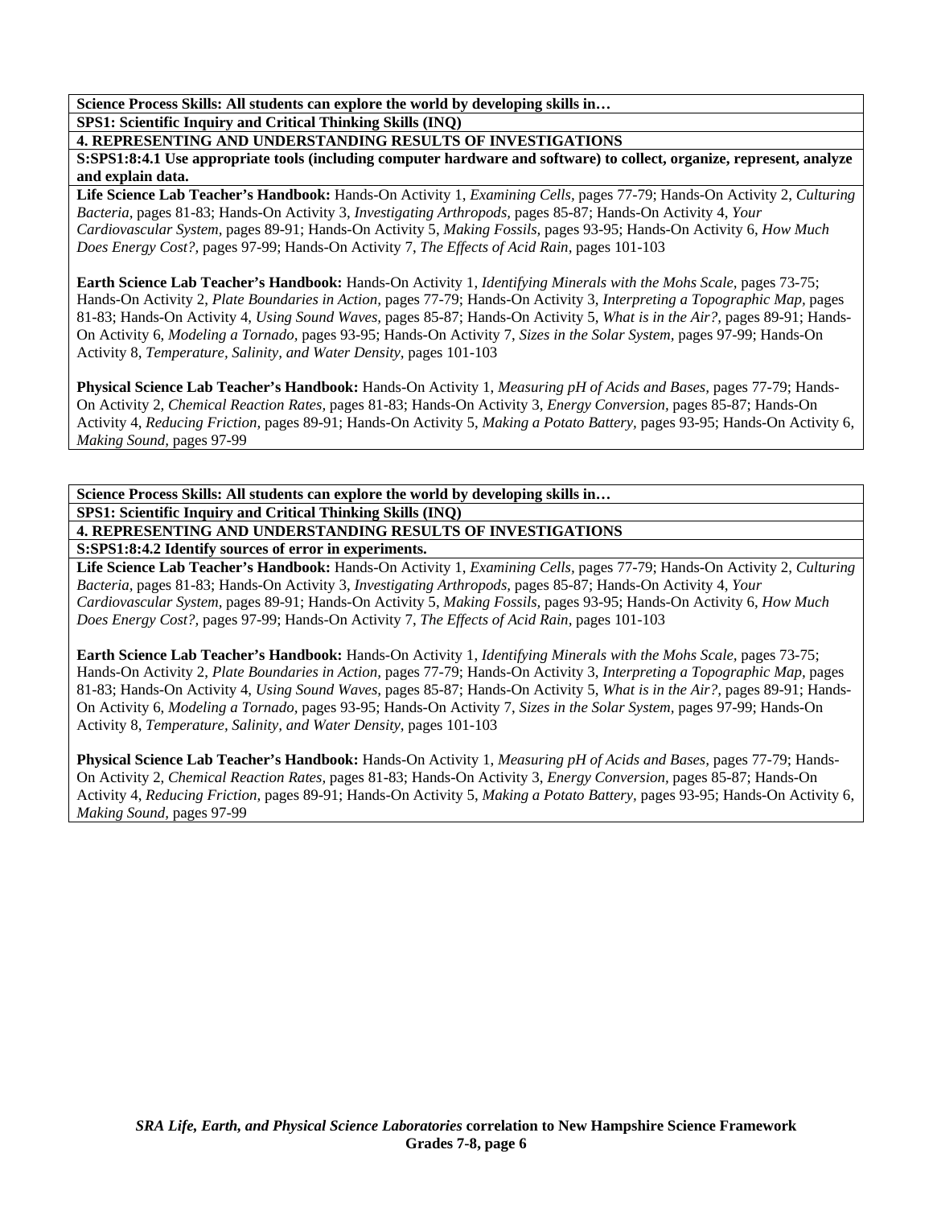**Science Process Skills: All students can explore the world by developing skills in…**

**SPS1: Scientific Inquiry and Critical Thinking Skills (INQ)**

**4. REPRESENTING AND UNDERSTANDING RESULTS OF INVESTIGATIONS**

**S:SPS1:8:4.1 Use appropriate tools (including computer hardware and software) to collect, organize, represent, analyze and explain data.**

**Life Science Lab Teacher's Handbook:** Hands-On Activity 1, *Examining Cells,* pages 77-79; Hands-On Activity 2, *Culturing Bacteria,* pages 81-83; Hands-On Activity 3, *Investigating Arthropods,* pages 85-87; Hands-On Activity 4, *Your Cardiovascular System,* pages 89-91; Hands-On Activity 5, *Making Fossils,* pages 93-95; Hands-On Activity 6, *How Much Does Energy Cost?,* pages 97-99; Hands-On Activity 7, *The Effects of Acid Rain,* pages 101-103

**Earth Science Lab Teacher's Handbook:** Hands-On Activity 1, *Identifying Minerals with the Mohs Scale,* pages 73-75; Hands-On Activity 2, *Plate Boundaries in Action,* pages 77-79; Hands-On Activity 3, *Interpreting a Topographic Map,* pages 81-83; Hands-On Activity 4, *Using Sound Waves,* pages 85-87; Hands-On Activity 5, *What is in the Air?,* pages 89-91; Hands-On Activity 6, *Modeling a Tornado,* pages 93-95; Hands-On Activity 7, *Sizes in the Solar System,* pages 97-99; Hands-On Activity 8, *Temperature, Salinity, and Water Density,* pages 101-103

**Physical Science Lab Teacher's Handbook:** Hands-On Activity 1, *Measuring pH of Acids and Bases,* pages 77-79; Hands-On Activity 2, *Chemical Reaction Rates,* pages 81-83; Hands-On Activity 3, *Energy Conversion,* pages 85-87; Hands-On Activity 4, *Reducing Friction,* pages 89-91; Hands-On Activity 5, *Making a Potato Battery,* pages 93-95; Hands-On Activity 6, *Making Sound,* pages 97-99

**Science Process Skills: All students can explore the world by developing skills in…**

**SPS1: Scientific Inquiry and Critical Thinking Skills (INQ)**

**4. REPRESENTING AND UNDERSTANDING RESULTS OF INVESTIGATIONS**

**S:SPS1:8:4.2 Identify sources of error in experiments.**

**Life Science Lab Teacher's Handbook:** Hands-On Activity 1, *Examining Cells,* pages 77-79; Hands-On Activity 2, *Culturing Bacteria,* pages 81-83; Hands-On Activity 3, *Investigating Arthropods,* pages 85-87; Hands-On Activity 4, *Your Cardiovascular System,* pages 89-91; Hands-On Activity 5, *Making Fossils,* pages 93-95; Hands-On Activity 6, *How Much Does Energy Cost?,* pages 97-99; Hands-On Activity 7, *The Effects of Acid Rain,* pages 101-103

**Earth Science Lab Teacher's Handbook:** Hands-On Activity 1, *Identifying Minerals with the Mohs Scale,* pages 73-75; Hands-On Activity 2, *Plate Boundaries in Action,* pages 77-79; Hands-On Activity 3, *Interpreting a Topographic Map,* pages 81-83; Hands-On Activity 4, *Using Sound Waves,* pages 85-87; Hands-On Activity 5, *What is in the Air?,* pages 89-91; Hands-On Activity 6, *Modeling a Tornado,* pages 93-95; Hands-On Activity 7, *Sizes in the Solar System,* pages 97-99; Hands-On Activity 8, *Temperature, Salinity, and Water Density,* pages 101-103

**Physical Science Lab Teacher's Handbook:** Hands-On Activity 1, *Measuring pH of Acids and Bases,* pages 77-79; Hands-On Activity 2, *Chemical Reaction Rates,* pages 81-83; Hands-On Activity 3, *Energy Conversion,* pages 85-87; Hands-On Activity 4, *Reducing Friction,* pages 89-91; Hands-On Activity 5, *Making a Potato Battery,* pages 93-95; Hands-On Activity 6, *Making Sound,* pages 97-99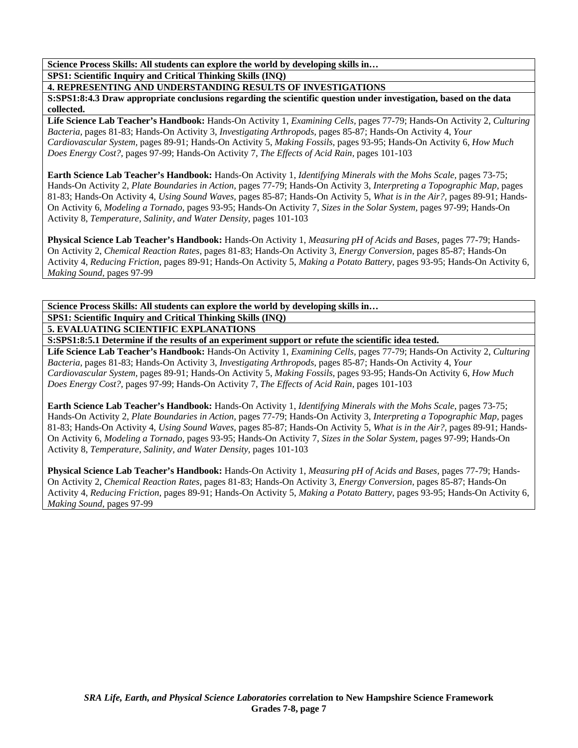**Science Process Skills: All students can explore the world by developing skills in…**

**SPS1: Scientific Inquiry and Critical Thinking Skills (INQ)**

**4. REPRESENTING AND UNDERSTANDING RESULTS OF INVESTIGATIONS**

**S:SPS1:8:4.3 Draw appropriate conclusions regarding the scientific question under investigation, based on the data collected.**

**Life Science Lab Teacher's Handbook:** Hands-On Activity 1, *Examining Cells,* pages 77-79; Hands-On Activity 2, *Culturing Bacteria,* pages 81-83; Hands-On Activity 3, *Investigating Arthropods,* pages 85-87; Hands-On Activity 4, *Your Cardiovascular System,* pages 89-91; Hands-On Activity 5, *Making Fossils,* pages 93-95; Hands-On Activity 6, *How Much Does Energy Cost?,* pages 97-99; Hands-On Activity 7, *The Effects of Acid Rain,* pages 101-103

**Earth Science Lab Teacher's Handbook:** Hands-On Activity 1, *Identifying Minerals with the Mohs Scale,* pages 73-75; Hands-On Activity 2, *Plate Boundaries in Action,* pages 77-79; Hands-On Activity 3, *Interpreting a Topographic Map,* pages 81-83; Hands-On Activity 4, *Using Sound Waves,* pages 85-87; Hands-On Activity 5, *What is in the Air?,* pages 89-91; Hands-On Activity 6, *Modeling a Tornado,* pages 93-95; Hands-On Activity 7, *Sizes in the Solar System,* pages 97-99; Hands-On Activity 8, *Temperature, Salinity, and Water Density,* pages 101-103

**Physical Science Lab Teacher's Handbook:** Hands-On Activity 1, *Measuring pH of Acids and Bases,* pages 77-79; Hands-On Activity 2, *Chemical Reaction Rates,* pages 81-83; Hands-On Activity 3, *Energy Conversion,* pages 85-87; Hands-On Activity 4, *Reducing Friction,* pages 89-91; Hands-On Activity 5, *Making a Potato Battery,* pages 93-95; Hands-On Activity 6, *Making Sound,* pages 97-99

**Science Process Skills: All students can explore the world by developing skills in…**

**SPS1: Scientific Inquiry and Critical Thinking Skills (INQ)**

**5. EVALUATING SCIENTIFIC EXPLANATIONS**

**S:SPS1:8:5.1 Determine if the results of an experiment support or refute the scientific idea tested.**

**Life Science Lab Teacher's Handbook:** Hands-On Activity 1, *Examining Cells,* pages 77-79; Hands-On Activity 2, *Culturing Bacteria,* pages 81-83; Hands-On Activity 3, *Investigating Arthropods,* pages 85-87; Hands-On Activity 4, *Your Cardiovascular System,* pages 89-91; Hands-On Activity 5, *Making Fossils,* pages 93-95; Hands-On Activity 6, *How Much Does Energy Cost?,* pages 97-99; Hands-On Activity 7, *The Effects of Acid Rain,* pages 101-103

**Earth Science Lab Teacher's Handbook:** Hands-On Activity 1, *Identifying Minerals with the Mohs Scale,* pages 73-75; Hands-On Activity 2, *Plate Boundaries in Action,* pages 77-79; Hands-On Activity 3, *Interpreting a Topographic Map,* pages 81-83; Hands-On Activity 4, *Using Sound Waves,* pages 85-87; Hands-On Activity 5, *What is in the Air?,* pages 89-91; Hands-On Activity 6, *Modeling a Tornado,* pages 93-95; Hands-On Activity 7, *Sizes in the Solar System,* pages 97-99; Hands-On Activity 8, *Temperature, Salinity, and Water Density,* pages 101-103

**Physical Science Lab Teacher's Handbook:** Hands-On Activity 1, *Measuring pH of Acids and Bases,* pages 77-79; Hands-On Activity 2, *Chemical Reaction Rates,* pages 81-83; Hands-On Activity 3, *Energy Conversion,* pages 85-87; Hands-On Activity 4, *Reducing Friction,* pages 89-91; Hands-On Activity 5, *Making a Potato Battery,* pages 93-95; Hands-On Activity 6, *Making Sound,* pages 97-99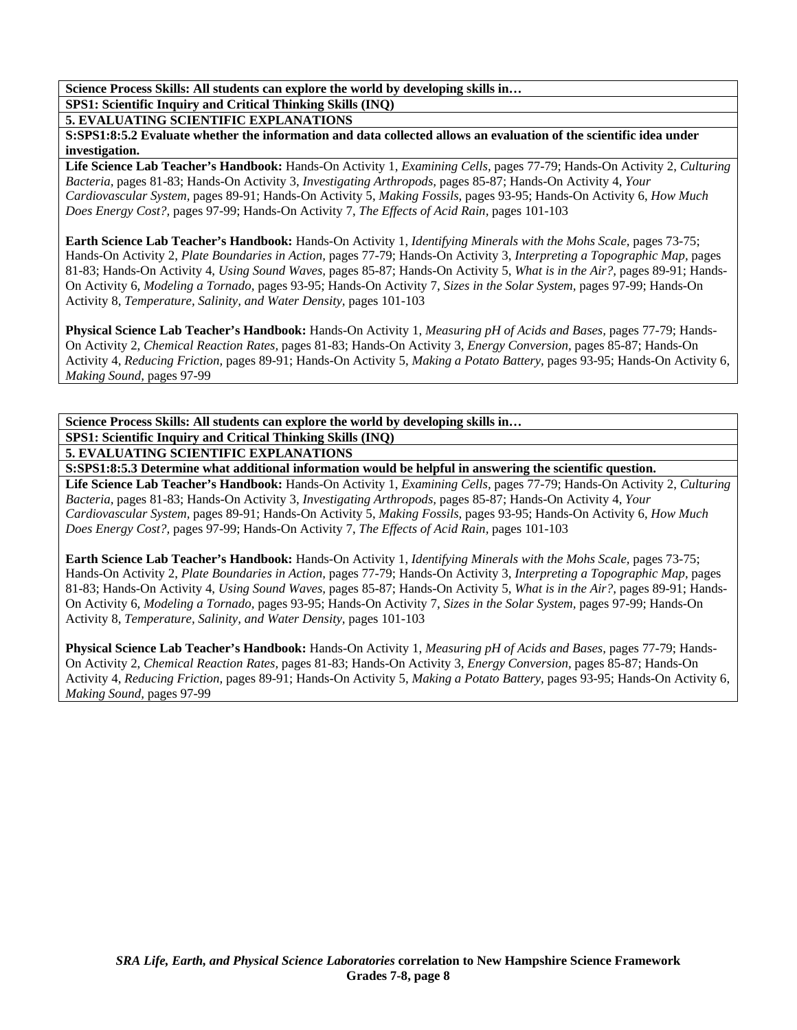**Science Process Skills: All students can explore the world by developing skills in…**

**SPS1: Scientific Inquiry and Critical Thinking Skills (INQ)**

**5. EVALUATING SCIENTIFIC EXPLANATIONS**

**S:SPS1:8:5.2 Evaluate whether the information and data collected allows an evaluation of the scientific idea under investigation.**

**Life Science Lab Teacher's Handbook:** Hands-On Activity 1, *Examining Cells,* pages 77-79; Hands-On Activity 2, *Culturing Bacteria,* pages 81-83; Hands-On Activity 3, *Investigating Arthropods,* pages 85-87; Hands-On Activity 4, *Your Cardiovascular System,* pages 89-91; Hands-On Activity 5, *Making Fossils,* pages 93-95; Hands-On Activity 6, *How Much Does Energy Cost?,* pages 97-99; Hands-On Activity 7, *The Effects of Acid Rain,* pages 101-103

**Earth Science Lab Teacher's Handbook:** Hands-On Activity 1, *Identifying Minerals with the Mohs Scale,* pages 73-75; Hands-On Activity 2, *Plate Boundaries in Action,* pages 77-79; Hands-On Activity 3, *Interpreting a Topographic Map,* pages 81-83; Hands-On Activity 4, *Using Sound Waves,* pages 85-87; Hands-On Activity 5, *What is in the Air?,* pages 89-91; Hands-On Activity 6, *Modeling a Tornado,* pages 93-95; Hands-On Activity 7, *Sizes in the Solar System,* pages 97-99; Hands-On Activity 8, *Temperature, Salinity, and Water Density,* pages 101-103

**Physical Science Lab Teacher's Handbook:** Hands-On Activity 1, *Measuring pH of Acids and Bases,* pages 77-79; Hands-On Activity 2, *Chemical Reaction Rates,* pages 81-83; Hands-On Activity 3, *Energy Conversion,* pages 85-87; Hands-On Activity 4, *Reducing Friction,* pages 89-91; Hands-On Activity 5, *Making a Potato Battery,* pages 93-95; Hands-On Activity 6, *Making Sound,* pages 97-99

**Science Process Skills: All students can explore the world by developing skills in…**

**SPS1: Scientific Inquiry and Critical Thinking Skills (INQ)**

**5. EVALUATING SCIENTIFIC EXPLANATIONS**

**S:SPS1:8:5.3 Determine what additional information would be helpful in answering the scientific question.**

**Life Science Lab Teacher's Handbook:** Hands-On Activity 1, *Examining Cells,* pages 77-79; Hands-On Activity 2, *Culturing Bacteria,* pages 81-83; Hands-On Activity 3, *Investigating Arthropods,* pages 85-87; Hands-On Activity 4, *Your Cardiovascular System,* pages 89-91; Hands-On Activity 5, *Making Fossils,* pages 93-95; Hands-On Activity 6, *How Much Does Energy Cost?,* pages 97-99; Hands-On Activity 7, *The Effects of Acid Rain,* pages 101-103

**Earth Science Lab Teacher's Handbook:** Hands-On Activity 1, *Identifying Minerals with the Mohs Scale,* pages 73-75; Hands-On Activity 2, *Plate Boundaries in Action,* pages 77-79; Hands-On Activity 3, *Interpreting a Topographic Map,* pages 81-83; Hands-On Activity 4, *Using Sound Waves,* pages 85-87; Hands-On Activity 5, *What is in the Air?,* pages 89-91; Hands-On Activity 6, *Modeling a Tornado,* pages 93-95; Hands-On Activity 7, *Sizes in the Solar System,* pages 97-99; Hands-On Activity 8, *Temperature, Salinity, and Water Density,* pages 101-103

**Physical Science Lab Teacher's Handbook:** Hands-On Activity 1, *Measuring pH of Acids and Bases,* pages 77-79; Hands-On Activity 2, *Chemical Reaction Rates,* pages 81-83; Hands-On Activity 3, *Energy Conversion,* pages 85-87; Hands-On Activity 4, *Reducing Friction,* pages 89-91; Hands-On Activity 5, *Making a Potato Battery,* pages 93-95; Hands-On Activity 6, *Making Sound,* pages 97-99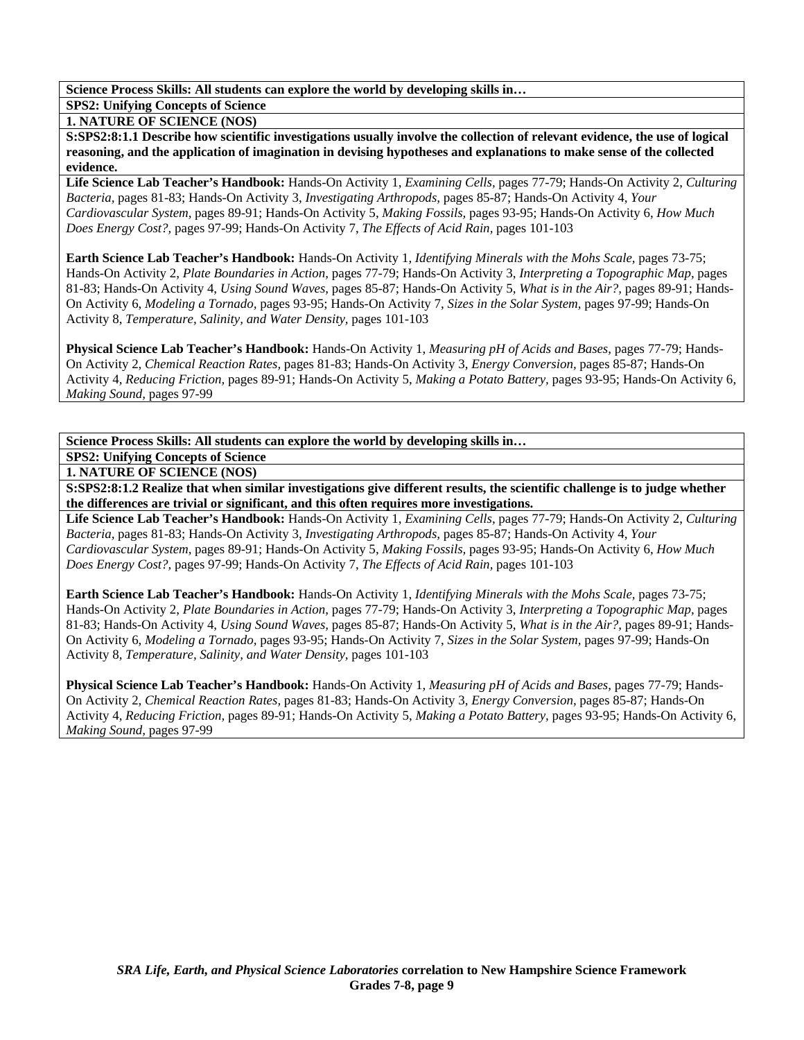**Science Process Skills: All students can explore the world by developing skills in…**

**SPS2: Unifying Concepts of Science**

**1. NATURE OF SCIENCE (NOS)**

**S:SPS2:8:1.1 Describe how scientific investigations usually involve the collection of relevant evidence, the use of logical reasoning, and the application of imagination in devising hypotheses and explanations to make sense of the collected evidence.**

**Life Science Lab Teacher's Handbook:** Hands-On Activity 1, *Examining Cells*, pages 77-79; Hands-On Activity 2, *Culturing Bacteria*, pages 81-83; Hands-On Activity 3, *Investigating Arthropods*, pages 85-87; Hands-On Activity 4, *Your Cardiovascular System*, pages 89-91; Hands-On Activity 5, *Making Fossils*, pages 93-95; Hands-On Activity 6, *How Much Does Energy Cost?*, pages 97-99; Hands-On Activity 7, *The Effects of Acid Rain*, pages 101-103

**Earth Science Lab Teacher's Handbook:** Hands-On Activity 1, *Identifying Minerals with the Mohs Scale*, pages 73-75; Hands-On Activity 2, *Plate Boundaries in Action*, pages 77-79; Hands-On Activity 3, *Interpreting a Topographic Map*, pages 81-83; Hands-On Activity 4, *Using Sound Waves*, pages 85-87; Hands-On Activity 5, *What is in the Air?*, pages 89-91; Hands-On Activity 6, *Modeling a Tornado*, pages 93-95; Hands-On Activity 7, *Sizes in the Solar System*, pages 97-99; Hands-On Activity 8, *Temperature, Salinity, and Water Density*, pages 101-103

**Physical Science Lab Teacher's Handbook:** Hands-On Activity 1, *Measuring pH of Acids and Bases*, pages 77-79; Hands-On Activity 2, *Chemical Reaction Rates*, pages 81-83; Hands-On Activity 3, *Energy Conversion*, pages 85-87; Hands-On Activity 4, *Reducing Friction*, pages 89-91; Hands-On Activity 5, *Making a Potato Battery*, pages 93-95; Hands-On Activity 6, *Making Sound*, pages 97-99

**Science Process Skills: All students can explore the world by developing skills in…**

**SPS2: Unifying Concepts of Science**

**1. NATURE OF SCIENCE (NOS)**

**S:SPS2:8:1.2 Realize that when similar investigations give different results, the scientific challenge is to judge whether the differences are trivial or significant, and this often requires more investigations.**

**Life Science Lab Teacher's Handbook:** Hands-On Activity 1, *Examining Cells*, pages 77-79; Hands-On Activity 2, *Culturing Bacteria*, pages 81-83; Hands-On Activity 3, *Investigating Arthropods*, pages 85-87; Hands-On Activity 4, *Your Cardiovascular System*, pages 89-91; Hands-On Activity 5, *Making Fossils*, pages 93-95; Hands-On Activity 6, *How Much Does Energy Cost?*, pages 97-99; Hands-On Activity 7, *The Effects of Acid Rain*, pages 101-103

**Earth Science Lab Teacher's Handbook:** Hands-On Activity 1, *Identifying Minerals with the Mohs Scale*, pages 73-75; Hands-On Activity 2, *Plate Boundaries in Action*, pages 77-79; Hands-On Activity 3, *Interpreting a Topographic Map*, pages 81-83; Hands-On Activity 4, *Using Sound Waves*, pages 85-87; Hands-On Activity 5, *What is in the Air?*, pages 89-91; Hands-On Activity 6, *Modeling a Tornado*, pages 93-95; Hands-On Activity 7, *Sizes in the Solar System*, pages 97-99; Hands-On Activity 8, *Temperature, Salinity, and Water Density*, pages 101-103

**Physical Science Lab Teacher's Handbook:** Hands-On Activity 1, *Measuring pH of Acids and Bases*, pages 77-79; Hands-On Activity 2, *Chemical Reaction Rates*, pages 81-83; Hands-On Activity 3, *Energy Conversion*, pages 85-87; Hands-On Activity 4, *Reducing Friction*, pages 89-91; Hands-On Activity 5, *Making a Potato Battery*, pages 93-95; Hands-On Activity 6, *Making Sound*, pages 97-99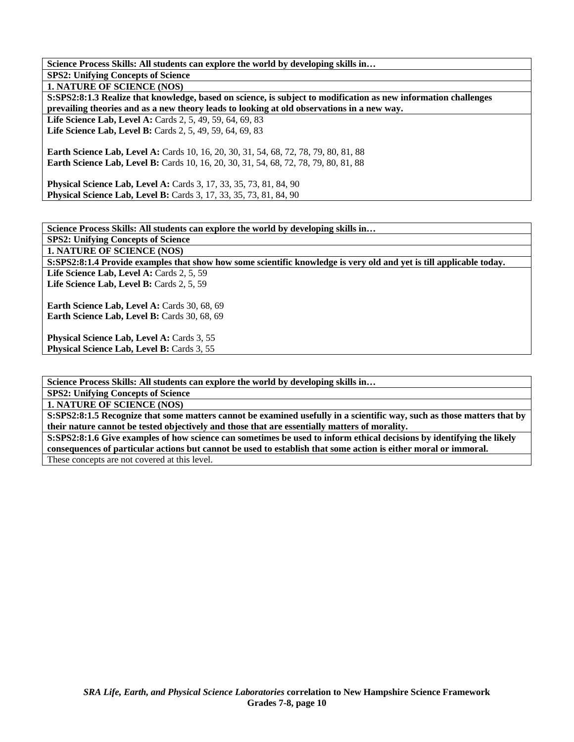| Science Process Skills: All students can explore the world by developing skills in… |
|---|
| **SPS2: Unifying Concepts of Science** |
| **1. NATURE OF SCIENCE (NOS)** |
| **S:SPS2:8:1.3 Realize that knowledge, based on science, is subject to modification as new information challenges prevailing theories and as a new theory leads to looking at old observations in a new way.** |
| **Life Science Lab, Level A:** Cards 2, 5, 49, 59, 64, 69, 83<br>**Life Science Lab, Level B:** Cards 2, 5, 49, 59, 64, 69, 83<br><br>**Earth Science Lab, Level A:** Cards 10, 16, 20, 30, 31, 54, 68, 72, 78, 79, 80, 81, 88<br>**Earth Science Lab, Level B:** Cards 10, 16, 20, 30, 31, 54, 68, 72, 78, 79, 80, 81, 88<br><br>**Physical Science Lab, Level A:** Cards 3, 17, 33, 35, 73, 81, 84, 90<br>**Physical Science Lab, Level B:** Cards 3, 17, 33, 35, 73, 81, 84, 90 |

| Science Process Skills: All students can explore the world by developing skills in… |
|---|
| **SPS2: Unifying Concepts of Science** |
| **1. NATURE OF SCIENCE (NOS)** |
| **S:SPS2:8:1.4 Provide examples that show how some scientific knowledge is very old and yet is till applicable today.** |
| **Life Science Lab, Level A:** Cards 2, 5, 59<br>**Life Science Lab, Level B:** Cards 2, 5, 59<br><br>**Earth Science Lab, Level A:** Cards 30, 68, 69<br>**Earth Science Lab, Level B:** Cards 30, 68, 69<br><br>**Physical Science Lab, Level A:** Cards 3, 55<br>**Physical Science Lab, Level B:** Cards 3, 55 |

| Science Process Skills: All students can explore the world by developing skills in… |
|---|
| **SPS2: Unifying Concepts of Science** |
| **1. NATURE OF SCIENCE (NOS)** |
| **S:SPS2:8:1.5 Recognize that some matters cannot be examined usefully in a scientific way, such as those matters that by their nature cannot be tested objectively and those that are essentially matters of morality.** |
| **S:SPS2:8:1.6 Give examples of how science can sometimes be used to inform ethical decisions by identifying the likely consequences of particular actions but cannot be used to establish that some action is either moral or immoral.** |
| These concepts are not covered at this level. |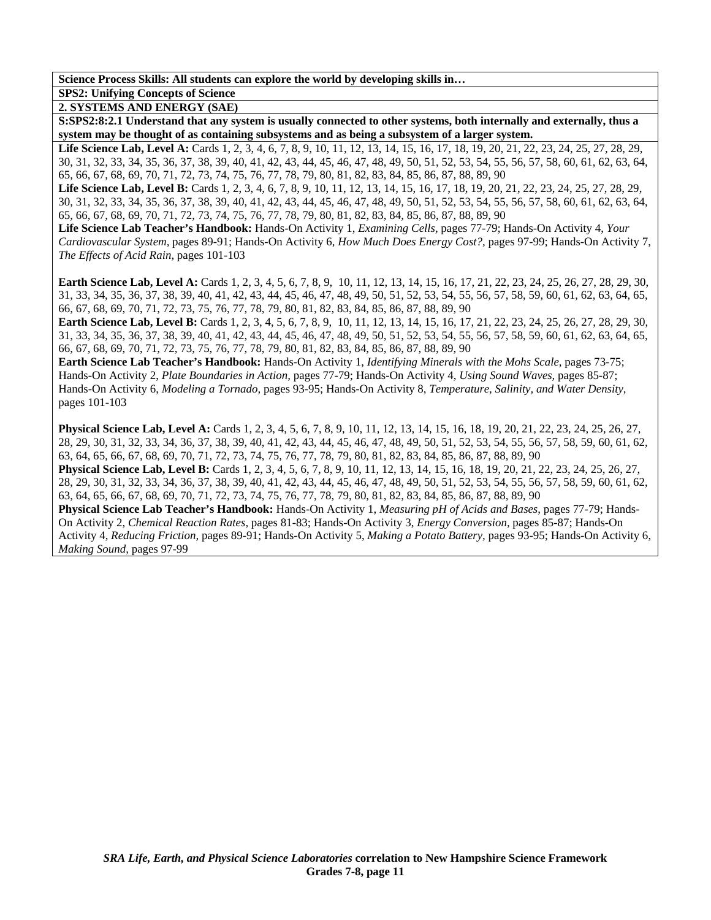**Science Process Skills: All students can explore the world by developing skills in…**

**SPS2: Unifying Concepts of Science**

**2. SYSTEMS AND ENERGY (SAE)**

**S:SPS2:8:2.1 Understand that any system is usually connected to other systems, both internally and externally, thus a system may be thought of as containing subsystems and as being a subsystem of a larger system.**

**Life Science Lab, Level A:** Cards 1, 2, 3, 4, 6, 7, 8, 9, 10, 11, 12, 13, 14, 15, 16, 17, 18, 19, 20, 21, 22, 23, 24, 25, 27, 28, 29, 30, 31, 32, 33, 34, 35, 36, 37, 38, 39, 40, 41, 42, 43, 44, 45, 46, 47, 48, 49, 50, 51, 52, 53, 54, 55, 56, 57, 58, 60, 61, 62, 63, 64, 65, 66, 67, 68, 69, 70, 71, 72, 73, 74, 75, 76, 77, 78, 79, 80, 81, 82, 83, 84, 85, 86, 87, 88, 89, 90

**Life Science Lab, Level B:** Cards 1, 2, 3, 4, 6, 7, 8, 9, 10, 11, 12, 13, 14, 15, 16, 17, 18, 19, 20, 21, 22, 23, 24, 25, 27, 28, 29, 30, 31, 32, 33, 34, 35, 36, 37, 38, 39, 40, 41, 42, 43, 44, 45, 46, 47, 48, 49, 50, 51, 52, 53, 54, 55, 56, 57, 58, 60, 61, 62, 63, 64, 65, 66, 67, 68, 69, 70, 71, 72, 73, 74, 75, 76, 77, 78, 79, 80, 81, 82, 83, 84, 85, 86, 87, 88, 89, 90

**Life Science Lab Teacher's Handbook:** Hands-On Activity 1, *Examining Cells*, pages 77-79; Hands-On Activity 4, *Your Cardiovascular System,* pages 89-91; Hands-On Activity 6, *How Much Does Energy Cost?,* pages 97-99; Hands-On Activity 7, *The Effects of Acid Rain,* pages 101-103

**Earth Science Lab, Level A:** Cards 1, 2, 3, 4, 5, 6, 7, 8, 9, 10, 11, 12, 13, 14, 15, 16, 17, 21, 22, 23, 24, 25, 26, 27, 28, 29, 30, 31, 33, 34, 35, 36, 37, 38, 39, 40, 41, 42, 43, 44, 45, 46, 47, 48, 49, 50, 51, 52, 53, 54, 55, 56, 57, 58, 59, 60, 61, 62, 63, 64, 65, 66, 67, 68, 69, 70, 71, 72, 73, 75, 76, 77, 78, 79, 80, 81, 82, 83, 84, 85, 86, 87, 88, 89, 90

**Earth Science Lab, Level B:** Cards 1, 2, 3, 4, 5, 6, 7, 8, 9, 10, 11, 12, 13, 14, 15, 16, 17, 21, 22, 23, 24, 25, 26, 27, 28, 29, 30, 31, 33, 34, 35, 36, 37, 38, 39, 40, 41, 42, 43, 44, 45, 46, 47, 48, 49, 50, 51, 52, 53, 54, 55, 56, 57, 58, 59, 60, 61, 62, 63, 64, 65, 66, 67, 68, 69, 70, 71, 72, 73, 75, 76, 77, 78, 79, 80, 81, 82, 83, 84, 85, 86, 87, 88, 89, 90

**Earth Science Lab Teacher's Handbook:** Hands-On Activity 1, *Identifying Minerals with the Mohs Scale,* pages 73-75; Hands-On Activity 2, *Plate Boundaries in Action,* pages 77-79; Hands-On Activity 4, *Using Sound Waves,* pages 85-87; Hands-On Activity 6, *Modeling a Tornado,* pages 93-95; Hands-On Activity 8, *Temperature, Salinity, and Water Density,* pages 101-103

**Physical Science Lab, Level A:** Cards 1, 2, 3, 4, 5, 6, 7, 8, 9, 10, 11, 12, 13, 14, 15, 16, 18, 19, 20, 21, 22, 23, 24, 25, 26, 27, 28, 29, 30, 31, 32, 33, 34, 36, 37, 38, 39, 40, 41, 42, 43, 44, 45, 46, 47, 48, 49, 50, 51, 52, 53, 54, 55, 56, 57, 58, 59, 60, 61, 62, 63, 64, 65, 66, 67, 68, 69, 70, 71, 72, 73, 74, 75, 76, 77, 78, 79, 80, 81, 82, 83, 84, 85, 86, 87, 88, 89, 90

**Physical Science Lab, Level B:** Cards 1, 2, 3, 4, 5, 6, 7, 8, 9, 10, 11, 12, 13, 14, 15, 16, 18, 19, 20, 21, 22, 23, 24, 25, 26, 27, 28, 29, 30, 31, 32, 33, 34, 36, 37, 38, 39, 40, 41, 42, 43, 44, 45, 46, 47, 48, 49, 50, 51, 52, 53, 54, 55, 56, 57, 58, 59, 60, 61, 62, 63, 64, 65, 66, 67, 68, 69, 70, 71, 72, 73, 74, 75, 76, 77, 78, 79, 80, 81, 82, 83, 84, 85, 86, 87, 88, 89, 90

**Physical Science Lab Teacher's Handbook:** Hands-On Activity 1, *Measuring pH of Acids and Bases,* pages 77-79; Hands-On Activity 2, *Chemical Reaction Rates,* pages 81-83; Hands-On Activity 3, *Energy Conversion,* pages 85-87; Hands-On Activity 4, *Reducing Friction,* pages 89-91; Hands-On Activity 5, *Making a Potato Battery,* pages 93-95; Hands-On Activity 6, *Making Sound,* pages 97-99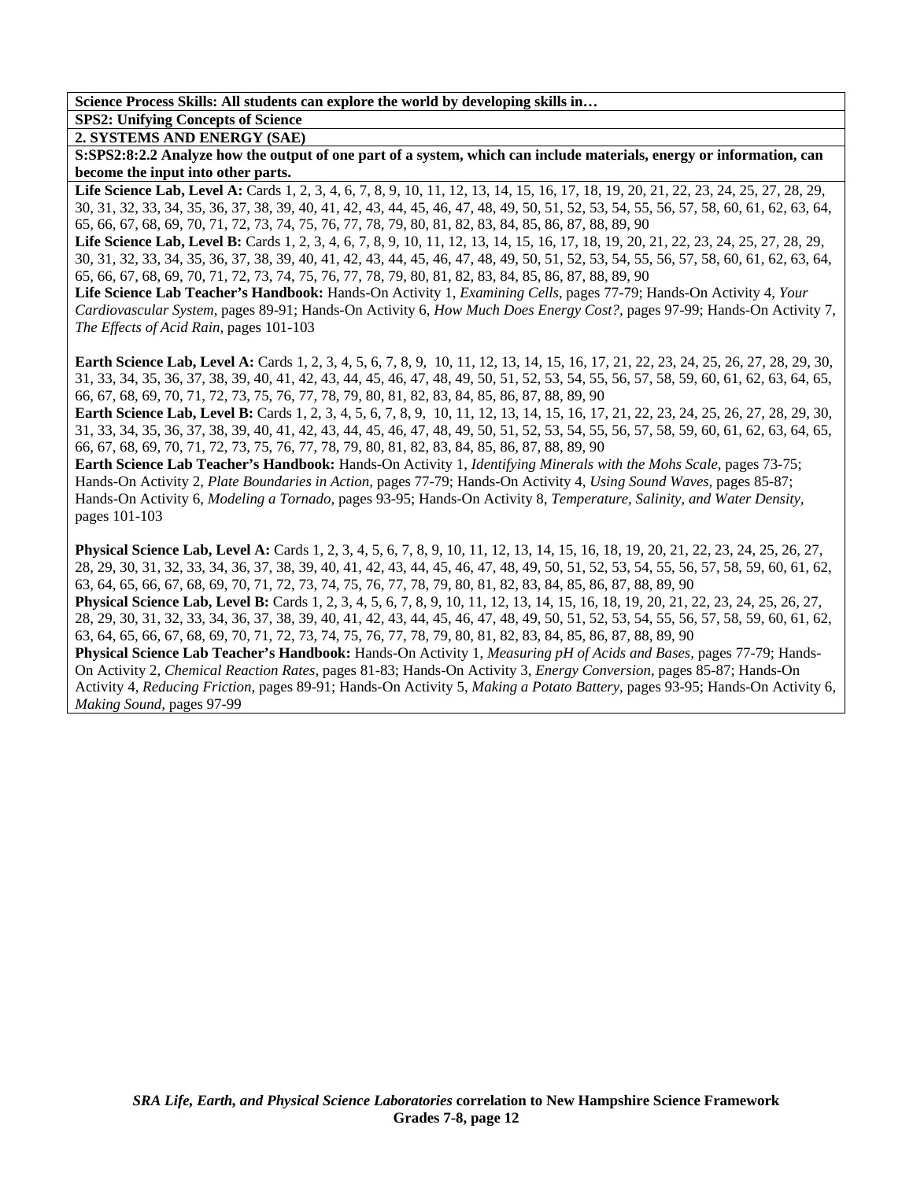**Science Process Skills: All students can explore the world by developing skills in…**

**SPS2: Unifying Concepts of Science**

**2. SYSTEMS AND ENERGY (SAE)**

**S:SPS2:8:2.2 Analyze how the output of one part of a system, which can include materials, energy or information, can become the input into other parts.**

**Life Science Lab, Level A:** Cards 1, 2, 3, 4, 6, 7, 8, 9, 10, 11, 12, 13, 14, 15, 16, 17, 18, 19, 20, 21, 22, 23, 24, 25, 27, 28, 29, 30, 31, 32, 33, 34, 35, 36, 37, 38, 39, 40, 41, 42, 43, 44, 45, 46, 47, 48, 49, 50, 51, 52, 53, 54, 55, 56, 57, 58, 60, 61, 62, 63, 64, 65, 66, 67, 68, 69, 70, 71, 72, 73, 74, 75, 76, 77, 78, 79, 80, 81, 82, 83, 84, 85, 86, 87, 88, 89, 90

**Life Science Lab, Level B:** Cards 1, 2, 3, 4, 6, 7, 8, 9, 10, 11, 12, 13, 14, 15, 16, 17, 18, 19, 20, 21, 22, 23, 24, 25, 27, 28, 29, 30, 31, 32, 33, 34, 35, 36, 37, 38, 39, 40, 41, 42, 43, 44, 45, 46, 47, 48, 49, 50, 51, 52, 53, 54, 55, 56, 57, 58, 60, 61, 62, 63, 64, 65, 66, 67, 68, 69, 70, 71, 72, 73, 74, 75, 76, 77, 78, 79, 80, 81, 82, 83, 84, 85, 86, 87, 88, 89, 90

**Life Science Lab Teacher's Handbook:** Hands-On Activity 1, *Examining Cells*, pages 77-79; Hands-On Activity 4, *Your Cardiovascular System,* pages 89-91; Hands-On Activity 6, *How Much Does Energy Cost?,* pages 97-99; Hands-On Activity 7, *The Effects of Acid Rain,* pages 101-103

**Earth Science Lab, Level A:** Cards 1, 2, 3, 4, 5, 6, 7, 8, 9, 10, 11, 12, 13, 14, 15, 16, 17, 21, 22, 23, 24, 25, 26, 27, 28, 29, 30, 31, 33, 34, 35, 36, 37, 38, 39, 40, 41, 42, 43, 44, 45, 46, 47, 48, 49, 50, 51, 52, 53, 54, 55, 56, 57, 58, 59, 60, 61, 62, 63, 64, 65, 66, 67, 68, 69, 70, 71, 72, 73, 75, 76, 77, 78, 79, 80, 81, 82, 83, 84, 85, 86, 87, 88, 89, 90

**Earth Science Lab, Level B:** Cards 1, 2, 3, 4, 5, 6, 7, 8, 9, 10, 11, 12, 13, 14, 15, 16, 17, 21, 22, 23, 24, 25, 26, 27, 28, 29, 30, 31, 33, 34, 35, 36, 37, 38, 39, 40, 41, 42, 43, 44, 45, 46, 47, 48, 49, 50, 51, 52, 53, 54, 55, 56, 57, 58, 59, 60, 61, 62, 63, 64, 65, 66, 67, 68, 69, 70, 71, 72, 73, 75, 76, 77, 78, 79, 80, 81, 82, 83, 84, 85, 86, 87, 88, 89, 90

**Earth Science Lab Teacher's Handbook:** Hands-On Activity 1, *Identifying Minerals with the Mohs Scale,* pages 73-75; Hands-On Activity 2, *Plate Boundaries in Action,* pages 77-79; Hands-On Activity 4, *Using Sound Waves,* pages 85-87; Hands-On Activity 6, *Modeling a Tornado,* pages 93-95; Hands-On Activity 8, *Temperature, Salinity, and Water Density,* pages 101-103

**Physical Science Lab, Level A:** Cards 1, 2, 3, 4, 5, 6, 7, 8, 9, 10, 11, 12, 13, 14, 15, 16, 18, 19, 20, 21, 22, 23, 24, 25, 26, 27, 28, 29, 30, 31, 32, 33, 34, 36, 37, 38, 39, 40, 41, 42, 43, 44, 45, 46, 47, 48, 49, 50, 51, 52, 53, 54, 55, 56, 57, 58, 59, 60, 61, 62, 63, 64, 65, 66, 67, 68, 69, 70, 71, 72, 73, 74, 75, 76, 77, 78, 79, 80, 81, 82, 83, 84, 85, 86, 87, 88, 89, 90

**Physical Science Lab, Level B:** Cards 1, 2, 3, 4, 5, 6, 7, 8, 9, 10, 11, 12, 13, 14, 15, 16, 18, 19, 20, 21, 22, 23, 24, 25, 26, 27, 28, 29, 30, 31, 32, 33, 34, 36, 37, 38, 39, 40, 41, 42, 43, 44, 45, 46, 47, 48, 49, 50, 51, 52, 53, 54, 55, 56, 57, 58, 59, 60, 61, 62, 63, 64, 65, 66, 67, 68, 69, 70, 71, 72, 73, 74, 75, 76, 77, 78, 79, 80, 81, 82, 83, 84, 85, 86, 87, 88, 89, 90

**Physical Science Lab Teacher's Handbook:** Hands-On Activity 1, *Measuring pH of Acids and Bases,* pages 77-79; Hands-On Activity 2, *Chemical Reaction Rates,* pages 81-83; Hands-On Activity 3, *Energy Conversion,* pages 85-87; Hands-On Activity 4, *Reducing Friction,* pages 89-91; Hands-On Activity 5, *Making a Potato Battery,* pages 93-95; Hands-On Activity 6, *Making Sound,* pages 97-99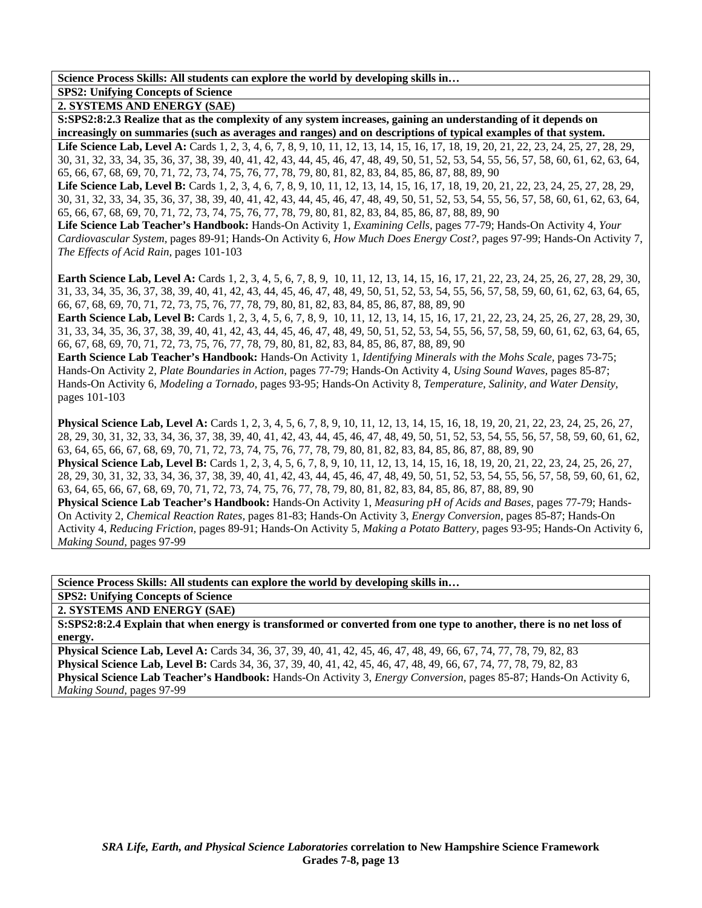**Science Process Skills: All students can explore the world by developing skills in…**

**SPS2: Unifying Concepts of Science**

**2. SYSTEMS AND ENERGY (SAE)**

**S:SPS2:8:2.3 Realize that as the complexity of any system increases, gaining an understanding of it depends on increasingly on summaries (such as averages and ranges) and on descriptions of typical examples of that system.**

**Life Science Lab, Level A:** Cards 1, 2, 3, 4, 6, 7, 8, 9, 10, 11, 12, 13, 14, 15, 16, 17, 18, 19, 20, 21, 22, 23, 24, 25, 27, 28, 29, 30, 31, 32, 33, 34, 35, 36, 37, 38, 39, 40, 41, 42, 43, 44, 45, 46, 47, 48, 49, 50, 51, 52, 53, 54, 55, 56, 57, 58, 60, 61, 62, 63, 64, 65, 66, 67, 68, 69, 70, 71, 72, 73, 74, 75, 76, 77, 78, 79, 80, 81, 82, 83, 84, 85, 86, 87, 88, 89, 90

**Life Science Lab, Level B:** Cards 1, 2, 3, 4, 6, 7, 8, 9, 10, 11, 12, 13, 14, 15, 16, 17, 18, 19, 20, 21, 22, 23, 24, 25, 27, 28, 29, 30, 31, 32, 33, 34, 35, 36, 37, 38, 39, 40, 41, 42, 43, 44, 45, 46, 47, 48, 49, 50, 51, 52, 53, 54, 55, 56, 57, 58, 60, 61, 62, 63, 64, 65, 66, 67, 68, 69, 70, 71, 72, 73, 74, 75, 76, 77, 78, 79, 80, 81, 82, 83, 84, 85, 86, 87, 88, 89, 90

**Life Science Lab Teacher's Handbook:** Hands-On Activity 1, *Examining Cells*, pages 77-79; Hands-On Activity 4, *Your Cardiovascular System,* pages 89-91; Hands-On Activity 6, *How Much Does Energy Cost?,* pages 97-99; Hands-On Activity 7, *The Effects of Acid Rain,* pages 101-103

**Earth Science Lab, Level A:** Cards 1, 2, 3, 4, 5, 6, 7, 8, 9, 10, 11, 12, 13, 14, 15, 16, 17, 21, 22, 23, 24, 25, 26, 27, 28, 29, 30, 31, 33, 34, 35, 36, 37, 38, 39, 40, 41, 42, 43, 44, 45, 46, 47, 48, 49, 50, 51, 52, 53, 54, 55, 56, 57, 58, 59, 60, 61, 62, 63, 64, 65, 66, 67, 68, 69, 70, 71, 72, 73, 75, 76, 77, 78, 79, 80, 81, 82, 83, 84, 85, 86, 87, 88, 89, 90

**Earth Science Lab, Level B:** Cards 1, 2, 3, 4, 5, 6, 7, 8, 9, 10, 11, 12, 13, 14, 15, 16, 17, 21, 22, 23, 24, 25, 26, 27, 28, 29, 30, 31, 33, 34, 35, 36, 37, 38, 39, 40, 41, 42, 43, 44, 45, 46, 47, 48, 49, 50, 51, 52, 53, 54, 55, 56, 57, 58, 59, 60, 61, 62, 63, 64, 65, 66, 67, 68, 69, 70, 71, 72, 73, 75, 76, 77, 78, 79, 80, 81, 82, 83, 84, 85, 86, 87, 88, 89, 90

**Earth Science Lab Teacher's Handbook:** Hands-On Activity 1, *Identifying Minerals with the Mohs Scale,* pages 73-75; Hands-On Activity 2, *Plate Boundaries in Action,* pages 77-79; Hands-On Activity 4, *Using Sound Waves,* pages 85-87; Hands-On Activity 6, *Modeling a Tornado,* pages 93-95; Hands-On Activity 8, *Temperature, Salinity, and Water Density,* pages 101-103

**Physical Science Lab, Level A:** Cards 1, 2, 3, 4, 5, 6, 7, 8, 9, 10, 11, 12, 13, 14, 15, 16, 18, 19, 20, 21, 22, 23, 24, 25, 26, 27, 28, 29, 30, 31, 32, 33, 34, 36, 37, 38, 39, 40, 41, 42, 43, 44, 45, 46, 47, 48, 49, 50, 51, 52, 53, 54, 55, 56, 57, 58, 59, 60, 61, 62, 63, 64, 65, 66, 67, 68, 69, 70, 71, 72, 73, 74, 75, 76, 77, 78, 79, 80, 81, 82, 83, 84, 85, 86, 87, 88, 89, 90

**Physical Science Lab, Level B:** Cards 1, 2, 3, 4, 5, 6, 7, 8, 9, 10, 11, 12, 13, 14, 15, 16, 18, 19, 20, 21, 22, 23, 24, 25, 26, 27, 28, 29, 30, 31, 32, 33, 34, 36, 37, 38, 39, 40, 41, 42, 43, 44, 45, 46, 47, 48, 49, 50, 51, 52, 53, 54, 55, 56, 57, 58, 59, 60, 61, 62, 63, 64, 65, 66, 67, 68, 69, 70, 71, 72, 73, 74, 75, 76, 77, 78, 79, 80, 81, 82, 83, 84, 85, 86, 87, 88, 89, 90

**Physical Science Lab Teacher's Handbook:** Hands-On Activity 1, *Measuring pH of Acids and Bases,* pages 77-79; Hands-On Activity 2, *Chemical Reaction Rates,* pages 81-83; Hands-On Activity 3, *Energy Conversion,* pages 85-87; Hands-On Activity 4, *Reducing Friction,* pages 89-91; Hands-On Activity 5, *Making a Potato Battery,* pages 93-95; Hands-On Activity 6, *Making Sound,* pages 97-99

**Science Process Skills: All students can explore the world by developing skills in…**

**SPS2: Unifying Concepts of Science**

**2. SYSTEMS AND ENERGY (SAE)**

**S:SPS2:8:2.4 Explain that when energy is transformed or converted from one type to another, there is no net loss of energy.**

**Physical Science Lab, Level A:** Cards 34, 36, 37, 39, 40, 41, 42, 45, 46, 47, 48, 49, 66, 67, 74, 77, 78, 79, 82, 83

**Physical Science Lab, Level B:** Cards 34, 36, 37, 39, 40, 41, 42, 45, 46, 47, 48, 49, 66, 67, 74, 77, 78, 79, 82, 83

**Physical Science Lab Teacher's Handbook:** Hands-On Activity 3, *Energy Conversion,* pages 85-87; Hands-On Activity 6, *Making Sound,* pages 97-99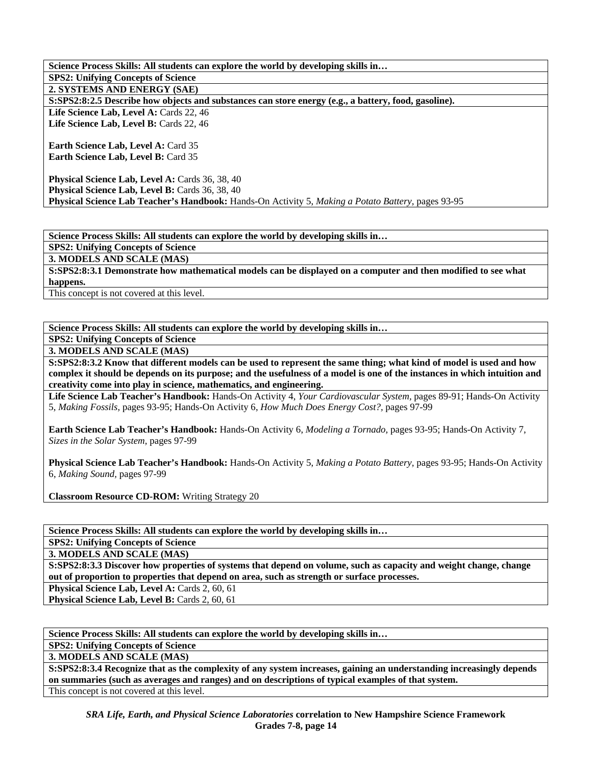**Science Process Skills: All students can explore the world by developing skills in…**

**SPS2: Unifying Concepts of Science**

**2. SYSTEMS AND ENERGY (SAE)**

**S:SPS2:8:2.5 Describe how objects and substances can store energy (e.g., a battery, food, gasoline).**

**Life Science Lab, Level A:** Cards 22, 46
**Life Science Lab, Level B:** Cards 22, 46

**Earth Science Lab, Level A:** Card 35
**Earth Science Lab, Level B:** Card 35

**Physical Science Lab, Level A:** Cards 36, 38, 40
**Physical Science Lab, Level B:** Cards 36, 38, 40
**Physical Science Lab Teacher's Handbook:** Hands-On Activity 5, *Making a Potato Battery,* pages 93-95

---

**Science Process Skills: All students can explore the world by developing skills in…**

**SPS2: Unifying Concepts of Science**

**3. MODELS AND SCALE (MAS)**

**S:SPS2:8:3.1 Demonstrate how mathematical models can be displayed on a computer and then modified to see what happens.**

This concept is not covered at this level.

---

**Science Process Skills: All students can explore the world by developing skills in…**

**SPS2: Unifying Concepts of Science**

**3. MODELS AND SCALE (MAS)**

**S:SPS2:8:3.2 Know that different models can be used to represent the same thing; what kind of model is used and how complex it should be depends on its purpose; and the usefulness of a model is one of the instances in which intuition and creativity come into play in science, mathematics, and engineering.**

**Life Science Lab Teacher's Handbook:** Hands-On Activity 4, *Your Cardiovascular System,* pages 89-91; Hands-On Activity 5, *Making Fossils,* pages 93-95; Hands-On Activity 6, *How Much Does Energy Cost?,* pages 97-99

**Earth Science Lab Teacher's Handbook:** Hands-On Activity 6, *Modeling a Tornado,* pages 93-95; Hands-On Activity 7, *Sizes in the Solar System,* pages 97-99

**Physical Science Lab Teacher's Handbook:** Hands-On Activity 5, *Making a Potato Battery,* pages 93-95; Hands-On Activity 6, *Making Sound,* pages 97-99

**Classroom Resource CD-ROM:** Writing Strategy 20

---

**Science Process Skills: All students can explore the world by developing skills in…**

**SPS2: Unifying Concepts of Science**

**3. MODELS AND SCALE (MAS)**

**S:SPS2:8:3.3 Discover how properties of systems that depend on volume, such as capacity and weight change, change out of proportion to properties that depend on area, such as strength or surface processes.**

**Physical Science Lab, Level A:** Cards 2, 60, 61
**Physical Science Lab, Level B:** Cards 2, 60, 61

---

**Science Process Skills: All students can explore the world by developing skills in…**

**SPS2: Unifying Concepts of Science**

**3. MODELS AND SCALE (MAS)**

**S:SPS2:8:3.4 Recognize that as the complexity of any system increases, gaining an understanding increasingly depends on summaries (such as averages and ranges) and on descriptions of typical examples of that system.**

This concept is not covered at this level.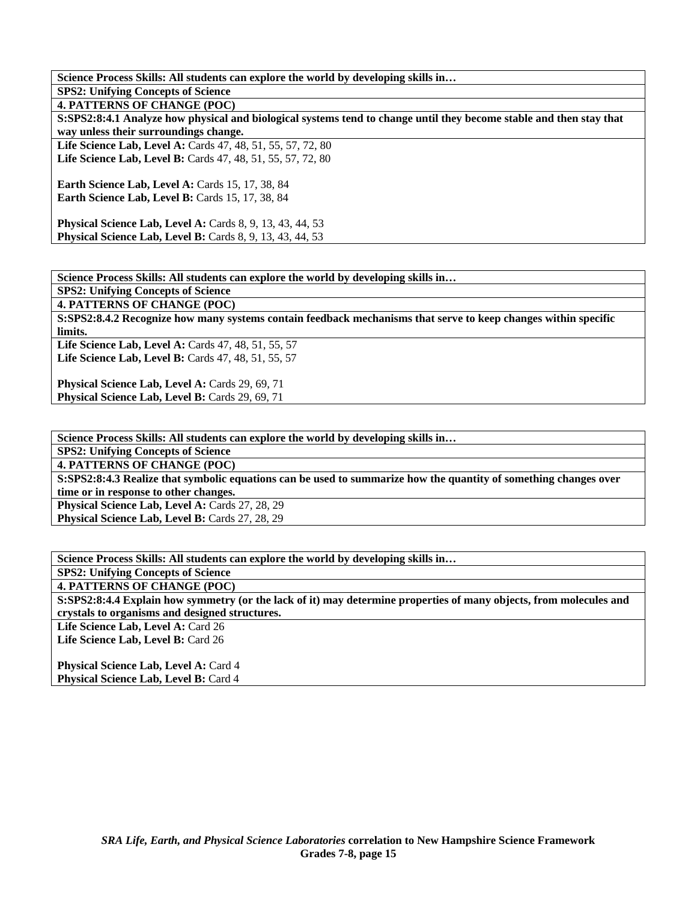**Science Process Skills: All students can explore the world by developing skills in…**

**SPS2: Unifying Concepts of Science**

**4. PATTERNS OF CHANGE (POC)**

**S:SPS2:8:4.1 Analyze how physical and biological systems tend to change until they become stable and then stay that way unless their surroundings change.**

**Life Science Lab, Level A:** Cards 47, 48, 51, 55, 57, 72, 80
**Life Science Lab, Level B:** Cards 47, 48, 51, 55, 57, 72, 80

**Earth Science Lab, Level A:** Cards 15, 17, 38, 84
**Earth Science Lab, Level B:** Cards 15, 17, 38, 84

**Physical Science Lab, Level A:** Cards 8, 9, 13, 43, 44, 53
**Physical Science Lab, Level B:** Cards 8, 9, 13, 43, 44, 53

---

**Science Process Skills: All students can explore the world by developing skills in…**

**SPS2: Unifying Concepts of Science**

**4. PATTERNS OF CHANGE (POC)**

**S:SPS2:8:4.2 Recognize how many systems contain feedback mechanisms that serve to keep changes within specific limits.**

**Life Science Lab, Level A:** Cards 47, 48, 51, 55, 57
**Life Science Lab, Level B:** Cards 47, 48, 51, 55, 57

**Physical Science Lab, Level A:** Cards 29, 69, 71
**Physical Science Lab, Level B:** Cards 29, 69, 71

---

**Science Process Skills: All students can explore the world by developing skills in…**

**SPS2: Unifying Concepts of Science**

**4. PATTERNS OF CHANGE (POC)**

**S:SPS2:8:4.3 Realize that symbolic equations can be used to summarize how the quantity of something changes over time or in response to other changes.**

**Physical Science Lab, Level A:** Cards 27, 28, 29
**Physical Science Lab, Level B:** Cards 27, 28, 29

---

**Science Process Skills: All students can explore the world by developing skills in…**

**SPS2: Unifying Concepts of Science**

**4. PATTERNS OF CHANGE (POC)**

**S:SPS2:8:4.4 Explain how symmetry (or the lack of it) may determine properties of many objects, from molecules and crystals to organisms and designed structures.**

**Life Science Lab, Level A:** Card 26
**Life Science Lab, Level B:** Card 26

**Physical Science Lab, Level A:** Card 4
**Physical Science Lab, Level B:** Card 4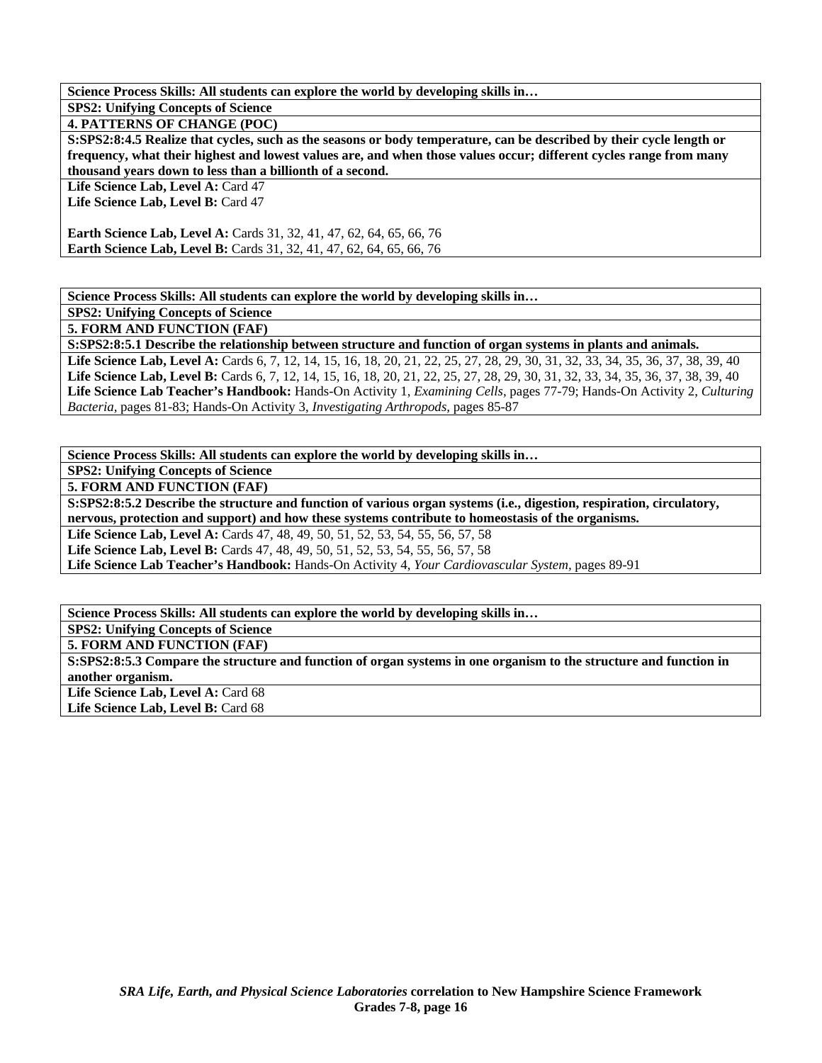**Science Process Skills: All students can explore the world by developing skills in…**

**SPS2: Unifying Concepts of Science**

**4. PATTERNS OF CHANGE (POC)**

**S:SPS2:8:4.5 Realize that cycles, such as the seasons or body temperature, can be described by their cycle length or frequency, what their highest and lowest values are, and when those values occur; different cycles range from many thousand years down to less than a billionth of a second.**

**Life Science Lab, Level A:** Card 47
**Life Science Lab, Level B:** Card 47

**Earth Science Lab, Level A:** Cards 31, 32, 41, 47, 62, 64, 65, 66, 76
**Earth Science Lab, Level B:** Cards 31, 32, 41, 47, 62, 64, 65, 66, 76

---

**Science Process Skills: All students can explore the world by developing skills in…**

**SPS2: Unifying Concepts of Science**

**5. FORM AND FUNCTION (FAF)**

**S:SPS2:8:5.1 Describe the relationship between structure and function of organ systems in plants and animals.**

**Life Science Lab, Level A:** Cards 6, 7, 12, 14, 15, 16, 18, 20, 21, 22, 25, 27, 28, 29, 30, 31, 32, 33, 34, 35, 36, 37, 38, 39, 40
**Life Science Lab, Level B:** Cards 6, 7, 12, 14, 15, 16, 18, 20, 21, 22, 25, 27, 28, 29, 30, 31, 32, 33, 34, 35, 36, 37, 38, 39, 40
**Life Science Lab Teacher's Handbook:** Hands-On Activity 1, *Examining Cells,* pages 77-79; Hands-On Activity 2, *Culturing Bacteria,* pages 81-83; Hands-On Activity 3, *Investigating Arthropods,* pages 85-87

---

**Science Process Skills: All students can explore the world by developing skills in…**

**SPS2: Unifying Concepts of Science**

**5. FORM AND FUNCTION (FAF)**

**S:SPS2:8:5.2 Describe the structure and function of various organ systems (i.e., digestion, respiration, circulatory, nervous, protection and support) and how these systems contribute to homeostasis of the organisms.**

**Life Science Lab, Level A:** Cards 47, 48, 49, 50, 51, 52, 53, 54, 55, 56, 57, 58
**Life Science Lab, Level B:** Cards 47, 48, 49, 50, 51, 52, 53, 54, 55, 56, 57, 58
**Life Science Lab Teacher's Handbook:** Hands-On Activity 4, *Your Cardiovascular System,* pages 89-91

---

**Science Process Skills: All students can explore the world by developing skills in…**

**SPS2: Unifying Concepts of Science**

**5. FORM AND FUNCTION (FAF)**

**S:SPS2:8:5.3 Compare the structure and function of organ systems in one organism to the structure and function in another organism.**

**Life Science Lab, Level A:** Card 68
**Life Science Lab, Level B:** Card 68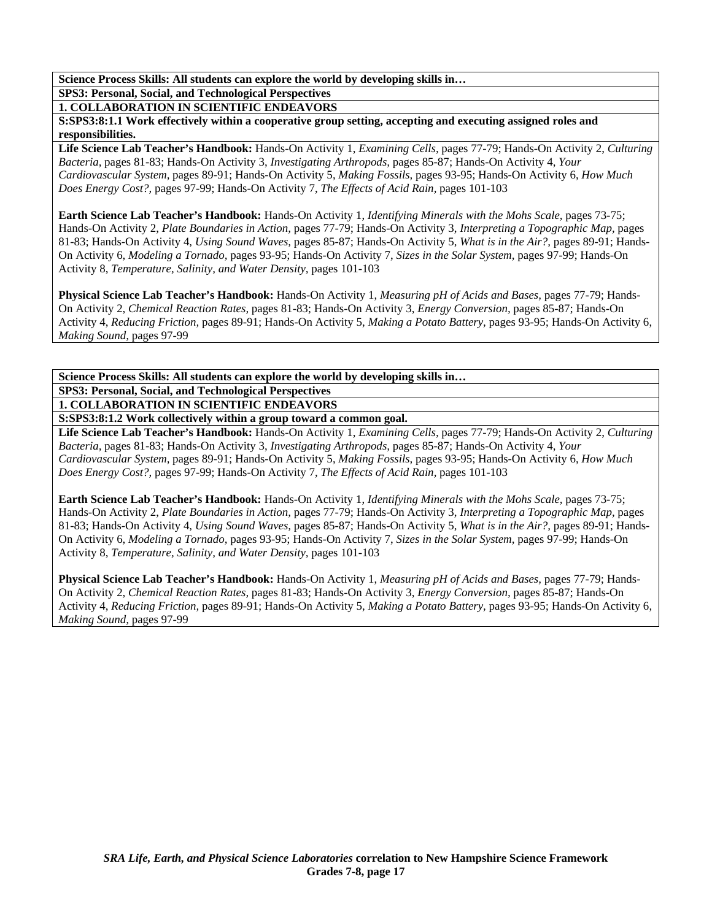**Science Process Skills: All students can explore the world by developing skills in…**

**SPS3: Personal, Social, and Technological Perspectives**

**1. COLLABORATION IN SCIENTIFIC ENDEAVORS**

**S:SPS3:8:1.1 Work effectively within a cooperative group setting, accepting and executing assigned roles and responsibilities.**

**Life Science Lab Teacher's Handbook:** Hands-On Activity 1, *Examining Cells,* pages 77-79; Hands-On Activity 2, *Culturing Bacteria,* pages 81-83; Hands-On Activity 3, *Investigating Arthropods,* pages 85-87; Hands-On Activity 4, *Your Cardiovascular System,* pages 89-91; Hands-On Activity 5, *Making Fossils,* pages 93-95; Hands-On Activity 6, *How Much Does Energy Cost?,* pages 97-99; Hands-On Activity 7, *The Effects of Acid Rain,* pages 101-103

**Earth Science Lab Teacher's Handbook:** Hands-On Activity 1, *Identifying Minerals with the Mohs Scale,* pages 73-75; Hands-On Activity 2, *Plate Boundaries in Action,* pages 77-79; Hands-On Activity 3, *Interpreting a Topographic Map,* pages 81-83; Hands-On Activity 4, *Using Sound Waves,* pages 85-87; Hands-On Activity 5, *What is in the Air?,* pages 89-91; Hands-On Activity 6, *Modeling a Tornado,* pages 93-95; Hands-On Activity 7, *Sizes in the Solar System,* pages 97-99; Hands-On Activity 8, *Temperature, Salinity, and Water Density,* pages 101-103

**Physical Science Lab Teacher's Handbook:** Hands-On Activity 1, *Measuring pH of Acids and Bases,* pages 77-79; Hands-On Activity 2, *Chemical Reaction Rates,* pages 81-83; Hands-On Activity 3, *Energy Conversion,* pages 85-87; Hands-On Activity 4, *Reducing Friction,* pages 89-91; Hands-On Activity 5, *Making a Potato Battery,* pages 93-95; Hands-On Activity 6, *Making Sound,* pages 97-99

**Science Process Skills: All students can explore the world by developing skills in…**

**SPS3: Personal, Social, and Technological Perspectives**

**1. COLLABORATION IN SCIENTIFIC ENDEAVORS**

**S:SPS3:8:1.2 Work collectively within a group toward a common goal.**

**Life Science Lab Teacher's Handbook:** Hands-On Activity 1, *Examining Cells,* pages 77-79; Hands-On Activity 2, *Culturing Bacteria,* pages 81-83; Hands-On Activity 3, *Investigating Arthropods,* pages 85-87; Hands-On Activity 4, *Your Cardiovascular System,* pages 89-91; Hands-On Activity 5, *Making Fossils,* pages 93-95; Hands-On Activity 6, *How Much Does Energy Cost?,* pages 97-99; Hands-On Activity 7, *The Effects of Acid Rain,* pages 101-103

**Earth Science Lab Teacher's Handbook:** Hands-On Activity 1, *Identifying Minerals with the Mohs Scale,* pages 73-75; Hands-On Activity 2, *Plate Boundaries in Action,* pages 77-79; Hands-On Activity 3, *Interpreting a Topographic Map,* pages 81-83; Hands-On Activity 4, *Using Sound Waves,* pages 85-87; Hands-On Activity 5, *What is in the Air?,* pages 89-91; Hands-On Activity 6, *Modeling a Tornado,* pages 93-95; Hands-On Activity 7, *Sizes in the Solar System,* pages 97-99; Hands-On Activity 8, *Temperature, Salinity, and Water Density,* pages 101-103

**Physical Science Lab Teacher's Handbook:** Hands-On Activity 1, *Measuring pH of Acids and Bases,* pages 77-79; Hands-On Activity 2, *Chemical Reaction Rates,* pages 81-83; Hands-On Activity 3, *Energy Conversion,* pages 85-87; Hands-On Activity 4, *Reducing Friction,* pages 89-91; Hands-On Activity 5, *Making a Potato Battery,* pages 93-95; Hands-On Activity 6, *Making Sound,* pages 97-99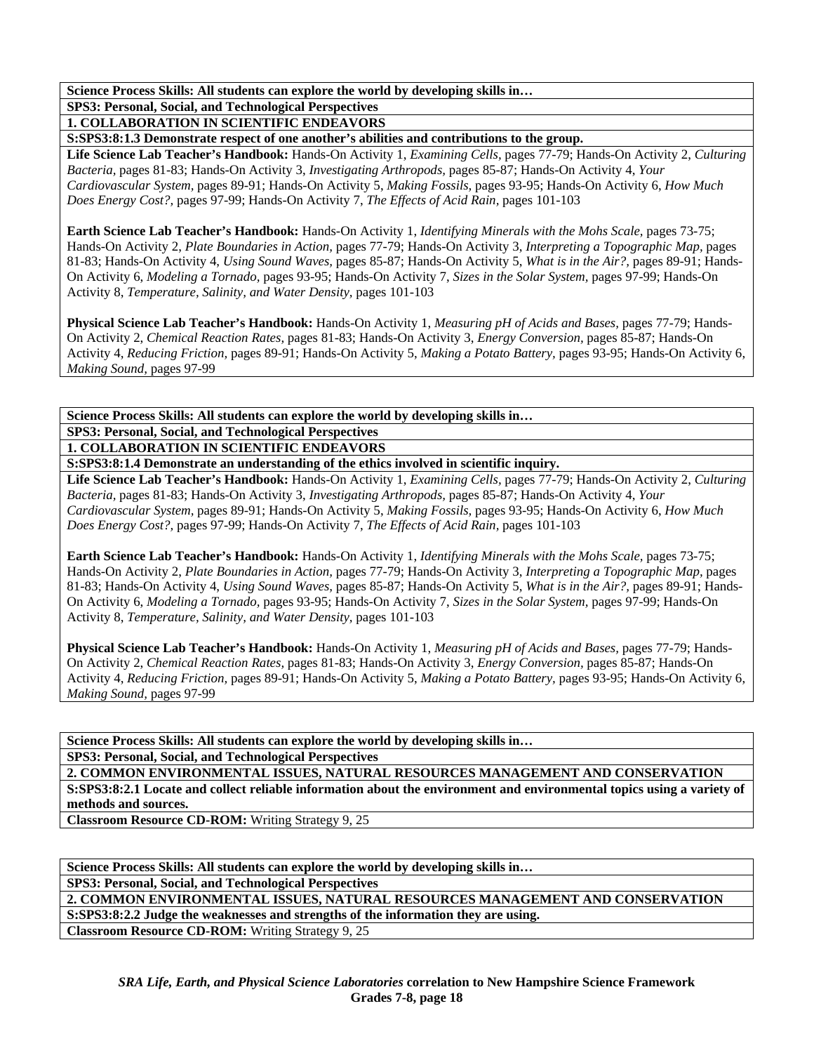**Science Process Skills: All students can explore the world by developing skills in…**

**SPS3: Personal, Social, and Technological Perspectives**

**1. COLLABORATION IN SCIENTIFIC ENDEAVORS**

**S:SPS3:8:1.3 Demonstrate respect of one another's abilities and contributions to the group.**

**Life Science Lab Teacher's Handbook:** Hands-On Activity 1, *Examining Cells,* pages 77-79; Hands-On Activity 2, *Culturing Bacteria,* pages 81-83; Hands-On Activity 3, *Investigating Arthropods,* pages 85-87; Hands-On Activity 4, *Your Cardiovascular System,* pages 89-91; Hands-On Activity 5, *Making Fossils,* pages 93-95; Hands-On Activity 6, *How Much Does Energy Cost?,* pages 97-99; Hands-On Activity 7, *The Effects of Acid Rain,* pages 101-103

**Earth Science Lab Teacher's Handbook:** Hands-On Activity 1, *Identifying Minerals with the Mohs Scale*, pages 73-75; Hands-On Activity 2, *Plate Boundaries in Action*, pages 77-79; Hands-On Activity 3, *Interpreting a Topographic Map*, pages 81-83; Hands-On Activity 4, *Using Sound Waves,* pages 85-87; Hands-On Activity 5, *What is in the Air?,* pages 89-91; Hands-On Activity 6, *Modeling a Tornado,* pages 93-95; Hands-On Activity 7, *Sizes in the Solar System,* pages 97-99; Hands-On Activity 8, *Temperature, Salinity, and Water Density,* pages 101-103

**Physical Science Lab Teacher's Handbook:** Hands-On Activity 1, *Measuring pH of Acids and Bases,* pages 77-79; Hands-On Activity 2, *Chemical Reaction Rates,* pages 81-83; Hands-On Activity 3, *Energy Conversion,* pages 85-87; Hands-On Activity 4, *Reducing Friction,* pages 89-91; Hands-On Activity 5, *Making a Potato Battery,* pages 93-95; Hands-On Activity 6, *Making Sound,* pages 97-99

**Science Process Skills: All students can explore the world by developing skills in…**

**SPS3: Personal, Social, and Technological Perspectives**

**1. COLLABORATION IN SCIENTIFIC ENDEAVORS**

**S:SPS3:8:1.4 Demonstrate an understanding of the ethics involved in scientific inquiry.**

**Life Science Lab Teacher's Handbook:** Hands-On Activity 1, *Examining Cells,* pages 77-79; Hands-On Activity 2, *Culturing Bacteria,* pages 81-83; Hands-On Activity 3, *Investigating Arthropods,* pages 85-87; Hands-On Activity 4, *Your Cardiovascular System,* pages 89-91; Hands-On Activity 5, *Making Fossils,* pages 93-95; Hands-On Activity 6, *How Much Does Energy Cost?,* pages 97-99; Hands-On Activity 7, *The Effects of Acid Rain,* pages 101-103

**Earth Science Lab Teacher's Handbook:** Hands-On Activity 1, *Identifying Minerals with the Mohs Scale*, pages 73-75; Hands-On Activity 2, *Plate Boundaries in Action,* pages 77-79; Hands-On Activity 3, *Interpreting a Topographic Map,* pages 81-83; Hands-On Activity 4, *Using Sound Waves,* pages 85-87; Hands-On Activity 5, *What is in the Air?,* pages 89-91; Hands-On Activity 6, *Modeling a Tornado,* pages 93-95; Hands-On Activity 7, *Sizes in the Solar System,* pages 97-99; Hands-On Activity 8, *Temperature, Salinity, and Water Density,* pages 101-103

**Physical Science Lab Teacher's Handbook:** Hands-On Activity 1, *Measuring pH of Acids and Bases,* pages 77-79; Hands-On Activity 2, *Chemical Reaction Rates,* pages 81-83; Hands-On Activity 3, *Energy Conversion,* pages 85-87; Hands-On Activity 4, *Reducing Friction,* pages 89-91; Hands-On Activity 5, *Making a Potato Battery,* pages 93-95; Hands-On Activity 6, *Making Sound,* pages 97-99

**Science Process Skills: All students can explore the world by developing skills in…**

**SPS3: Personal, Social, and Technological Perspectives**

**2. COMMON ENVIRONMENTAL ISSUES, NATURAL RESOURCES MANAGEMENT AND CONSERVATION**

**S:SPS3:8:2.1 Locate and collect reliable information about the environment and environmental topics using a variety of methods and sources.**

**Classroom Resource CD-ROM:** Writing Strategy 9, 25

**Science Process Skills: All students can explore the world by developing skills in…**

**SPS3: Personal, Social, and Technological Perspectives**

**2. COMMON ENVIRONMENTAL ISSUES, NATURAL RESOURCES MANAGEMENT AND CONSERVATION**

**S:SPS3:8:2.2 Judge the weaknesses and strengths of the information they are using.**

**Classroom Resource CD-ROM:** Writing Strategy 9, 25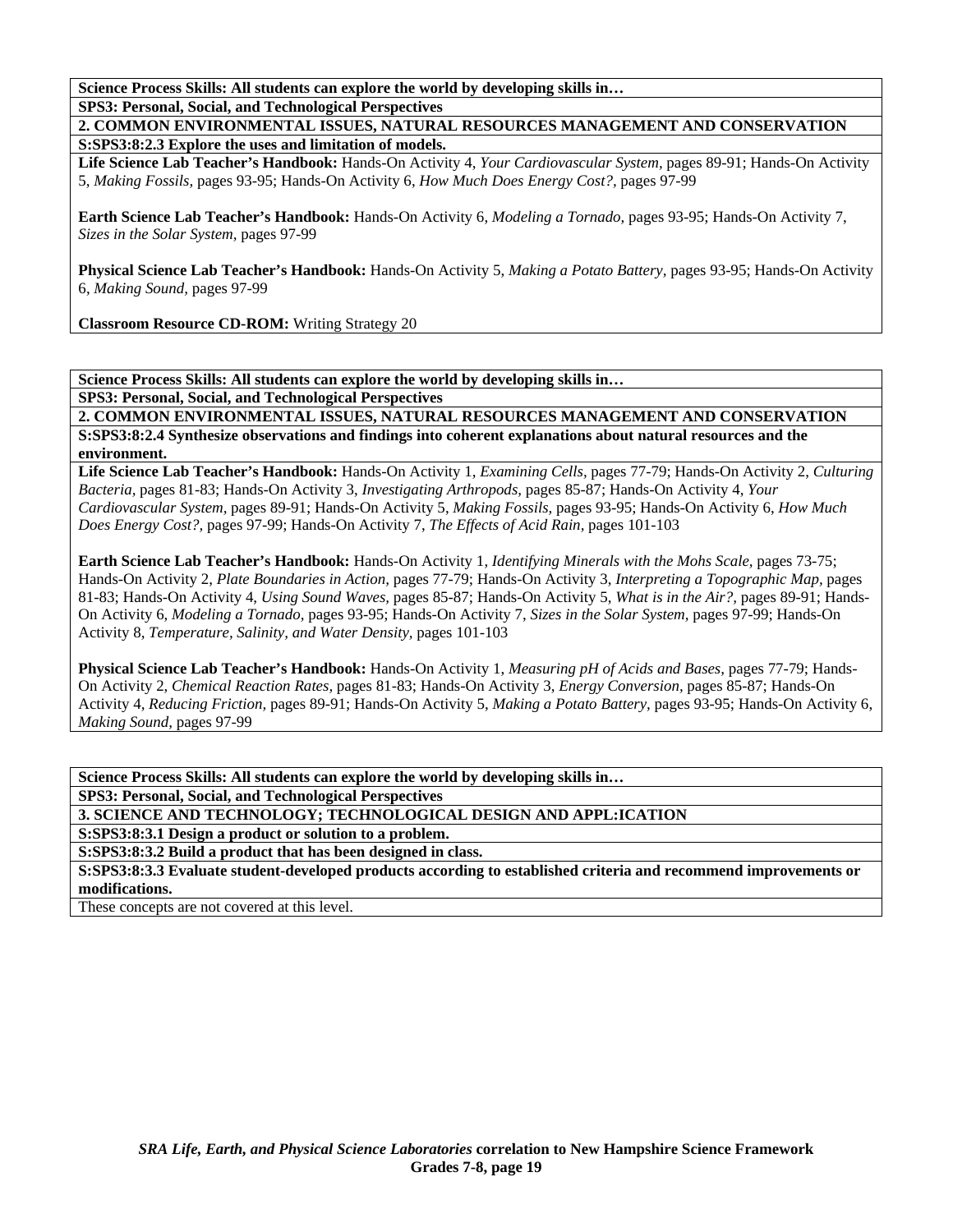**Science Process Skills: All students can explore the world by developing skills in…**

**SPS3: Personal, Social, and Technological Perspectives**

**2. COMMON ENVIRONMENTAL ISSUES, NATURAL RESOURCES MANAGEMENT AND CONSERVATION**

**S:SPS3:8:2.3 Explore the uses and limitation of models.**

**Life Science Lab Teacher's Handbook:** Hands-On Activity 4, *Your Cardiovascular System,* pages 89-91; Hands-On Activity 5, *Making Fossils,* pages 93-95; Hands-On Activity 6, *How Much Does Energy Cost?,* pages 97-99

**Earth Science Lab Teacher's Handbook:** Hands-On Activity 6, *Modeling a Tornado,* pages 93-95; Hands-On Activity 7, *Sizes in the Solar System,* pages 97-99

**Physical Science Lab Teacher's Handbook:** Hands-On Activity 5, *Making a Potato Battery,* pages 93-95; Hands-On Activity 6, *Making Sound,* pages 97-99

**Classroom Resource CD-ROM:** Writing Strategy 20

**Science Process Skills: All students can explore the world by developing skills in…**

**SPS3: Personal, Social, and Technological Perspectives**

**2. COMMON ENVIRONMENTAL ISSUES, NATURAL RESOURCES MANAGEMENT AND CONSERVATION**

**S:SPS3:8:2.4 Synthesize observations and findings into coherent explanations about natural resources and the environment.**

**Life Science Lab Teacher's Handbook:** Hands-On Activity 1, *Examining Cells,* pages 77-79; Hands-On Activity 2, *Culturing Bacteria,* pages 81-83; Hands-On Activity 3, *Investigating Arthropods,* pages 85-87; Hands-On Activity 4, *Your Cardiovascular System,* pages 89-91; Hands-On Activity 5, *Making Fossils,* pages 93-95; Hands-On Activity 6, *How Much Does Energy Cost?,* pages 97-99; Hands-On Activity 7, *The Effects of Acid Rain,* pages 101-103

**Earth Science Lab Teacher's Handbook:** Hands-On Activity 1, *Identifying Minerals with the Mohs Scale,* pages 73-75; Hands-On Activity 2, *Plate Boundaries in Action,* pages 77-79; Hands-On Activity 3, *Interpreting a Topographic Map,* pages 81-83; Hands-On Activity 4, *Using Sound Waves,* pages 85-87; Hands-On Activity 5, *What is in the Air?,* pages 89-91; Hands-On Activity 6, *Modeling a Tornado,* pages 93-95; Hands-On Activity 7, *Sizes in the Solar System,* pages 97-99; Hands-On Activity 8, *Temperature, Salinity, and Water Density,* pages 101-103

**Physical Science Lab Teacher's Handbook:** Hands-On Activity 1, *Measuring pH of Acids and Bases,* pages 77-79; Hands-On Activity 2, *Chemical Reaction Rates,* pages 81-83; Hands-On Activity 3, *Energy Conversion,* pages 85-87; Hands-On Activity 4, *Reducing Friction,* pages 89-91; Hands-On Activity 5, *Making a Potato Battery,* pages 93-95; Hands-On Activity 6, *Making Sound,* pages 97-99

**Science Process Skills: All students can explore the world by developing skills in…**

**SPS3: Personal, Social, and Technological Perspectives**

**3. SCIENCE AND TECHNOLOGY; TECHNOLOGICAL DESIGN AND APPL:ICATION**

**S:SPS3:8:3.1 Design a product or solution to a problem.**

**S:SPS3:8:3.2 Build a product that has been designed in class.**

**S:SPS3:8:3.3 Evaluate student-developed products according to established criteria and recommend improvements or modifications.**

These concepts are not covered at this level.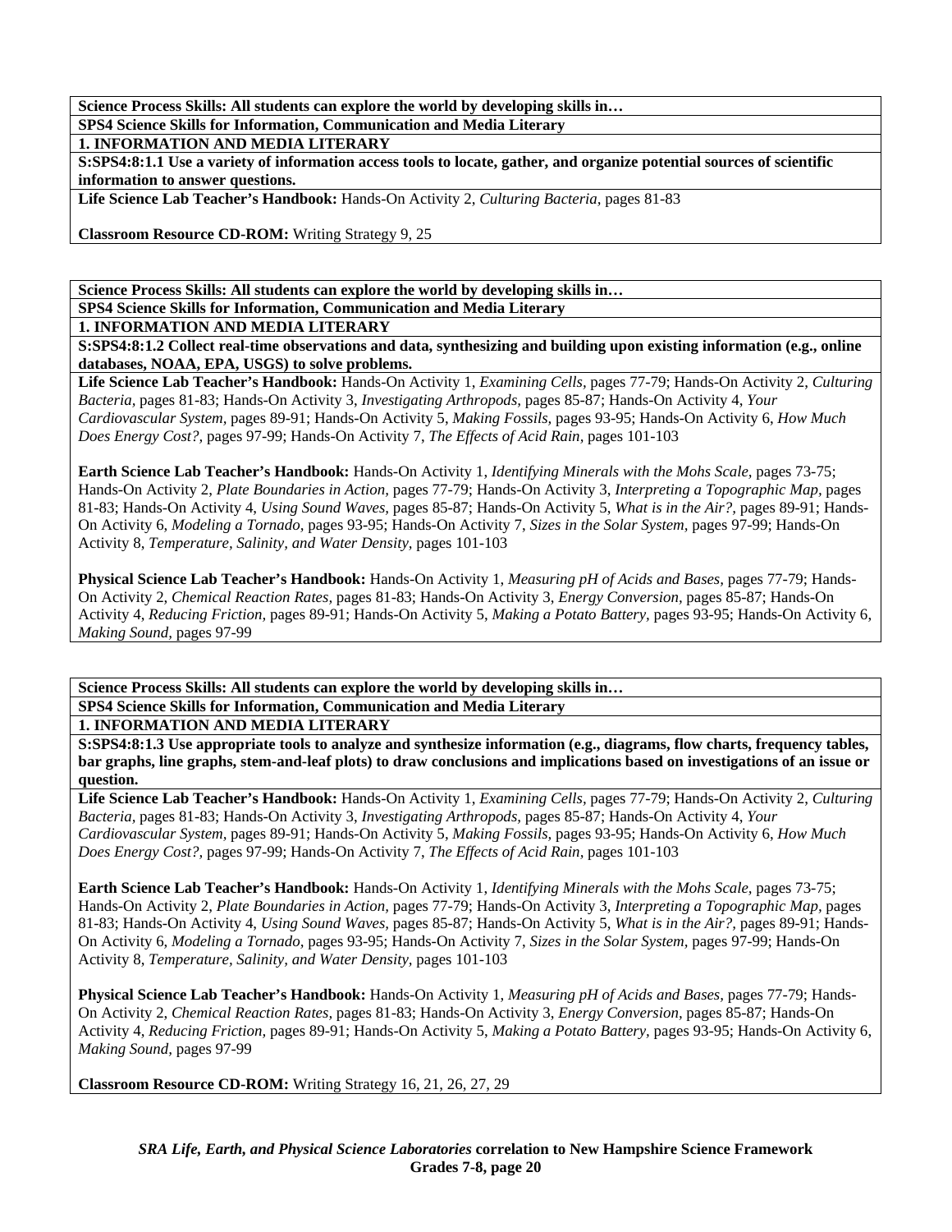**Science Process Skills: All students can explore the world by developing skills in…**

**SPS4 Science Skills for Information, Communication and Media Literary**

**1. INFORMATION AND MEDIA LITERARY**

**S:SPS4:8:1.1 Use a variety of information access tools to locate, gather, and organize potential sources of scientific information to answer questions.**

**Life Science Lab Teacher's Handbook:** Hands-On Activity 2, *Culturing Bacteria,* pages 81-83

**Classroom Resource CD-ROM:** Writing Strategy 9, 25

---

**Science Process Skills: All students can explore the world by developing skills in…**

**SPS4 Science Skills for Information, Communication and Media Literary**

**1. INFORMATION AND MEDIA LITERARY**

**S:SPS4:8:1.2 Collect real-time observations and data, synthesizing and building upon existing information (e.g., online databases, NOAA, EPA, USGS) to solve problems.**

**Life Science Lab Teacher's Handbook:** Hands-On Activity 1, *Examining Cells,* pages 77-79; Hands-On Activity 2, *Culturing Bacteria,* pages 81-83; Hands-On Activity 3, *Investigating Arthropods,* pages 85-87; Hands-On Activity 4, *Your Cardiovascular System,* pages 89-91; Hands-On Activity 5, *Making Fossils,* pages 93-95; Hands-On Activity 6, *How Much Does Energy Cost?,* pages 97-99; Hands-On Activity 7, *The Effects of Acid Rain,* pages 101-103

**Earth Science Lab Teacher's Handbook:** Hands-On Activity 1, *Identifying Minerals with the Mohs Scale,* pages 73-75; Hands-On Activity 2, *Plate Boundaries in Action,* pages 77-79; Hands-On Activity 3, *Interpreting a Topographic Map,* pages 81-83; Hands-On Activity 4, *Using Sound Waves,* pages 85-87; Hands-On Activity 5, *What is in the Air?,* pages 89-91; Hands-On Activity 6, *Modeling a Tornado,* pages 93-95; Hands-On Activity 7, *Sizes in the Solar System,* pages 97-99; Hands-On Activity 8, *Temperature, Salinity, and Water Density,* pages 101-103

**Physical Science Lab Teacher's Handbook:** Hands-On Activity 1, *Measuring pH of Acids and Bases,* pages 77-79; Hands-On Activity 2, *Chemical Reaction Rates,* pages 81-83; Hands-On Activity 3, *Energy Conversion,* pages 85-87; Hands-On Activity 4, *Reducing Friction,* pages 89-91; Hands-On Activity 5, *Making a Potato Battery,* pages 93-95; Hands-On Activity 6, *Making Sound,* pages 97-99

---

**Science Process Skills: All students can explore the world by developing skills in…**

**SPS4 Science Skills for Information, Communication and Media Literary**

**1. INFORMATION AND MEDIA LITERARY**

**S:SPS4:8:1.3 Use appropriate tools to analyze and synthesize information (e.g., diagrams, flow charts, frequency tables, bar graphs, line graphs, stem-and-leaf plots) to draw conclusions and implications based on investigations of an issue or question.**

**Life Science Lab Teacher's Handbook:** Hands-On Activity 1, *Examining Cells,* pages 77-79; Hands-On Activity 2, *Culturing Bacteria,* pages 81-83; Hands-On Activity 3, *Investigating Arthropods,* pages 85-87; Hands-On Activity 4, *Your Cardiovascular System,* pages 89-91; Hands-On Activity 5, *Making Fossils,* pages 93-95; Hands-On Activity 6, *How Much Does Energy Cost?,* pages 97-99; Hands-On Activity 7, *The Effects of Acid Rain,* pages 101-103

**Earth Science Lab Teacher's Handbook:** Hands-On Activity 1, *Identifying Minerals with the Mohs Scale,* pages 73-75; Hands-On Activity 2, *Plate Boundaries in Action,* pages 77-79; Hands-On Activity 3, *Interpreting a Topographic Map,* pages 81-83; Hands-On Activity 4, *Using Sound Waves,* pages 85-87; Hands-On Activity 5, *What is in the Air?,* pages 89-91; Hands-On Activity 6, *Modeling a Tornado,* pages 93-95; Hands-On Activity 7, *Sizes in the Solar System,* pages 97-99; Hands-On Activity 8, *Temperature, Salinity, and Water Density,* pages 101-103

**Physical Science Lab Teacher's Handbook:** Hands-On Activity 1, *Measuring pH of Acids and Bases,* pages 77-79; Hands-On Activity 2, *Chemical Reaction Rates,* pages 81-83; Hands-On Activity 3, *Energy Conversion,* pages 85-87; Hands-On Activity 4, *Reducing Friction,* pages 89-91; Hands-On Activity 5, *Making a Potato Battery,* pages 93-95; Hands-On Activity 6, *Making Sound,* pages 97-99

**Classroom Resource CD-ROM:** Writing Strategy 16, 21, 26, 27, 29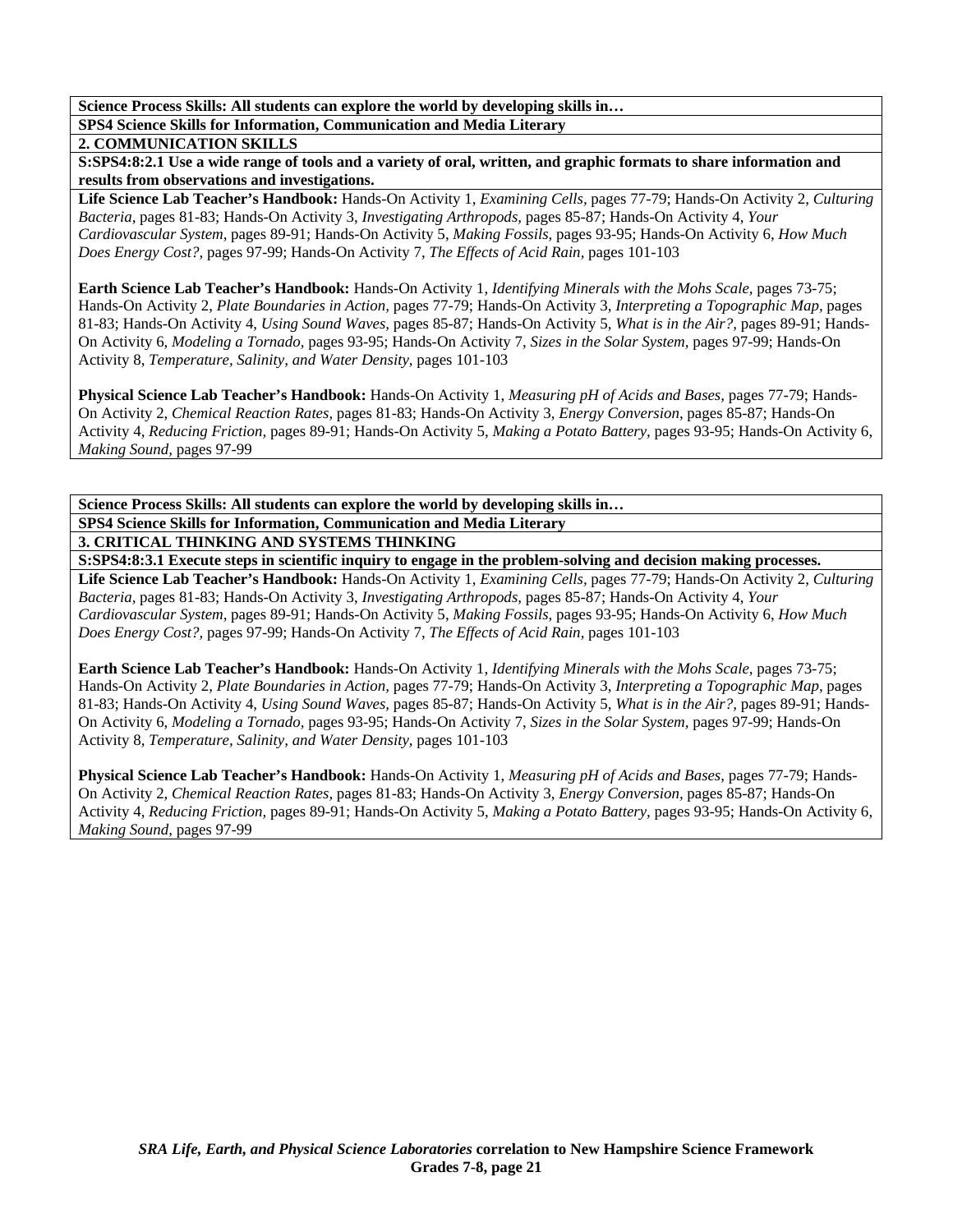**Science Process Skills: All students can explore the world by developing skills in…**

**SPS4 Science Skills for Information, Communication and Media Literary**

**2. COMMUNICATION SKILLS**

**S:SPS4:8:2.1 Use a wide range of tools and a variety of oral, written, and graphic formats to share information and results from observations and investigations.**

**Life Science Lab Teacher's Handbook:** Hands-On Activity 1, *Examining Cells,* pages 77-79; Hands-On Activity 2, *Culturing Bacteria,* pages 81-83; Hands-On Activity 3, *Investigating Arthropods,* pages 85-87; Hands-On Activity 4, *Your Cardiovascular System,* pages 89-91; Hands-On Activity 5, *Making Fossils,* pages 93-95; Hands-On Activity 6, *How Much Does Energy Cost?,* pages 97-99; Hands-On Activity 7, *The Effects of Acid Rain,* pages 101-103

**Earth Science Lab Teacher's Handbook:** Hands-On Activity 1, *Identifying Minerals with the Mohs Scale,* pages 73-75; Hands-On Activity 2, *Plate Boundaries in Action,* pages 77-79; Hands-On Activity 3, *Interpreting a Topographic Map,* pages 81-83; Hands-On Activity 4, *Using Sound Waves,* pages 85-87; Hands-On Activity 5, *What is in the Air?,* pages 89-91; Hands-On Activity 6, *Modeling a Tornado,* pages 93-95; Hands-On Activity 7, *Sizes in the Solar System,* pages 97-99; Hands-On Activity 8, *Temperature, Salinity, and Water Density,* pages 101-103

**Physical Science Lab Teacher's Handbook:** Hands-On Activity 1, *Measuring pH of Acids and Bases,* pages 77-79; Hands-On Activity 2, *Chemical Reaction Rates,* pages 81-83; Hands-On Activity 3, *Energy Conversion,* pages 85-87; Hands-On Activity 4, *Reducing Friction,* pages 89-91; Hands-On Activity 5, *Making a Potato Battery,* pages 93-95; Hands-On Activity 6, *Making Sound,* pages 97-99

**Science Process Skills: All students can explore the world by developing skills in…**

**SPS4 Science Skills for Information, Communication and Media Literary**

**3. CRITICAL THINKING AND SYSTEMS THINKING**

**S:SPS4:8:3.1 Execute steps in scientific inquiry to engage in the problem-solving and decision making processes.**

**Life Science Lab Teacher's Handbook:** Hands-On Activity 1, *Examining Cells,* pages 77-79; Hands-On Activity 2, *Culturing Bacteria,* pages 81-83; Hands-On Activity 3, *Investigating Arthropods,* pages 85-87; Hands-On Activity 4, *Your Cardiovascular System,* pages 89-91; Hands-On Activity 5, *Making Fossils,* pages 93-95; Hands-On Activity 6, *How Much Does Energy Cost?,* pages 97-99; Hands-On Activity 7, *The Effects of Acid Rain,* pages 101-103

**Earth Science Lab Teacher's Handbook:** Hands-On Activity 1, *Identifying Minerals with the Mohs Scale,* pages 73-75; Hands-On Activity 2, *Plate Boundaries in Action,* pages 77-79; Hands-On Activity 3, *Interpreting a Topographic Map,* pages 81-83; Hands-On Activity 4, *Using Sound Waves,* pages 85-87; Hands-On Activity 5, *What is in the Air?,* pages 89-91; Hands-On Activity 6, *Modeling a Tornado,* pages 93-95; Hands-On Activity 7, *Sizes in the Solar System,* pages 97-99; Hands-On Activity 8, *Temperature, Salinity, and Water Density,* pages 101-103

**Physical Science Lab Teacher's Handbook:** Hands-On Activity 1, *Measuring pH of Acids and Bases,* pages 77-79; Hands-On Activity 2, *Chemical Reaction Rates,* pages 81-83; Hands-On Activity 3, *Energy Conversion,* pages 85-87; Hands-On Activity 4, *Reducing Friction,* pages 89-91; Hands-On Activity 5, *Making a Potato Battery,* pages 93-95; Hands-On Activity 6, *Making Sound,* pages 97-99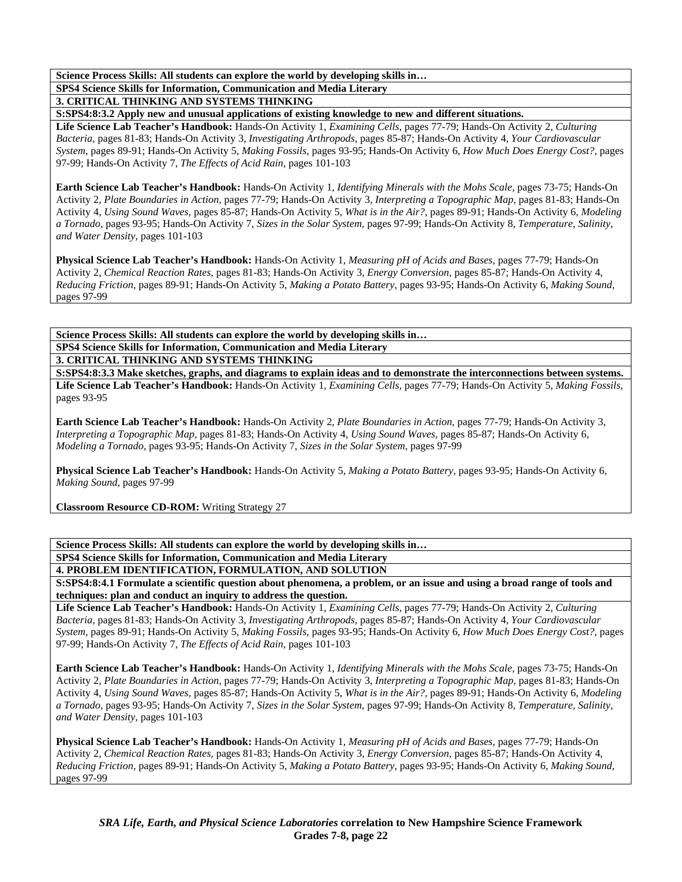**Science Process Skills: All students can explore the world by developing skills in…**

**SPS4 Science Skills for Information, Communication and Media Literary**

**3. CRITICAL THINKING AND SYSTEMS THINKING**

**S:SPS4:8:3.2 Apply new and unusual applications of existing knowledge to new and different situations.**

**Life Science Lab Teacher's Handbook:** Hands-On Activity 1, *Examining Cells,* pages 77-79; Hands-On Activity 2, *Culturing Bacteria,* pages 81-83; Hands-On Activity 3, *Investigating Arthropods,* pages 85-87; Hands-On Activity 4, *Your Cardiovascular System,* pages 89-91; Hands-On Activity 5, *Making Fossils,* pages 93-95; Hands-On Activity 6, *How Much Does Energy Cost?,* pages 97-99; Hands-On Activity 7, *The Effects of Acid Rain,* pages 101-103

**Earth Science Lab Teacher's Handbook:** Hands-On Activity 1, *Identifying Minerals with the Mohs Scale,* pages 73-75; Hands-On Activity 2, *Plate Boundaries in Action,* pages 77-79; Hands-On Activity 3, *Interpreting a Topographic Map,* pages 81-83; Hands-On Activity 4, *Using Sound Waves,* pages 85-87; Hands-On Activity 5, *What is in the Air?,* pages 89-91; Hands-On Activity 6, *Modeling a Tornado,* pages 93-95; Hands-On Activity 7, *Sizes in the Solar System,* pages 97-99; Hands-On Activity 8, *Temperature, Salinity, and Water Density,* pages 101-103

**Physical Science Lab Teacher's Handbook:** Hands-On Activity 1, *Measuring pH of Acids and Bases,* pages 77-79; Hands-On Activity 2, *Chemical Reaction Rates,* pages 81-83; Hands-On Activity 3, *Energy Conversion,* pages 85-87; Hands-On Activity 4, *Reducing Friction,* pages 89-91; Hands-On Activity 5, *Making a Potato Battery,* pages 93-95; Hands-On Activity 6, *Making Sound,* pages 97-99

**Science Process Skills: All students can explore the world by developing skills in…**

**SPS4 Science Skills for Information, Communication and Media Literary**

**3. CRITICAL THINKING AND SYSTEMS THINKING**

**S:SPS4:8:3.3 Make sketches, graphs, and diagrams to explain ideas and to demonstrate the interconnections between systems.**

**Life Science Lab Teacher's Handbook:** Hands-On Activity 1, *Examining Cells,* pages 77-79; Hands-On Activity 5, *Making Fossils,* pages 93-95

**Earth Science Lab Teacher's Handbook:** Hands-On Activity 2, *Plate Boundaries in Action,* pages 77-79; Hands-On Activity 3, *Interpreting a Topographic Map,* pages 81-83; Hands-On Activity 4, *Using Sound Waves,* pages 85-87; Hands-On Activity 6, *Modeling a Tornado,* pages 93-95; Hands-On Activity 7, *Sizes in the Solar System,* pages 97-99

**Physical Science Lab Teacher's Handbook:** Hands-On Activity 5, *Making a Potato Battery,* pages 93-95; Hands-On Activity 6, *Making Sound,* pages 97-99

**Classroom Resource CD-ROM:** Writing Strategy 27

**Science Process Skills: All students can explore the world by developing skills in…**

**SPS4 Science Skills for Information, Communication and Media Literary**

**4. PROBLEM IDENTIFICATION, FORMULATION, AND SOLUTION**

**S:SPS4:8:4.1 Formulate a scientific question about phenomena, a problem, or an issue and using a broad range of tools and techniques: plan and conduct an inquiry to address the question.**

**Life Science Lab Teacher's Handbook:** Hands-On Activity 1, *Examining Cells,* pages 77-79; Hands-On Activity 2, *Culturing Bacteria,* pages 81-83; Hands-On Activity 3, *Investigating Arthropods,* pages 85-87; Hands-On Activity 4, *Your Cardiovascular System,* pages 89-91; Hands-On Activity 5, *Making Fossils,* pages 93-95; Hands-On Activity 6, *How Much Does Energy Cost?,* pages 97-99; Hands-On Activity 7, *The Effects of Acid Rain,* pages 101-103

**Earth Science Lab Teacher's Handbook:** Hands-On Activity 1, *Identifying Minerals with the Mohs Scale,* pages 73-75; Hands-On Activity 2, *Plate Boundaries in Action,* pages 77-79; Hands-On Activity 3, *Interpreting a Topographic Map,* pages 81-83; Hands-On Activity 4, *Using Sound Waves,* pages 85-87; Hands-On Activity 5, *What is in the Air?,* pages 89-91; Hands-On Activity 6, *Modeling a Tornado,* pages 93-95; Hands-On Activity 7, *Sizes in the Solar System,* pages 97-99; Hands-On Activity 8, *Temperature, Salinity, and Water Density,* pages 101-103

**Physical Science Lab Teacher's Handbook:** Hands-On Activity 1, *Measuring pH of Acids and Bases,* pages 77-79; Hands-On Activity 2, *Chemical Reaction Rates,* pages 81-83; Hands-On Activity 3, *Energy Conversion,* pages 85-87; Hands-On Activity 4, *Reducing Friction,* pages 89-91; Hands-On Activity 5, *Making a Potato Battery,* pages 93-95; Hands-On Activity 6, *Making Sound,* pages 97-99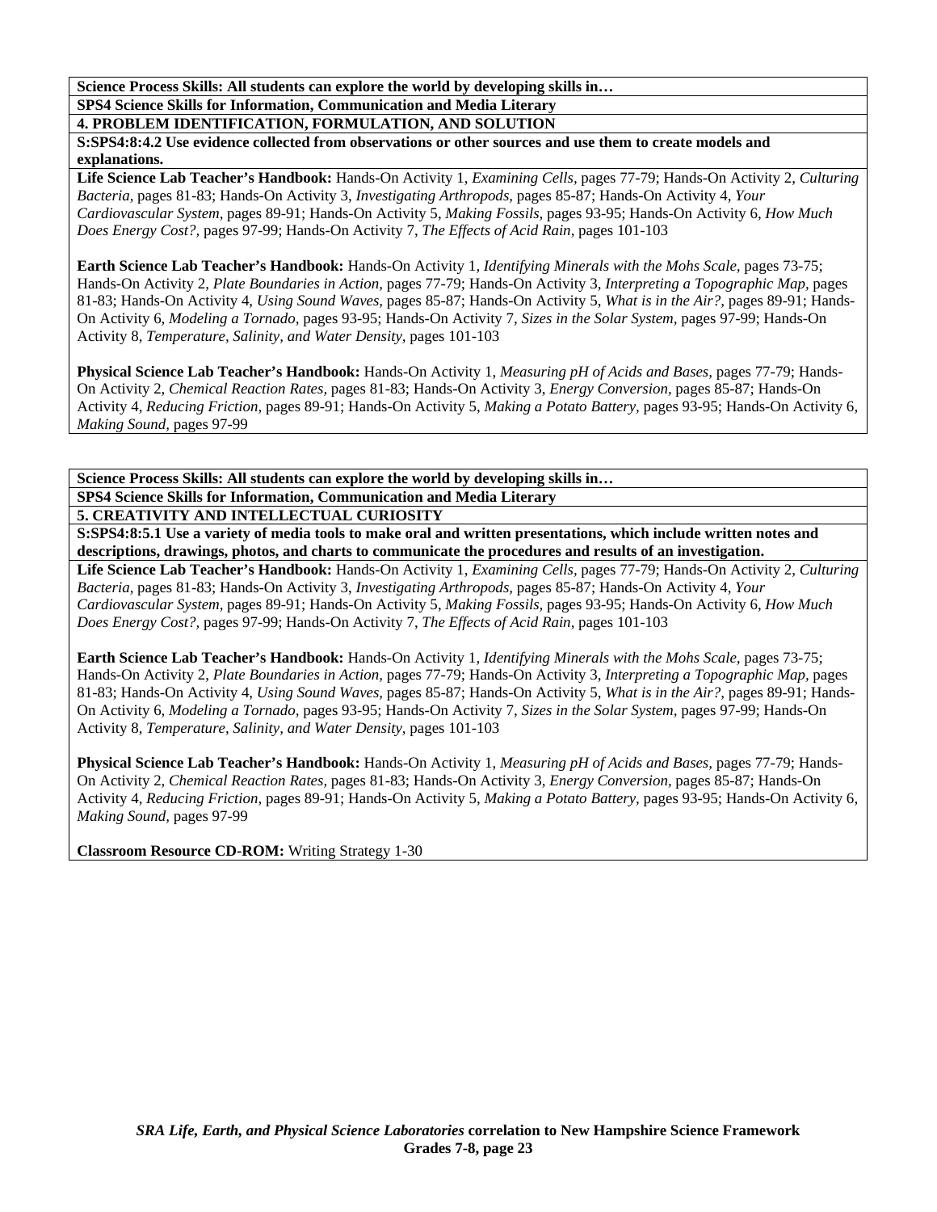**Science Process Skills: All students can explore the world by developing skills in…**

**SPS4 Science Skills for Information, Communication and Media Literary**

**4. PROBLEM IDENTIFICATION, FORMULATION, AND SOLUTION**

**S:SPS4:8:4.2 Use evidence collected from observations or other sources and use them to create models and explanations.**

**Life Science Lab Teacher's Handbook:** Hands-On Activity 1, *Examining Cells,* pages 77-79; Hands-On Activity 2, *Culturing Bacteria,* pages 81-83; Hands-On Activity 3, *Investigating Arthropods,* pages 85-87; Hands-On Activity 4, *Your Cardiovascular System,* pages 89-91; Hands-On Activity 5, *Making Fossils,* pages 93-95; Hands-On Activity 6, *How Much Does Energy Cost?,* pages 97-99; Hands-On Activity 7, *The Effects of Acid Rain,* pages 101-103

**Earth Science Lab Teacher's Handbook:** Hands-On Activity 1, *Identifying Minerals with the Mohs Scale,* pages 73-75; Hands-On Activity 2, *Plate Boundaries in Action,* pages 77-79; Hands-On Activity 3, *Interpreting a Topographic Map,* pages 81-83; Hands-On Activity 4, *Using Sound Waves,* pages 85-87; Hands-On Activity 5, *What is in the Air?,* pages 89-91; Hands-On Activity 6, *Modeling a Tornado,* pages 93-95; Hands-On Activity 7, *Sizes in the Solar System,* pages 97-99; Hands-On Activity 8, *Temperature, Salinity, and Water Density,* pages 101-103

**Physical Science Lab Teacher's Handbook:** Hands-On Activity 1, *Measuring pH of Acids and Bases,* pages 77-79; Hands-On Activity 2, *Chemical Reaction Rates,* pages 81-83; Hands-On Activity 3, *Energy Conversion,* pages 85-87; Hands-On Activity 4, *Reducing Friction,* pages 89-91; Hands-On Activity 5, *Making a Potato Battery,* pages 93-95; Hands-On Activity 6, *Making Sound,* pages 97-99

**Science Process Skills: All students can explore the world by developing skills in…**

**SPS4 Science Skills for Information, Communication and Media Literary**

**5. CREATIVITY AND INTELLECTUAL CURIOSITY**

**S:SPS4:8:5.1 Use a variety of media tools to make oral and written presentations, which include written notes and descriptions, drawings, photos, and charts to communicate the procedures and results of an investigation.**

**Life Science Lab Teacher's Handbook:** Hands-On Activity 1, *Examining Cells,* pages 77-79; Hands-On Activity 2, *Culturing Bacteria,* pages 81-83; Hands-On Activity 3, *Investigating Arthropods,* pages 85-87; Hands-On Activity 4, *Your Cardiovascular System,* pages 89-91; Hands-On Activity 5, *Making Fossils,* pages 93-95; Hands-On Activity 6, *How Much Does Energy Cost?,* pages 97-99; Hands-On Activity 7, *The Effects of Acid Rain,* pages 101-103

**Earth Science Lab Teacher's Handbook:** Hands-On Activity 1, *Identifying Minerals with the Mohs Scale,* pages 73-75; Hands-On Activity 2, *Plate Boundaries in Action,* pages 77-79; Hands-On Activity 3, *Interpreting a Topographic Map,* pages 81-83; Hands-On Activity 4, *Using Sound Waves,* pages 85-87; Hands-On Activity 5, *What is in the Air?,* pages 89-91; Hands-On Activity 6, *Modeling a Tornado,* pages 93-95; Hands-On Activity 7, *Sizes in the Solar System,* pages 97-99; Hands-On Activity 8, *Temperature, Salinity, and Water Density,* pages 101-103

**Physical Science Lab Teacher's Handbook:** Hands-On Activity 1, *Measuring pH of Acids and Bases,* pages 77-79; Hands-On Activity 2, *Chemical Reaction Rates,* pages 81-83; Hands-On Activity 3, *Energy Conversion,* pages 85-87; Hands-On Activity 4, *Reducing Friction,* pages 89-91; Hands-On Activity 5, *Making a Potato Battery,* pages 93-95; Hands-On Activity 6, *Making Sound,* pages 97-99

**Classroom Resource CD-ROM:** Writing Strategy 1-30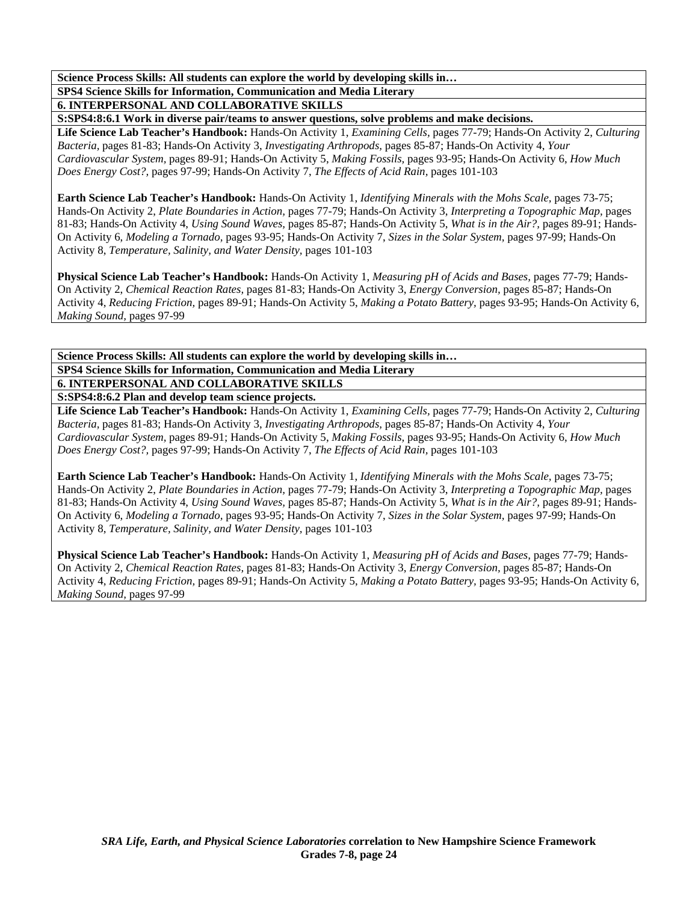**Science Process Skills: All students can explore the world by developing skills in…**

**SPS4 Science Skills for Information, Communication and Media Literary**

**6. INTERPERSONAL AND COLLABORATIVE SKILLS**

**S:SPS4:8:6.1 Work in diverse pair/teams to answer questions, solve problems and make decisions.**

**Life Science Lab Teacher's Handbook:** Hands-On Activity 1, *Examining Cells,* pages 77-79; Hands-On Activity 2, *Culturing Bacteria,* pages 81-83; Hands-On Activity 3, *Investigating Arthropods,* pages 85-87; Hands-On Activity 4, *Your Cardiovascular System,* pages 89-91; Hands-On Activity 5, *Making Fossils,* pages 93-95; Hands-On Activity 6, *How Much Does Energy Cost?,* pages 97-99; Hands-On Activity 7, *The Effects of Acid Rain,* pages 101-103

**Earth Science Lab Teacher's Handbook:** Hands-On Activity 1, *Identifying Minerals with the Mohs Scale,* pages 73-75; Hands-On Activity 2, *Plate Boundaries in Action,* pages 77-79; Hands-On Activity 3, *Interpreting a Topographic Map,* pages 81-83; Hands-On Activity 4, *Using Sound Waves,* pages 85-87; Hands-On Activity 5, *What is in the Air?,* pages 89-91; Hands-On Activity 6, *Modeling a Tornado,* pages 93-95; Hands-On Activity 7, *Sizes in the Solar System,* pages 97-99; Hands-On Activity 8, *Temperature, Salinity, and Water Density,* pages 101-103

**Physical Science Lab Teacher's Handbook:** Hands-On Activity 1, *Measuring pH of Acids and Bases,* pages 77-79; Hands-On Activity 2, *Chemical Reaction Rates,* pages 81-83; Hands-On Activity 3, *Energy Conversion,* pages 85-87; Hands-On Activity 4, *Reducing Friction,* pages 89-91; Hands-On Activity 5, *Making a Potato Battery,* pages 93-95; Hands-On Activity 6, *Making Sound,* pages 97-99

**Science Process Skills: All students can explore the world by developing skills in…**

**SPS4 Science Skills for Information, Communication and Media Literary**

**6. INTERPERSONAL AND COLLABORATIVE SKILLS**

**S:SPS4:8:6.2 Plan and develop team science projects.**

**Life Science Lab Teacher's Handbook:** Hands-On Activity 1, *Examining Cells,* pages 77-79; Hands-On Activity 2, *Culturing Bacteria,* pages 81-83; Hands-On Activity 3, *Investigating Arthropods,* pages 85-87; Hands-On Activity 4, *Your Cardiovascular System,* pages 89-91; Hands-On Activity 5, *Making Fossils,* pages 93-95; Hands-On Activity 6, *How Much Does Energy Cost?,* pages 97-99; Hands-On Activity 7, *The Effects of Acid Rain,* pages 101-103

**Earth Science Lab Teacher's Handbook:** Hands-On Activity 1, *Identifying Minerals with the Mohs Scale,* pages 73-75; Hands-On Activity 2, *Plate Boundaries in Action,* pages 77-79; Hands-On Activity 3, *Interpreting a Topographic Map,* pages 81-83; Hands-On Activity 4, *Using Sound Waves,* pages 85-87; Hands-On Activity 5, *What is in the Air?,* pages 89-91; Hands-On Activity 6, *Modeling a Tornado,* pages 93-95; Hands-On Activity 7, *Sizes in the Solar System,* pages 97-99; Hands-On Activity 8, *Temperature, Salinity, and Water Density,* pages 101-103

**Physical Science Lab Teacher's Handbook:** Hands-On Activity 1, *Measuring pH of Acids and Bases,* pages 77-79; Hands-On Activity 2, *Chemical Reaction Rates,* pages 81-83; Hands-On Activity 3, *Energy Conversion,* pages 85-87; Hands-On Activity 4, *Reducing Friction,* pages 89-91; Hands-On Activity 5, *Making a Potato Battery,* pages 93-95; Hands-On Activity 6, *Making Sound,* pages 97-99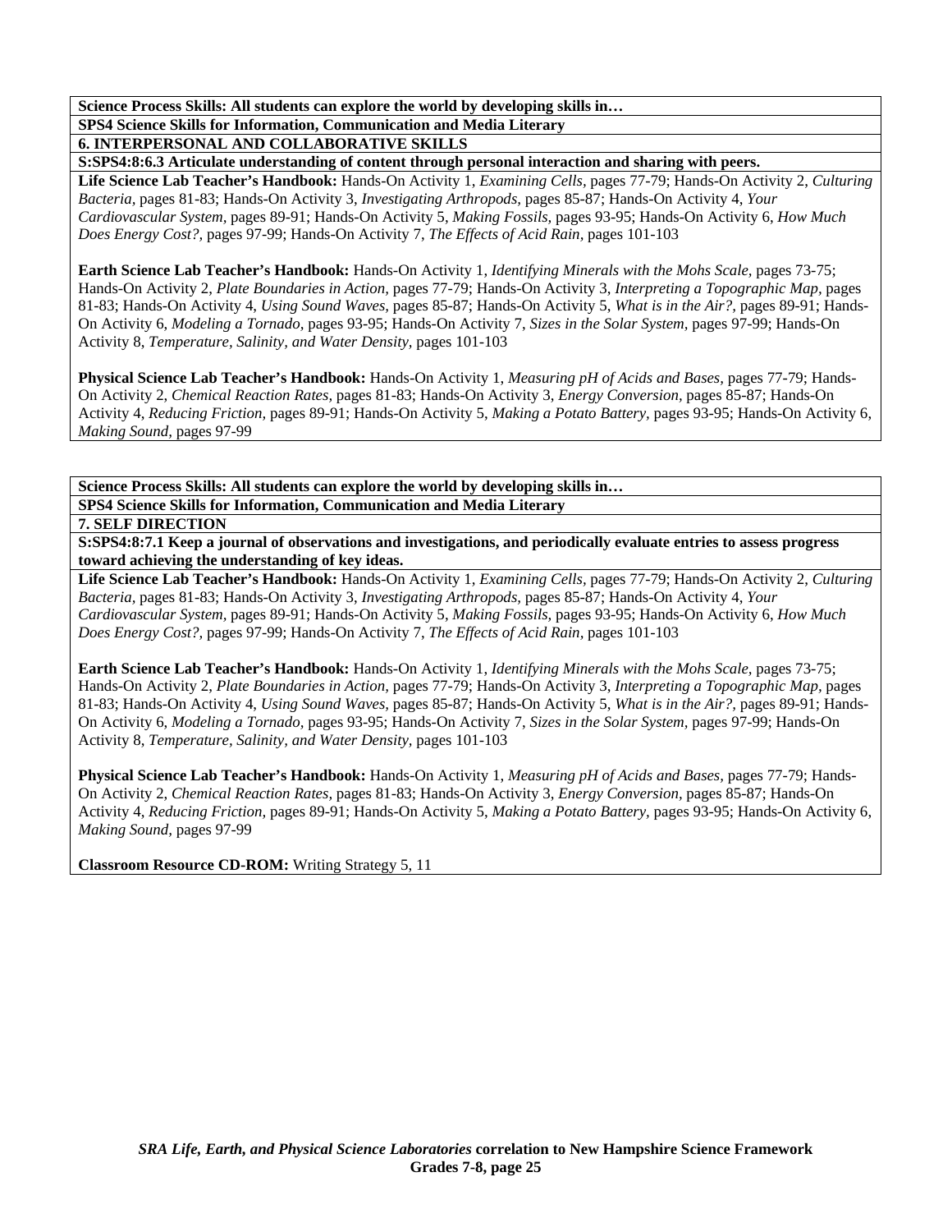**Science Process Skills: All students can explore the world by developing skills in…**

**SPS4 Science Skills for Information, Communication and Media Literary**

**6. INTERPERSONAL AND COLLABORATIVE SKILLS**

**S:SPS4:8:6.3 Articulate understanding of content through personal interaction and sharing with peers.**

**Life Science Lab Teacher's Handbook:** Hands-On Activity 1, *Examining Cells,* pages 77-79; Hands-On Activity 2, *Culturing Bacteria,* pages 81-83; Hands-On Activity 3, *Investigating Arthropods,* pages 85-87; Hands-On Activity 4, *Your Cardiovascular System,* pages 89-91; Hands-On Activity 5, *Making Fossils,* pages 93-95; Hands-On Activity 6, *How Much Does Energy Cost?,* pages 97-99; Hands-On Activity 7, *The Effects of Acid Rain,* pages 101-103

**Earth Science Lab Teacher's Handbook:** Hands-On Activity 1, *Identifying Minerals with the Mohs Scale*, pages 73-75; Hands-On Activity 2, *Plate Boundaries in Action*, pages 77-79; Hands-On Activity 3, *Interpreting a Topographic Map*, pages 81-83; Hands-On Activity 4, *Using Sound Waves,* pages 85-87; Hands-On Activity 5, *What is in the Air?,* pages 89-91; Hands-On Activity 6, *Modeling a Tornado,* pages 93-95; Hands-On Activity 7, *Sizes in the Solar System,* pages 97-99; Hands-On Activity 8, *Temperature, Salinity, and Water Density*, pages 101-103

**Physical Science Lab Teacher's Handbook:** Hands-On Activity 1, *Measuring pH of Acids and Bases,* pages 77-79; Hands-On Activity 2, *Chemical Reaction Rates,* pages 81-83; Hands-On Activity 3, *Energy Conversion,* pages 85-87; Hands-On Activity 4, *Reducing Friction,* pages 89-91; Hands-On Activity 5, *Making a Potato Battery,* pages 93-95; Hands-On Activity 6, *Making Sound,* pages 97-99

**Science Process Skills: All students can explore the world by developing skills in…**

**SPS4 Science Skills for Information, Communication and Media Literary**

**7. SELF DIRECTION**

**S:SPS4:8:7.1 Keep a journal of observations and investigations, and periodically evaluate entries to assess progress toward achieving the understanding of key ideas.**

**Life Science Lab Teacher's Handbook:** Hands-On Activity 1, *Examining Cells,* pages 77-79; Hands-On Activity 2, *Culturing Bacteria,* pages 81-83; Hands-On Activity 3, *Investigating Arthropods,* pages 85-87; Hands-On Activity 4, *Your Cardiovascular System,* pages 89-91; Hands-On Activity 5, *Making Fossils,* pages 93-95; Hands-On Activity 6, *How Much Does Energy Cost?,* pages 97-99; Hands-On Activity 7, *The Effects of Acid Rain,* pages 101-103

**Earth Science Lab Teacher's Handbook:** Hands-On Activity 1, *Identifying Minerals with the Mohs Scale*, pages 73-75; Hands-On Activity 2, *Plate Boundaries in Action*, pages 77-79; Hands-On Activity 3, *Interpreting a Topographic Map*, pages 81-83; Hands-On Activity 4, *Using Sound Waves,* pages 85-87; Hands-On Activity 5, *What is in the Air?,* pages 89-91; Hands-On Activity 6, *Modeling a Tornado,* pages 93-95; Hands-On Activity 7, *Sizes in the Solar System,* pages 97-99; Hands-On Activity 8, *Temperature, Salinity, and Water Density*, pages 101-103

**Physical Science Lab Teacher's Handbook:** Hands-On Activity 1, *Measuring pH of Acids and Bases,* pages 77-79; Hands-On Activity 2, *Chemical Reaction Rates,* pages 81-83; Hands-On Activity 3, *Energy Conversion,* pages 85-87; Hands-On Activity 4, *Reducing Friction,* pages 89-91; Hands-On Activity 5, *Making a Potato Battery,* pages 93-95; Hands-On Activity 6, *Making Sound,* pages 97-99

**Classroom Resource CD-ROM:** Writing Strategy 5, 11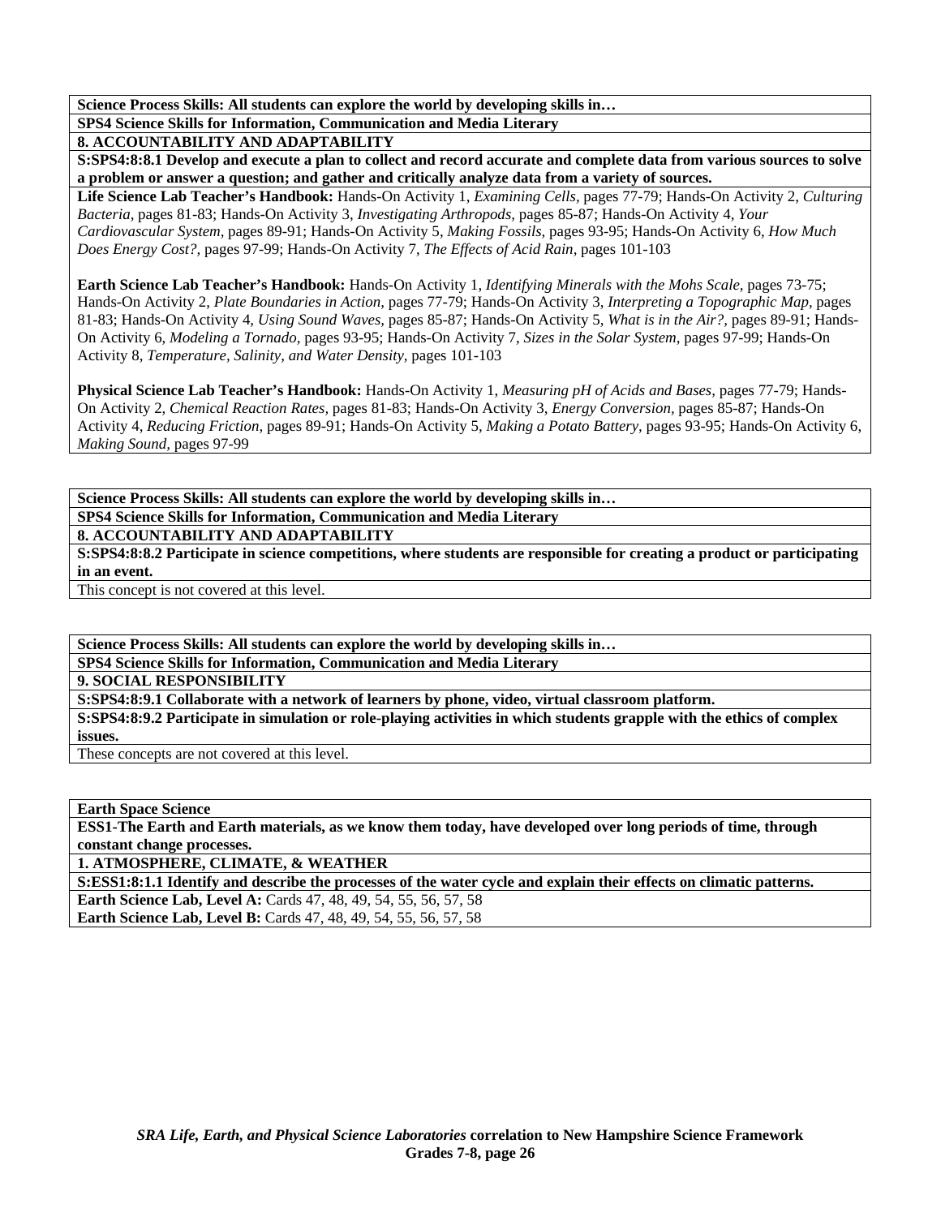**Science Process Skills: All students can explore the world by developing skills in…**

**SPS4 Science Skills for Information, Communication and Media Literary**

**8. ACCOUNTABILITY AND ADAPTABILITY**

**S:SPS4:8:8.1 Develop and execute a plan to collect and record accurate and complete data from various sources to solve a problem or answer a question; and gather and critically analyze data from a variety of sources.**

**Life Science Lab Teacher's Handbook:** Hands-On Activity 1, *Examining Cells,* pages 77-79; Hands-On Activity 2, *Culturing Bacteria,* pages 81-83; Hands-On Activity 3, *Investigating Arthropods,* pages 85-87; Hands-On Activity 4, *Your Cardiovascular System,* pages 89-91; Hands-On Activity 5, *Making Fossils,* pages 93-95; Hands-On Activity 6, *How Much Does Energy Cost?,* pages 97-99; Hands-On Activity 7, *The Effects of Acid Rain,* pages 101-103

**Earth Science Lab Teacher's Handbook:** Hands-On Activity 1, *Identifying Minerals with the Mohs Scale,* pages 73-75; Hands-On Activity 2, *Plate Boundaries in Action,* pages 77-79; Hands-On Activity 3, *Interpreting a Topographic Map,* pages 81-83; Hands-On Activity 4, *Using Sound Waves,* pages 85-87; Hands-On Activity 5, *What is in the Air?,* pages 89-91; Hands-On Activity 6, *Modeling a Tornado,* pages 93-95; Hands-On Activity 7, *Sizes in the Solar System,* pages 97-99; Hands-On Activity 8, *Temperature, Salinity, and Water Density,* pages 101-103

**Physical Science Lab Teacher's Handbook:** Hands-On Activity 1, *Measuring pH of Acids and Bases,* pages 77-79; Hands-On Activity 2, *Chemical Reaction Rates,* pages 81-83; Hands-On Activity 3, *Energy Conversion,* pages 85-87; Hands-On Activity 4, *Reducing Friction,* pages 89-91; Hands-On Activity 5, *Making a Potato Battery,* pages 93-95; Hands-On Activity 6, *Making Sound,* pages 97-99

**Science Process Skills: All students can explore the world by developing skills in…**

**SPS4 Science Skills for Information, Communication and Media Literary**

**8. ACCOUNTABILITY AND ADAPTABILITY**

**S:SPS4:8:8.2 Participate in science competitions, where students are responsible for creating a product or participating in an event.**

This concept is not covered at this level.

**Science Process Skills: All students can explore the world by developing skills in…**

**SPS4 Science Skills for Information, Communication and Media Literary**

**9. SOCIAL RESPONSIBILITY**

**S:SPS4:8:9.1 Collaborate with a network of learners by phone, video, virtual classroom platform.**

**S:SPS4:8:9.2 Participate in simulation or role-playing activities in which students grapple with the ethics of complex issues.**

These concepts are not covered at this level.

**Earth Space Science**

**ESS1-The Earth and Earth materials, as we know them today, have developed over long periods of time, through constant change processes.**

**1. ATMOSPHERE, CLIMATE, & WEATHER**

**S:ESS1:8:1.1 Identify and describe the processes of the water cycle and explain their effects on climatic patterns.**

**Earth Science Lab, Level A:** Cards 47, 48, 49, 54, 55, 56, 57, 58

**Earth Science Lab, Level B:** Cards 47, 48, 49, 54, 55, 56, 57, 58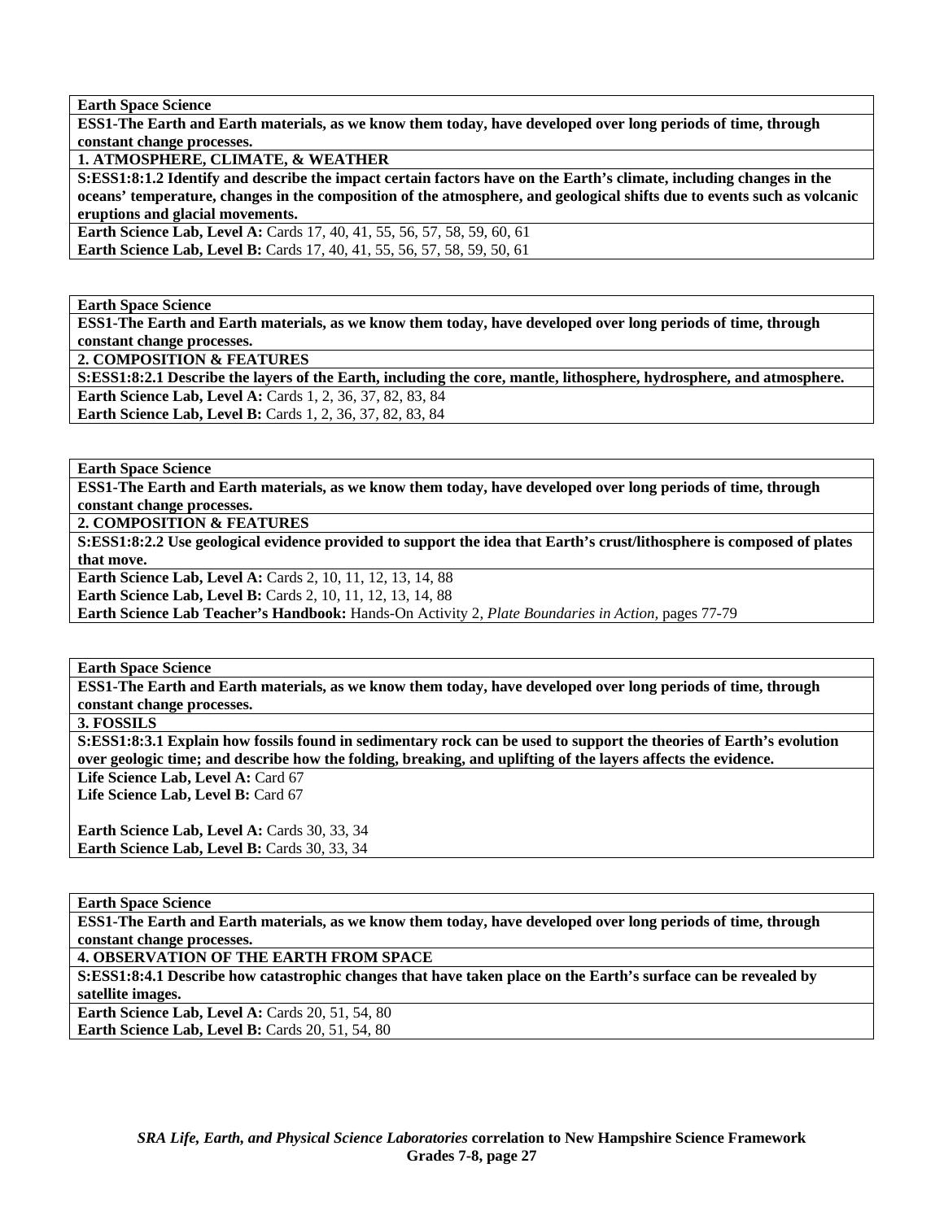**Earth Space Science**

**ESS1-The Earth and Earth materials, as we know them today, have developed over long periods of time, through constant change processes.**

**1. ATMOSPHERE, CLIMATE, & WEATHER**

**S:ESS1:8:1.2 Identify and describe the impact certain factors have on the Earth's climate, including changes in the oceans' temperature, changes in the composition of the atmosphere, and geological shifts due to events such as volcanic eruptions and glacial movements.**

**Earth Science Lab, Level A:** Cards 17, 40, 41, 55, 56, 57, 58, 59, 60, 61
**Earth Science Lab, Level B:** Cards 17, 40, 41, 55, 56, 57, 58, 59, 50, 61

**Earth Space Science**

**ESS1-The Earth and Earth materials, as we know them today, have developed over long periods of time, through constant change processes.**

**2. COMPOSITION & FEATURES**

**S:ESS1:8:2.1 Describe the layers of the Earth, including the core, mantle, lithosphere, hydrosphere, and atmosphere.**

**Earth Science Lab, Level A:** Cards 1, 2, 36, 37, 82, 83, 84
**Earth Science Lab, Level B:** Cards 1, 2, 36, 37, 82, 83, 84

**Earth Space Science**

**ESS1-The Earth and Earth materials, as we know them today, have developed over long periods of time, through constant change processes.**

**2. COMPOSITION & FEATURES**

**S:ESS1:8:2.2 Use geological evidence provided to support the idea that Earth's crust/lithosphere is composed of plates that move.**

**Earth Science Lab, Level A:** Cards 2, 10, 11, 12, 13, 14, 88
**Earth Science Lab, Level B:** Cards 2, 10, 11, 12, 13, 14, 88
**Earth Science Lab Teacher's Handbook:** Hands-On Activity 2, *Plate Boundaries in Action,* pages 77-79

**Earth Space Science**

**ESS1-The Earth and Earth materials, as we know them today, have developed over long periods of time, through constant change processes.**

**3. FOSSILS**

**S:ESS1:8:3.1 Explain how fossils found in sedimentary rock can be used to support the theories of Earth's evolution over geologic time; and describe how the folding, breaking, and uplifting of the layers affects the evidence.**

**Life Science Lab, Level A:** Card 67
**Life Science Lab, Level B:** Card 67

**Earth Science Lab, Level A:** Cards 30, 33, 34
**Earth Science Lab, Level B:** Cards 30, 33, 34

**Earth Space Science**

**ESS1-The Earth and Earth materials, as we know them today, have developed over long periods of time, through constant change processes.**

**4. OBSERVATION OF THE EARTH FROM SPACE**

**S:ESS1:8:4.1 Describe how catastrophic changes that have taken place on the Earth's surface can be revealed by satellite images.**

**Earth Science Lab, Level A:** Cards 20, 51, 54, 80
**Earth Science Lab, Level B:** Cards 20, 51, 54, 80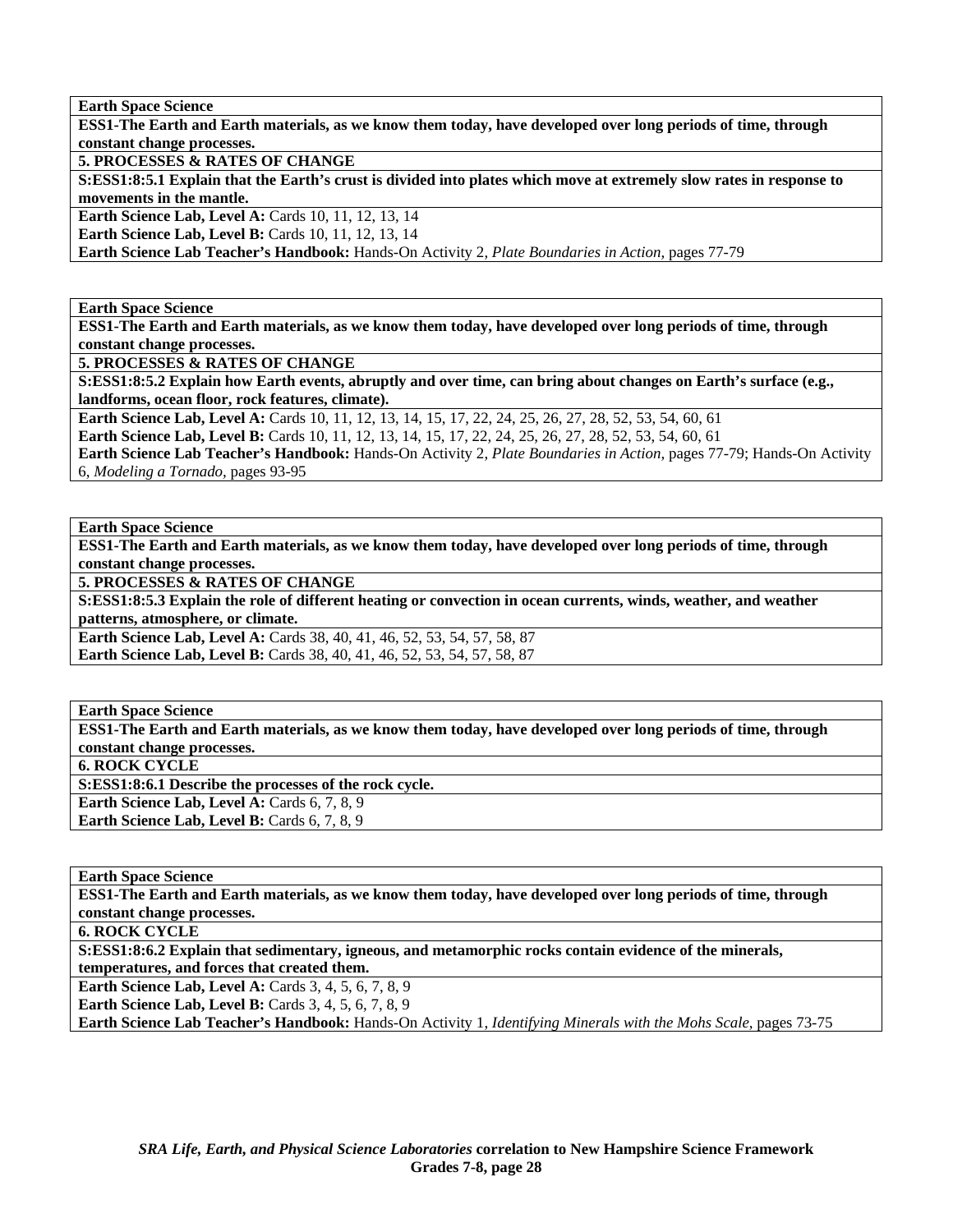| Earth Space Science |
|---|
| **ESS1-The Earth and Earth materials, as we know them today, have developed over long periods of time, through constant change processes.** |
| **5. PROCESSES & RATES OF CHANGE** |
| **S:ESS1:8:5.1 Explain that the Earth's crust is divided into plates which move at extremely slow rates in response to movements in the mantle.** |
| **Earth Science Lab, Level A:** Cards 10, 11, 12, 13, 14<br>**Earth Science Lab, Level B:** Cards 10, 11, 12, 13, 14<br>**Earth Science Lab Teacher's Handbook:** Hands-On Activity 2, *Plate Boundaries in Action,* pages 77-79 |

| Earth Space Science |
|---|
| **ESS1-The Earth and Earth materials, as we know them today, have developed over long periods of time, through constant change processes.** |
| **5. PROCESSES & RATES OF CHANGE** |
| **S:ESS1:8:5.2 Explain how Earth events, abruptly and over time, can bring about changes on Earth's surface (e.g., landforms, ocean floor, rock features, climate).** |
| **Earth Science Lab, Level A:** Cards 10, 11, 12, 13, 14, 15, 17, 22, 24, 25, 26, 27, 28, 52, 53, 54, 60, 61<br>**Earth Science Lab, Level B:** Cards 10, 11, 12, 13, 14, 15, 17, 22, 24, 25, 26, 27, 28, 52, 53, 54, 60, 61<br>**Earth Science Lab Teacher's Handbook:** Hands-On Activity 2, *Plate Boundaries in Action,* pages 77-79; Hands-On Activity 6, *Modeling a Tornado,* pages 93-95 |

| Earth Space Science |
|---|
| **ESS1-The Earth and Earth materials, as we know them today, have developed over long periods of time, through constant change processes.** |
| **5. PROCESSES & RATES OF CHANGE** |
| **S:ESS1:8:5.3 Explain the role of different heating or convection in ocean currents, winds, weather, and weather patterns, atmosphere, or climate.** |
| **Earth Science Lab, Level A:** Cards 38, 40, 41, 46, 52, 53, 54, 57, 58, 87<br>**Earth Science Lab, Level B:** Cards 38, 40, 41, 46, 52, 53, 54, 57, 58, 87 |

| Earth Space Science |
|---|
| **ESS1-The Earth and Earth materials, as we know them today, have developed over long periods of time, through constant change processes.** |
| **6. ROCK CYCLE** |
| **S:ESS1:8:6.1 Describe the processes of the rock cycle.** |
| **Earth Science Lab, Level A:** Cards 6, 7, 8, 9<br>**Earth Science Lab, Level B:** Cards 6, 7, 8, 9 |

| Earth Space Science |
|---|
| **ESS1-The Earth and Earth materials, as we know them today, have developed over long periods of time, through constant change processes.** |
| **6. ROCK CYCLE** |
| **S:ESS1:8:6.2 Explain that sedimentary, igneous, and metamorphic rocks contain evidence of the minerals, temperatures, and forces that created them.** |
| **Earth Science Lab, Level A:** Cards 3, 4, 5, 6, 7, 8, 9<br>**Earth Science Lab, Level B:** Cards 3, 4, 5, 6, 7, 8, 9<br>**Earth Science Lab Teacher's Handbook:** Hands-On Activity 1, *Identifying Minerals with the Mohs Scale,* pages 73-75 |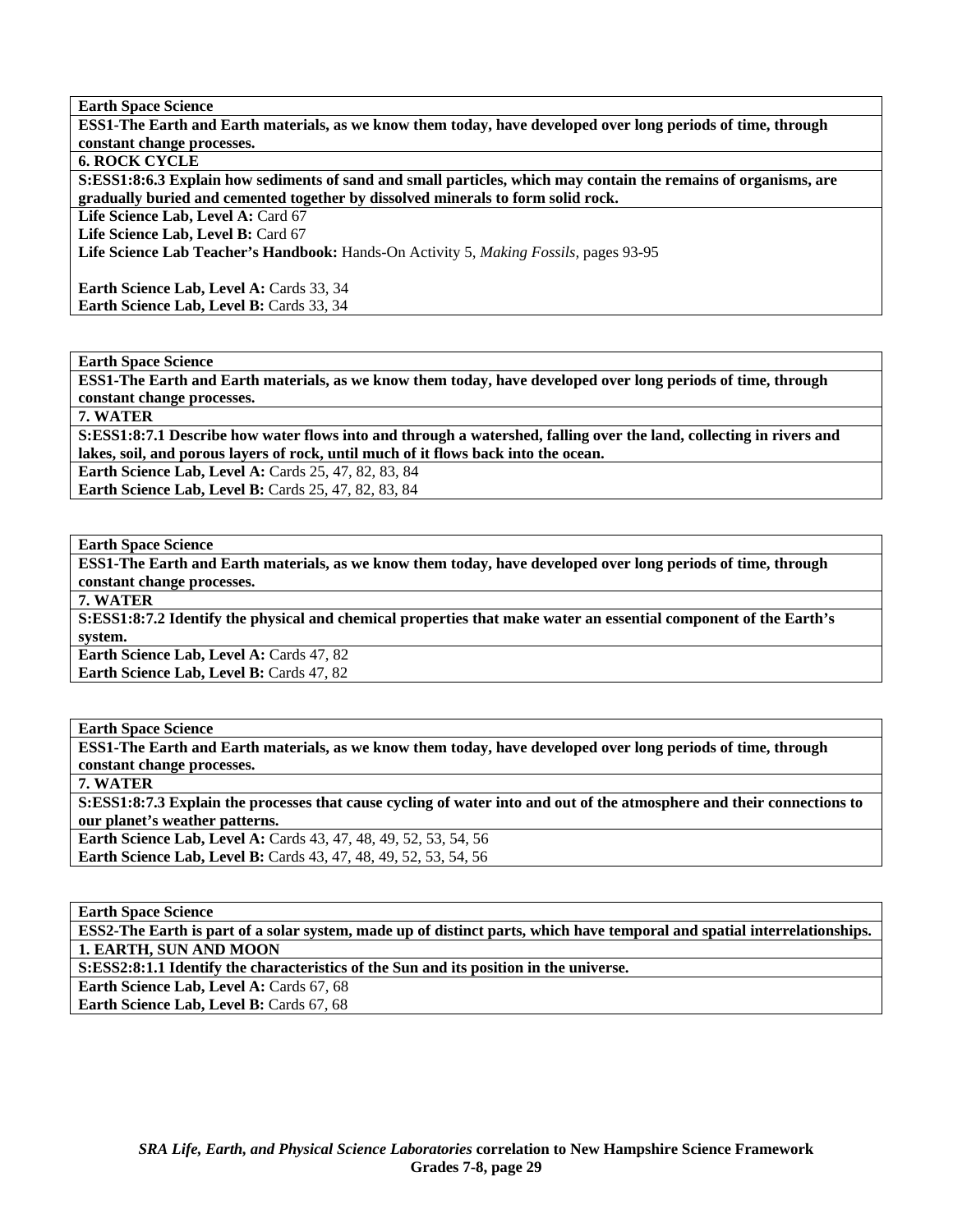**Earth Space Science**

**ESS1-The Earth and Earth materials, as we know them today, have developed over long periods of time, through constant change processes.**

**6. ROCK CYCLE**

**S:ESS1:8:6.3 Explain how sediments of sand and small particles, which may contain the remains of organisms, are gradually buried and cemented together by dissolved minerals to form solid rock.**

**Life Science Lab, Level A:** Card 67
**Life Science Lab, Level B:** Card 67
**Life Science Lab Teacher's Handbook:** Hands-On Activity 5, *Making Fossils,* pages 93-95

**Earth Science Lab, Level A:** Cards 33, 34
**Earth Science Lab, Level B:** Cards 33, 34

---

**Earth Space Science**

**ESS1-The Earth and Earth materials, as we know them today, have developed over long periods of time, through constant change processes.**

**7. WATER**

**S:ESS1:8:7.1 Describe how water flows into and through a watershed, falling over the land, collecting in rivers and lakes, soil, and porous layers of rock, until much of it flows back into the ocean.**

**Earth Science Lab, Level A:** Cards 25, 47, 82, 83, 84
**Earth Science Lab, Level B:** Cards 25, 47, 82, 83, 84

---

**Earth Space Science**

**ESS1-The Earth and Earth materials, as we know them today, have developed over long periods of time, through constant change processes.**

**7. WATER**

**S:ESS1:8:7.2 Identify the physical and chemical properties that make water an essential component of the Earth's system.**

**Earth Science Lab, Level A:** Cards 47, 82
**Earth Science Lab, Level B:** Cards 47, 82

---

**Earth Space Science**

**ESS1-The Earth and Earth materials, as we know them today, have developed over long periods of time, through constant change processes.**

**7. WATER**

**S:ESS1:8:7.3 Explain the processes that cause cycling of water into and out of the atmosphere and their connections to our planet's weather patterns.**

**Earth Science Lab, Level A:** Cards 43, 47, 48, 49, 52, 53, 54, 56
**Earth Science Lab, Level B:** Cards 43, 47, 48, 49, 52, 53, 54, 56

---

**Earth Space Science**

**ESS2-The Earth is part of a solar system, made up of distinct parts, which have temporal and spatial interrelationships.**

**1. EARTH, SUN AND MOON**

**S:ESS2:8:1.1 Identify the characteristics of the Sun and its position in the universe.**

**Earth Science Lab, Level A:** Cards 67, 68
**Earth Science Lab, Level B:** Cards 67, 68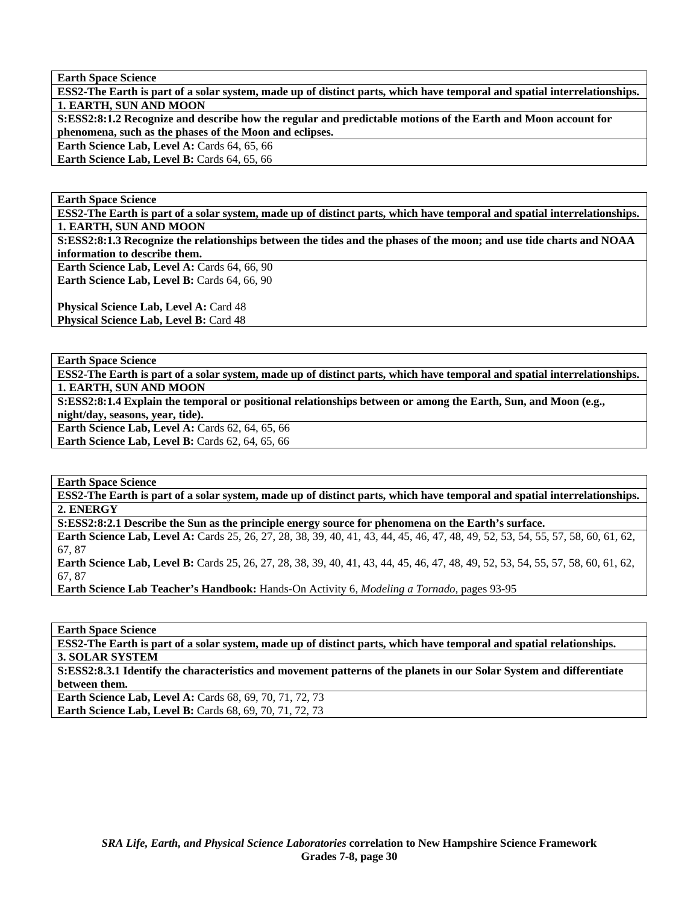**Earth Space Science**

**ESS2-The Earth is part of a solar system, made up of distinct parts, which have temporal and spatial interrelationships.**

**1. EARTH, SUN AND MOON**

**S:ESS2:8:1.2 Recognize and describe how the regular and predictable motions of the Earth and Moon account for phenomena, such as the phases of the Moon and eclipses.**

**Earth Science Lab, Level A:** Cards 64, 65, 66
**Earth Science Lab, Level B:** Cards 64, 65, 66

---

**Earth Space Science**

**ESS2-The Earth is part of a solar system, made up of distinct parts, which have temporal and spatial interrelationships.**

**1. EARTH, SUN AND MOON**

**S:ESS2:8:1.3 Recognize the relationships between the tides and the phases of the moon; and use tide charts and NOAA information to describe them.**

**Earth Science Lab, Level A:** Cards 64, 66, 90
**Earth Science Lab, Level B:** Cards 64, 66, 90

**Physical Science Lab, Level A:** Card 48
**Physical Science Lab, Level B:** Card 48

---

**Earth Space Science**

**ESS2-The Earth is part of a solar system, made up of distinct parts, which have temporal and spatial interrelationships.**

**1. EARTH, SUN AND MOON**

**S:ESS2:8:1.4 Explain the temporal or positional relationships between or among the Earth, Sun, and Moon (e.g., night/day, seasons, year, tide).**

**Earth Science Lab, Level A:** Cards 62, 64, 65, 66
**Earth Science Lab, Level B:** Cards 62, 64, 65, 66

---

**Earth Space Science**

**ESS2-The Earth is part of a solar system, made up of distinct parts, which have temporal and spatial interrelationships.**

**2. ENERGY**

**S:ESS2:8:2.1 Describe the Sun as the principle energy source for phenomena on the Earth's surface.**

**Earth Science Lab, Level A:** Cards 25, 26, 27, 28, 38, 39, 40, 41, 43, 44, 45, 46, 47, 48, 49, 52, 53, 54, 55, 57, 58, 60, 61, 62, 67, 87
**Earth Science Lab, Level B:** Cards 25, 26, 27, 28, 38, 39, 40, 41, 43, 44, 45, 46, 47, 48, 49, 52, 53, 54, 55, 57, 58, 60, 61, 62, 67, 87
**Earth Science Lab Teacher's Handbook:** Hands-On Activity 6, *Modeling a Tornado,* pages 93-95

---

**Earth Space Science**

**ESS2-The Earth is part of a solar system, made up of distinct parts, which have temporal and spatial relationships.**

**3. SOLAR SYSTEM**

**S:ESS2:8.3.1 Identify the characteristics and movement patterns of the planets in our Solar System and differentiate between them.**

**Earth Science Lab, Level A:** Cards 68, 69, 70, 71, 72, 73
**Earth Science Lab, Level B:** Cards 68, 69, 70, 71, 72, 73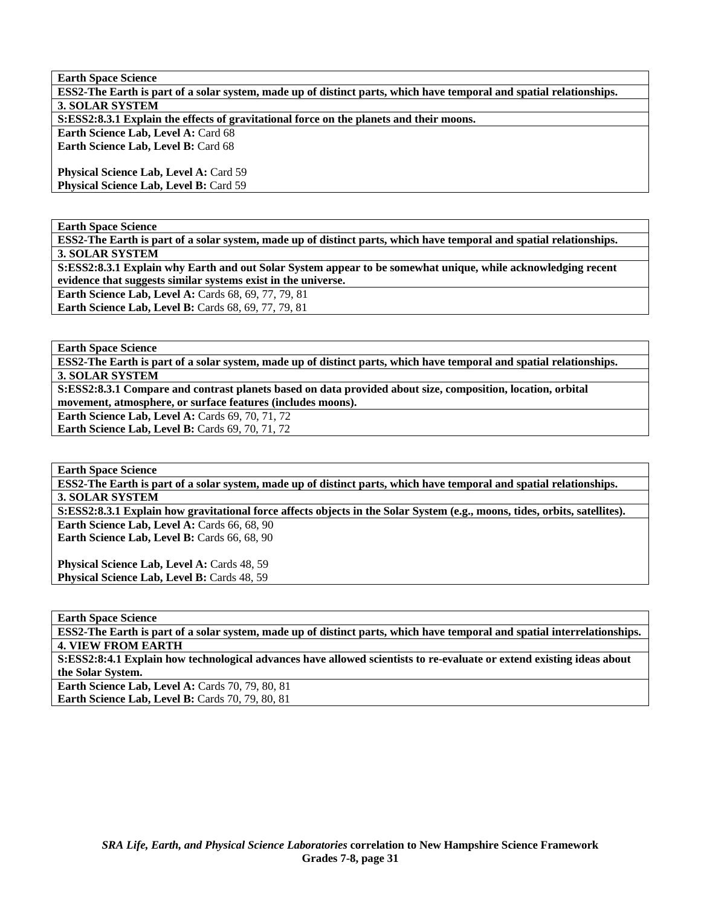| **Earth Space Science** |
|---|
| **ESS2-The Earth is part of a solar system, made up of distinct parts, which have temporal and spatial relationships.** |
| **3. SOLAR SYSTEM** |
| **S:ESS2:8.3.1 Explain the effects of gravitational force on the planets and their moons.** |
| **Earth Science Lab, Level A:** Card 68<br>**Earth Science Lab, Level B:** Card 68<br><br>**Physical Science Lab, Level A:** Card 59<br>**Physical Science Lab, Level B:** Card 59 |

| **Earth Space Science** |
|---|
| **ESS2-The Earth is part of a solar system, made up of distinct parts, which have temporal and spatial relationships.** |
| **3. SOLAR SYSTEM** |
| **S:ESS2:8.3.1 Explain why Earth and out Solar System appear to be somewhat unique, while acknowledging recent evidence that suggests similar systems exist in the universe.** |
| **Earth Science Lab, Level A:** Cards 68, 69, 77, 79, 81<br>**Earth Science Lab, Level B:** Cards 68, 69, 77, 79, 81 |

| **Earth Space Science** |
|---|
| **ESS2-The Earth is part of a solar system, made up of distinct parts, which have temporal and spatial relationships.** |
| **3. SOLAR SYSTEM** |
| **S:ESS2:8.3.1 Compare and contrast planets based on data provided about size, composition, location, orbital movement, atmosphere, or surface features (includes moons).** |
| **Earth Science Lab, Level A:** Cards 69, 70, 71, 72<br>**Earth Science Lab, Level B:** Cards 69, 70, 71, 72 |

| **Earth Space Science** |
|---|
| **ESS2-The Earth is part of a solar system, made up of distinct parts, which have temporal and spatial relationships.** |
| **3. SOLAR SYSTEM** |
| **S:ESS2:8.3.1 Explain how gravitational force affects objects in the Solar System (e.g., moons, tides, orbits, satellites).** |
| **Earth Science Lab, Level A:** Cards 66, 68, 90<br>**Earth Science Lab, Level B:** Cards 66, 68, 90<br><br>**Physical Science Lab, Level A:** Cards 48, 59<br>**Physical Science Lab, Level B:** Cards 48, 59 |

| **Earth Space Science** |
|---|
| **ESS2-The Earth is part of a solar system, made up of distinct parts, which have temporal and spatial interrelationships.** |
| **4. VIEW FROM EARTH** |
| **S:ESS2:8:4.1 Explain how technological advances have allowed scientists to re-evaluate or extend existing ideas about the Solar System.** |
| **Earth Science Lab, Level A:** Cards 70, 79, 80, 81<br>**Earth Science Lab, Level B:** Cards 70, 79, 80, 81 |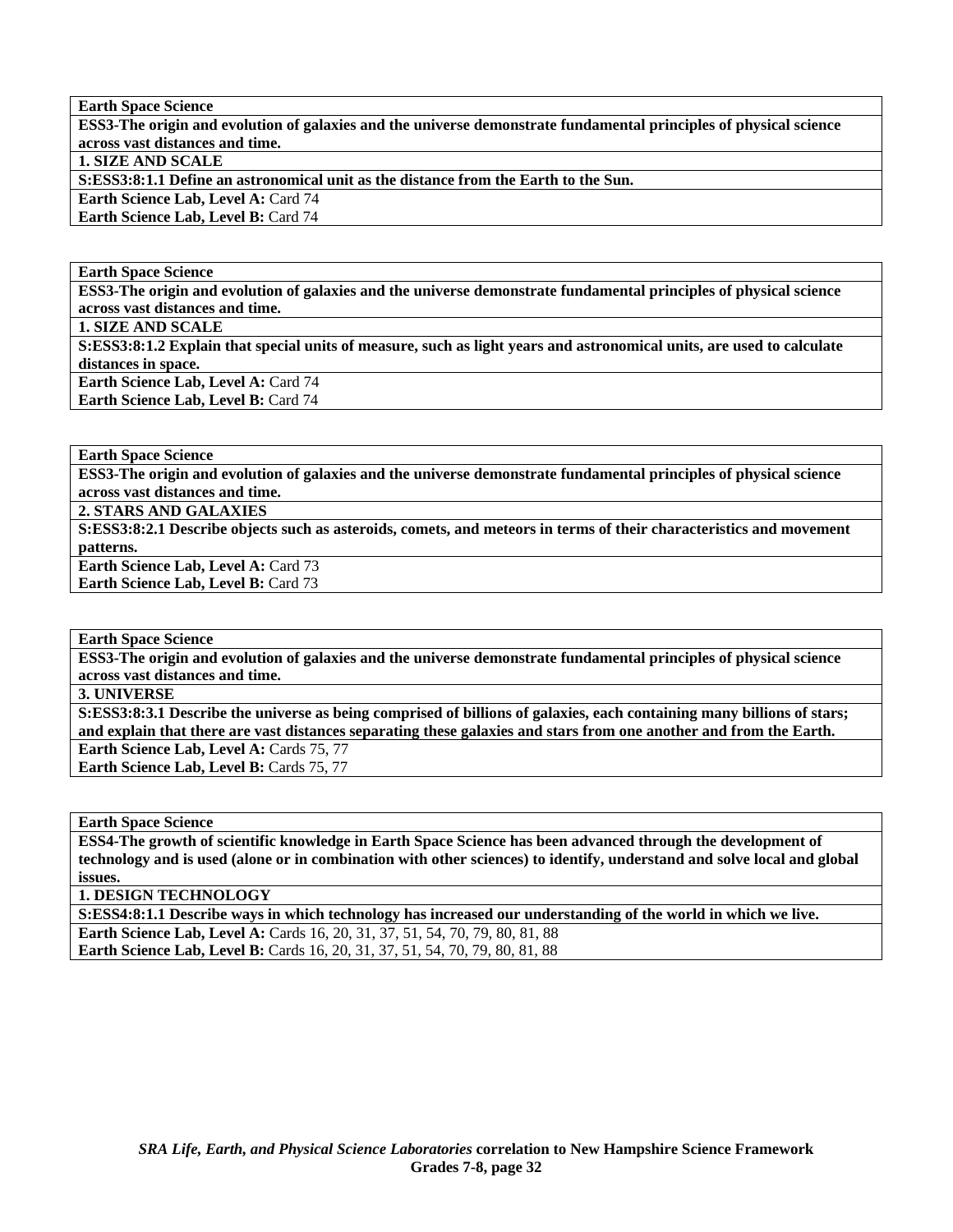| **Earth Space Science** |
|---|
| **ESS3-The origin and evolution of galaxies and the universe demonstrate fundamental principles of physical science across vast distances and time.** |
| **1. SIZE AND SCALE** |
| **S:ESS3:8:1.1 Define an astronomical unit as the distance from the Earth to the Sun.** |
| **Earth Science Lab, Level A:** Card 74 |
| **Earth Science Lab, Level B:** Card 74 |

| **Earth Space Science** |
|---|
| **ESS3-The origin and evolution of galaxies and the universe demonstrate fundamental principles of physical science across vast distances and time.** |
| **1. SIZE AND SCALE** |
| **S:ESS3:8:1.2 Explain that special units of measure, such as light years and astronomical units, are used to calculate distances in space.** |
| **Earth Science Lab, Level A:** Card 74 |
| **Earth Science Lab, Level B:** Card 74 |

| **Earth Space Science** |
|---|
| **ESS3-The origin and evolution of galaxies and the universe demonstrate fundamental principles of physical science across vast distances and time.** |
| **2. STARS AND GALAXIES** |
| **S:ESS3:8:2.1 Describe objects such as asteroids, comets, and meteors in terms of their characteristics and movement patterns.** |
| **Earth Science Lab, Level A:** Card 73 |
| **Earth Science Lab, Level B:** Card 73 |

| **Earth Space Science** |
|---|
| **ESS3-The origin and evolution of galaxies and the universe demonstrate fundamental principles of physical science across vast distances and time.** |
| **3. UNIVERSE** |
| **S:ESS3:8:3.1 Describe the universe as being comprised of billions of galaxies, each containing many billions of stars; and explain that there are vast distances separating these galaxies and stars from one another and from the Earth.** |
| **Earth Science Lab, Level A:** Cards 75, 77 |
| **Earth Science Lab, Level B:** Cards 75, 77 |

| **Earth Space Science** |
|---|
| **ESS4-The growth of scientific knowledge in Earth Space Science has been advanced through the development of technology and is used (alone or in combination with other sciences) to identify, understand and solve local and global issues.** |
| **1. DESIGN TECHNOLOGY** |
| **S:ESS4:8:1.1 Describe ways in which technology has increased our understanding of the world in which we live.** |
| **Earth Science Lab, Level A:** Cards 16, 20, 31, 37, 51, 54, 70, 79, 80, 81, 88 |
| **Earth Science Lab, Level B:** Cards 16, 20, 31, 37, 51, 54, 70, 79, 80, 81, 88 |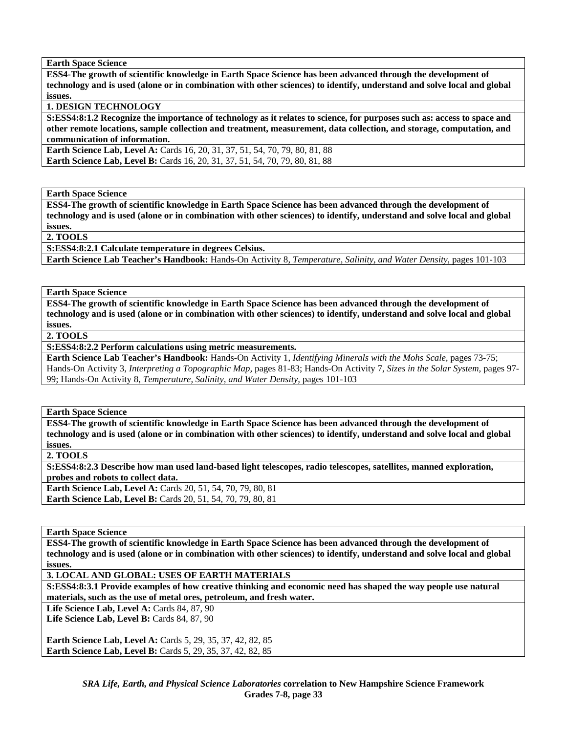**Earth Space Science**

**ESS4-The growth of scientific knowledge in Earth Space Science has been advanced through the development of technology and is used (alone or in combination with other sciences) to identify, understand and solve local and global issues.**

**1. DESIGN TECHNOLOGY**

**S:ESS4:8:1.2 Recognize the importance of technology as it relates to science, for purposes such as: access to space and other remote locations, sample collection and treatment, measurement, data collection, and storage, computation, and communication of information.**

**Earth Science Lab, Level A:** Cards 16, 20, 31, 37, 51, 54, 70, 79, 80, 81, 88
**Earth Science Lab, Level B:** Cards 16, 20, 31, 37, 51, 54, 70, 79, 80, 81, 88

---

**Earth Space Science**

**ESS4-The growth of scientific knowledge in Earth Space Science has been advanced through the development of technology and is used (alone or in combination with other sciences) to identify, understand and solve local and global issues.**

**2. TOOLS**

**S:ESS4:8:2.1 Calculate temperature in degrees Celsius.**

**Earth Science Lab Teacher's Handbook:** Hands-On Activity 8, *Temperature, Salinity, and Water Density,* pages 101-103

---

**Earth Space Science**

**ESS4-The growth of scientific knowledge in Earth Space Science has been advanced through the development of technology and is used (alone or in combination with other sciences) to identify, understand and solve local and global issues.**

**2. TOOLS**

**S:ESS4:8:2.2 Perform calculations using metric measurements.**

**Earth Science Lab Teacher's Handbook:** Hands-On Activity 1, *Identifying Minerals with the Mohs Scale,* pages 73-75; Hands-On Activity 3, *Interpreting a Topographic Map,* pages 81-83; Hands-On Activity 7, *Sizes in the Solar System,* pages 97-99; Hands-On Activity 8, *Temperature, Salinity, and Water Density,* pages 101-103

---

**Earth Space Science**

**ESS4-The growth of scientific knowledge in Earth Space Science has been advanced through the development of technology and is used (alone or in combination with other sciences) to identify, understand and solve local and global issues.**

**2. TOOLS**

**S:ESS4:8:2.3 Describe how man used land-based light telescopes, radio telescopes, satellites, manned exploration, probes and robots to collect data.**

**Earth Science Lab, Level A:** Cards 20, 51, 54, 70, 79, 80, 81
**Earth Science Lab, Level B:** Cards 20, 51, 54, 70, 79, 80, 81

---

**Earth Space Science**

**ESS4-The growth of scientific knowledge in Earth Space Science has been advanced through the development of technology and is used (alone or in combination with other sciences) to identify, understand and solve local and global issues.**

**3. LOCAL AND GLOBAL: USES OF EARTH MATERIALS**

**S:ESS4:8:3.1 Provide examples of how creative thinking and economic need has shaped the way people use natural materials, such as the use of metal ores, petroleum, and fresh water.**

**Life Science Lab, Level A:** Cards 84, 87, 90
**Life Science Lab, Level B:** Cards 84, 87, 90

**Earth Science Lab, Level A:** Cards 5, 29, 35, 37, 42, 82, 85
**Earth Science Lab, Level B:** Cards 5, 29, 35, 37, 42, 82, 85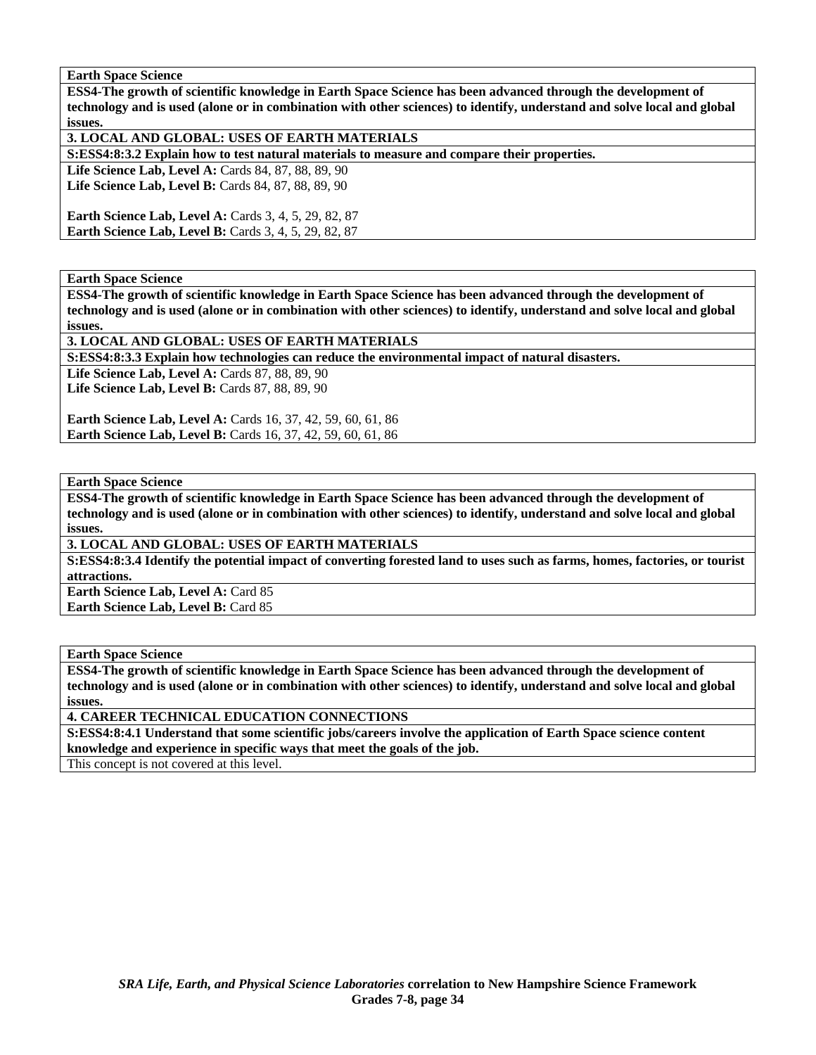**Earth Space Science**

**ESS4-The growth of scientific knowledge in Earth Space Science has been advanced through the development of technology and is used (alone or in combination with other sciences) to identify, understand and solve local and global issues.**

**3. LOCAL AND GLOBAL: USES OF EARTH MATERIALS**

**S:ESS4:8:3.2 Explain how to test natural materials to measure and compare their properties.**

**Life Science Lab, Level A:** Cards 84, 87, 88, 89, 90
**Life Science Lab, Level B:** Cards 84, 87, 88, 89, 90

**Earth Science Lab, Level A:** Cards 3, 4, 5, 29, 82, 87
**Earth Science Lab, Level B:** Cards 3, 4, 5, 29, 82, 87

**Earth Space Science**

**ESS4-The growth of scientific knowledge in Earth Space Science has been advanced through the development of technology and is used (alone or in combination with other sciences) to identify, understand and solve local and global issues.**

**3. LOCAL AND GLOBAL: USES OF EARTH MATERIALS**

**S:ESS4:8:3.3 Explain how technologies can reduce the environmental impact of natural disasters.**

**Life Science Lab, Level A:** Cards 87, 88, 89, 90
**Life Science Lab, Level B:** Cards 87, 88, 89, 90

**Earth Science Lab, Level A:** Cards 16, 37, 42, 59, 60, 61, 86
**Earth Science Lab, Level B:** Cards 16, 37, 42, 59, 60, 61, 86

**Earth Space Science**

**ESS4-The growth of scientific knowledge in Earth Space Science has been advanced through the development of technology and is used (alone or in combination with other sciences) to identify, understand and solve local and global issues.**

**3. LOCAL AND GLOBAL: USES OF EARTH MATERIALS**

**S:ESS4:8:3.4 Identify the potential impact of converting forested land to uses such as farms, homes, factories, or tourist attractions.**

**Earth Science Lab, Level A:** Card 85
**Earth Science Lab, Level B:** Card 85

**Earth Space Science**

**ESS4-The growth of scientific knowledge in Earth Space Science has been advanced through the development of technology and is used (alone or in combination with other sciences) to identify, understand and solve local and global issues.**

**4. CAREER TECHNICAL EDUCATION CONNECTIONS**

**S:ESS4:8:4.1 Understand that some scientific jobs/careers involve the application of Earth Space science content knowledge and experience in specific ways that meet the goals of the job.**

This concept is not covered at this level.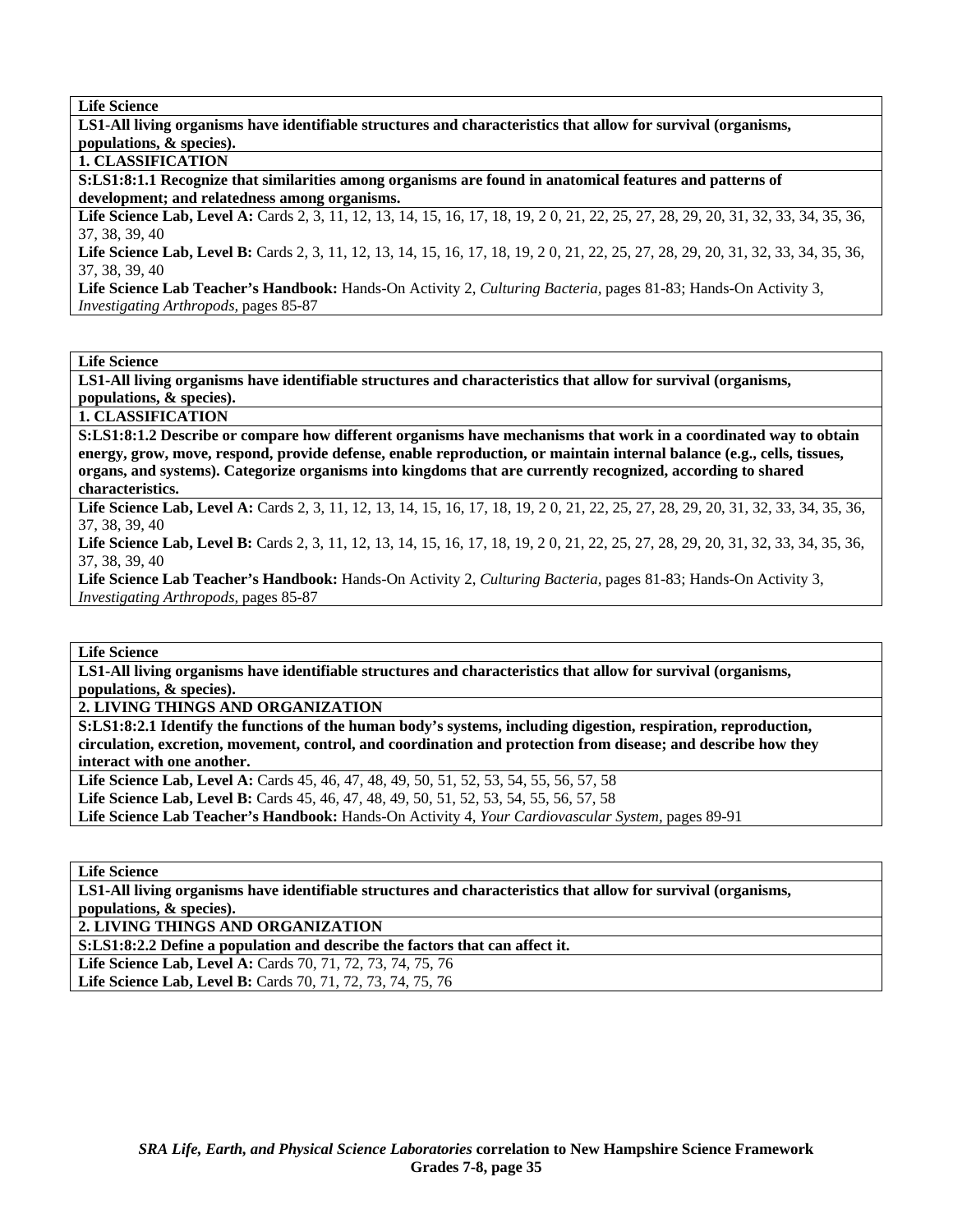**Life Science**

**LS1-All living organisms have identifiable structures and characteristics that allow for survival (organisms, populations, & species).**

**1. CLASSIFICATION**

**S:LS1:8:1.1 Recognize that similarities among organisms are found in anatomical features and patterns of development; and relatedness among organisms.**

**Life Science Lab, Level A:** Cards 2, 3, 11, 12, 13, 14, 15, 16, 17, 18, 19, 2 0, 21, 22, 25, 27, 28, 29, 20, 31, 32, 33, 34, 35, 36, 37, 38, 39, 40

**Life Science Lab, Level B:** Cards 2, 3, 11, 12, 13, 14, 15, 16, 17, 18, 19, 2 0, 21, 22, 25, 27, 28, 29, 20, 31, 32, 33, 34, 35, 36, 37, 38, 39, 40

**Life Science Lab Teacher's Handbook:** Hands-On Activity 2, *Culturing Bacteria,* pages 81-83; Hands-On Activity 3, *Investigating Arthropods,* pages 85-87

---

**Life Science**

**LS1-All living organisms have identifiable structures and characteristics that allow for survival (organisms, populations, & species).**

**1. CLASSIFICATION**

**S:LS1:8:1.2 Describe or compare how different organisms have mechanisms that work in a coordinated way to obtain energy, grow, move, respond, provide defense, enable reproduction, or maintain internal balance (e.g., cells, tissues, organs, and systems). Categorize organisms into kingdoms that are currently recognized, according to shared characteristics.**

**Life Science Lab, Level A:** Cards 2, 3, 11, 12, 13, 14, 15, 16, 17, 18, 19, 2 0, 21, 22, 25, 27, 28, 29, 20, 31, 32, 33, 34, 35, 36, 37, 38, 39, 40

**Life Science Lab, Level B:** Cards 2, 3, 11, 12, 13, 14, 15, 16, 17, 18, 19, 2 0, 21, 22, 25, 27, 28, 29, 20, 31, 32, 33, 34, 35, 36, 37, 38, 39, 40

**Life Science Lab Teacher's Handbook:** Hands-On Activity 2, *Culturing Bacteria,* pages 81-83; Hands-On Activity 3, *Investigating Arthropods,* pages 85-87

---

**Life Science**

**LS1-All living organisms have identifiable structures and characteristics that allow for survival (organisms, populations, & species).**

**2. LIVING THINGS AND ORGANIZATION**

**S:LS1:8:2.1 Identify the functions of the human body's systems, including digestion, respiration, reproduction, circulation, excretion, movement, control, and coordination and protection from disease; and describe how they interact with one another.**

**Life Science Lab, Level A:** Cards 45, 46, 47, 48, 49, 50, 51, 52, 53, 54, 55, 56, 57, 58

**Life Science Lab, Level B:** Cards 45, 46, 47, 48, 49, 50, 51, 52, 53, 54, 55, 56, 57, 58

**Life Science Lab Teacher's Handbook:** Hands-On Activity 4, *Your Cardiovascular System,* pages 89-91

---

**Life Science**

**LS1-All living organisms have identifiable structures and characteristics that allow for survival (organisms, populations, & species).**

**2. LIVING THINGS AND ORGANIZATION**

**S:LS1:8:2.2 Define a population and describe the factors that can affect it.**

**Life Science Lab, Level A:** Cards 70, 71, 72, 73, 74, 75, 76

**Life Science Lab, Level B:** Cards 70, 71, 72, 73, 74, 75, 76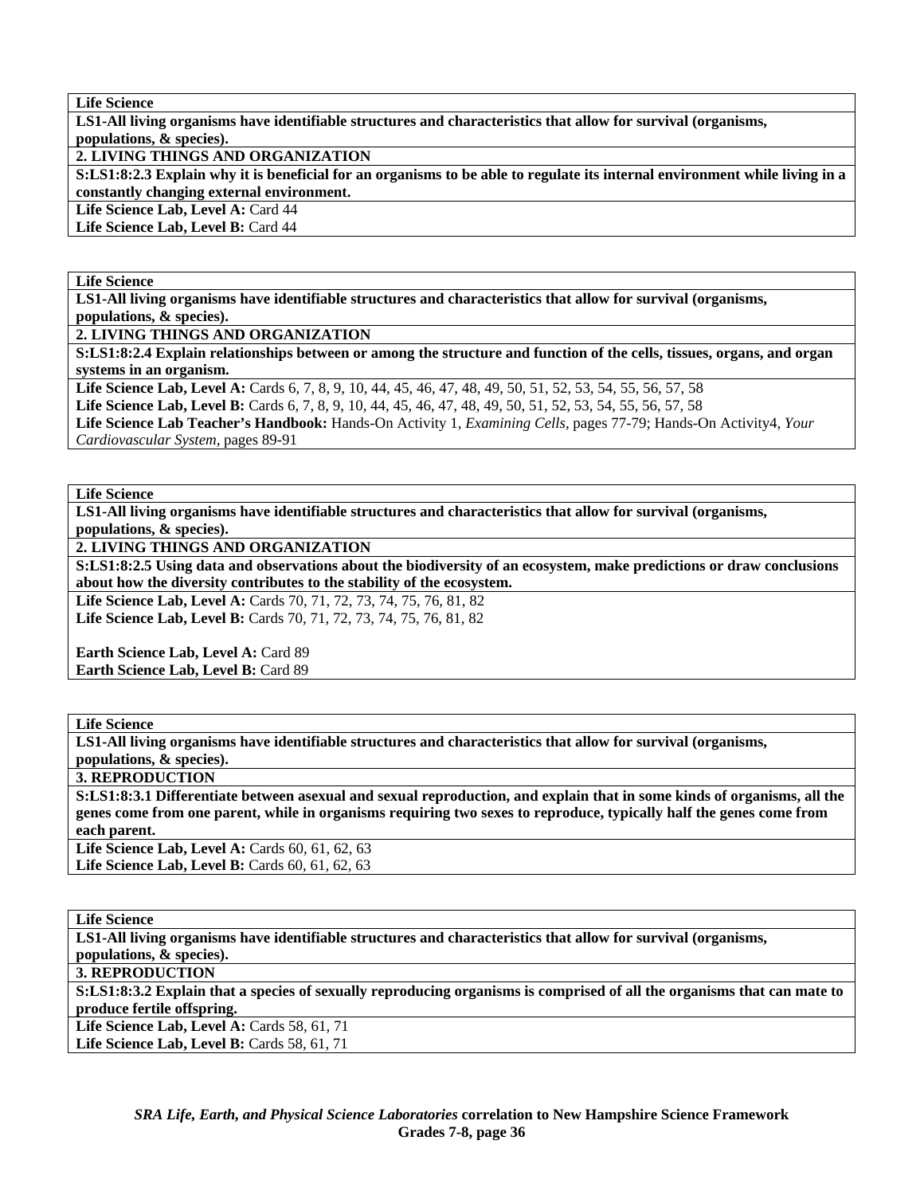**Life Science**

**LS1-All living organisms have identifiable structures and characteristics that allow for survival (organisms, populations, & species).**

**2. LIVING THINGS AND ORGANIZATION**

**S:LS1:8:2.3 Explain why it is beneficial for an organisms to be able to regulate its internal environment while living in a constantly changing external environment.**

**Life Science Lab, Level A:** Card 44
**Life Science Lab, Level B:** Card 44

---

**Life Science**

**LS1-All living organisms have identifiable structures and characteristics that allow for survival (organisms, populations, & species).**

**2. LIVING THINGS AND ORGANIZATION**

**S:LS1:8:2.4 Explain relationships between or among the structure and function of the cells, tissues, organs, and organ systems in an organism.**

**Life Science Lab, Level A:** Cards 6, 7, 8, 9, 10, 44, 45, 46, 47, 48, 49, 50, 51, 52, 53, 54, 55, 56, 57, 58
**Life Science Lab, Level B:** Cards 6, 7, 8, 9, 10, 44, 45, 46, 47, 48, 49, 50, 51, 52, 53, 54, 55, 56, 57, 58
**Life Science Lab Teacher's Handbook:** Hands-On Activity 1, *Examining Cells,* pages 77-79; Hands-On Activity4, *Your Cardiovascular System,* pages 89-91

---

**Life Science**

**LS1-All living organisms have identifiable structures and characteristics that allow for survival (organisms, populations, & species).**

**2. LIVING THINGS AND ORGANIZATION**

**S:LS1:8:2.5 Using data and observations about the biodiversity of an ecosystem, make predictions or draw conclusions about how the diversity contributes to the stability of the ecosystem.**

**Life Science Lab, Level A:** Cards 70, 71, 72, 73, 74, 75, 76, 81, 82
**Life Science Lab, Level B:** Cards 70, 71, 72, 73, 74, 75, 76, 81, 82

**Earth Science Lab, Level A:** Card 89
**Earth Science Lab, Level B:** Card 89

---

**Life Science**

**LS1-All living organisms have identifiable structures and characteristics that allow for survival (organisms, populations, & species).**

**3. REPRODUCTION**

**S:LS1:8:3.1 Differentiate between asexual and sexual reproduction, and explain that in some kinds of organisms, all the genes come from one parent, while in organisms requiring two sexes to reproduce, typically half the genes come from each parent.**

**Life Science Lab, Level A:** Cards 60, 61, 62, 63
**Life Science Lab, Level B:** Cards 60, 61, 62, 63

---

**Life Science**

**LS1-All living organisms have identifiable structures and characteristics that allow for survival (organisms, populations, & species).**

**3. REPRODUCTION**

**S:LS1:8:3.2 Explain that a species of sexually reproducing organisms is comprised of all the organisms that can mate to produce fertile offspring.**

**Life Science Lab, Level A:** Cards 58, 61, 71
**Life Science Lab, Level B:** Cards 58, 61, 71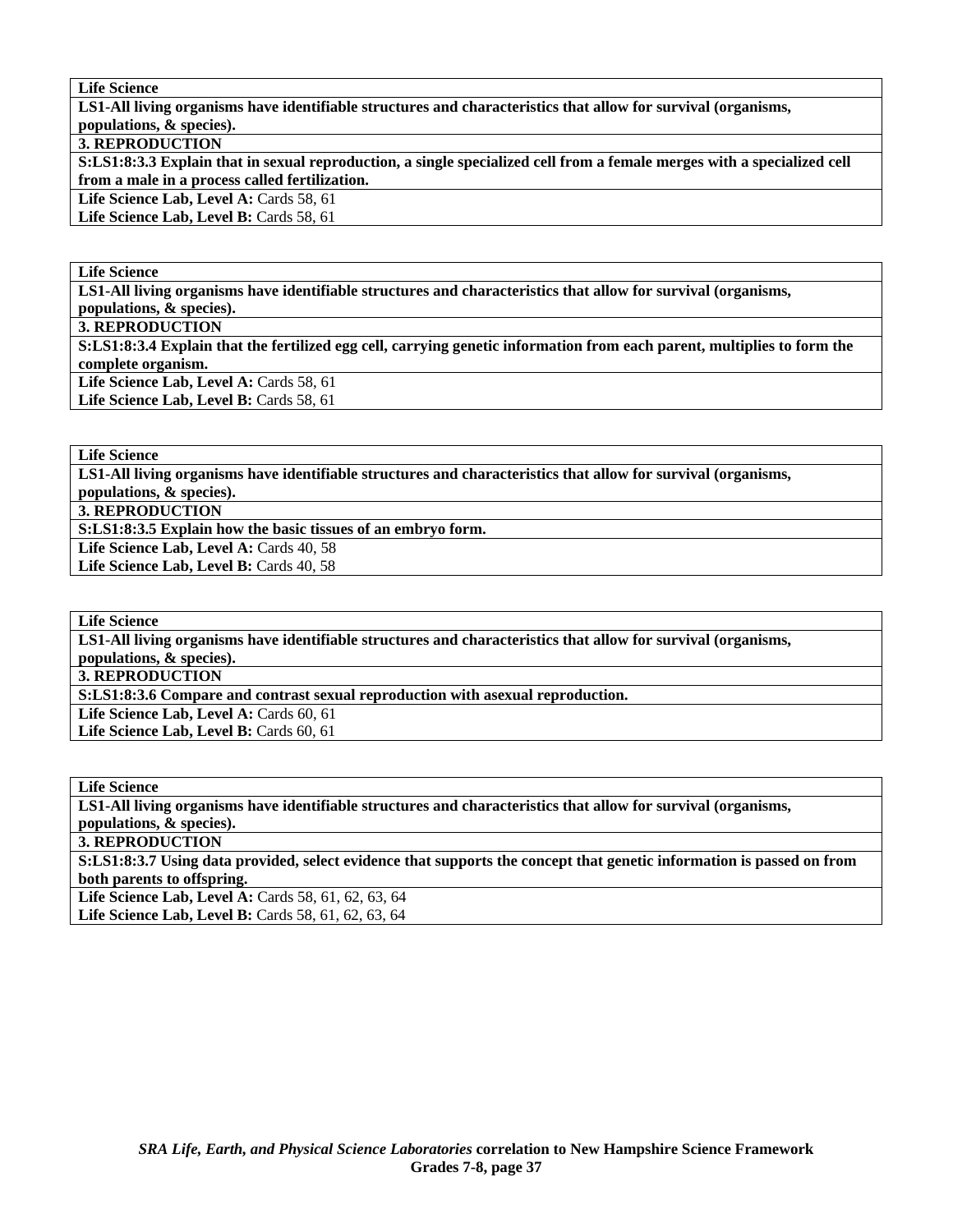| **Life Science** |
|---|
| **LS1-All living organisms have identifiable structures and characteristics that allow for survival (organisms, populations, & species).** |
| **3. REPRODUCTION** |
| **S:LS1:8:3.3 Explain that in sexual reproduction, a single specialized cell from a female merges with a specialized cell from a male in a process called fertilization.** |
| **Life Science Lab, Level A:** Cards 58, 61<br>**Life Science Lab, Level B:** Cards 58, 61 |

| **Life Science** |
|---|
| **LS1-All living organisms have identifiable structures and characteristics that allow for survival (organisms, populations, & species).** |
| **3. REPRODUCTION** |
| **S:LS1:8:3.4 Explain that the fertilized egg cell, carrying genetic information from each parent, multiplies to form the complete organism.** |
| **Life Science Lab, Level A:** Cards 58, 61<br>**Life Science Lab, Level B:** Cards 58, 61 |

| **Life Science** |
|---|
| **LS1-All living organisms have identifiable structures and characteristics that allow for survival (organisms, populations, & species).** |
| **3. REPRODUCTION** |
| **S:LS1:8:3.5 Explain how the basic tissues of an embryo form.** |
| **Life Science Lab, Level A:** Cards 40, 58<br>**Life Science Lab, Level B:** Cards 40, 58 |

| **Life Science** |
|---|
| **LS1-All living organisms have identifiable structures and characteristics that allow for survival (organisms, populations, & species).** |
| **3. REPRODUCTION** |
| **S:LS1:8:3.6 Compare and contrast sexual reproduction with asexual reproduction.** |
| **Life Science Lab, Level A:** Cards 60, 61<br>**Life Science Lab, Level B:** Cards 60, 61 |

| **Life Science** |
|---|
| **LS1-All living organisms have identifiable structures and characteristics that allow for survival (organisms, populations, & species).** |
| **3. REPRODUCTION** |
| **S:LS1:8:3.7 Using data provided, select evidence that supports the concept that genetic information is passed on from both parents to offspring.** |
| **Life Science Lab, Level A:** Cards 58, 61, 62, 63, 64<br>**Life Science Lab, Level B:** Cards 58, 61, 62, 63, 64 |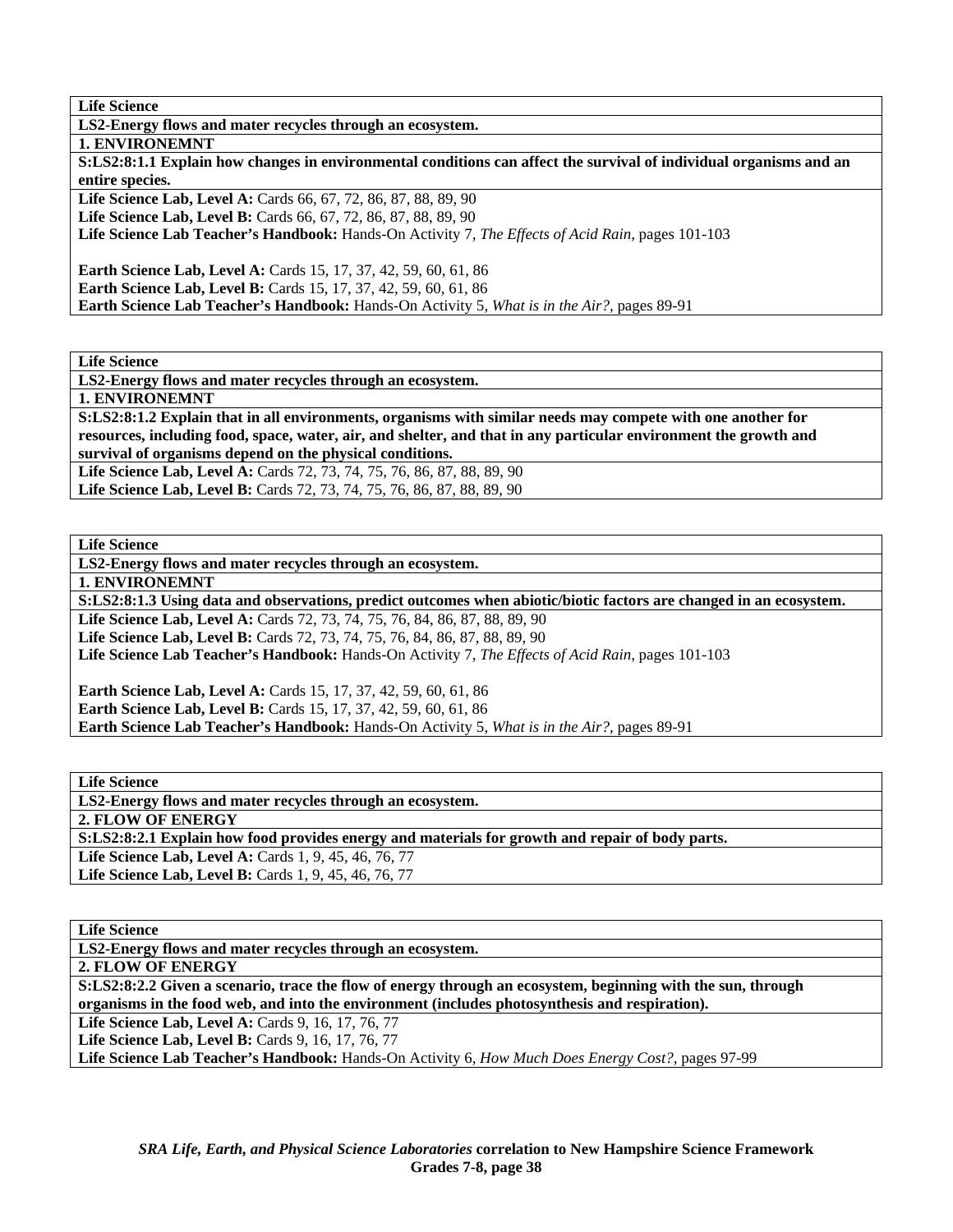| Life Science |
| --- |
| **LS2-Energy flows and mater recycles through an ecosystem.** |
| **1. ENVIRONEMNT** |
| **S:LS2:8:1.1 Explain how changes in environmental conditions can affect the survival of individual organisms and an entire species.** |
| **Life Science Lab, Level A:** Cards 66, 67, 72, 86, 87, 88, 89, 90<br>**Life Science Lab, Level B:** Cards 66, 67, 72, 86, 87, 88, 89, 90<br>**Life Science Lab Teacher's Handbook:** Hands-On Activity 7, *The Effects of Acid Rain,* pages 101-103<br><br>**Earth Science Lab, Level A:** Cards 15, 17, 37, 42, 59, 60, 61, 86<br>**Earth Science Lab, Level B:** Cards 15, 17, 37, 42, 59, 60, 61, 86<br>**Earth Science Lab Teacher's Handbook:** Hands-On Activity 5, *What is in the Air?,* pages 89-91 |

| Life Science |
| --- |
| **LS2-Energy flows and mater recycles through an ecosystem.** |
| **1. ENVIRONEMNT** |
| **S:LS2:8:1.2 Explain that in all environments, organisms with similar needs may compete with one another for resources, including food, space, water, air, and shelter, and that in any particular environment the growth and survival of organisms depend on the physical conditions.** |
| **Life Science Lab, Level A:** Cards 72, 73, 74, 75, 76, 86, 87, 88, 89, 90<br>**Life Science Lab, Level B:** Cards 72, 73, 74, 75, 76, 86, 87, 88, 89, 90 |

| Life Science |
| --- |
| **LS2-Energy flows and mater recycles through an ecosystem.** |
| **1. ENVIRONEMNT** |
| **S:LS2:8:1.3 Using data and observations, predict outcomes when abiotic/biotic factors are changed in an ecosystem.** |
| **Life Science Lab, Level A:** Cards 72, 73, 74, 75, 76, 84, 86, 87, 88, 89, 90<br>**Life Science Lab, Level B:** Cards 72, 73, 74, 75, 76, 84, 86, 87, 88, 89, 90<br>**Life Science Lab Teacher's Handbook:** Hands-On Activity 7, *The Effects of Acid Rain,* pages 101-103<br><br>**Earth Science Lab, Level A:** Cards 15, 17, 37, 42, 59, 60, 61, 86<br>**Earth Science Lab, Level B:** Cards 15, 17, 37, 42, 59, 60, 61, 86<br>**Earth Science Lab Teacher's Handbook:** Hands-On Activity 5, *What is in the Air?,* pages 89-91 |

| Life Science |
| --- |
| **LS2-Energy flows and mater recycles through an ecosystem.** |
| **2. FLOW OF ENERGY** |
| **S:LS2:8:2.1 Explain how food provides energy and materials for growth and repair of body parts.** |
| **Life Science Lab, Level A:** Cards 1, 9, 45, 46, 76, 77<br>**Life Science Lab, Level B:** Cards 1, 9, 45, 46, 76, 77 |

| Life Science |
| --- |
| **LS2-Energy flows and mater recycles through an ecosystem.** |
| **2. FLOW OF ENERGY** |
| **S:LS2:8:2.2 Given a scenario, trace the flow of energy through an ecosystem, beginning with the sun, through organisms in the food web, and into the environment (includes photosynthesis and respiration).** |
| **Life Science Lab, Level A:** Cards 9, 16, 17, 76, 77<br>**Life Science Lab, Level B:** Cards 9, 16, 17, 76, 77<br>**Life Science Lab Teacher's Handbook:** Hands-On Activity 6, *How Much Does Energy Cost?,* pages 97-99 |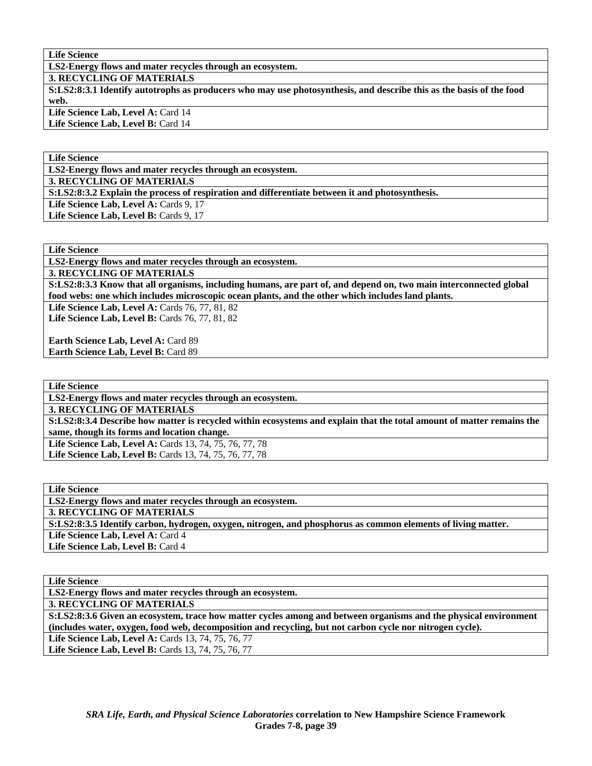**Life Science**

**LS2-Energy flows and mater recycles through an ecosystem.**

**3. RECYCLING OF MATERIALS**

**S:LS2:8:3.1 Identify autotrophs as producers who may use photosynthesis, and describe this as the basis of the food web.**

**Life Science Lab, Level A:** Card 14
**Life Science Lab, Level B:** Card 14

**Life Science**

**LS2-Energy flows and mater recycles through an ecosystem.**

**3. RECYCLING OF MATERIALS**

**S:LS2:8:3.2 Explain the process of respiration and differentiate between it and photosynthesis.**

**Life Science Lab, Level A:** Cards 9, 17
**Life Science Lab, Level B:** Cards 9, 17

**Life Science**

**LS2-Energy flows and mater recycles through an ecosystem.**

**3. RECYCLING OF MATERIALS**

**S:LS2:8:3.3 Know that all organisms, including humans, are part of, and depend on, two main interconnected global food webs: one which includes microscopic ocean plants, and the other which includes land plants.**

**Life Science Lab, Level A:** Cards 76, 77, 81, 82
**Life Science Lab, Level B:** Cards 76, 77, 81, 82

**Earth Science Lab, Level A:** Card 89
**Earth Science Lab, Level B:** Card 89

**Life Science**

**LS2-Energy flows and mater recycles through an ecosystem.**

**3. RECYCLING OF MATERIALS**

**S:LS2:8:3.4 Describe how matter is recycled within ecosystems and explain that the total amount of matter remains the same, though its forms and location change.**

**Life Science Lab, Level A:** Cards 13, 74, 75, 76, 77, 78
**Life Science Lab, Level B:** Cards 13, 74, 75, 76, 77, 78

**Life Science**

**LS2-Energy flows and mater recycles through an ecosystem.**

**3. RECYCLING OF MATERIALS**

**S:LS2:8:3.5 Identify carbon, hydrogen, oxygen, nitrogen, and phosphorus as common elements of living matter.**

**Life Science Lab, Level A:** Card 4
**Life Science Lab, Level B:** Card 4

**Life Science**

**LS2-Energy flows and mater recycles through an ecosystem.**

**3. RECYCLING OF MATERIALS**

**S:LS2:8:3.6 Given an ecosystem, trace how matter cycles among and between organisms and the physical environment (includes water, oxygen, food web, decomposition and recycling, but not carbon cycle nor nitrogen cycle).**

**Life Science Lab, Level A:** Cards 13, 74, 75, 76, 77
**Life Science Lab, Level B:** Cards 13, 74, 75, 76, 77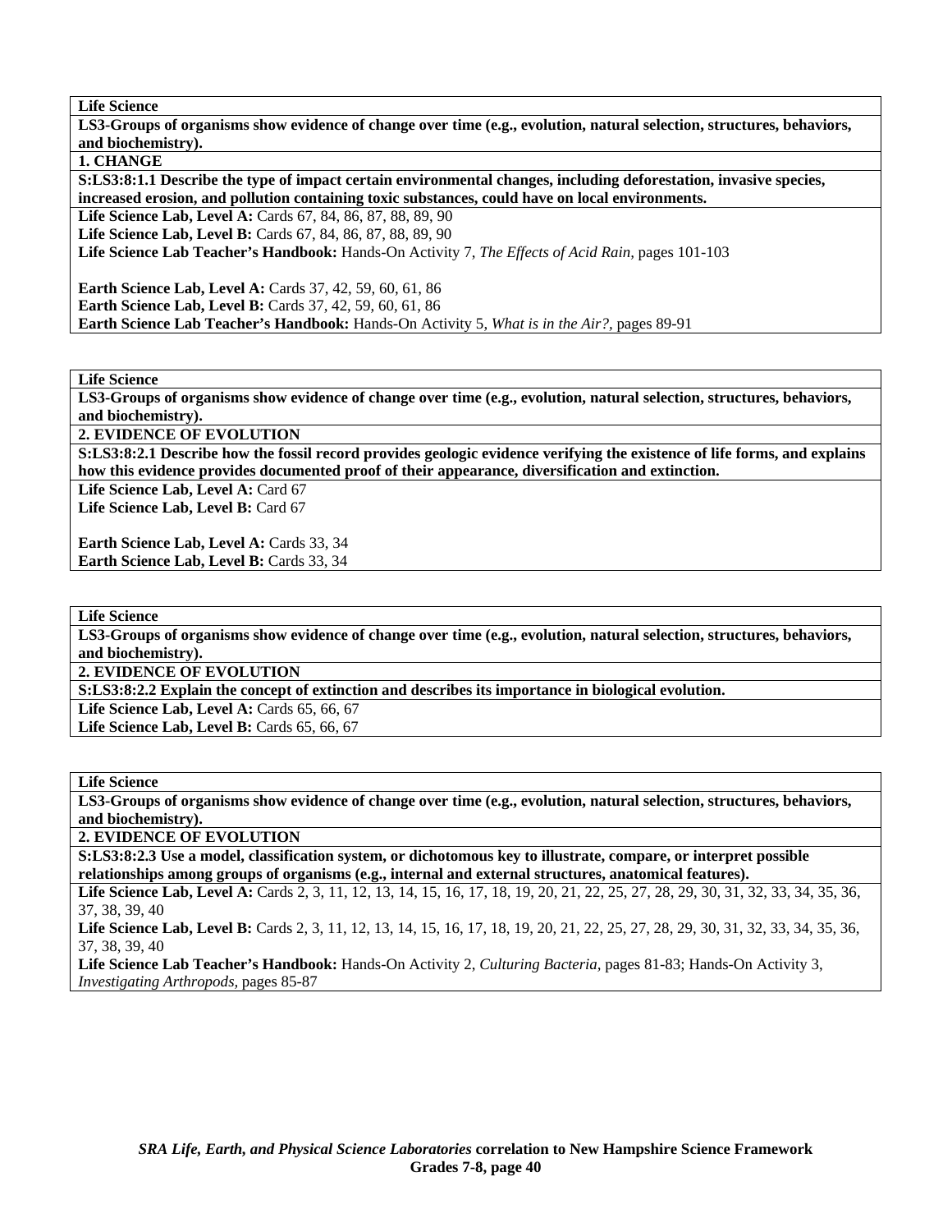**Life Science**

**LS3-Groups of organisms show evidence of change over time (e.g., evolution, natural selection, structures, behaviors, and biochemistry).**

**1. CHANGE**

**S:LS3:8:1.1 Describe the type of impact certain environmental changes, including deforestation, invasive species, increased erosion, and pollution containing toxic substances, could have on local environments.**

**Life Science Lab, Level A:** Cards 67, 84, 86, 87, 88, 89, 90
**Life Science Lab, Level B:** Cards 67, 84, 86, 87, 88, 89, 90
**Life Science Lab Teacher's Handbook:** Hands-On Activity 7, *The Effects of Acid Rain,* pages 101-103

**Earth Science Lab, Level A:** Cards 37, 42, 59, 60, 61, 86
**Earth Science Lab, Level B:** Cards 37, 42, 59, 60, 61, 86
**Earth Science Lab Teacher's Handbook:** Hands-On Activity 5, *What is in the Air?,* pages 89-91

---

**Life Science**

**LS3-Groups of organisms show evidence of change over time (e.g., evolution, natural selection, structures, behaviors, and biochemistry).**

**2. EVIDENCE OF EVOLUTION**

**S:LS3:8:2.1 Describe how the fossil record provides geologic evidence verifying the existence of life forms, and explains how this evidence provides documented proof of their appearance, diversification and extinction.**

**Life Science Lab, Level A:** Card 67
**Life Science Lab, Level B:** Card 67

**Earth Science Lab, Level A:** Cards 33, 34
**Earth Science Lab, Level B:** Cards 33, 34

---

**Life Science**

**LS3-Groups of organisms show evidence of change over time (e.g., evolution, natural selection, structures, behaviors, and biochemistry).**

**2. EVIDENCE OF EVOLUTION**

**S:LS3:8:2.2 Explain the concept of extinction and describes its importance in biological evolution.**

**Life Science Lab, Level A:** Cards 65, 66, 67
**Life Science Lab, Level B:** Cards 65, 66, 67

---

**Life Science**

**LS3-Groups of organisms show evidence of change over time (e.g., evolution, natural selection, structures, behaviors, and biochemistry).**

**2. EVIDENCE OF EVOLUTION**

**S:LS3:8:2.3 Use a model, classification system, or dichotomous key to illustrate, compare, or interpret possible relationships among groups of organisms (e.g., internal and external structures, anatomical features).**

**Life Science Lab, Level A:** Cards 2, 3, 11, 12, 13, 14, 15, 16, 17, 18, 19, 20, 21, 22, 25, 27, 28, 29, 30, 31, 32, 33, 34, 35, 36, 37, 38, 39, 40
**Life Science Lab, Level B:** Cards 2, 3, 11, 12, 13, 14, 15, 16, 17, 18, 19, 20, 21, 22, 25, 27, 28, 29, 30, 31, 32, 33, 34, 35, 36, 37, 38, 39, 40
**Life Science Lab Teacher's Handbook:** Hands-On Activity 2, *Culturing Bacteria,* pages 81-83; Hands-On Activity 3, *Investigating Arthropods,* pages 85-87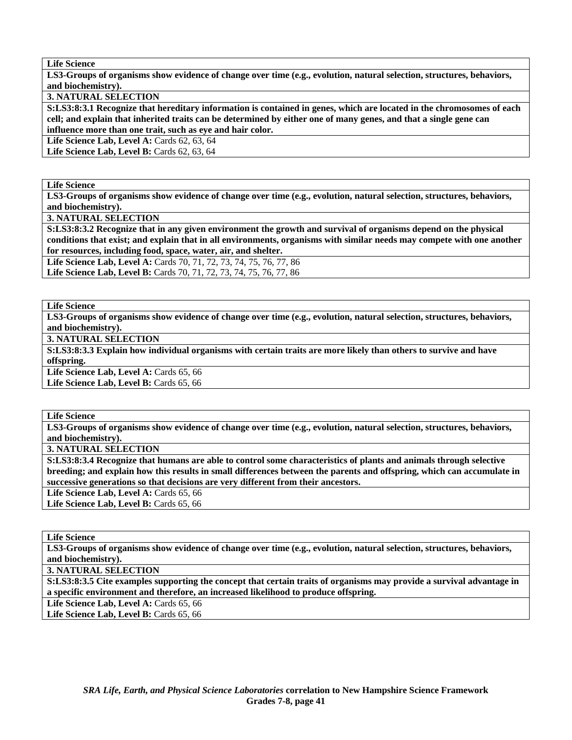| **Life Science** |
|---|
| **LS3-Groups of organisms show evidence of change over time (e.g., evolution, natural selection, structures, behaviors, and biochemistry).** |
| **3. NATURAL SELECTION** |
| **S:LS3:8:3.1 Recognize that hereditary information is contained in genes, which are located in the chromosomes of each cell; and explain that inherited traits can be determined by either one of many genes, and that a single gene can influence more than one trait, such as eye and hair color.** |
| **Life Science Lab, Level A:** Cards 62, 63, 64<br>**Life Science Lab, Level B:** Cards 62, 63, 64 |

| **Life Science** |
|---|
| **LS3-Groups of organisms show evidence of change over time (e.g., evolution, natural selection, structures, behaviors, and biochemistry).** |
| **3. NATURAL SELECTION** |
| **S:LS3:8:3.2 Recognize that in any given environment the growth and survival of organisms depend on the physical conditions that exist; and explain that in all environments, organisms with similar needs may compete with one another for resources, including food, space, water, air, and shelter.** |
| **Life Science Lab, Level A:** Cards 70, 71, 72, 73, 74, 75, 76, 77, 86<br>**Life Science Lab, Level B:** Cards 70, 71, 72, 73, 74, 75, 76, 77, 86 |

| **Life Science** |
|---|
| **LS3-Groups of organisms show evidence of change over time (e.g., evolution, natural selection, structures, behaviors, and biochemistry).** |
| **3. NATURAL SELECTION** |
| **S:LS3:8:3.3 Explain how individual organisms with certain traits are more likely than others to survive and have offspring.** |
| **Life Science Lab, Level A:** Cards 65, 66<br>**Life Science Lab, Level B:** Cards 65, 66 |

| **Life Science** |
|---|
| **LS3-Groups of organisms show evidence of change over time (e.g., evolution, natural selection, structures, behaviors, and biochemistry).** |
| **3. NATURAL SELECTION** |
| **S:LS3:8:3.4 Recognize that humans are able to control some characteristics of plants and animals through selective breeding; and explain how this results in small differences between the parents and offspring, which can accumulate in successive generations so that decisions are very different from their ancestors.** |
| **Life Science Lab, Level A:** Cards 65, 66<br>**Life Science Lab, Level B:** Cards 65, 66 |

| **Life Science** |
|---|
| **LS3-Groups of organisms show evidence of change over time (e.g., evolution, natural selection, structures, behaviors, and biochemistry).** |
| **3. NATURAL SELECTION** |
| **S:LS3:8:3.5 Cite examples supporting the concept that certain traits of organisms may provide a survival advantage in a specific environment and therefore, an increased likelihood to produce offspring.** |
| **Life Science Lab, Level A:** Cards 65, 66<br>**Life Science Lab, Level B:** Cards 65, 66 |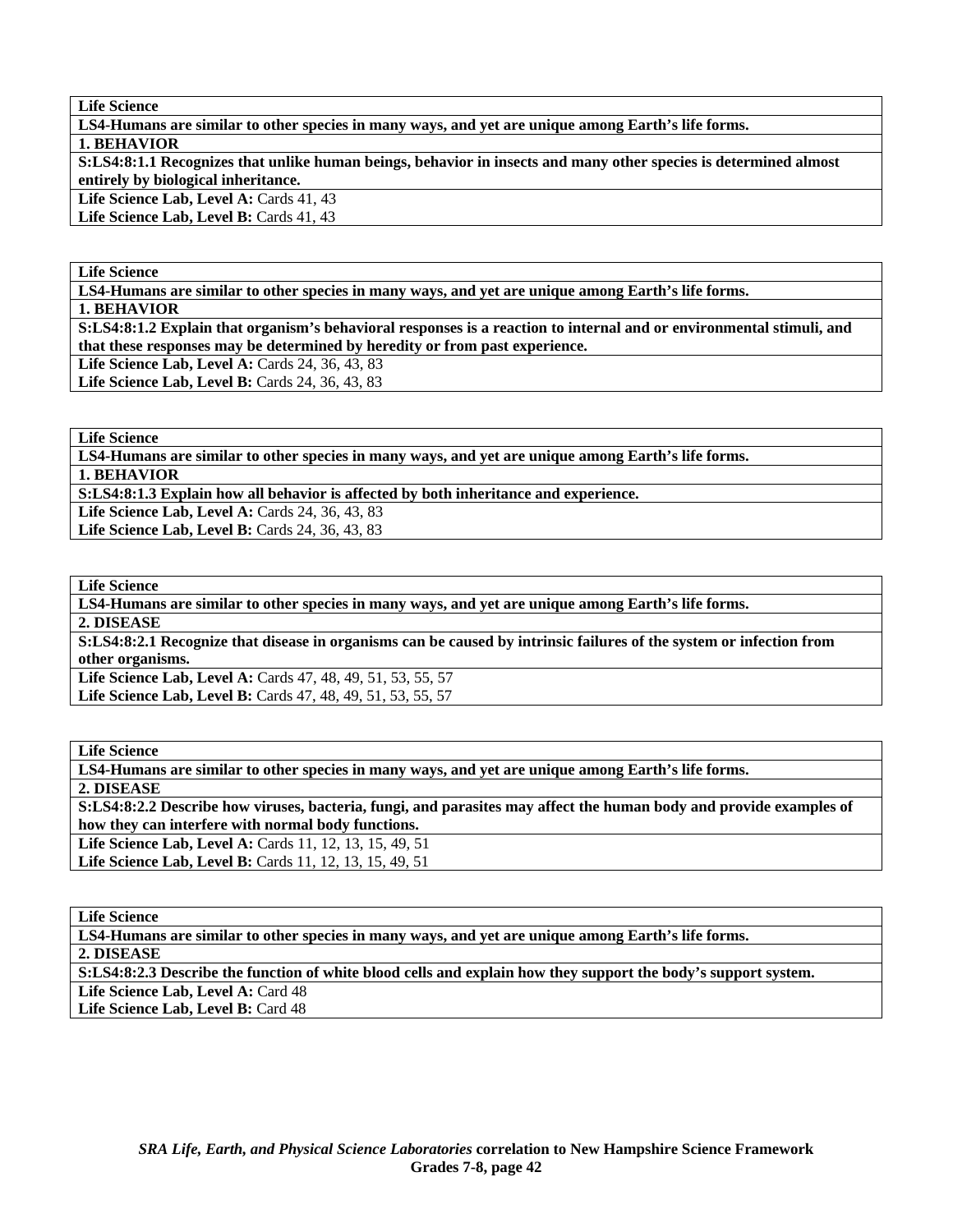| Life Science |
|---|
| **LS4-Humans are similar to other species in many ways, and yet are unique among Earth's life forms.** |
| **1. BEHAVIOR** |
| **S:LS4:8:1.1 Recognizes that unlike human beings, behavior in insects and many other species is determined almost entirely by biological inheritance.** |
| **Life Science Lab, Level A:** Cards 41, 43<br>**Life Science Lab, Level B:** Cards 41, 43 |

| Life Science |
|---|
| **LS4-Humans are similar to other species in many ways, and yet are unique among Earth's life forms.** |
| **1. BEHAVIOR** |
| **S:LS4:8:1.2 Explain that organism's behavioral responses is a reaction to internal and or environmental stimuli, and that these responses may be determined by heredity or from past experience.** |
| **Life Science Lab, Level A:** Cards 24, 36, 43, 83<br>**Life Science Lab, Level B:** Cards 24, 36, 43, 83 |

| Life Science |
|---|
| **LS4-Humans are similar to other species in many ways, and yet are unique among Earth's life forms.** |
| **1. BEHAVIOR** |
| **S:LS4:8:1.3 Explain how all behavior is affected by both inheritance and experience.** |
| **Life Science Lab, Level A:** Cards 24, 36, 43, 83<br>**Life Science Lab, Level B:** Cards 24, 36, 43, 83 |

| Life Science |
|---|
| **LS4-Humans are similar to other species in many ways, and yet are unique among Earth's life forms.** |
| **2. DISEASE** |
| **S:LS4:8:2.1 Recognize that disease in organisms can be caused by intrinsic failures of the system or infection from other organisms.** |
| **Life Science Lab, Level A:** Cards 47, 48, 49, 51, 53, 55, 57<br>**Life Science Lab, Level B:** Cards 47, 48, 49, 51, 53, 55, 57 |

| Life Science |
|---|
| **LS4-Humans are similar to other species in many ways, and yet are unique among Earth's life forms.** |
| **2. DISEASE** |
| **S:LS4:8:2.2 Describe how viruses, bacteria, fungi, and parasites may affect the human body and provide examples of how they can interfere with normal body functions.** |
| **Life Science Lab, Level A:** Cards 11, 12, 13, 15, 49, 51<br>**Life Science Lab, Level B:** Cards 11, 12, 13, 15, 49, 51 |

| Life Science |
|---|
| **LS4-Humans are similar to other species in many ways, and yet are unique among Earth's life forms.** |
| **2. DISEASE** |
| **S:LS4:8:2.3 Describe the function of white blood cells and explain how they support the body's support system.** |
| **Life Science Lab, Level A:** Card 48<br>**Life Science Lab, Level B:** Card 48 |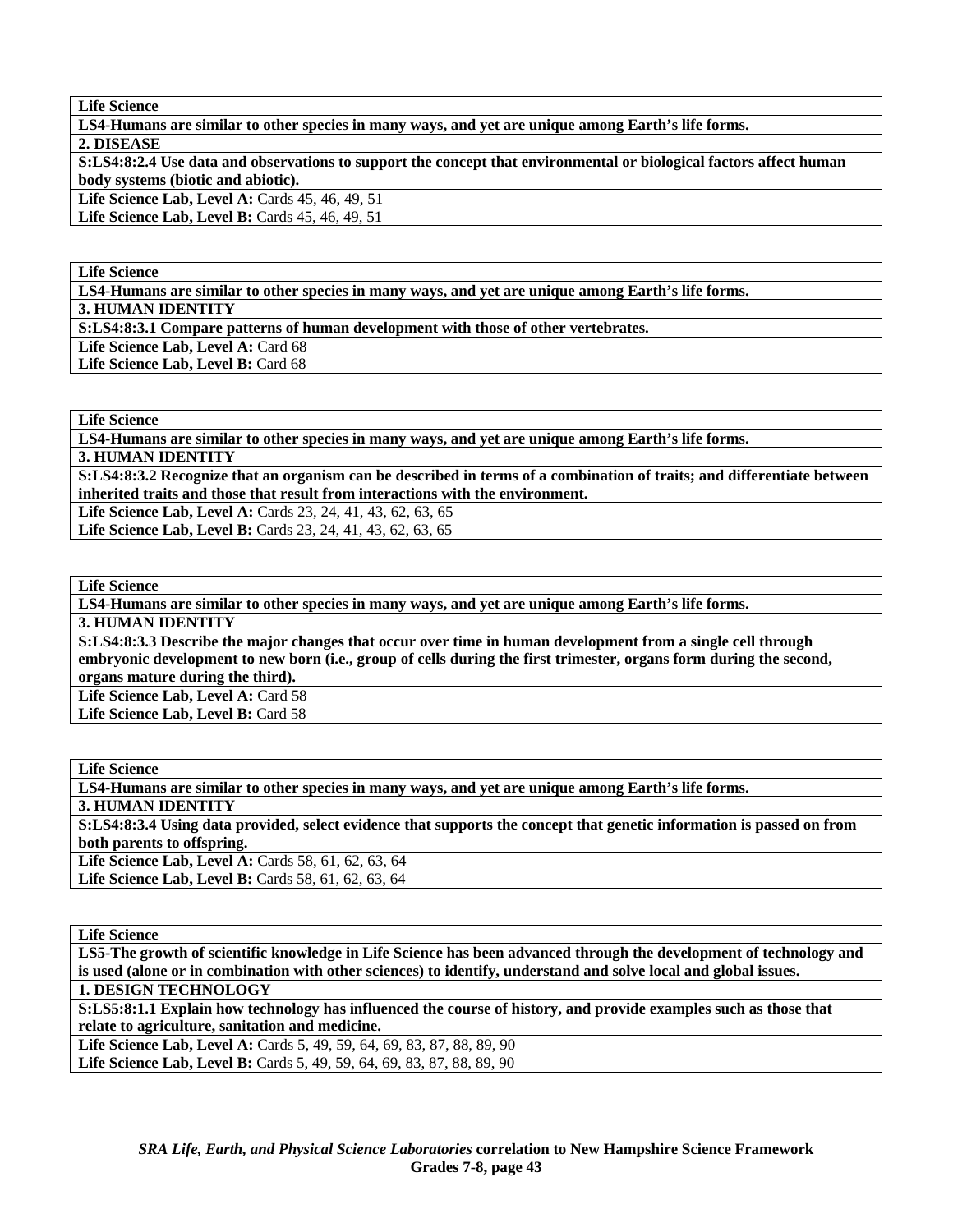| **Life Science** |
|---|
| **LS4-Humans are similar to other species in many ways, and yet are unique among Earth's life forms.** |
| **2. DISEASE** |
| **S:LS4:8:2.4 Use data and observations to support the concept that environmental or biological factors affect human body systems (biotic and abiotic).** |
| **Life Science Lab, Level A:** Cards 45, 46, 49, 51<br>**Life Science Lab, Level B:** Cards 45, 46, 49, 51 |

| **Life Science** |
|---|
| **LS4-Humans are similar to other species in many ways, and yet are unique among Earth's life forms.** |
| **3. HUMAN IDENTITY** |
| **S:LS4:8:3.1 Compare patterns of human development with those of other vertebrates.** |
| **Life Science Lab, Level A:** Card 68 |
| **Life Science Lab, Level B:** Card 68 |

| **Life Science** |
|---|
| **LS4-Humans are similar to other species in many ways, and yet are unique among Earth's life forms.** |
| **3. HUMAN IDENTITY** |
| **S:LS4:8:3.2 Recognize that an organism can be described in terms of a combination of traits; and differentiate between inherited traits and those that result from interactions with the environment.** |
| **Life Science Lab, Level A:** Cards 23, 24, 41, 43, 62, 63, 65<br>**Life Science Lab, Level B:** Cards 23, 24, 41, 43, 62, 63, 65 |

| **Life Science** |
|---|
| **LS4-Humans are similar to other species in many ways, and yet are unique among Earth's life forms.** |
| **3. HUMAN IDENTITY** |
| **S:LS4:8:3.3 Describe the major changes that occur over time in human development from a single cell through embryonic development to new born (i.e., group of cells during the first trimester, organs form during the second, organs mature during the third).** |
| **Life Science Lab, Level A:** Card 58 |
| **Life Science Lab, Level B:** Card 58 |

| **Life Science** |
|---|
| **LS4-Humans are similar to other species in many ways, and yet are unique among Earth's life forms.** |
| **3. HUMAN IDENTITY** |
| **S:LS4:8:3.4 Using data provided, select evidence that supports the concept that genetic information is passed on from both parents to offspring.** |
| **Life Science Lab, Level A:** Cards 58, 61, 62, 63, 64<br>**Life Science Lab, Level B:** Cards 58, 61, 62, 63, 64 |

| **Life Science** |
|---|
| **LS5-The growth of scientific knowledge in Life Science has been advanced through the development of technology and is used (alone or in combination with other sciences) to identify, understand and solve local and global issues.** |
| **1. DESIGN TECHNOLOGY** |
| **S:LS5:8:1.1 Explain how technology has influenced the course of history, and provide examples such as those that relate to agriculture, sanitation and medicine.** |
| **Life Science Lab, Level A:** Cards 5, 49, 59, 64, 69, 83, 87, 88, 89, 90<br>**Life Science Lab, Level B:** Cards 5, 49, 59, 64, 69, 83, 87, 88, 89, 90 |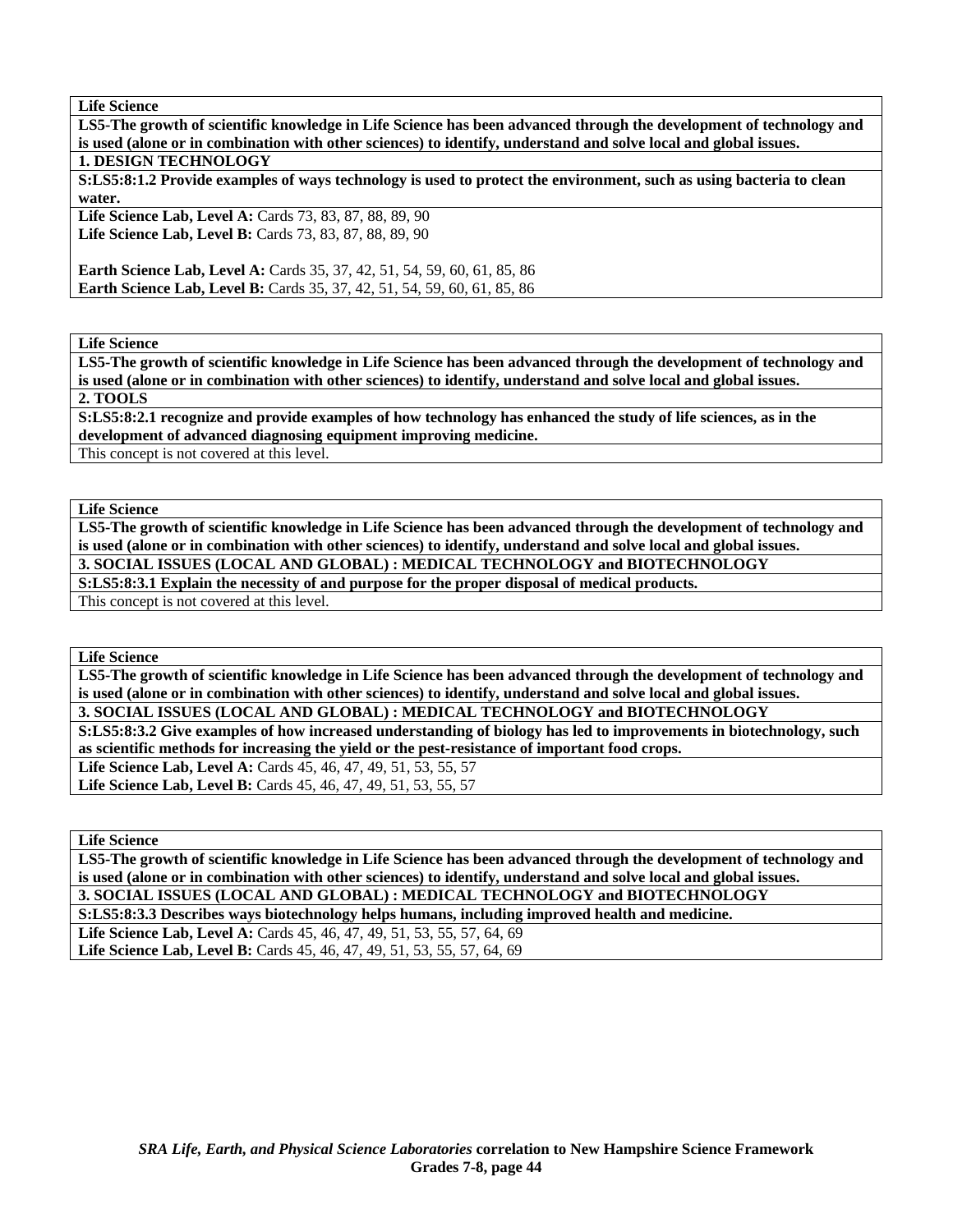| **Life Science** |
|---|
| **LS5-The growth of scientific knowledge in Life Science has been advanced through the development of technology and is used (alone or in combination with other sciences) to identify, understand and solve local and global issues.** |
| **1. DESIGN TECHNOLOGY** |
| **S:LS5:8:1.2 Provide examples of ways technology is used to protect the environment, such as using bacteria to clean water.** |
| **Life Science Lab, Level A:** Cards 73, 83, 87, 88, 89, 90<br>**Life Science Lab, Level B:** Cards 73, 83, 87, 88, 89, 90<br><br>**Earth Science Lab, Level A:** Cards 35, 37, 42, 51, 54, 59, 60, 61, 85, 86<br>**Earth Science Lab, Level B:** Cards 35, 37, 42, 51, 54, 59, 60, 61, 85, 86 |

| **Life Science** |
|---|
| **LS5-The growth of scientific knowledge in Life Science has been advanced through the development of technology and is used (alone or in combination with other sciences) to identify, understand and solve local and global issues.** |
| **2. TOOLS** |
| **S:LS5:8:2.1 recognize and provide examples of how technology has enhanced the study of life sciences, as in the development of advanced diagnosing equipment improving medicine.** |
| This concept is not covered at this level. |

| **Life Science** |
|---|
| **LS5-The growth of scientific knowledge in Life Science has been advanced through the development of technology and is used (alone or in combination with other sciences) to identify, understand and solve local and global issues.** |
| **3. SOCIAL ISSUES (LOCAL AND GLOBAL) : MEDICAL TECHNOLOGY and BIOTECHNOLOGY** |
| **S:LS5:8:3.1 Explain the necessity of and purpose for the proper disposal of medical products.** |
| This concept is not covered at this level. |

| **Life Science** |
|---|
| **LS5-The growth of scientific knowledge in Life Science has been advanced through the development of technology and is used (alone or in combination with other sciences) to identify, understand and solve local and global issues.** |
| **3. SOCIAL ISSUES (LOCAL AND GLOBAL) : MEDICAL TECHNOLOGY and BIOTECHNOLOGY** |
| **S:LS5:8:3.2 Give examples of how increased understanding of biology has led to improvements in biotechnology, such as scientific methods for increasing the yield or the pest-resistance of important food crops.** |
| **Life Science Lab, Level A:** Cards 45, 46, 47, 49, 51, 53, 55, 57<br>**Life Science Lab, Level B:** Cards 45, 46, 47, 49, 51, 53, 55, 57 |

| **Life Science** |
|---|
| **LS5-The growth of scientific knowledge in Life Science has been advanced through the development of technology and is used (alone or in combination with other sciences) to identify, understand and solve local and global issues.** |
| **3. SOCIAL ISSUES (LOCAL AND GLOBAL) : MEDICAL TECHNOLOGY and BIOTECHNOLOGY** |
| **S:LS5:8:3.3 Describes ways biotechnology helps humans, including improved health and medicine.** |
| **Life Science Lab, Level A:** Cards 45, 46, 47, 49, 51, 53, 55, 57, 64, 69<br>**Life Science Lab, Level B:** Cards 45, 46, 47, 49, 51, 53, 55, 57, 64, 69 |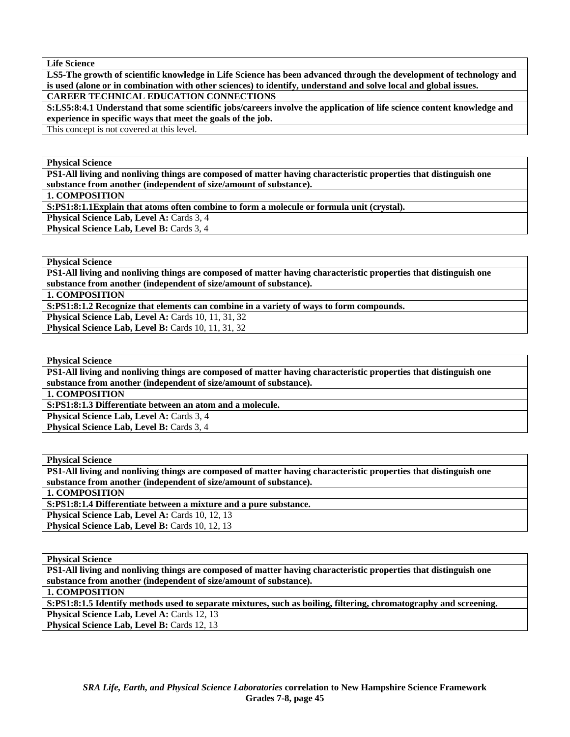| **Life Science** |
|---|
| **LS5-The growth of scientific knowledge in Life Science has been advanced through the development of technology and is used (alone or in combination with other sciences) to identify, understand and solve local and global issues.** |
| **CAREER TECHNICAL EDUCATION CONNECTIONS** |
| **S:LS5:8:4.1 Understand that some scientific jobs/careers involve the application of life science content knowledge and experience in specific ways that meet the goals of the job.** |
| This concept is not covered at this level. |

| **Physical Science** |
|---|
| **PS1-All living and nonliving things are composed of matter having characteristic properties that distinguish one substance from another (independent of size/amount of substance).** |
| **1. COMPOSITION** |
| **S:PS1:8:1.1Explain that atoms often combine to form a molecule or formula unit (crystal).** |
| **Physical Science Lab, Level A:** Cards 3, 4<br>**Physical Science Lab, Level B:** Cards 3, 4 |

| **Physical Science** |
|---|
| **PS1-All living and nonliving things are composed of matter having characteristic properties that distinguish one substance from another (independent of size/amount of substance).** |
| **1. COMPOSITION** |
| **S:PS1:8:1.2 Recognize that elements can combine in a variety of ways to form compounds.** |
| **Physical Science Lab, Level A:** Cards 10, 11, 31, 32<br>**Physical Science Lab, Level B:** Cards 10, 11, 31, 32 |

| **Physical Science** |
|---|
| **PS1-All living and nonliving things are composed of matter having characteristic properties that distinguish one substance from another (independent of size/amount of substance).** |
| **1. COMPOSITION** |
| **S:PS1:8:1.3 Differentiate between an atom and a molecule.** |
| **Physical Science Lab, Level A:** Cards 3, 4<br>**Physical Science Lab, Level B:** Cards 3, 4 |

| **Physical Science** |
|---|
| **PS1-All living and nonliving things are composed of matter having characteristic properties that distinguish one substance from another (independent of size/amount of substance).** |
| **1. COMPOSITION** |
| **S:PS1:8:1.4 Differentiate between a mixture and a pure substance.** |
| **Physical Science Lab, Level A:** Cards 10, 12, 13<br>**Physical Science Lab, Level B:** Cards 10, 12, 13 |

| **Physical Science** |
|---|
| **PS1-All living and nonliving things are composed of matter having characteristic properties that distinguish one substance from another (independent of size/amount of substance).** |
| **1. COMPOSITION** |
| **S:PS1:8:1.5 Identify methods used to separate mixtures, such as boiling, filtering, chromatography and screening.** |
| **Physical Science Lab, Level A:** Cards 12, 13<br>**Physical Science Lab, Level B:** Cards 12, 13 |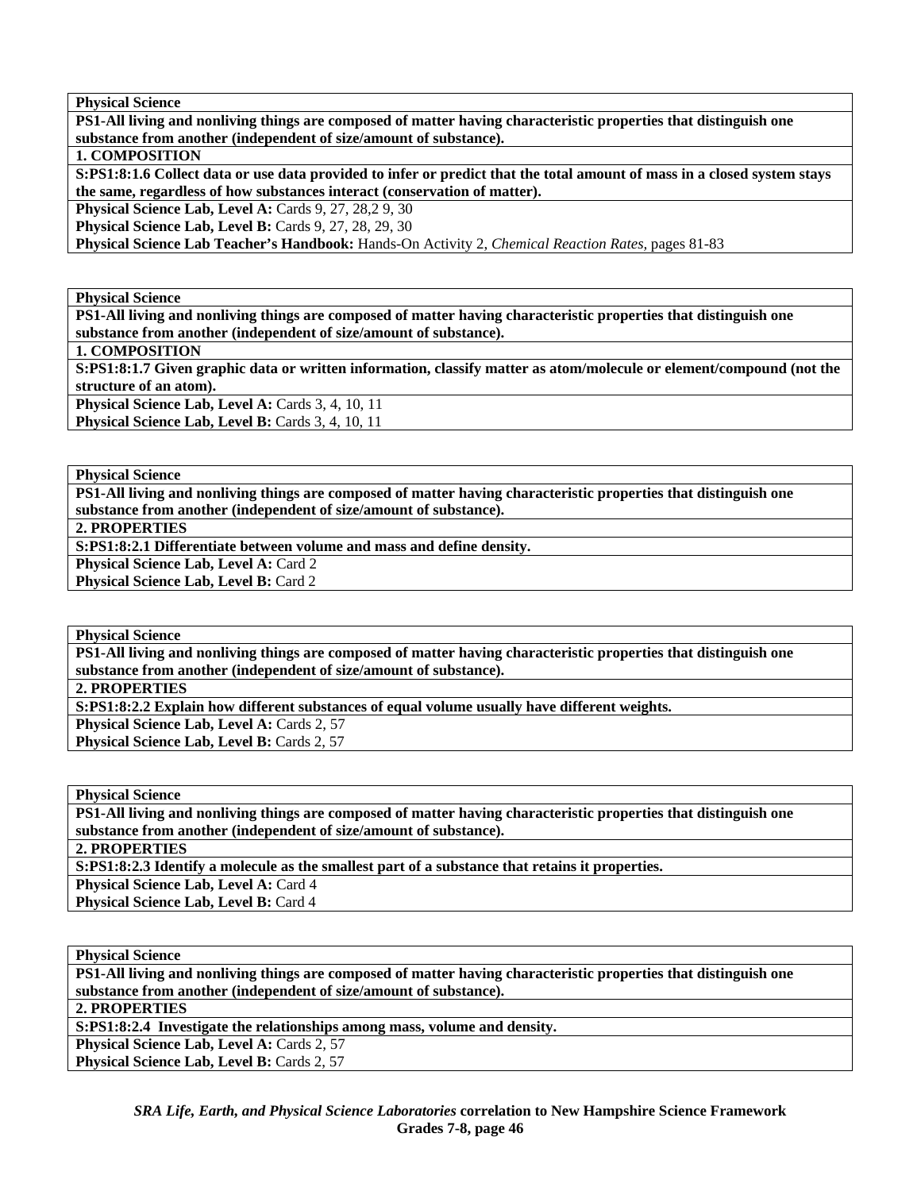| **Physical Science** |
|---|
| **PS1-All living and nonliving things are composed of matter having characteristic properties that distinguish one substance from another (independent of size/amount of substance).** |
| **1. COMPOSITION** |
| **S:PS1:8:1.6 Collect data or use data provided to infer or predict that the total amount of mass in a closed system stays the same, regardless of how substances interact (conservation of matter).** |
| **Physical Science Lab, Level A:** Cards 9, 27, 28,2 9, 30<br>**Physical Science Lab, Level B:** Cards 9, 27, 28, 29, 30<br>**Physical Science Lab Teacher's Handbook:** Hands-On Activity 2, *Chemical Reaction Rates,* pages 81-83 |

| **Physical Science** |
|---|
| **PS1-All living and nonliving things are composed of matter having characteristic properties that distinguish one substance from another (independent of size/amount of substance).** |
| **1. COMPOSITION** |
| **S:PS1:8:1.7 Given graphic data or written information, classify matter as atom/molecule or element/compound (not the structure of an atom).** |
| **Physical Science Lab, Level A:** Cards 3, 4, 10, 11<br>**Physical Science Lab, Level B:** Cards 3, 4, 10, 11 |

| **Physical Science** |
|---|
| **PS1-All living and nonliving things are composed of matter having characteristic properties that distinguish one substance from another (independent of size/amount of substance).** |
| **2. PROPERTIES** |
| **S:PS1:8:2.1 Differentiate between volume and mass and define density.** |
| **Physical Science Lab, Level A:** Card 2<br>**Physical Science Lab, Level B:** Card 2 |

| **Physical Science** |
|---|
| **PS1-All living and nonliving things are composed of matter having characteristic properties that distinguish one substance from another (independent of size/amount of substance).** |
| **2. PROPERTIES** |
| **S:PS1:8:2.2 Explain how different substances of equal volume usually have different weights.** |
| **Physical Science Lab, Level A:** Cards 2, 57<br>**Physical Science Lab, Level B:** Cards 2, 57 |

| **Physical Science** |
|---|
| **PS1-All living and nonliving things are composed of matter having characteristic properties that distinguish one substance from another (independent of size/amount of substance).** |
| **2. PROPERTIES** |
| **S:PS1:8:2.3 Identify a molecule as the smallest part of a substance that retains it properties.** |
| **Physical Science Lab, Level A:** Card 4<br>**Physical Science Lab, Level B:** Card 4 |

| **Physical Science** |
|---|
| **PS1-All living and nonliving things are composed of matter having characteristic properties that distinguish one substance from another (independent of size/amount of substance).** |
| **2. PROPERTIES** |
| **S:PS1:8:2.4 Investigate the relationships among mass, volume and density.** |
| **Physical Science Lab, Level A:** Cards 2, 57<br>**Physical Science Lab, Level B:** Cards 2, 57 |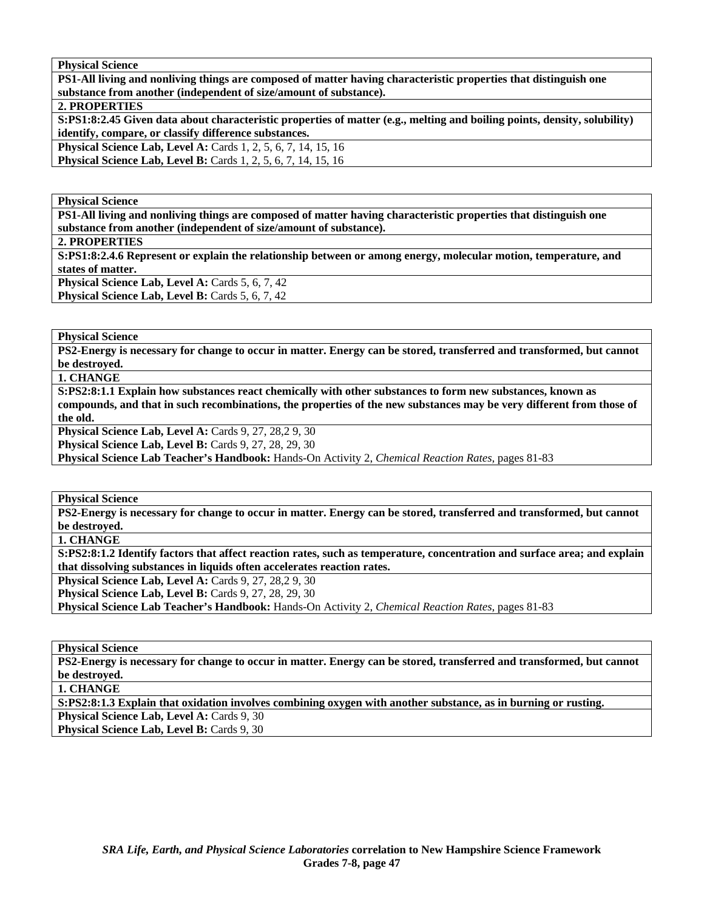| **Physical Science** |
|---|
| **PS1-All living and nonliving things are composed of matter having characteristic properties that distinguish one substance from another (independent of size/amount of substance).** |
| **2. PROPERTIES** |
| **S:PS1:8:2.45 Given data about characteristic properties of matter (e.g., melting and boiling points, density, solubility) identify, compare, or classify difference substances.** |
| **Physical Science Lab, Level A:** Cards 1, 2, 5, 6, 7, 14, 15, 16 |
| **Physical Science Lab, Level B:** Cards 1, 2, 5, 6, 7, 14, 15, 16 |

| **Physical Science** |
|---|
| **PS1-All living and nonliving things are composed of matter having characteristic properties that distinguish one substance from another (independent of size/amount of substance).** |
| **2. PROPERTIES** |
| **S:PS1:8:2.4.6 Represent or explain the relationship between or among energy, molecular motion, temperature, and states of matter.** |
| **Physical Science Lab, Level A:** Cards 5, 6, 7, 42 |
| **Physical Science Lab, Level B:** Cards 5, 6, 7, 42 |

| **Physical Science** |
|---|
| **PS2-Energy is necessary for change to occur in matter. Energy can be stored, transferred and transformed, but cannot be destroyed.** |
| **1. CHANGE** |
| **S:PS2:8:1.1 Explain how substances react chemically with other substances to form new substances, known as compounds, and that in such recombinations, the properties of the new substances may be very different from those of the old.** |
| **Physical Science Lab, Level A:** Cards 9, 27, 28,2 9, 30 |
| **Physical Science Lab, Level B:** Cards 9, 27, 28, 29, 30 |
| **Physical Science Lab Teacher's Handbook:** Hands-On Activity 2, *Chemical Reaction Rates,* pages 81-83 |

| **Physical Science** |
|---|
| **PS2-Energy is necessary for change to occur in matter. Energy can be stored, transferred and transformed, but cannot be destroyed.** |
| **1. CHANGE** |
| **S:PS2:8:1.2 Identify factors that affect reaction rates, such as temperature, concentration and surface area; and explain that dissolving substances in liquids often accelerates reaction rates.** |
| **Physical Science Lab, Level A:** Cards 9, 27, 28,2 9, 30 |
| **Physical Science Lab, Level B:** Cards 9, 27, 28, 29, 30 |
| **Physical Science Lab Teacher's Handbook:** Hands-On Activity 2, *Chemical Reaction Rates,* pages 81-83 |

| **Physical Science** |
|---|
| **PS2-Energy is necessary for change to occur in matter. Energy can be stored, transferred and transformed, but cannot be destroyed.** |
| **1. CHANGE** |
| **S:PS2:8:1.3 Explain that oxidation involves combining oxygen with another substance, as in burning or rusting.** |
| **Physical Science Lab, Level A:** Cards 9, 30 |
| **Physical Science Lab, Level B:** Cards 9, 30 |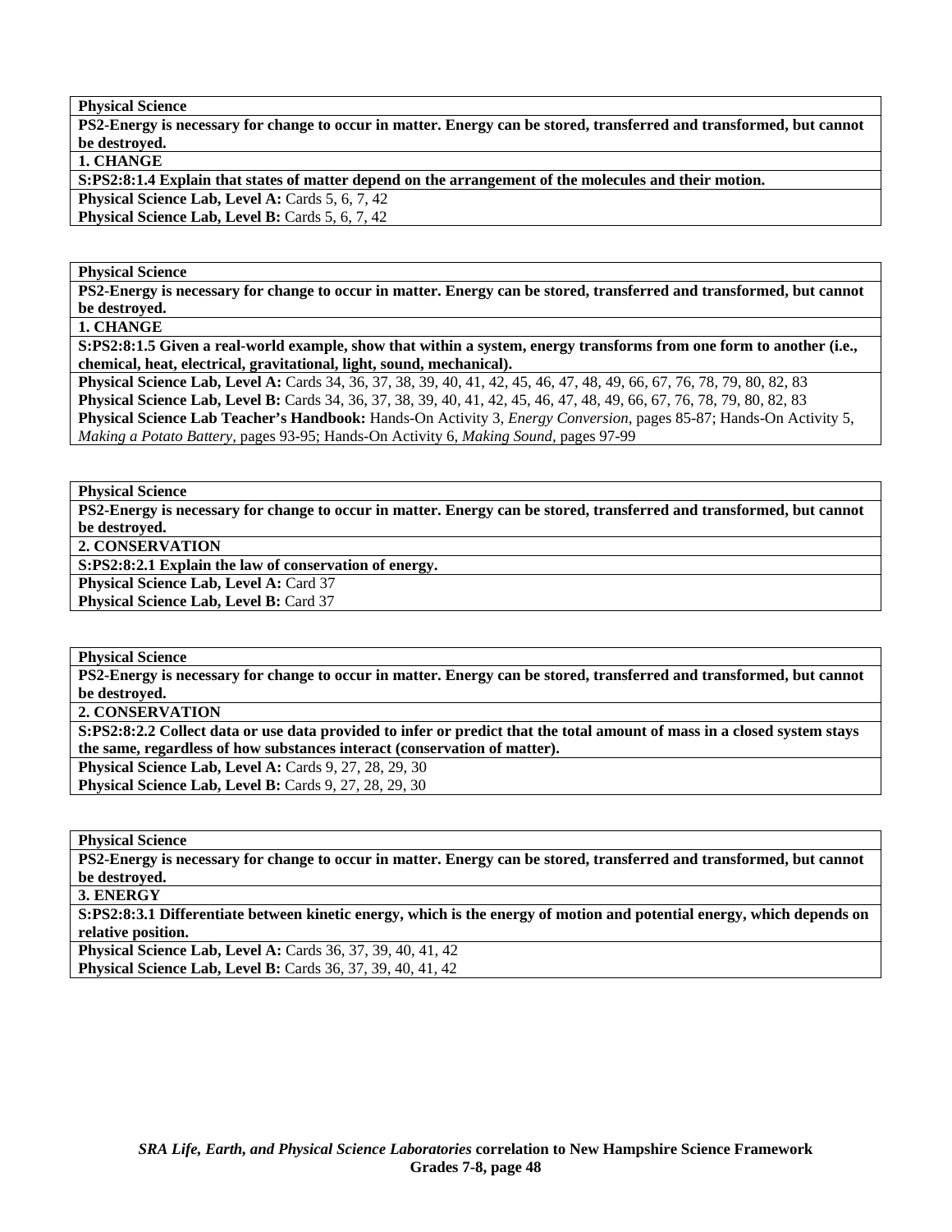**Physical Science**

**PS2-Energy is necessary for change to occur in matter. Energy can be stored, transferred and transformed, but cannot be destroyed.**

**1. CHANGE**

**S:PS2:8:1.4 Explain that states of matter depend on the arrangement of the molecules and their motion.**

**Physical Science Lab, Level A:** Cards 5, 6, 7, 42
**Physical Science Lab, Level B:** Cards 5, 6, 7, 42

**Physical Science**

**PS2-Energy is necessary for change to occur in matter. Energy can be stored, transferred and transformed, but cannot be destroyed.**

**1. CHANGE**

**S:PS2:8:1.5 Given a real-world example, show that within a system, energy transforms from one form to another (i.e., chemical, heat, electrical, gravitational, light, sound, mechanical).**

**Physical Science Lab, Level A:** Cards 34, 36, 37, 38, 39, 40, 41, 42, 45, 46, 47, 48, 49, 66, 67, 76, 78, 79, 80, 82, 83
**Physical Science Lab, Level B:** Cards 34, 36, 37, 38, 39, 40, 41, 42, 45, 46, 47, 48, 49, 66, 67, 76, 78, 79, 80, 82, 83
**Physical Science Lab Teacher's Handbook:** Hands-On Activity 3, *Energy Conversion,* pages 85-87; Hands-On Activity 5, *Making a Potato Battery,* pages 93-95; Hands-On Activity 6, *Making Sound,* pages 97-99

**Physical Science**

**PS2-Energy is necessary for change to occur in matter. Energy can be stored, transferred and transformed, but cannot be destroyed.**

**2. CONSERVATION**

**S:PS2:8:2.1 Explain the law of conservation of energy.**

**Physical Science Lab, Level A:** Card 37
**Physical Science Lab, Level B:** Card 37

**Physical Science**

**PS2-Energy is necessary for change to occur in matter. Energy can be stored, transferred and transformed, but cannot be destroyed.**

**2. CONSERVATION**

**S:PS2:8:2.2 Collect data or use data provided to infer or predict that the total amount of mass in a closed system stays the same, regardless of how substances interact (conservation of matter).**

**Physical Science Lab, Level A:** Cards 9, 27, 28, 29, 30
**Physical Science Lab, Level B:** Cards 9, 27, 28, 29, 30

**Physical Science**

**PS2-Energy is necessary for change to occur in matter. Energy can be stored, transferred and transformed, but cannot be destroyed.**

**3. ENERGY**

**S:PS2:8:3.1 Differentiate between kinetic energy, which is the energy of motion and potential energy, which depends on relative position.**

**Physical Science Lab, Level A:** Cards 36, 37, 39, 40, 41, 42
**Physical Science Lab, Level B:** Cards 36, 37, 39, 40, 41, 42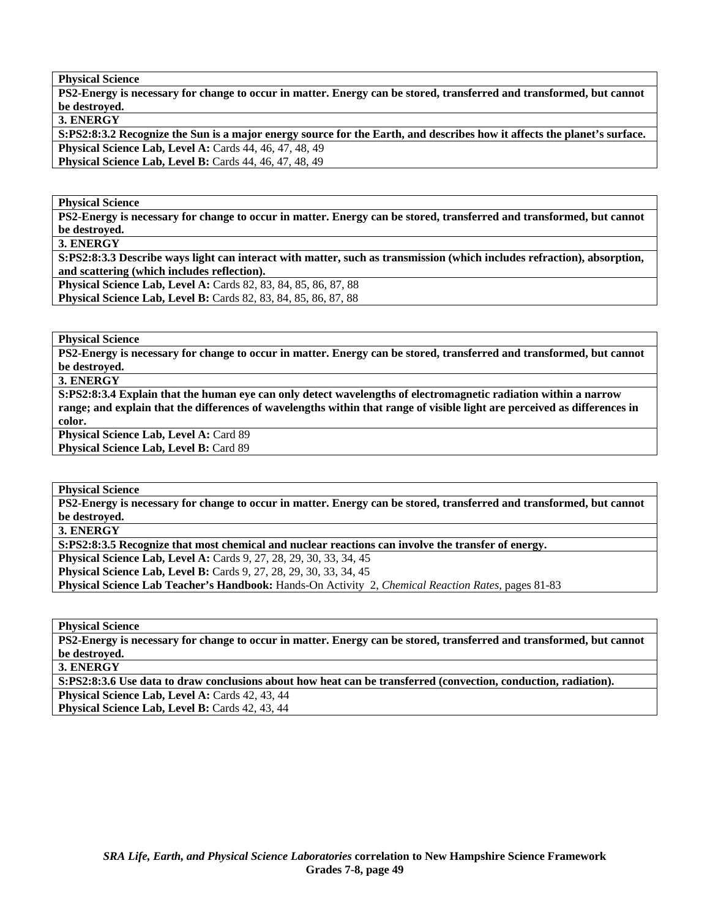| **Physical Science** |
|---|
| **PS2-Energy is necessary for change to occur in matter. Energy can be stored, transferred and transformed, but cannot be destroyed.** |
| **3. ENERGY** |
| **S:PS2:8:3.2 Recognize the Sun is a major energy source for the Earth, and describes how it affects the planet's surface.** |
| **Physical Science Lab, Level A:** Cards 44, 46, 47, 48, 49<br>**Physical Science Lab, Level B:** Cards 44, 46, 47, 48, 49 |

| **Physical Science** |
|---|
| **PS2-Energy is necessary for change to occur in matter. Energy can be stored, transferred and transformed, but cannot be destroyed.** |
| **3. ENERGY** |
| **S:PS2:8:3.3 Describe ways light can interact with matter, such as transmission (which includes refraction), absorption, and scattering (which includes reflection).** |
| **Physical Science Lab, Level A:** Cards 82, 83, 84, 85, 86, 87, 88<br>**Physical Science Lab, Level B:** Cards 82, 83, 84, 85, 86, 87, 88 |

| **Physical Science** |
|---|
| **PS2-Energy is necessary for change to occur in matter. Energy can be stored, transferred and transformed, but cannot be destroyed.** |
| **3. ENERGY** |
| **S:PS2:8:3.4 Explain that the human eye can only detect wavelengths of electromagnetic radiation within a narrow range; and explain that the differences of wavelengths within that range of visible light are perceived as differences in color.** |
| **Physical Science Lab, Level A:** Card 89<br>**Physical Science Lab, Level B:** Card 89 |

| **Physical Science** |
|---|
| **PS2-Energy is necessary for change to occur in matter. Energy can be stored, transferred and transformed, but cannot be destroyed.** |
| **3. ENERGY** |
| **S:PS2:8:3.5 Recognize that most chemical and nuclear reactions can involve the transfer of energy.** |
| **Physical Science Lab, Level A:** Cards 9, 27, 28, 29, 30, 33, 34, 45<br>**Physical Science Lab, Level B:** Cards 9, 27, 28, 29, 30, 33, 34, 45<br>**Physical Science Lab Teacher's Handbook:** Hands-On Activity 2, *Chemical Reaction Rates,* pages 81-83 |

| **Physical Science** |
|---|
| **PS2-Energy is necessary for change to occur in matter. Energy can be stored, transferred and transformed, but cannot be destroyed.** |
| **3. ENERGY** |
| **S:PS2:8:3.6 Use data to draw conclusions about how heat can be transferred (convection, conduction, radiation).** |
| **Physical Science Lab, Level A:** Cards 42, 43, 44<br>**Physical Science Lab, Level B:** Cards 42, 43, 44 |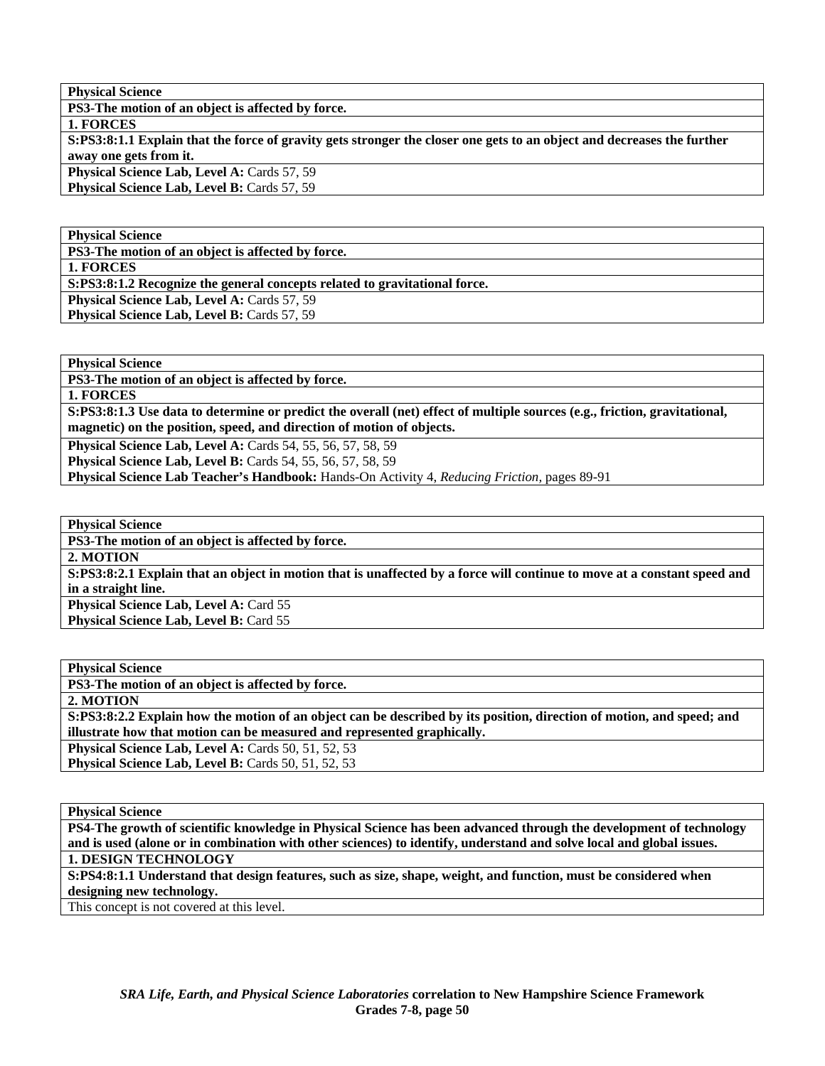| **Physical Science** |
|---|
| **PS3-The motion of an object is affected by force.** |
| **1. FORCES** |
| **S:PS3:8:1.1 Explain that the force of gravity gets stronger the closer one gets to an object and decreases the further away one gets from it.** |
| **Physical Science Lab, Level A:** Cards 57, 59<br>**Physical Science Lab, Level B:** Cards 57, 59 |

| **Physical Science** |
|---|
| **PS3-The motion of an object is affected by force.** |
| **1. FORCES** |
| **S:PS3:8:1.2 Recognize the general concepts related to gravitational force.** |
| **Physical Science Lab, Level A:** Cards 57, 59<br>**Physical Science Lab, Level B:** Cards 57, 59 |

| **Physical Science** |
|---|
| **PS3-The motion of an object is affected by force.** |
| **1. FORCES** |
| **S:PS3:8:1.3 Use data to determine or predict the overall (net) effect of multiple sources (e.g., friction, gravitational, magnetic) on the position, speed, and direction of motion of objects.** |
| **Physical Science Lab, Level A:** Cards 54, 55, 56, 57, 58, 59<br>**Physical Science Lab, Level B:** Cards 54, 55, 56, 57, 58, 59<br>**Physical Science Lab Teacher's Handbook:** Hands-On Activity 4, *Reducing Friction,* pages 89-91 |

| **Physical Science** |
|---|
| **PS3-The motion of an object is affected by force.** |
| **2. MOTION** |
| **S:PS3:8:2.1 Explain that an object in motion that is unaffected by a force will continue to move at a constant speed and in a straight line.** |
| **Physical Science Lab, Level A:** Card 55<br>**Physical Science Lab, Level B:** Card 55 |

| **Physical Science** |
|---|
| **PS3-The motion of an object is affected by force.** |
| **2. MOTION** |
| **S:PS3:8:2.2 Explain how the motion of an object can be described by its position, direction of motion, and speed; and illustrate how that motion can be measured and represented graphically.** |
| **Physical Science Lab, Level A:** Cards 50, 51, 52, 53<br>**Physical Science Lab, Level B:** Cards 50, 51, 52, 53 |

| **Physical Science** |
|---|
| **PS4-The growth of scientific knowledge in Physical Science has been advanced through the development of technology and is used (alone or in combination with other sciences) to identify, understand and solve local and global issues.** |
| **1. DESIGN TECHNOLOGY** |
| **S:PS4:8:1.1 Understand that design features, such as size, shape, weight, and function, must be considered when designing new technology.** |
| This concept is not covered at this level. |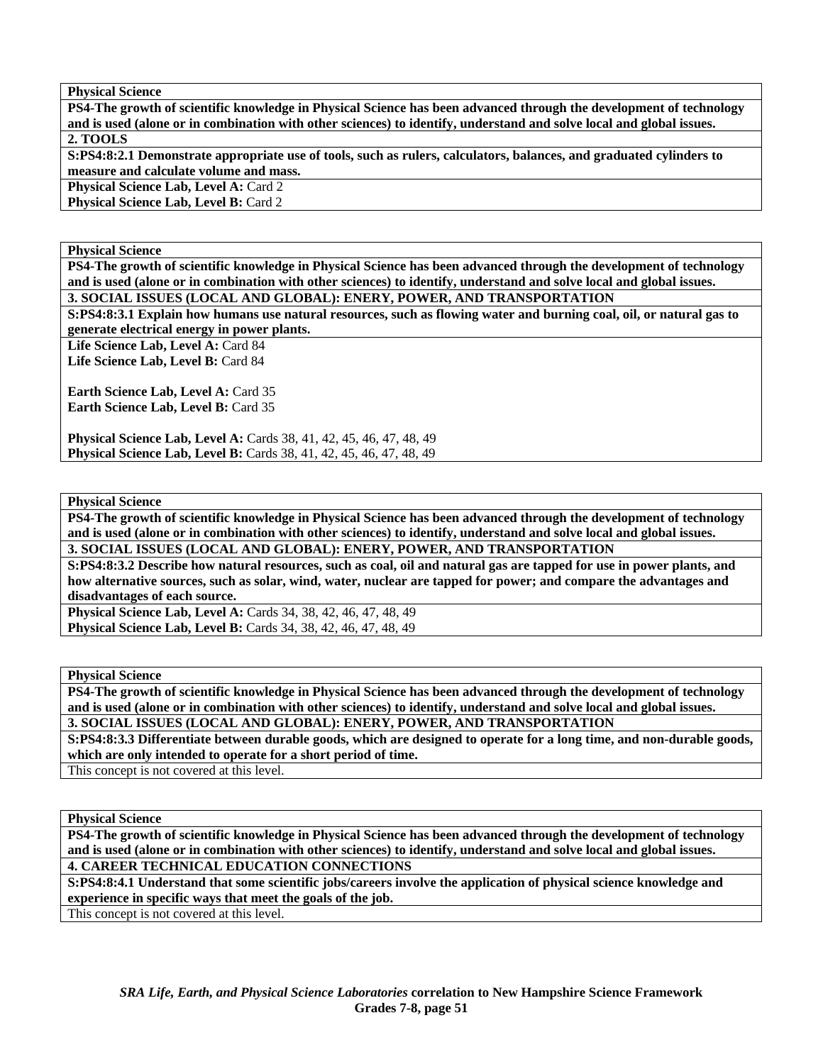**Physical Science**

**PS4-The growth of scientific knowledge in Physical Science has been advanced through the development of technology and is used (alone or in combination with other sciences) to identify, understand and solve local and global issues.**

**2. TOOLS**

**S:PS4:8:2.1 Demonstrate appropriate use of tools, such as rulers, calculators, balances, and graduated cylinders to measure and calculate volume and mass.**

**Physical Science Lab, Level A:** Card 2
**Physical Science Lab, Level B:** Card 2

---

**Physical Science**

**PS4-The growth of scientific knowledge in Physical Science has been advanced through the development of technology and is used (alone or in combination with other sciences) to identify, understand and solve local and global issues.**

**3. SOCIAL ISSUES (LOCAL AND GLOBAL): ENERY, POWER, AND TRANSPORTATION**

**S:PS4:8:3.1 Explain how humans use natural resources, such as flowing water and burning coal, oil, or natural gas to generate electrical energy in power plants.**

**Life Science Lab, Level A:** Card 84
**Life Science Lab, Level B:** Card 84

**Earth Science Lab, Level A:** Card 35
**Earth Science Lab, Level B:** Card 35

**Physical Science Lab, Level A:** Cards 38, 41, 42, 45, 46, 47, 48, 49
**Physical Science Lab, Level B:** Cards 38, 41, 42, 45, 46, 47, 48, 49

---

**Physical Science**

**PS4-The growth of scientific knowledge in Physical Science has been advanced through the development of technology and is used (alone or in combination with other sciences) to identify, understand and solve local and global issues.**

**3. SOCIAL ISSUES (LOCAL AND GLOBAL): ENERY, POWER, AND TRANSPORTATION**

**S:PS4:8:3.2 Describe how natural resources, such as coal, oil and natural gas are tapped for use in power plants, and how alternative sources, such as solar, wind, water, nuclear are tapped for power; and compare the advantages and disadvantages of each source.**

**Physical Science Lab, Level A:** Cards 34, 38, 42, 46, 47, 48, 49
**Physical Science Lab, Level B:** Cards 34, 38, 42, 46, 47, 48, 49

---

**Physical Science**

**PS4-The growth of scientific knowledge in Physical Science has been advanced through the development of technology and is used (alone or in combination with other sciences) to identify, understand and solve local and global issues.**

**3. SOCIAL ISSUES (LOCAL AND GLOBAL): ENERY, POWER, AND TRANSPORTATION**

**S:PS4:8:3.3 Differentiate between durable goods, which are designed to operate for a long time, and non-durable goods, which are only intended to operate for a short period of time.**

This concept is not covered at this level.

---

**Physical Science**

**PS4-The growth of scientific knowledge in Physical Science has been advanced through the development of technology and is used (alone or in combination with other sciences) to identify, understand and solve local and global issues.**

**4. CAREER TECHNICAL EDUCATION CONNECTIONS**

**S:PS4:8:4.1 Understand that some scientific jobs/careers involve the application of physical science knowledge and experience in specific ways that meet the goals of the job.**

This concept is not covered at this level.